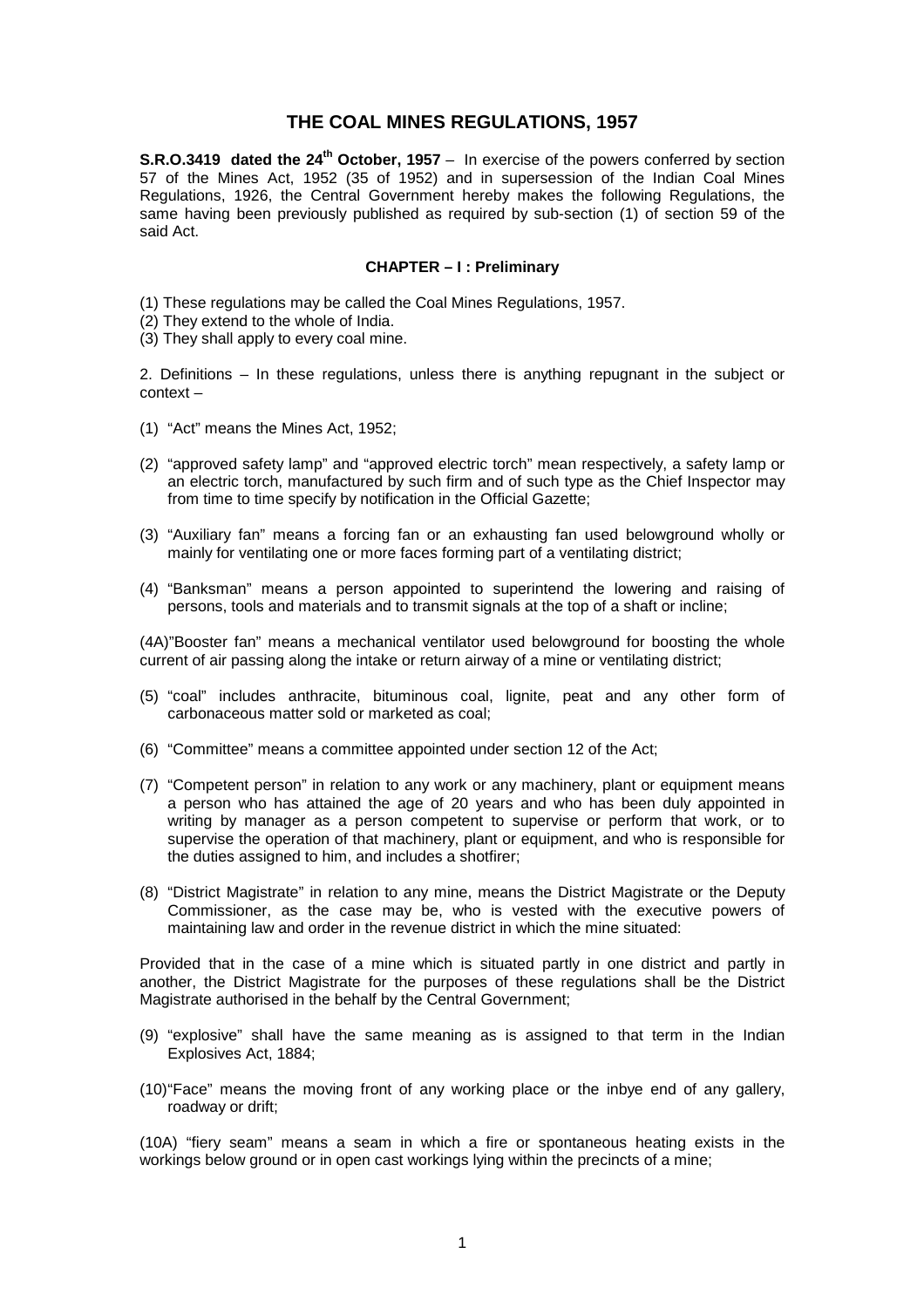# THE COAL MINES REGULATIONS, 1957

**S.R.O.3419 dated the 24th October, 1957** – In exercise of the powers conferred by section 57 of the Mines Act, 1952 (35 of 1952) and in supersession of the Indian Coal Mines Regulations, 1926, the Central Government hereby makes the following Regulations, the same having been previously published as required by sub-section (1) of section 59 of the said Act.

### CHAPTER – I : Preliminary

(1) These regulations may be called the Coal Mines Regulations, 1957.
(2) They extend to the whole of India.
(3) They shall apply to every coal mine.

2. Definitions – In these regulations, unless there is anything repugnant in the subject or context –

(1) "Act" means the Mines Act, 1952;

(2) "approved safety lamp" and "approved electric torch" mean respectively, a safety lamp or an electric torch, manufactured by such firm and of such type as the Chief Inspector may from time to time specify by notification in the Official Gazette;

(3) "Auxiliary fan" means a forcing fan or an exhausting fan used belowground wholly or mainly for ventilating one or more faces forming part of a ventilating district;

(4) "Banksman" means a person appointed to superintend the lowering and raising of persons, tools and materials and to transmit signals at the top of a shaft or incline;

(4A)"Booster fan" means a mechanical ventilator used belowground for boosting the whole current of air passing along the intake or return airway of a mine or ventilating district;

(5) "coal" includes anthracite, bituminous coal, lignite, peat and any other form of carbonaceous matter sold or marketed as coal;

(6) "Committee" means a committee appointed under section 12 of the Act;

(7) "Competent person" in relation to any work or any machinery, plant or equipment means a person who has attained the age of 20 years and who has been duly appointed in writing by manager as a person competent to supervise or perform that work, or to supervise the operation of that machinery, plant or equipment, and who is responsible for the duties assigned to him, and includes a shotfirer;

(8) "District Magistrate" in relation to any mine, means the District Magistrate or the Deputy Commissioner, as the case may be, who is vested with the executive powers of maintaining law and order in the revenue district in which the mine situated:

Provided that in the case of a mine which is situated partly in one district and partly in another, the District Magistrate for the purposes of these regulations shall be the District Magistrate authorised in the behalf by the Central Government;

(9) "explosive" shall have the same meaning as is assigned to that term in the Indian Explosives Act, 1884;

(10)"Face" means the moving front of any working place or the inbye end of any gallery, roadway or drift;

(10A) "fiery seam" means a seam in which a fire or spontaneous heating exists in the workings below ground or in open cast workings lying within the precincts of a mine;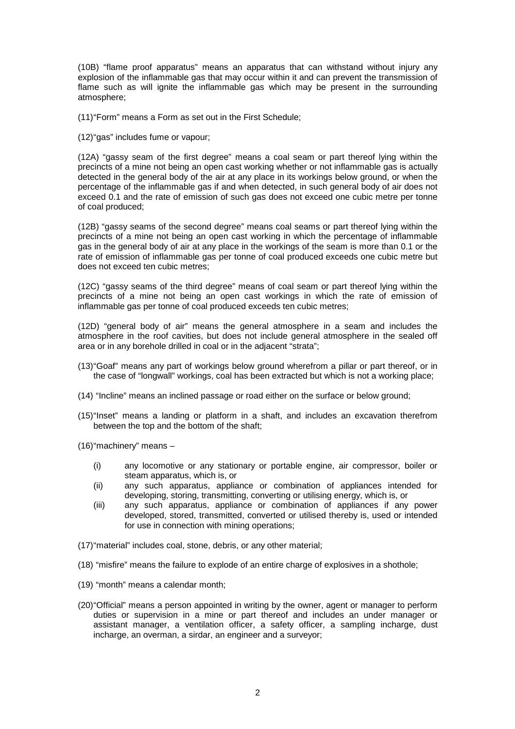(10B) "flame proof apparatus" means an apparatus that can withstand without injury any explosion of the inflammable gas that may occur within it and can prevent the transmission of flame such as will ignite the inflammable gas which may be present in the surrounding atmosphere;

(11)"Form" means a Form as set out in the First Schedule;

(12)"gas" includes fume or vapour;

(12A) "gassy seam of the first degree" means a coal seam or part thereof lying within the precincts of a mine not being an open cast working whether or not inflammable gas is actually detected in the general body of the air at any place in its workings below ground, or when the percentage of the inflammable gas if and when detected, in such general body of air does not exceed 0.1 and the rate of emission of such gas does not exceed one cubic metre per tonne of coal produced;

(12B) "gassy seams of the second degree" means coal seams or part thereof lying within the precincts of a mine not being an open cast working in which the percentage of inflammable gas in the general body of air at any place in the workings of the seam is more than 0.1 or the rate of emission of inflammable gas per tonne of coal produced exceeds one cubic metre but does not exceed ten cubic metres;

(12C) "gassy seams of the third degree" means of coal seam or part thereof lying within the precincts of a mine not being an open cast workings in which the rate of emission of inflammable gas per tonne of coal produced exceeds ten cubic metres;

(12D) "general body of air" means the general atmosphere in a seam and includes the atmosphere in the roof cavities, but does not include general atmosphere in the sealed off area or in any borehole drilled in coal or in the adjacent "strata";

(13)"Goaf" means any part of workings below ground wherefrom a pillar or part thereof, or in the case of "longwall" workings, coal has been extracted but which is not a working place;

(14) "Incline" means an inclined passage or road either on the surface or below ground;

(15)"Inset" means a landing or platform in a shaft, and includes an excavation therefrom between the top and the bottom of the shaft;

(16)"machinery" means –

(i) any locomotive or any stationary or portable engine, air compressor, boiler or steam apparatus, which is, or

(ii) any such apparatus, appliance or combination of appliances intended for developing, storing, transmitting, converting or utilising energy, which is, or

(iii) any such apparatus, appliance or combination of appliances if any power developed, stored, transmitted, converted or utilised thereby is, used or intended for use in connection with mining operations;

(17)"material" includes coal, stone, debris, or any other material;

(18) "misfire" means the failure to explode of an entire charge of explosives in a shothole;

(19) "month" means a calendar month;

(20)"Official" means a person appointed in writing by the owner, agent or manager to perform duties or supervision in a mine or part thereof and includes an under manager or assistant manager, a ventilation officer, a safety officer, a sampling incharge, dust incharge, an overman, a sirdar, an engineer and a surveyor;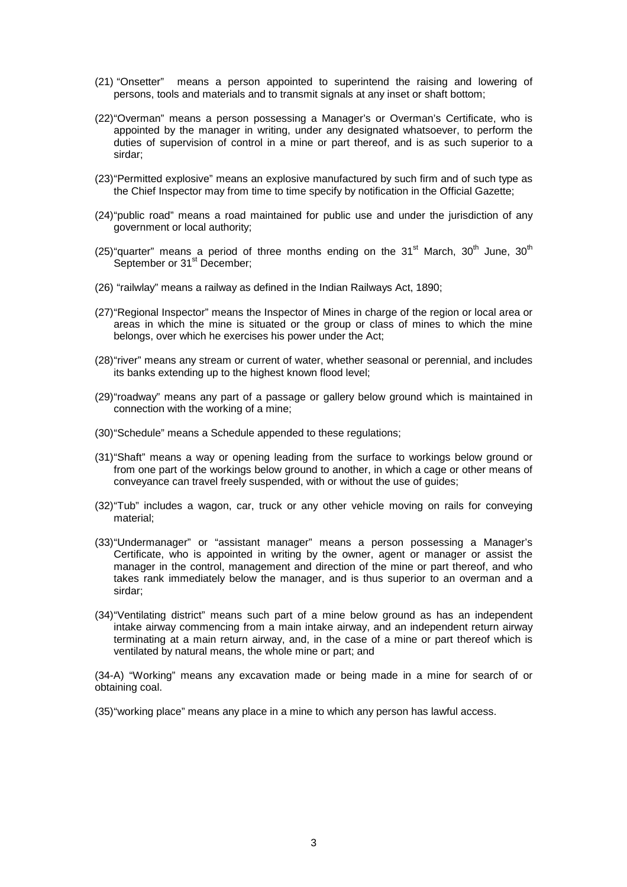(21) "Onsetter" means a person appointed to superintend the raising and lowering of persons, tools and materials and to transmit signals at any inset or shaft bottom;

(22) "Overman" means a person possessing a Manager's or Overman's Certificate, who is appointed by the manager in writing, under any designated whatsoever, to perform the duties of supervision of control in a mine or part thereof, and is as such superior to a sirdar;

(23) "Permitted explosive" means an explosive manufactured by such firm and of such type as the Chief Inspector may from time to time specify by notification in the Official Gazette;

(24) "public road" means a road maintained for public use and under the jurisdiction of any government or local authority;

(25) "quarter" means a period of three months ending on the 31st March, 30th June, 30th September or 31st December;

(26) "railwlay" means a railway as defined in the Indian Railways Act, 1890;

(27) "Regional Inspector" means the Inspector of Mines in charge of the region or local area or areas in which the mine is situated or the group or class of mines to which the mine belongs, over which he exercises his power under the Act;

(28) "river" means any stream or current of water, whether seasonal or perennial, and includes its banks extending up to the highest known flood level;

(29) "roadway" means any part of a passage or gallery below ground which is maintained in connection with the working of a mine;

(30) "Schedule" means a Schedule appended to these regulations;

(31) "Shaft" means a way or opening leading from the surface to workings below ground or from one part of the workings below ground to another, in which a cage or other means of conveyance can travel freely suspended, with or without the use of guides;

(32) "Tub" includes a wagon, car, truck or any other vehicle moving on rails for conveying material;

(33) "Undermanager" or "assistant manager" means a person possessing a Manager's Certificate, who is appointed in writing by the owner, agent or manager or assist the manager in the control, management and direction of the mine or part thereof, and who takes rank immediately below the manager, and is thus superior to an overman and a sirdar;

(34) "Ventilating district" means such part of a mine below ground as has an independent intake airway commencing from a main intake airway, and an independent return airway terminating at a main return airway, and, in the case of a mine or part thereof which is ventilated by natural means, the whole mine or part; and

(34-A) "Working" means any excavation made or being made in a mine for search of or obtaining coal.

(35) "working place" means any place in a mine to which any person has lawful access.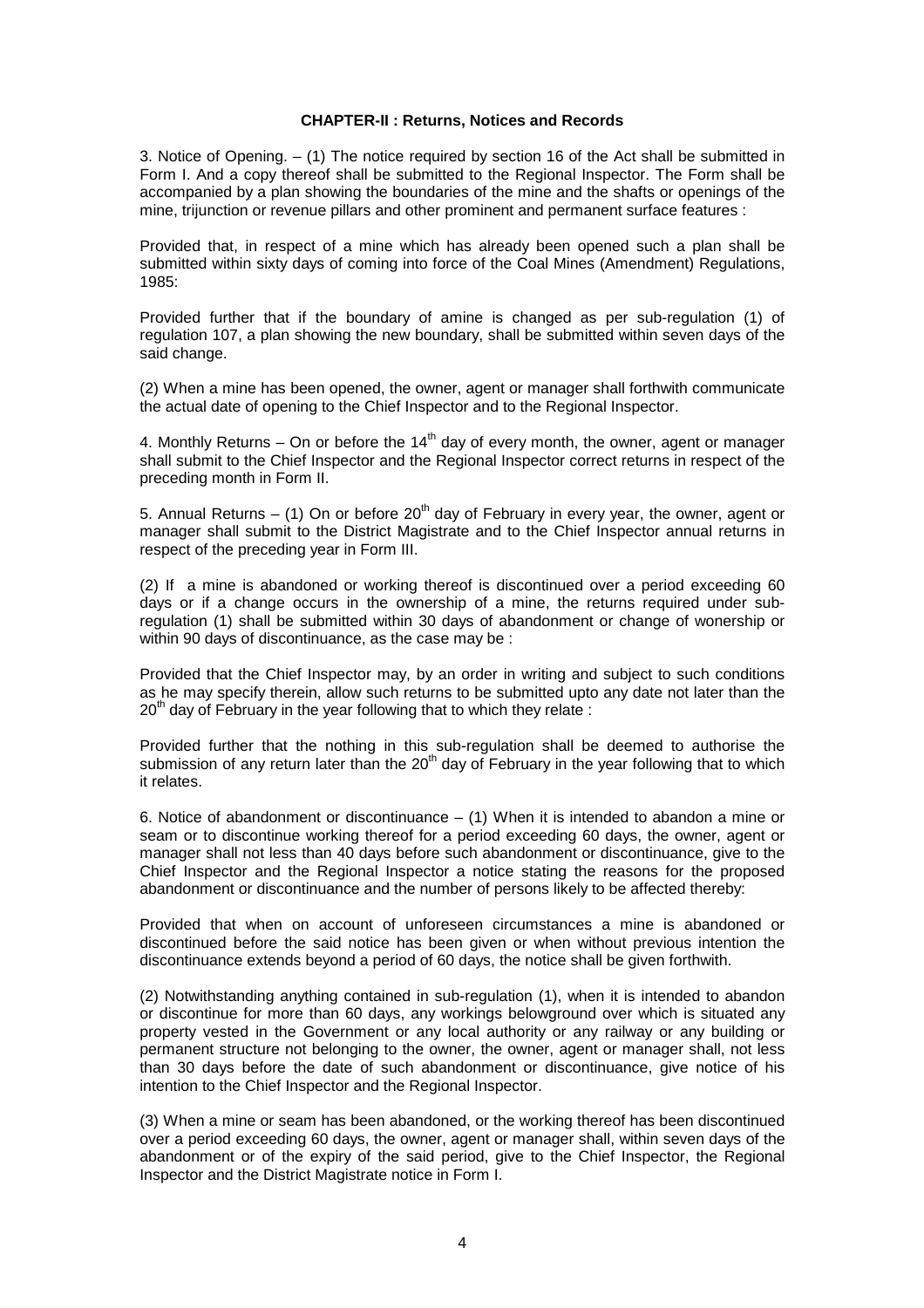## CHAPTER-II : Returns, Notices and Records

3. Notice of Opening. – (1) The notice required by section 16 of the Act shall be submitted in Form I. And a copy thereof shall be submitted to the Regional Inspector. The Form shall be accompanied by a plan showing the boundaries of the mine and the shafts or openings of the mine, trijunction or revenue pillars and other prominent and permanent surface features :

Provided that, in respect of a mine which has already been opened such a plan shall be submitted within sixty days of coming into force of the Coal Mines (Amendment) Regulations, 1985:

Provided further that if the boundary of amine is changed as per sub-regulation (1) of regulation 107, a plan showing the new boundary, shall be submitted within seven days of the said change.

(2) When a mine has been opened, the owner, agent or manager shall forthwith communicate the actual date of opening to the Chief Inspector and to the Regional Inspector.

4. Monthly Returns – On or before the 14th day of every month, the owner, agent or manager shall submit to the Chief Inspector and the Regional Inspector correct returns in respect of the preceding month in Form II.

5. Annual Returns – (1) On or before 20th day of February in every year, the owner, agent or manager shall submit to the District Magistrate and to the Chief Inspector annual returns in respect of the preceding year in Form III.

(2) If a mine is abandoned or working thereof is discontinued over a period exceeding 60 days or if a change occurs in the ownership of a mine, the returns required under sub-regulation (1) shall be submitted within 30 days of abandonment or change of wonership or within 90 days of discontinuance, as the case may be :

Provided that the Chief Inspector may, by an order in writing and subject to such conditions as he may specify therein, allow such returns to be submitted upto any date not later than the 20th day of February in the year following that to which they relate :

Provided further that the nothing in this sub-regulation shall be deemed to authorise the submission of any return later than the 20th day of February in the year following that to which it relates.

6. Notice of abandonment or discontinuance – (1) When it is intended to abandon a mine or seam or to discontinue working thereof for a period exceeding 60 days, the owner, agent or manager shall not less than 40 days before such abandonment or discontinuance, give to the Chief Inspector and the Regional Inspector a notice stating the reasons for the proposed abandonment or discontinuance and the number of persons likely to be affected thereby:

Provided that when on account of unforeseen circumstances a mine is abandoned or discontinued before the said notice has been given or when without previous intention the discontinuance extends beyond a period of 60 days, the notice shall be given forthwith.

(2) Notwithstanding anything contained in sub-regulation (1), when it is intended to abandon or discontinue for more than 60 days, any workings belowground over which is situated any property vested in the Government or any local authority or any railway or any building or permanent structure not belonging to the owner, the owner, agent or manager shall, not less than 30 days before the date of such abandonment or discontinuance, give notice of his intention to the Chief Inspector and the Regional Inspector.

(3) When a mine or seam has been abandoned, or the working thereof has been discontinued over a period exceeding 60 days, the owner, agent or manager shall, within seven days of the abandonment or of the expiry of the said period, give to the Chief Inspector, the Regional Inspector and the District Magistrate notice in Form I.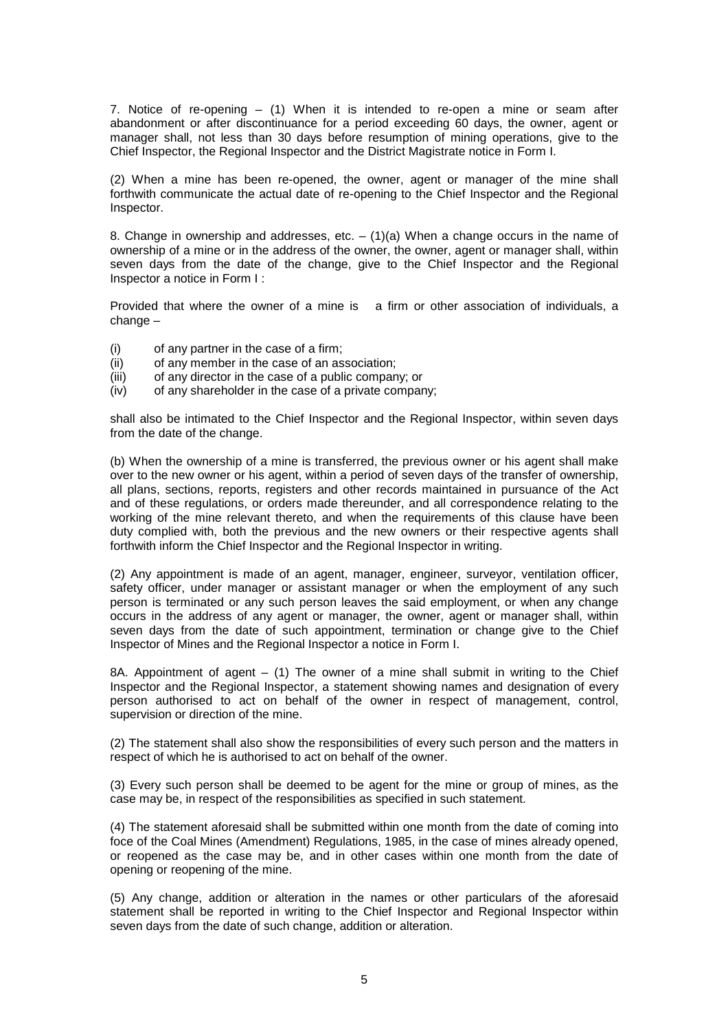7. Notice of re-opening – (1) When it is intended to re-open a mine or seam after abandonment or after discontinuance for a period exceeding 60 days, the owner, agent or manager shall, not less than 30 days before resumption of mining operations, give to the Chief Inspector, the Regional Inspector and the District Magistrate notice in Form I.

(2) When a mine has been re-opened, the owner, agent or manager of the mine shall forthwith communicate the actual date of re-opening to the Chief Inspector and the Regional Inspector.

8. Change in ownership and addresses, etc. – (1)(a) When a change occurs in the name of ownership of a mine or in the address of the owner, the owner, agent or manager shall, within seven days from the date of the change, give to the Chief Inspector and the Regional Inspector a notice in Form I :

Provided that where the owner of a mine is a firm or other association of individuals, a change –

(i) of any partner in the case of a firm;
(ii) of any member in the case of an association;
(iii) of any director in the case of a public company; or
(iv) of any shareholder in the case of a private company;

shall also be intimated to the Chief Inspector and the Regional Inspector, within seven days from the date of the change.

(b) When the ownership of a mine is transferred, the previous owner or his agent shall make over to the new owner or his agent, within a period of seven days of the transfer of ownership, all plans, sections, reports, registers and other records maintained in pursuance of the Act and of these regulations, or orders made thereunder, and all correspondence relating to the working of the mine relevant thereto, and when the requirements of this clause have been duty complied with, both the previous and the new owners or their respective agents shall forthwith inform the Chief Inspector and the Regional Inspector in writing.

(2) Any appointment is made of an agent, manager, engineer, surveyor, ventilation officer, safety officer, under manager or assistant manager or when the employment of any such person is terminated or any such person leaves the said employment, or when any change occurs in the address of any agent or manager, the owner, agent or manager shall, within seven days from the date of such appointment, termination or change give to the Chief Inspector of Mines and the Regional Inspector a notice in Form I.

8A. Appointment of agent – (1) The owner of a mine shall submit in writing to the Chief Inspector and the Regional Inspector, a statement showing names and designation of every person authorised to act on behalf of the owner in respect of management, control, supervision or direction of the mine.

(2) The statement shall also show the responsibilities of every such person and the matters in respect of which he is authorised to act on behalf of the owner.

(3) Every such person shall be deemed to be agent for the mine or group of mines, as the case may be, in respect of the responsibilities as specified in such statement.

(4) The statement aforesaid shall be submitted within one month from the date of coming into foce of the Coal Mines (Amendment) Regulations, 1985, in the case of mines already opened, or reopened as the case may be, and in other cases within one month from the date of opening or reopening of the mine.

(5) Any change, addition or alteration in the names or other particulars of the aforesaid statement shall be reported in writing to the Chief Inspector and Regional Inspector within seven days from the date of such change, addition or alteration.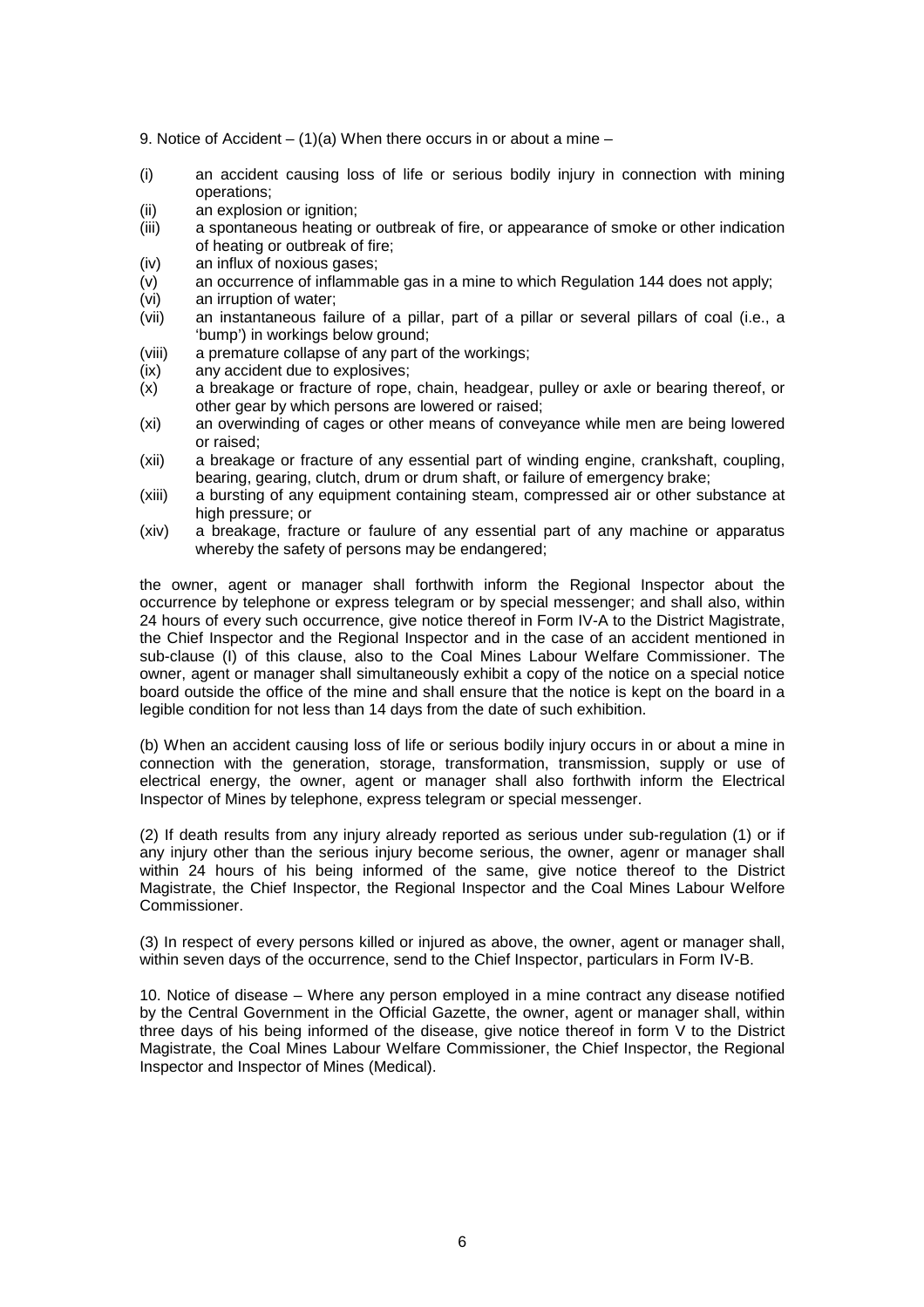9. Notice of Accident – (1)(a) When there occurs in or about a mine –

(i) an accident causing loss of life or serious bodily injury in connection with mining operations;
(ii) an explosion or ignition;
(iii) a spontaneous heating or outbreak of fire, or appearance of smoke or other indication of heating or outbreak of fire;
(iv) an influx of noxious gases;
(v) an occurrence of inflammable gas in a mine to which Regulation 144 does not apply;
(vi) an irruption of water;
(vii) an instantaneous failure of a pillar, part of a pillar or several pillars of coal (i.e., a 'bump') in workings below ground;
(viii) a premature collapse of any part of the workings;
(ix) any accident due to explosives;
(x) a breakage or fracture of rope, chain, headgear, pulley or axle or bearing thereof, or other gear by which persons are lowered or raised;
(xi) an overwinding of cages or other means of conveyance while men are being lowered or raised;
(xii) a breakage or fracture of any essential part of winding engine, crankshaft, coupling, bearing, gearing, clutch, drum or drum shaft, or failure of emergency brake;
(xiii) a bursting of any equipment containing steam, compressed air or other substance at high pressure; or
(xiv) a breakage, fracture or faulure of any essential part of any machine or apparatus whereby the safety of persons may be endangered;

the owner, agent or manager shall forthwith inform the Regional Inspector about the occurrence by telephone or express telegram or by special messenger; and shall also, within 24 hours of every such occurrence, give notice thereof in Form IV-A to the District Magistrate, the Chief Inspector and the Regional Inspector and in the case of an accident mentioned in sub-clause (I) of this clause, also to the Coal Mines Labour Welfare Commissioner. The owner, agent or manager shall simultaneously exhibit a copy of the notice on a special notice board outside the office of the mine and shall ensure that the notice is kept on the board in a legible condition for not less than 14 days from the date of such exhibition.

(b) When an accident causing loss of life or serious bodily injury occurs in or about a mine in connection with the generation, storage, transformation, transmission, supply or use of electrical energy, the owner, agent or manager shall also forthwith inform the Electrical Inspector of Mines by telephone, express telegram or special messenger.

(2) If death results from any injury already reported as serious under sub-regulation (1) or if any injury other than the serious injury become serious, the owner, agenr or manager shall within 24 hours of his being informed of the same, give notice thereof to the District Magistrate, the Chief Inspector, the Regional Inspector and the Coal Mines Labour Welfore Commissioner.

(3) In respect of every persons killed or injured as above, the owner, agent or manager shall, within seven days of the occurrence, send to the Chief Inspector, particulars in Form IV-B.

10. Notice of disease – Where any person employed in a mine contract any disease notified by the Central Government in the Official Gazette, the owner, agent or manager shall, within three days of his being informed of the disease, give notice thereof in form V to the District Magistrate, the Coal Mines Labour Welfare Commissioner, the Chief Inspector, the Regional Inspector and Inspector of Mines (Medical).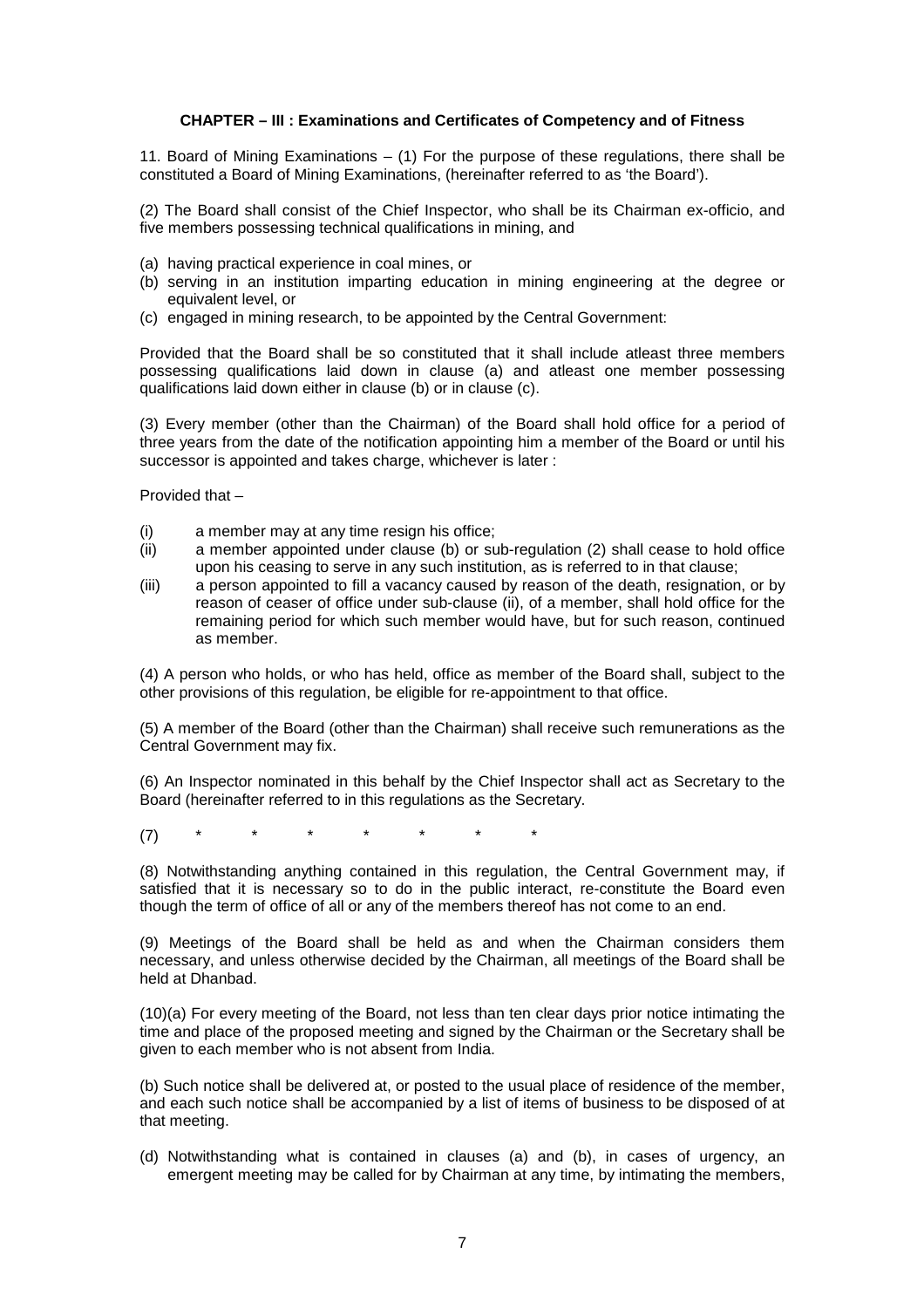**CHAPTER – III : Examinations and Certificates of Competency and of Fitness**

11. Board of Mining Examinations – (1) For the purpose of these regulations, there shall be constituted a Board of Mining Examinations, (hereinafter referred to as 'the Board').

(2) The Board shall consist of the Chief Inspector, who shall be its Chairman ex-officio, and five members possessing technical qualifications in mining, and

(a) having practical experience in coal mines, or
(b) serving in an institution imparting education in mining engineering at the degree or equivalent level, or
(c) engaged in mining research, to be appointed by the Central Government:

Provided that the Board shall be so constituted that it shall include atleast three members possessing qualifications laid down in clause (a) and atleast one member possessing qualifications laid down either in clause (b) or in clause (c).

(3) Every member (other than the Chairman) of the Board shall hold office for a period of three years from the date of the notification appointing him a member of the Board or until his successor is appointed and takes charge, whichever is later :

Provided that –

(i) a member may at any time resign his office;
(ii) a member appointed under clause (b) or sub-regulation (2) shall cease to hold office upon his ceasing to serve in any such institution, as is referred to in that clause;
(iii) a person appointed to fill a vacancy caused by reason of the death, resignation, or by reason of ceaser of office under sub-clause (ii), of a member, shall hold office for the remaining period for which such member would have, but for such reason, continued as member.

(4) A person who holds, or who has held, office as member of the Board shall, subject to the other provisions of this regulation, be eligible for re-appointment to that office.

(5) A member of the Board (other than the Chairman) shall receive such remunerations as the Central Government may fix.

(6) An Inspector nominated in this behalf by the Chief Inspector shall act as Secretary to the Board (hereinafter referred to in this regulations as the Secretary.

(7) * * * * * * *

(8) Notwithstanding anything contained in this regulation, the Central Government may, if satisfied that it is necessary so to do in the public interact, re-constitute the Board even though the term of office of all or any of the members thereof has not come to an end.

(9) Meetings of the Board shall be held as and when the Chairman considers them necessary, and unless otherwise decided by the Chairman, all meetings of the Board shall be held at Dhanbad.

(10)(a) For every meeting of the Board, not less than ten clear days prior notice intimating the time and place of the proposed meeting and signed by the Chairman or the Secretary shall be given to each member who is not absent from India.

(b) Such notice shall be delivered at, or posted to the usual place of residence of the member, and each such notice shall be accompanied by a list of items of business to be disposed of at that meeting.

(d) Notwithstanding what is contained in clauses (a) and (b), in cases of urgency, an emergent meeting may be called for by Chairman at any time, by intimating the members,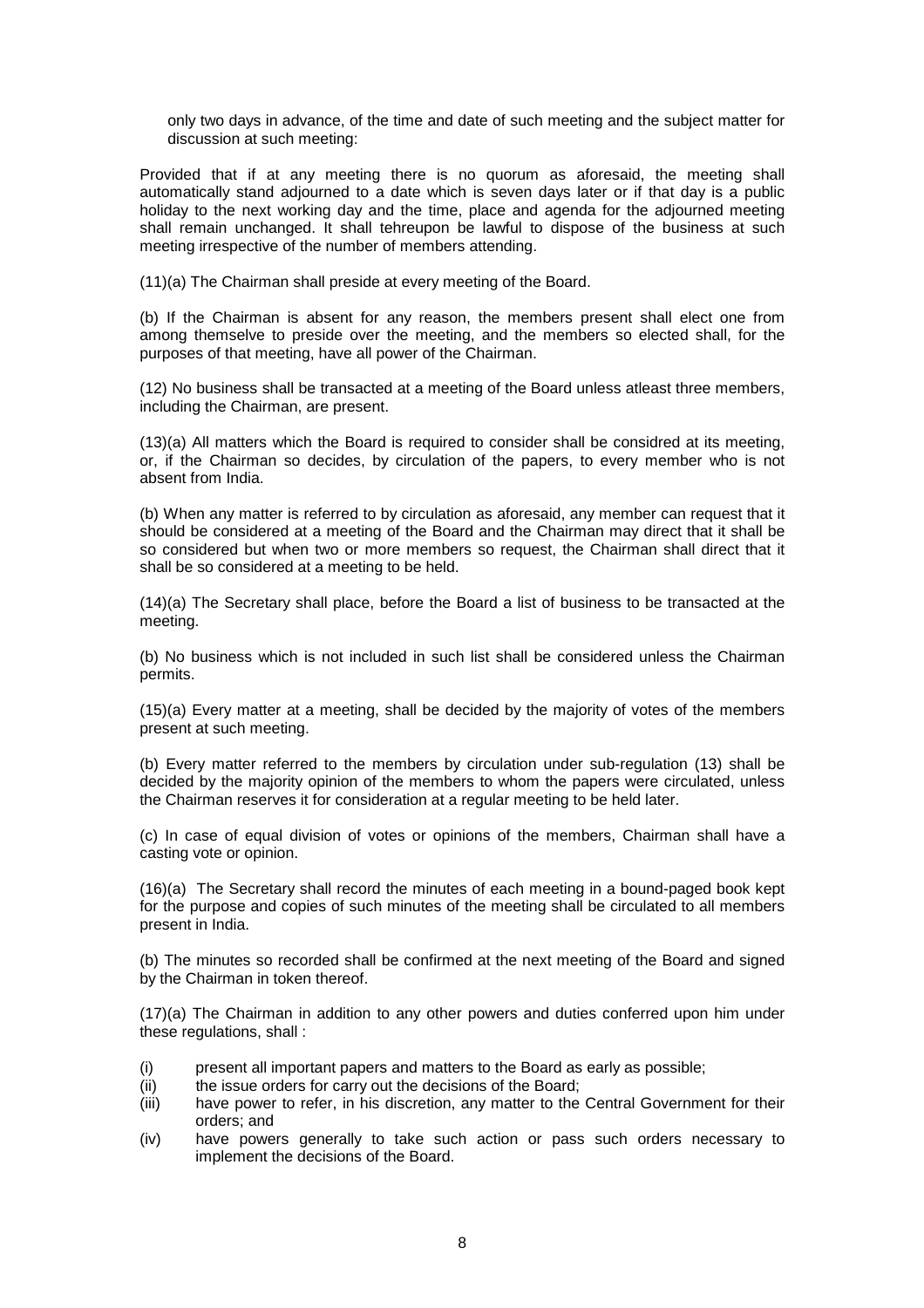only two days in advance, of the time and date of such meeting and the subject matter for discussion at such meeting:

Provided that if at any meeting there is no quorum as aforesaid, the meeting shall automatically stand adjourned to a date which is seven days later or if that day is a public holiday to the next working day and the time, place and agenda for the adjourned meeting shall remain unchanged. It shall tehreupon be lawful to dispose of the business at such meeting irrespective of the number of members attending.

(11)(a) The Chairman shall preside at every meeting of the Board.

(b) If the Chairman is absent for any reason, the members present shall elect one from among themselve to preside over the meeting, and the members so elected shall, for the purposes of that meeting, have all power of the Chairman.

(12) No business shall be transacted at a meeting of the Board unless atleast three members, including the Chairman, are present.

(13)(a) All matters which the Board is required to consider shall be considred at its meeting, or, if the Chairman so decides, by circulation of the papers, to every member who is not absent from India.

(b) When any matter is referred to by circulation as aforesaid, any member can request that it should be considered at a meeting of the Board and the Chairman may direct that it shall be so considered but when two or more members so request, the Chairman shall direct that it shall be so considered at a meeting to be held.

(14)(a) The Secretary shall place, before the Board a list of business to be transacted at the meeting.

(b) No business which is not included in such list shall be considered unless the Chairman permits.

(15)(a) Every matter at a meeting, shall be decided by the majority of votes of the members present at such meeting.

(b) Every matter referred to the members by circulation under sub-regulation (13) shall be decided by the majority opinion of the members to whom the papers were circulated, unless the Chairman reserves it for consideration at a regular meeting to be held later.

(c) In case of equal division of votes or opinions of the members, Chairman shall have a casting vote or opinion.

(16)(a) The Secretary shall record the minutes of each meeting in a bound-paged book kept for the purpose and copies of such minutes of the meeting shall be circulated to all members present in India.

(b) The minutes so recorded shall be confirmed at the next meeting of the Board and signed by the Chairman in token thereof.

(17)(a) The Chairman in addition to any other powers and duties conferred upon him under these regulations, shall :

(i) present all important papers and matters to the Board as early as possible;
(ii) the issue orders for carry out the decisions of the Board;
(iii) have power to refer, in his discretion, any matter to the Central Government for their orders; and
(iv) have powers generally to take such action or pass such orders necessary to implement the decisions of the Board.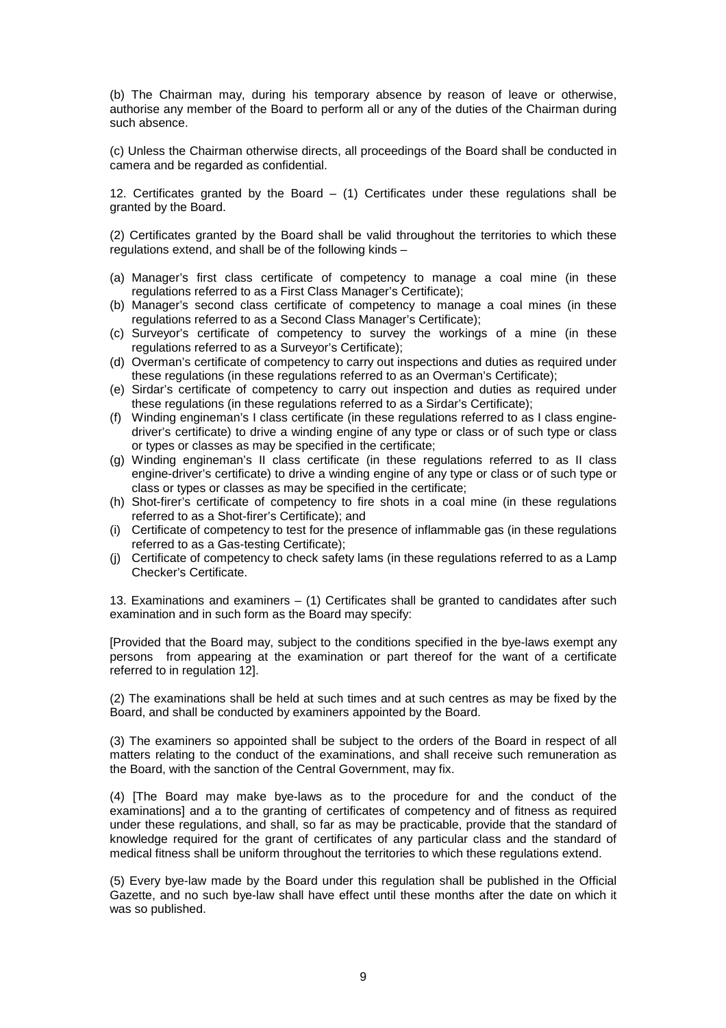(b) The Chairman may, during his temporary absence by reason of leave or otherwise, authorise any member of the Board to perform all or any of the duties of the Chairman during such absence.

(c) Unless the Chairman otherwise directs, all proceedings of the Board shall be conducted in camera and be regarded as confidential.

12. Certificates granted by the Board – (1) Certificates under these regulations shall be granted by the Board.

(2) Certificates granted by the Board shall be valid throughout the territories to which these regulations extend, and shall be of the following kinds –

(a) Manager's first class certificate of competency to manage a coal mine (in these regulations referred to as a First Class Manager's Certificate);
(b) Manager's second class certificate of competency to manage a coal mines (in these regulations referred to as a Second Class Manager's Certificate);
(c) Surveyor's certificate of competency to survey the workings of a mine (in these regulations referred to as a Surveyor's Certificate);
(d) Overman's certificate of competency to carry out inspections and duties as required under these regulations (in these regulations referred to as an Overman's Certificate);
(e) Sirdar's certificate of competency to carry out inspection and duties as required under these regulations (in these regulations referred to as a Sirdar's Certificate);
(f) Winding engineman's I class certificate (in these regulations referred to as I class engine-driver's certificate) to drive a winding engine of any type or class or of such type or class or types or classes as may be specified in the certificate;
(g) Winding engineman's II class certificate (in these regulations referred to as II class engine-driver's certificate) to drive a winding engine of any type or class or of such type or class or types or classes as may be specified in the certificate;
(h) Shot-firer's certificate of competency to fire shots in a coal mine (in these regulations referred to as a Shot-firer's Certificate); and
(i) Certificate of competency to test for the presence of inflammable gas (in these regulations referred to as a Gas-testing Certificate);
(j) Certificate of competency to check safety lams (in these regulations referred to as a Lamp Checker's Certificate.

13. Examinations and examiners – (1) Certificates shall be granted to candidates after such examination and in such form as the Board may specify:

[Provided that the Board may, subject to the conditions specified in the bye-laws exempt any persons from appearing at the examination or part thereof for the want of a certificate referred to in regulation 12].

(2) The examinations shall be held at such times and at such centres as may be fixed by the Board, and shall be conducted by examiners appointed by the Board.

(3) The examiners so appointed shall be subject to the orders of the Board in respect of all matters relating to the conduct of the examinations, and shall receive such remuneration as the Board, with the sanction of the Central Government, may fix.

(4) [The Board may make bye-laws as to the procedure for and the conduct of the examinations] and a to the granting of certificates of competency and of fitness as required under these regulations, and shall, so far as may be practicable, provide that the standard of knowledge required for the grant of certificates of any particular class and the standard of medical fitness shall be uniform throughout the territories to which these regulations extend.

(5) Every bye-law made by the Board under this regulation shall be published in the Official Gazette, and no such bye-law shall have effect until these months after the date on which it was so published.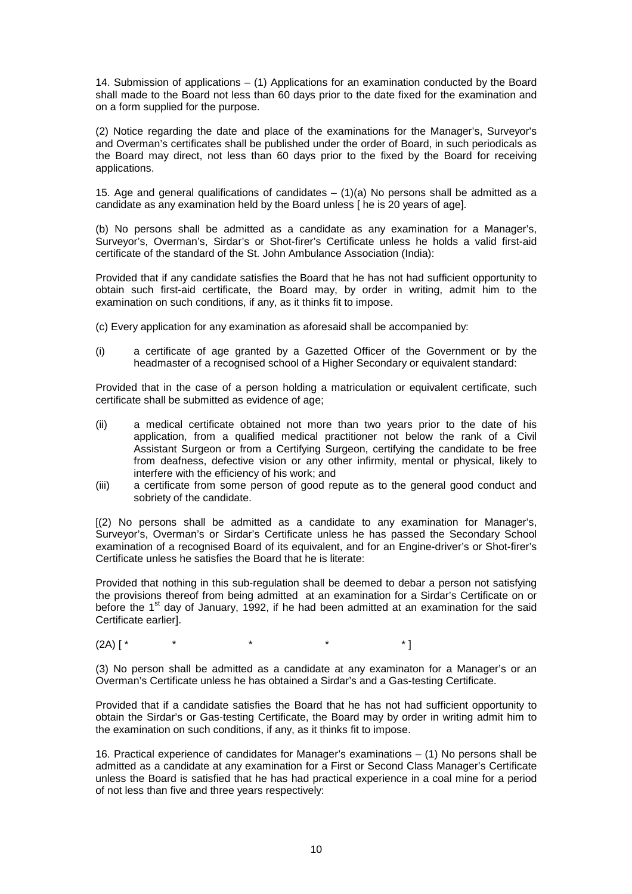14. Submission of applications – (1) Applications for an examination conducted by the Board shall made to the Board not less than 60 days prior to the date fixed for the examination and on a form supplied for the purpose.

(2) Notice regarding the date and place of the examinations for the Manager's, Surveyor's and Overman's certificates shall be published under the order of Board, in such periodicals as the Board may direct, not less than 60 days prior to the fixed by the Board for receiving applications.

15. Age and general qualifications of candidates – (1)(a) No persons shall be admitted as a candidate as any examination held by the Board unless [ he is 20 years of age].

(b) No persons shall be admitted as a candidate as any examination for a Manager's, Surveyor's, Overman's, Sirdar's or Shot-firer's Certificate unless he holds a valid first-aid certificate of the standard of the St. John Ambulance Association (India):

Provided that if any candidate satisfies the Board that he has not had sufficient opportunity to obtain such first-aid certificate, the Board may, by order in writing, admit him to the examination on such conditions, if any, as it thinks fit to impose.

(c) Every application for any examination as aforesaid shall be accompanied by:

(i) a certificate of age granted by a Gazetted Officer of the Government or by the headmaster of a recognised school of a Higher Secondary or equivalent standard:

Provided that in the case of a person holding a matriculation or equivalent certificate, such certificate shall be submitted as evidence of age;

(ii) a medical certificate obtained not more than two years prior to the date of his application, from a qualified medical practitioner not below the rank of a Civil Assistant Surgeon or from a Certifying Surgeon, certifying the candidate to be free from deafness, defective vision or any other infirmity, mental or physical, likely to interfere with the efficiency of his work; and

(iii) a certificate from some person of good repute as to the general good conduct and sobriety of the candidate.

[(2) No persons shall be admitted as a candidate to any examination for Manager's, Surveyor's, Overman's or Sirdar's Certificate unless he has passed the Secondary School examination of a recognised Board of its equivalent, and for an Engine-driver's or Shot-firer's Certificate unless he satisfies the Board that he is literate:

Provided that nothing in this sub-regulation shall be deemed to debar a person not satisfying the provisions thereof from being admitted at an examination for a Sirdar's Certificate on or before the 1st day of January, 1992, if he had been admitted at an examination for the said Certificate earlier].

(2A) [ * * * * * ]

(3) No person shall be admitted as a candidate at any examinaton for a Manager's or an Overman's Certificate unless he has obtained a Sirdar's and a Gas-testing Certificate.

Provided that if a candidate satisfies the Board that he has not had sufficient opportunity to obtain the Sirdar's or Gas-testing Certificate, the Board may by order in writing admit him to the examination on such conditions, if any, as it thinks fit to impose.

16. Practical experience of candidates for Manager's examinations – (1) No persons shall be admitted as a candidate at any examination for a First or Second Class Manager's Certificate unless the Board is satisfied that he has had practical experience in a coal mine for a period of not less than five and three years respectively: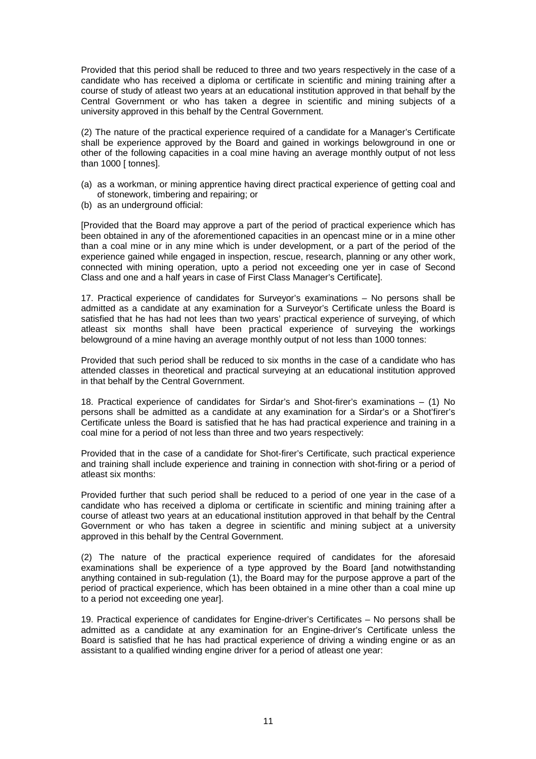Provided that this period shall be reduced to three and two years respectively in the case of a candidate who has received a diploma or certificate in scientific and mining training after a course of study of atleast two years at an educational institution approved in that behalf by the Central Government or who has taken a degree in scientific and mining subjects of a university approved in this behalf by the Central Government.

(2) The nature of the practical experience required of a candidate for a Manager's Certificate shall be experience approved by the Board and gained in workings belowground in one or other of the following capacities in a coal mine having an average monthly output of not less than 1000 [ tonnes].

(a) as a workman, or mining apprentice having direct practical experience of getting coal and of stonework, timbering and repairing; or
(b) as an underground official:

[Provided that the Board may approve a part of the period of practical experience which has been obtained in any of the aforementioned capacities in an opencast mine or in a mine other than a coal mine or in any mine which is under development, or a part of the period of the experience gained while engaged in inspection, rescue, research, planning or any other work, connected with mining operation, upto a period not exceeding one yer in case of Second Class and one and a half years in case of First Class Manager's Certificate].

17. Practical experience of candidates for Surveyor's examinations – No persons shall be admitted as a candidate at any examination for a Surveyor's Certificate unless the Board is satisfied that he has had not lees than two years' practical experience of surveying, of which atleast six months shall have been practical experience of surveying the workings belowground of a mine having an average monthly output of not less than 1000 tonnes:

Provided that such period shall be reduced to six months in the case of a candidate who has attended classes in theoretical and practical surveying at an educational institution approved in that behalf by the Central Government.

18. Practical experience of candidates for Sirdar's and Shot-firer's examinations – (1) No persons shall be admitted as a candidate at any examination for a Sirdar's or a Shot'firer's Certificate unless the Board is satisfied that he has had practical experience and training in a coal mine for a period of not less than three and two years respectively:

Provided that in the case of a candidate for Shot-firer's Certificate, such practical experience and training shall include experience and training in connection with shot-firing or a period of atleast six months:

Provided further that such period shall be reduced to a period of one year in the case of a candidate who has received a diploma or certificate in scientific and mining training after a course of atleast two years at an educational institution approved in that behalf by the Central Government or who has taken a degree in scientific and mining subject at a university approved in this behalf by the Central Government.

(2) The nature of the practical experience required of candidates for the aforesaid examinations shall be experience of a type approved by the Board [and notwithstanding anything contained in sub-regulation (1), the Board may for the purpose approve a part of the period of practical experience, which has been obtained in a mine other than a coal mine up to a period not exceeding one year].

19. Practical experience of candidates for Engine-driver's Certificates – No persons shall be admitted as a candidate at any examination for an Engine-driver's Certificate unless the Board is satisfied that he has had practical experience of driving a winding engine or as an assistant to a qualified winding engine driver for a period of atleast one year: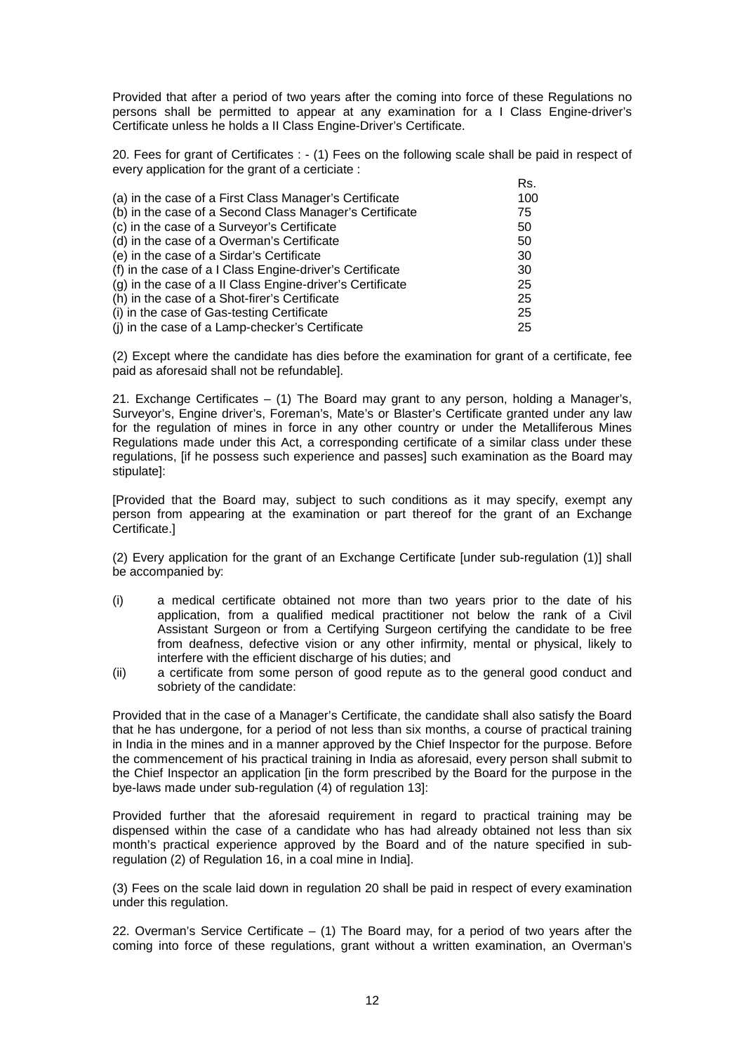Provided that after a period of two years after the coming into force of these Regulations no persons shall be permitted to appear at any examination for a I Class Engine-driver's Certificate unless he holds a II Class Engine-Driver's Certificate.

20. Fees for grant of Certificates : - (1) Fees on the following scale shall be paid in respect of every application for the grant of a certiciate :

| | Rs. |
|---|---|
| (a) in the case of a First Class Manager's Certificate | 100 |
| (b) in the case of a Second Class Manager's Certificate | 75 |
| (c) in the case of a Surveyor's Certificate | 50 |
| (d) in the case of a Overman's Certificate | 50 |
| (e) in the case of a Sirdar's Certificate | 30 |
| (f) in the case of a I Class Engine-driver's Certificate | 30 |
| (g) in the case of a II Class Engine-driver's Certificate | 25 |
| (h) in the case of a Shot-firer's Certificate | 25 |
| (i) in the case of Gas-testing Certificate | 25 |
| (j) in the case of a Lamp-checker's Certificate | 25 |

(2) Except where the candidate has dies before the examination for grant of a certificate, fee paid as aforesaid shall not be refundable].

21. Exchange Certificates – (1) The Board may grant to any person, holding a Manager's, Surveyor's, Engine driver's, Foreman's, Mate's or Blaster's Certificate granted under any law for the regulation of mines in force in any other country or under the Metalliferous Mines Regulations made under this Act, a corresponding certificate of a similar class under these regulations, [if he possess such experience and passes] such examination as the Board may stipulate]:

[Provided that the Board may, subject to such conditions as it may specify, exempt any person from appearing at the examination or part thereof for the grant of an Exchange Certificate.]

(2) Every application for the grant of an Exchange Certificate [under sub-regulation (1)] shall be accompanied by:

(i) a medical certificate obtained not more than two years prior to the date of his application, from a qualified medical practitioner not below the rank of a Civil Assistant Surgeon or from a Certifying Surgeon certifying the candidate to be free from deafness, defective vision or any other infirmity, mental or physical, likely to interfere with the efficient discharge of his duties; and

(ii) a certificate from some person of good repute as to the general good conduct and sobriety of the candidate:

Provided that in the case of a Manager's Certificate, the candidate shall also satisfy the Board that he has undergone, for a period of not less than six months, a course of practical training in India in the mines and in a manner approved by the Chief Inspector for the purpose. Before the commencement of his practical training in India as aforesaid, every person shall submit to the Chief Inspector an application [in the form prescribed by the Board for the purpose in the bye-laws made under sub-regulation (4) of regulation 13]:

Provided further that the aforesaid requirement in regard to practical training may be dispensed within the case of a candidate who has had already obtained not less than six month's practical experience approved by the Board and of the nature specified in sub-regulation (2) of Regulation 16, in a coal mine in India].

(3) Fees on the scale laid down in regulation 20 shall be paid in respect of every examination under this regulation.

22. Overman's Service Certificate – (1) The Board may, for a period of two years after the coming into force of these regulations, grant without a written examination, an Overman's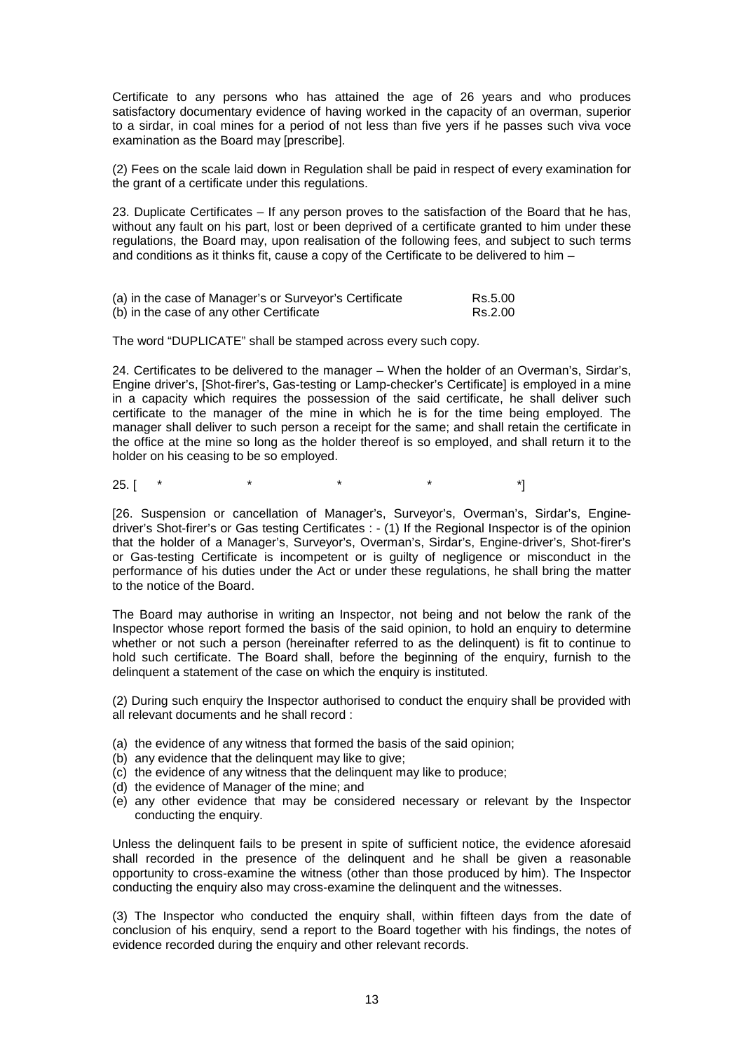Certificate to any persons who has attained the age of 26 years and who produces satisfactory documentary evidence of having worked in the capacity of an overman, superior to a sirdar, in coal mines for a period of not less than five yers if he passes such viva voce examination as the Board may [prescribe].

(2) Fees on the scale laid down in Regulation shall be paid in respect of every examination for the grant of a certificate under this regulations.

23. Duplicate Certificates – If any person proves to the satisfaction of the Board that he has, without any fault on his part, lost or been deprived of a certificate granted to him under these regulations, the Board may, upon realisation of the following fees, and subject to such terms and conditions as it thinks fit, cause a copy of the Certificate to be delivered to him –

| | |
|---|---|
| (a) in the case of Manager's or Surveyor's Certificate | Rs.5.00 |
| (b) in the case of any other Certificate | Rs.2.00 |

The word "DUPLICATE" shall be stamped across every such copy.

24. Certificates to be delivered to the manager – When the holder of an Overman's, Sirdar's, Engine driver's, [Shot-firer's, Gas-testing or Lamp-checker's Certificate] is employed in a mine in a capacity which requires the possession of the said certificate, he shall deliver such certificate to the manager of the mine in which he is for the time being employed. The manager shall deliver to such person a receipt for the same; and shall retain the certificate in the office at the mine so long as the holder thereof is so employed, and shall return it to the holder on his ceasing to be so employed.

25. [ * * * * *]

[26. Suspension or cancellation of Manager's, Surveyor's, Overman's, Sirdar's, Engine-driver's Shot-firer's or Gas testing Certificates : - (1) If the Regional Inspector is of the opinion that the holder of a Manager's, Surveyor's, Overman's, Sirdar's, Engine-driver's, Shot-firer's or Gas-testing Certificate is incompetent or is guilty of negligence or misconduct in the performance of his duties under the Act or under these regulations, he shall bring the matter to the notice of the Board.

The Board may authorise in writing an Inspector, not being and not below the rank of the Inspector whose report formed the basis of the said opinion, to hold an enquiry to determine whether or not such a person (hereinafter referred to as the delinquent) is fit to continue to hold such certificate. The Board shall, before the beginning of the enquiry, furnish to the delinquent a statement of the case on which the enquiry is instituted.

(2) During such enquiry the Inspector authorised to conduct the enquiry shall be provided with all relevant documents and he shall record :

(a) the evidence of any witness that formed the basis of the said opinion;
(b) any evidence that the delinquent may like to give;
(c) the evidence of any witness that the delinquent may like to produce;
(d) the evidence of Manager of the mine; and
(e) any other evidence that may be considered necessary or relevant by the Inspector conducting the enquiry.

Unless the delinquent fails to be present in spite of sufficient notice, the evidence aforesaid shall recorded in the presence of the delinquent and he shall be given a reasonable opportunity to cross-examine the witness (other than those produced by him). The Inspector conducting the enquiry also may cross-examine the delinquent and the witnesses.

(3) The Inspector who conducted the enquiry shall, within fifteen days from the date of conclusion of his enquiry, send a report to the Board together with his findings, the notes of evidence recorded during the enquiry and other relevant records.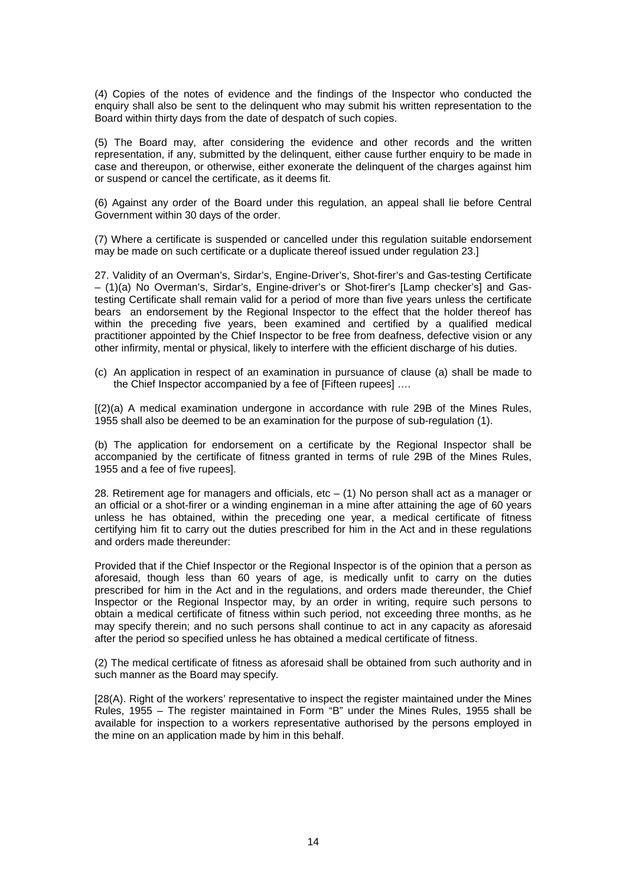(4) Copies of the notes of evidence and the findings of the Inspector who conducted the enquiry shall also be sent to the delinquent who may submit his written representation to the Board within thirty days from the date of despatch of such copies.

(5) The Board may, after considering the evidence and other records and the written representation, if any, submitted by the delinquent, either cause further enquiry to be made in case and thereupon, or otherwise, either exonerate the delinquent of the charges against him or suspend or cancel the certificate, as it deems fit.

(6) Against any order of the Board under this regulation, an appeal shall lie before Central Government within 30 days of the order.

(7) Where a certificate is suspended or cancelled under this regulation suitable endorsement may be made on such certificate or a duplicate thereof issued under regulation 23.]

27. Validity of an Overman's, Sirdar's, Engine-Driver's, Shot-firer's and Gas-testing Certificate – (1)(a) No Overman's, Sirdar's, Engine-driver's or Shot-firer's [Lamp checker's] and Gas-testing Certificate shall remain valid for a period of more than five years unless the certificate bears an endorsement by the Regional Inspector to the effect that the holder thereof has within the preceding five years, been examined and certified by a qualified medical practitioner appointed by the Chief Inspector to be free from deafness, defective vision or any other infirmity, mental or physical, likely to interfere with the efficient discharge of his duties.

(c) An application in respect of an examination in pursuance of clause (a) shall be made to the Chief Inspector accompanied by a fee of [Fifteen rupees] ….

[(2)(a) A medical examination undergone in accordance with rule 29B of the Mines Rules, 1955 shall also be deemed to be an examination for the purpose of sub-regulation (1).

(b) The application for endorsement on a certificate by the Regional Inspector shall be accompanied by the certificate of fitness granted in terms of rule 29B of the Mines Rules, 1955 and a fee of five rupees].

28. Retirement age for managers and officials, etc – (1) No person shall act as a manager or an official or a shot-firer or a winding engineman in a mine after attaining the age of 60 years unless he has obtained, within the preceding one year, a medical certificate of fitness certifying him fit to carry out the duties prescribed for him in the Act and in these regulations and orders made thereunder:

Provided that if the Chief Inspector or the Regional Inspector is of the opinion that a person as aforesaid, though less than 60 years of age, is medically unfit to carry on the duties prescribed for him in the Act and in the regulations, and orders made thereunder, the Chief Inspector or the Regional Inspector may, by an order in writing, require such persons to obtain a medical certificate of fitness within such period, not exceeding three months, as he may specify therein; and no such persons shall continue to act in any capacity as aforesaid after the period so specified unless he has obtained a medical certificate of fitness.

(2) The medical certificate of fitness as aforesaid shall be obtained from such authority and in such manner as the Board may specify.

[28(A). Right of the workers' representative to inspect the register maintained under the Mines Rules, 1955 – The register maintained in Form "B" under the Mines Rules, 1955 shall be available for inspection to a workers representative authorised by the persons employed in the mine on an application made by him in this behalf.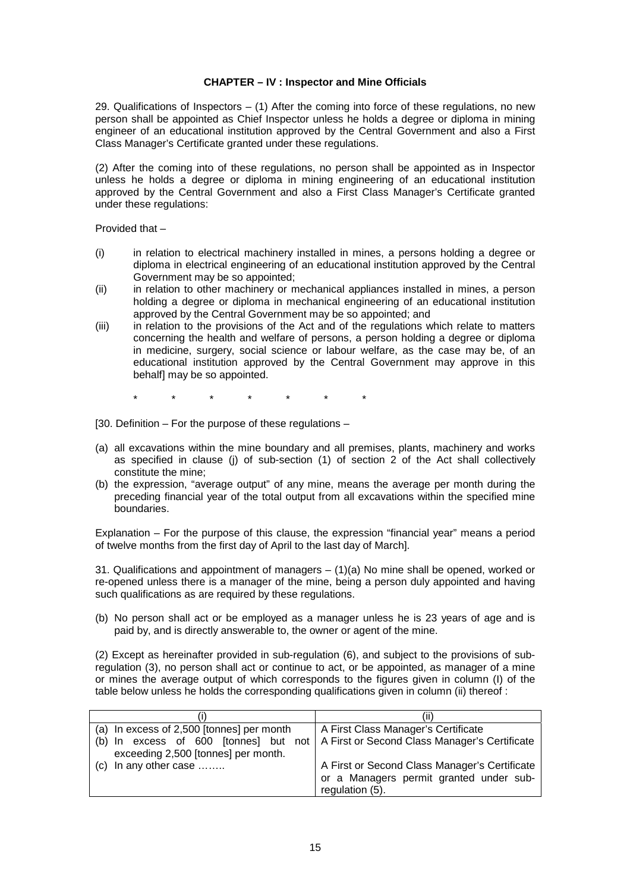**CHAPTER – IV : Inspector and Mine Officials**

29. Qualifications of Inspectors – (1) After the coming into force of these regulations, no new person shall be appointed as Chief Inspector unless he holds a degree or diploma in mining engineer of an educational institution approved by the Central Government and also a First Class Manager's Certificate granted under these regulations.

(2) After the coming into of these regulations, no person shall be appointed as in Inspector unless he holds a degree or diploma in mining engineering of an educational institution approved by the Central Government and also a First Class Manager's Certificate granted under these regulations:

Provided that –

(i) in relation to electrical machinery installed in mines, a persons holding a degree or diploma in electrical engineering of an educational institution approved by the Central Government may be so appointed;

(ii) in relation to other machinery or mechanical appliances installed in mines, a person holding a degree or diploma in mechanical engineering of an educational institution approved by the Central Government may be so appointed; and

(iii) in relation to the provisions of the Act and of the regulations which relate to matters concerning the health and welfare of persons, a person holding a degree or diploma in medicine, surgery, social science or labour welfare, as the case may be, of an educational institution approved by the Central Government may approve in this behalf] may be so appointed.

\* \* \* \* \* \* \*

[30. Definition – For the purpose of these regulations –

(a) all excavations within the mine boundary and all premises, plants, machinery and works as specified in clause (j) of sub-section (1) of section 2 of the Act shall collectively constitute the mine;

(b) the expression, "average output" of any mine, means the average per month during the preceding financial year of the total output from all excavations within the specified mine boundaries.

Explanation – For the purpose of this clause, the expression "financial year" means a period of twelve months from the first day of April to the last day of March].

31. Qualifications and appointment of managers – (1)(a) No mine shall be opened, worked or re-opened unless there is a manager of the mine, being a person duly appointed and having such qualifications as are required by these regulations.

(b) No person shall act or be employed as a manager unless he is 23 years of age and is paid by, and is directly answerable to, the owner or agent of the mine.

(2) Except as hereinafter provided in sub-regulation (6), and subject to the provisions of sub-regulation (3), no person shall act or continue to act, or be appointed, as manager of a mine or mines the average output of which corresponds to the figures given in column (I) of the table below unless he holds the corresponding qualifications given in column (ii) thereof :

| (i) | (ii) |
|---|---|
| (a) In excess of 2,500 [tonnes] per month | A First Class Manager's Certificate |
| (b) In excess of 600 [tonnes] but not exceeding 2,500 [tonnes] per month. | A First or Second Class Manager's Certificate |
| (c) In any other case …….. | A First or Second Class Manager's Certificate or a Managers permit granted under sub-regulation (5). |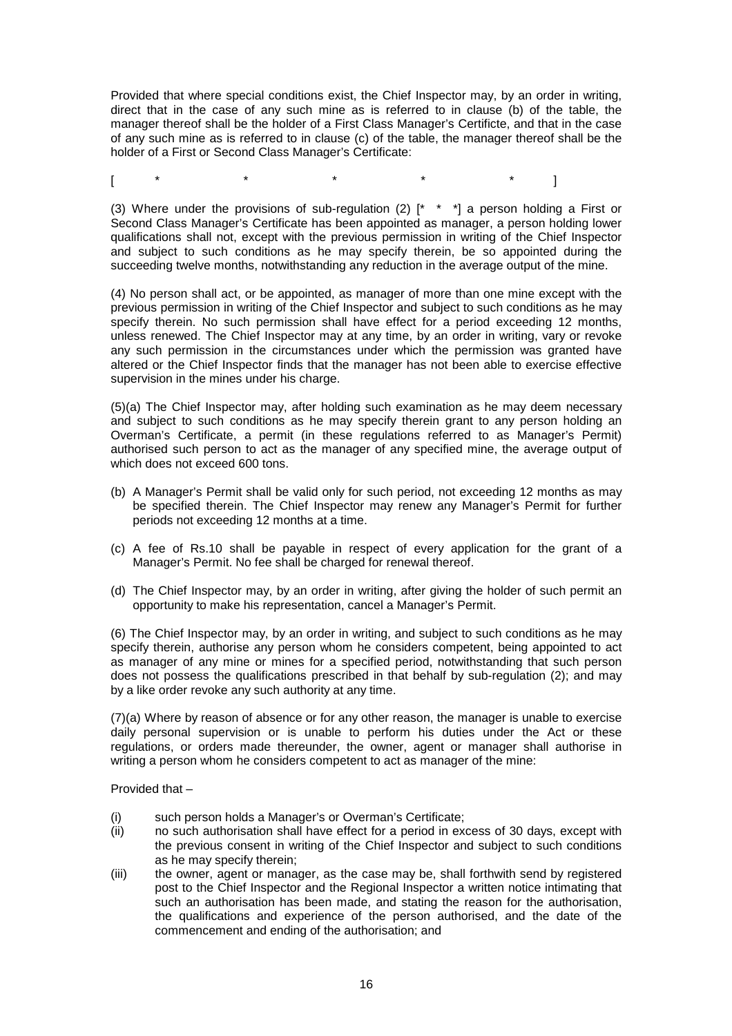Provided that where special conditions exist, the Chief Inspector may, by an order in writing, direct that in the case of any such mine as is referred to in clause (b) of the table, the manager thereof shall be the holder of a First Class Manager's Certificte, and that in the case of any such mine as is referred to in clause (c) of the table, the manager thereof shall be the holder of a First or Second Class Manager's Certificate:

[ * * * * * ]

(3) Where under the provisions of sub-regulation (2) [* * *] a person holding a First or Second Class Manager's Certificate has been appointed as manager, a person holding lower qualifications shall not, except with the previous permission in writing of the Chief Inspector and subject to such conditions as he may specify therein, be so appointed during the succeeding twelve months, notwithstanding any reduction in the average output of the mine.

(4) No person shall act, or be appointed, as manager of more than one mine except with the previous permission in writing of the Chief Inspector and subject to such conditions as he may specify therein. No such permission shall have effect for a period exceeding 12 months, unless renewed. The Chief Inspector may at any time, by an order in writing, vary or revoke any such permission in the circumstances under which the permission was granted have altered or the Chief Inspector finds that the manager has not been able to exercise effective supervision in the mines under his charge.

(5)(a) The Chief Inspector may, after holding such examination as he may deem necessary and subject to such conditions as he may specify therein grant to any person holding an Overman's Certificate, a permit (in these regulations referred to as Manager's Permit) authorised such person to act as the manager of any specified mine, the average output of which does not exceed 600 tons.

(b) A Manager's Permit shall be valid only for such period, not exceeding 12 months as may be specified therein. The Chief Inspector may renew any Manager's Permit for further periods not exceeding 12 months at a time.

(c) A fee of Rs.10 shall be payable in respect of every application for the grant of a Manager's Permit. No fee shall be charged for renewal thereof.

(d) The Chief Inspector may, by an order in writing, after giving the holder of such permit an opportunity to make his representation, cancel a Manager's Permit.

(6) The Chief Inspector may, by an order in writing, and subject to such conditions as he may specify therein, authorise any person whom he considers competent, being appointed to act as manager of any mine or mines for a specified period, notwithstanding that such person does not possess the qualifications prescribed in that behalf by sub-regulation (2); and may by a like order revoke any such authority at any time.

(7)(a) Where by reason of absence or for any other reason, the manager is unable to exercise daily personal supervision or is unable to perform his duties under the Act or these regulations, or orders made thereunder, the owner, agent or manager shall authorise in writing a person whom he considers competent to act as manager of the mine:

Provided that –

(i) such person holds a Manager's or Overman's Certificate;
(ii) no such authorisation shall have effect for a period in excess of 30 days, except with the previous consent in writing of the Chief Inspector and subject to such conditions as he may specify therein;
(iii) the owner, agent or manager, as the case may be, shall forthwith send by registered post to the Chief Inspector and the Regional Inspector a written notice intimating that such an authorisation has been made, and stating the reason for the authorisation, the qualifications and experience of the person authorised, and the date of the commencement and ending of the authorisation; and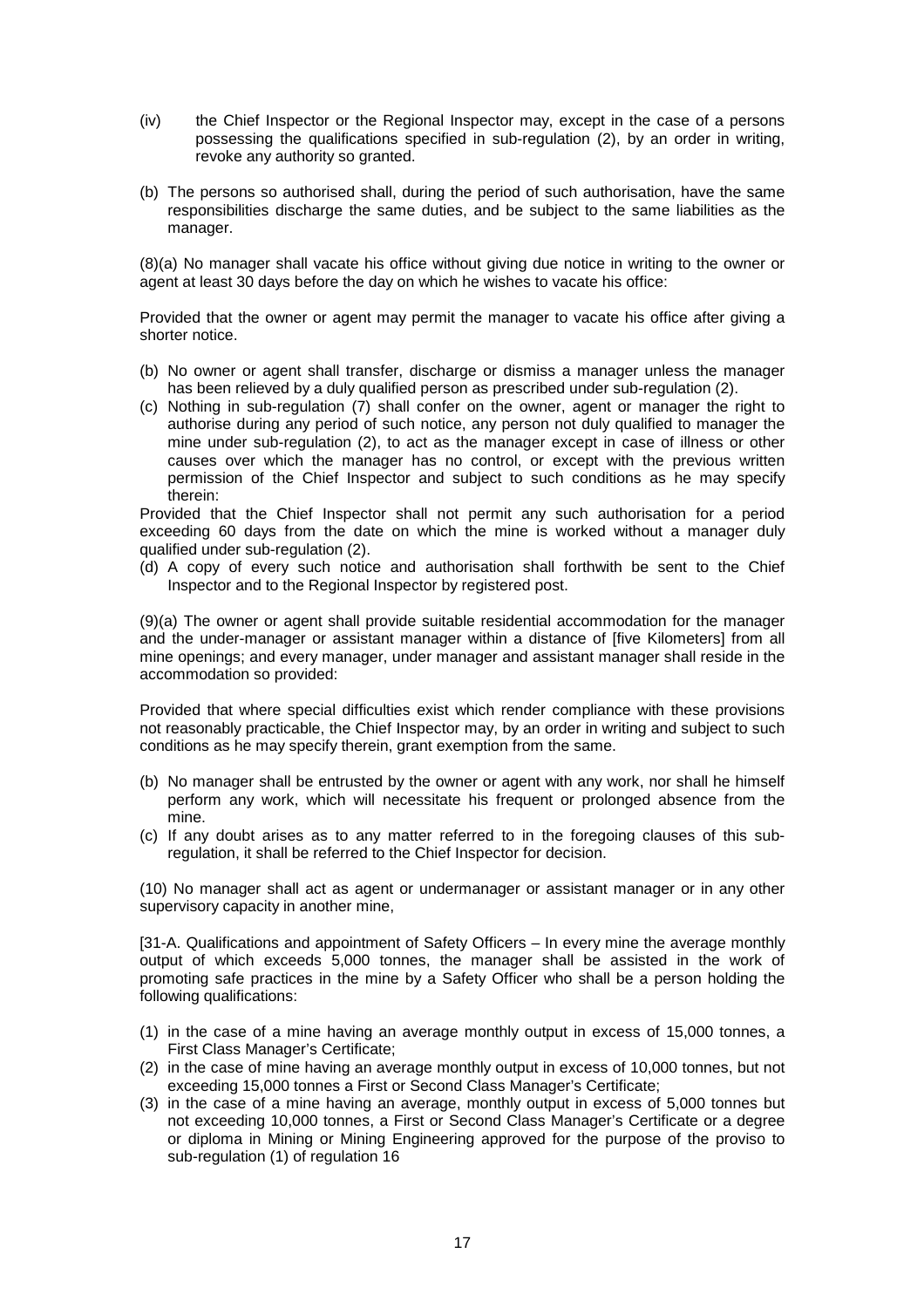(iv) the Chief Inspector or the Regional Inspector may, except in the case of a persons possessing the qualifications specified in sub-regulation (2), by an order in writing, revoke any authority so granted.

(b) The persons so authorised shall, during the period of such authorisation, have the same responsibilities discharge the same duties, and be subject to the same liabilities as the manager.

(8)(a) No manager shall vacate his office without giving due notice in writing to the owner or agent at least 30 days before the day on which he wishes to vacate his office:

Provided that the owner or agent may permit the manager to vacate his office after giving a shorter notice.

(b) No owner or agent shall transfer, discharge or dismiss a manager unless the manager has been relieved by a duly qualified person as prescribed under sub-regulation (2).
(c) Nothing in sub-regulation (7) shall confer on the owner, agent or manager the right to authorise during any period of such notice, any person not duly qualified to manager the mine under sub-regulation (2), to act as the manager except in case of illness or other causes over which the manager has no control, or except with the previous written permission of the Chief Inspector and subject to such conditions as he may specify therein:

Provided that the Chief Inspector shall not permit any such authorisation for a period exceeding 60 days from the date on which the mine is worked without a manager duly qualified under sub-regulation (2).

(d) A copy of every such notice and authorisation shall forthwith be sent to the Chief Inspector and to the Regional Inspector by registered post.

(9)(a) The owner or agent shall provide suitable residential accommodation for the manager and the under-manager or assistant manager within a distance of [five Kilometers] from all mine openings; and every manager, under manager and assistant manager shall reside in the accommodation so provided:

Provided that where special difficulties exist which render compliance with these provisions not reasonably practicable, the Chief Inspector may, by an order in writing and subject to such conditions as he may specify therein, grant exemption from the same.

(b) No manager shall be entrusted by the owner or agent with any work, nor shall he himself perform any work, which will necessitate his frequent or prolonged absence from the mine.
(c) If any doubt arises as to any matter referred to in the foregoing clauses of this sub-regulation, it shall be referred to the Chief Inspector for decision.

(10) No manager shall act as agent or undermanager or assistant manager or in any other supervisory capacity in another mine,

[31-A. Qualifications and appointment of Safety Officers – In every mine the average monthly output of which exceeds 5,000 tonnes, the manager shall be assisted in the work of promoting safe practices in the mine by a Safety Officer who shall be a person holding the following qualifications:

(1) in the case of a mine having an average monthly output in excess of 15,000 tonnes, a First Class Manager's Certificate;
(2) in the case of mine having an average monthly output in excess of 10,000 tonnes, but not exceeding 15,000 tonnes a First or Second Class Manager's Certificate;
(3) in the case of a mine having an average, monthly output in excess of 5,000 tonnes but not exceeding 10,000 tonnes, a First or Second Class Manager's Certificate or a degree or diploma in Mining or Mining Engineering approved for the purpose of the proviso to sub-regulation (1) of regulation 16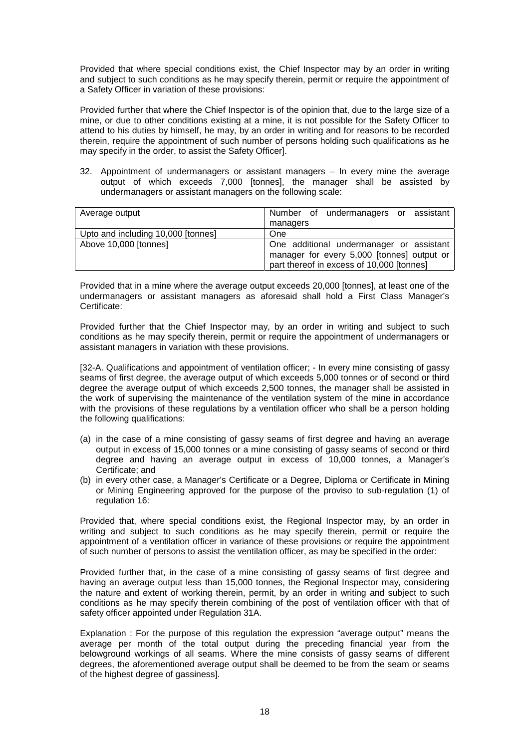Provided that where special conditions exist, the Chief Inspector may by an order in writing and subject to such conditions as he may specify therein, permit or require the appointment of a Safety Officer in variation of these provisions:

Provided further that where the Chief Inspector is of the opinion that, due to the large size of a mine, or due to other conditions existing at a mine, it is not possible for the Safety Officer to attend to his duties by himself, he may, by an order in writing and for reasons to be recorded therein, require the appointment of such number of persons holding such qualifications as he may specify in the order, to assist the Safety Officer].

32. Appointment of undermanagers or assistant managers – In every mine the average output of which exceeds 7,000 [tonnes], the manager shall be assisted by undermanagers or assistant managers on the following scale:

| Average output | Number of undermanagers or assistant managers |
|---|---|
| Upto and including 10,000 [tonnes] | One |
| Above 10,000 [tonnes] | One additional undermanager or assistant manager for every 5,000 [tonnes] output or part thereof in excess of 10,000 [tonnes] |

Provided that in a mine where the average output exceeds 20,000 [tonnes], at least one of the undermanagers or assistant managers as aforesaid shall hold a First Class Manager's Certificate:

Provided further that the Chief Inspector may, by an order in writing and subject to such conditions as he may specify therein, permit or require the appointment of undermanagers or assistant managers in variation with these provisions.

[32-A. Qualifications and appointment of ventilation officer; - In every mine consisting of gassy seams of first degree, the average output of which exceeds 5,000 tonnes or of second or third degree the average output of which exceeds 2,500 tonnes, the manager shall be assisted in the work of supervising the maintenance of the ventilation system of the mine in accordance with the provisions of these regulations by a ventilation officer who shall be a person holding the following qualifications:

(a) in the case of a mine consisting of gassy seams of first degree and having an average output in excess of 15,000 tonnes or a mine consisting of gassy seams of second or third degree and having an average output in excess of 10,000 tonnes, a Manager's Certificate; and
(b) in every other case, a Manager's Certificate or a Degree, Diploma or Certificate in Mining or Mining Engineering approved for the purpose of the proviso to sub-regulation (1) of regulation 16:

Provided that, where special conditions exist, the Regional Inspector may, by an order in writing and subject to such conditions as he may specify therein, permit or require the appointment of a ventilation officer in variance of these provisions or require the appointment of such number of persons to assist the ventilation officer, as may be specified in the order:

Provided further that, in the case of a mine consisting of gassy seams of first degree and having an average output less than 15,000 tonnes, the Regional Inspector may, considering the nature and extent of working therein, permit, by an order in writing and subject to such conditions as he may specify therein combining of the post of ventilation officer with that of safety officer appointed under Regulation 31A.

Explanation : For the purpose of this regulation the expression "average output" means the average per month of the total output during the preceding financial year from the belowground workings of all seams. Where the mine consists of gassy seams of different degrees, the aforementioned average output shall be deemed to be from the seam or seams of the highest degree of gassiness].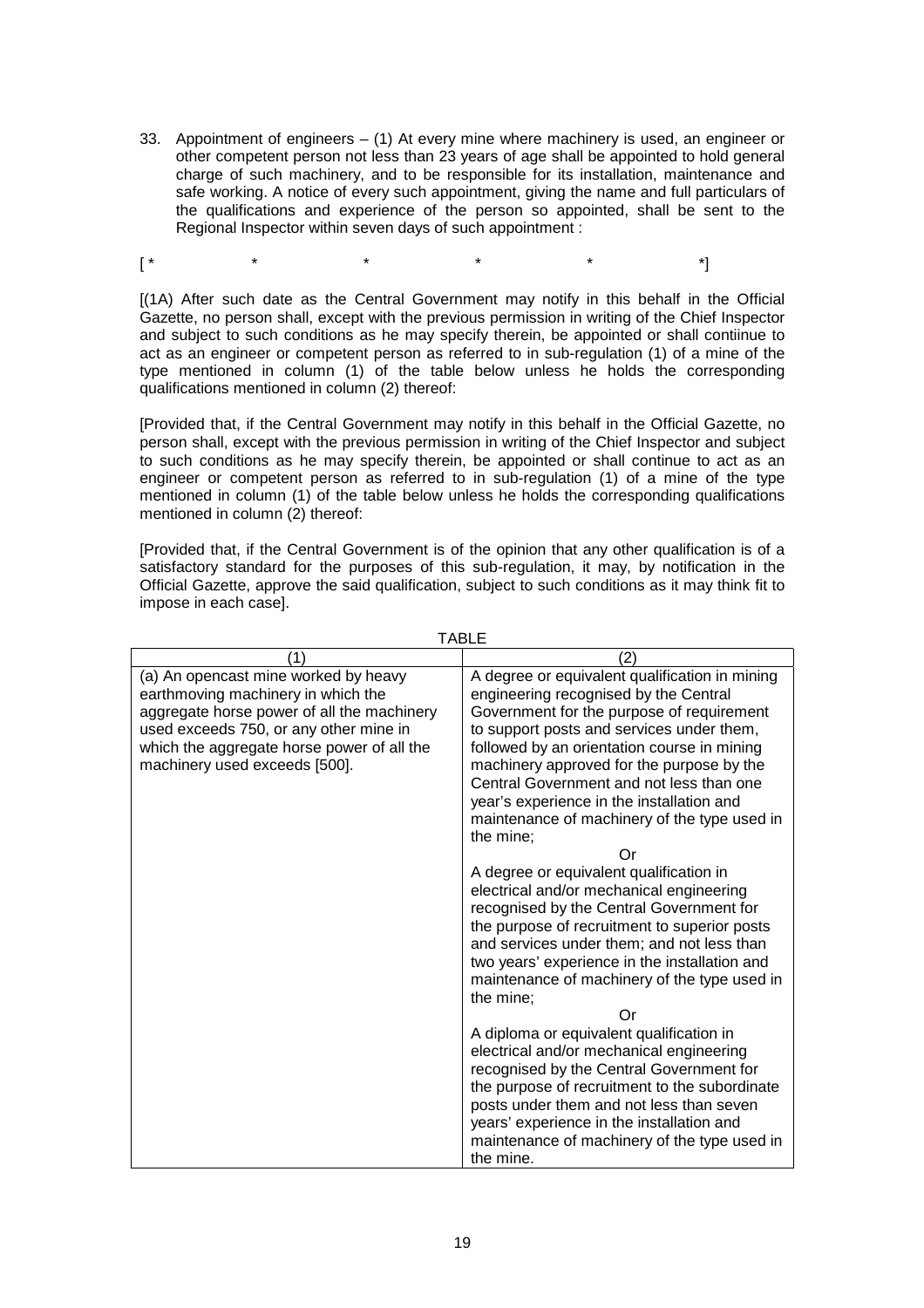33. Appointment of engineers – (1) At every mine where machinery is used, an engineer or other competent person not less than 23 years of age shall be appointed to hold general charge of such machinery, and to be responsible for its installation, maintenance and safe working. A notice of every such appointment, giving the name and full particulars of the qualifications and experience of the person so appointed, shall be sent to the Regional Inspector within seven days of such appointment :

[ * * * * * *]

[(1A) After such date as the Central Government may notify in this behalf in the Official Gazette, no person shall, except with the previous permission in writing of the Chief Inspector and subject to such conditions as he may specify therein, be appointed or shall contiinue to act as an engineer or competent person as referred to in sub-regulation (1) of a mine of the type mentioned in column (1) of the table below unless he holds the corresponding qualifications mentioned in column (2) thereof:

[Provided that, if the Central Government may notify in this behalf in the Official Gazette, no person shall, except with the previous permission in writing of the Chief Inspector and subject to such conditions as he may specify therein, be appointed or shall continue to act as an engineer or competent person as referred to in sub-regulation (1) of a mine of the type mentioned in column (1) of the table below unless he holds the corresponding qualifications mentioned in column (2) thereof:

[Provided that, if the Central Government is of the opinion that any other qualification is of a satisfactory standard for the purposes of this sub-regulation, it may, by notification in the Official Gazette, approve the said qualification, subject to such conditions as it may think fit to impose in each case].

TABLE

| (1) | (2) |
|---|---|
| (a) An opencast mine worked by heavy earthmoving machinery in which the aggregate horse power of all the machinery used exceeds 750, or any other mine in which the aggregate horse power of all the machinery used exceeds [500]. | A degree or equivalent qualification in mining engineering recognised by the Central Government for the purpose of requirement to support posts and services under them, followed by an orientation course in mining machinery approved for the purpose by the Central Government and not less than one year's experience in the installation and maintenance of machinery of the type used in the mine;<br>Or<br>A degree or equivalent qualification in electrical and/or mechanical engineering recognised by the Central Government for the purpose of recruitment to superior posts and services under them; and not less than two years' experience in the installation and maintenance of machinery of the type used in the mine;<br>Or<br>A diploma or equivalent qualification in electrical and/or mechanical engineering recognised by the Central Government for the purpose of recruitment to the subordinate posts under them and not less than seven years' experience in the installation and maintenance of machinery of the type used in the mine. |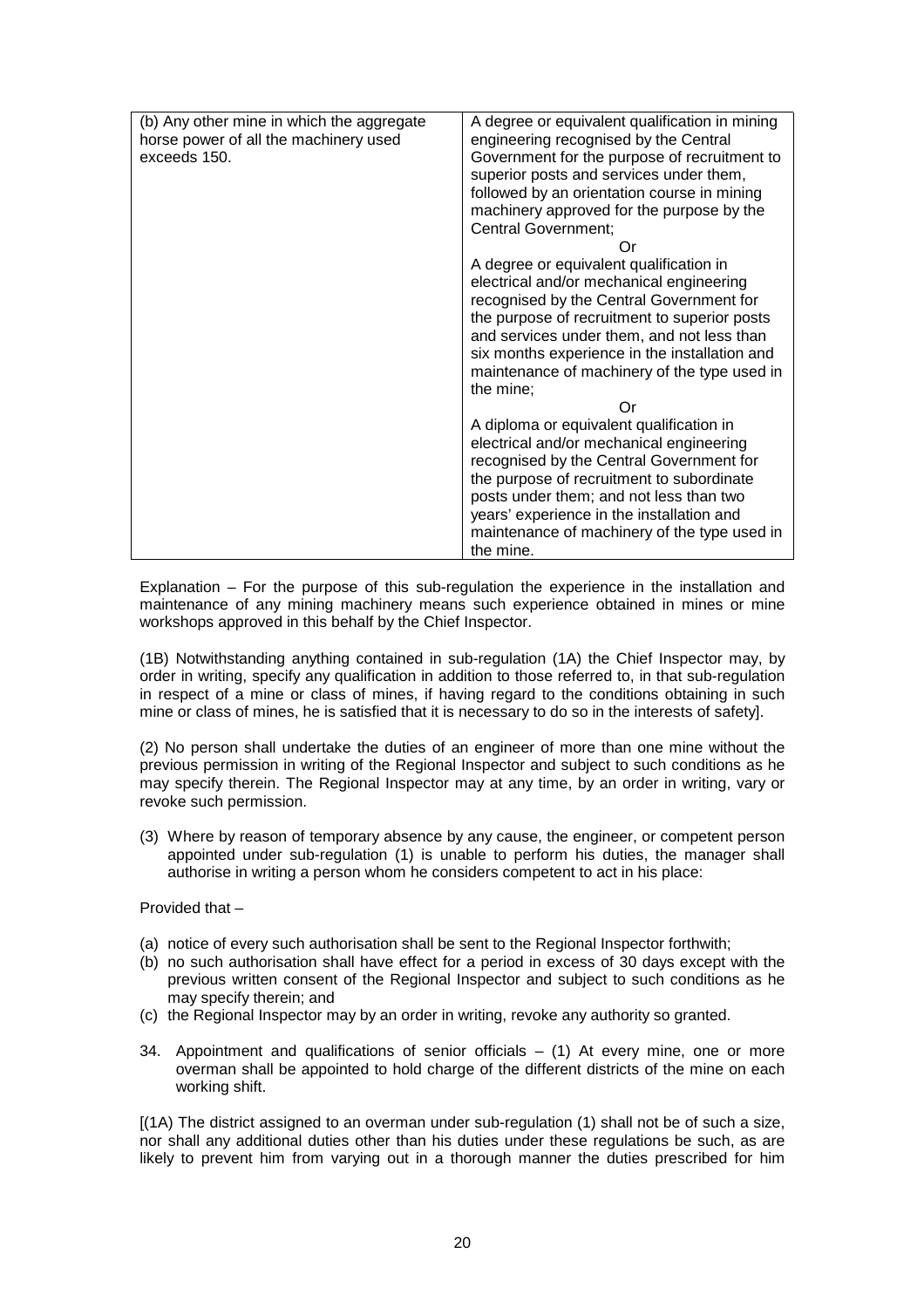| (b) Any other mine in which the aggregate horse power of all the machinery used exceeds 150. | A degree or equivalent qualification in mining engineering recognised by the Central Government for the purpose of recruitment to superior posts and services under them, followed by an orientation course in mining machinery approved for the purpose by the Central Government; <br> Or <br> A degree or equivalent qualification in electrical and/or mechanical engineering recognised by the Central Government for the purpose of recruitment to superior posts and services under them, and not less than six months experience in the installation and maintenance of machinery of the type used in the mine; <br> Or <br> A diploma or equivalent qualification in electrical and/or mechanical engineering recognised by the Central Government for the purpose of recruitment to subordinate posts under them; and not less than two years' experience in the installation and maintenance of machinery of the type used in the mine. |
|---|---|

Explanation – For the purpose of this sub-regulation the experience in the installation and maintenance of any mining machinery means such experience obtained in mines or mine workshops approved in this behalf by the Chief Inspector.

(1B) Notwithstanding anything contained in sub-regulation (1A) the Chief Inspector may, by order in writing, specify any qualification in addition to those referred to, in that sub-regulation in respect of a mine or class of mines, if having regard to the conditions obtaining in such mine or class of mines, he is satisfied that it is necessary to do so in the interests of safety].

(2) No person shall undertake the duties of an engineer of more than one mine without the previous permission in writing of the Regional Inspector and subject to such conditions as he may specify therein. The Regional Inspector may at any time, by an order in writing, vary or revoke such permission.

(3) Where by reason of temporary absence by any cause, the engineer, or competent person appointed under sub-regulation (1) is unable to perform his duties, the manager shall authorise in writing a person whom he considers competent to act in his place:

Provided that –

(a) notice of every such authorisation shall be sent to the Regional Inspector forthwith;
(b) no such authorisation shall have effect for a period in excess of 30 days except with the previous written consent of the Regional Inspector and subject to such conditions as he may specify therein; and
(c) the Regional Inspector may by an order in writing, revoke any authority so granted.

34. Appointment and qualifications of senior officials – (1) At every mine, one or more overman shall be appointed to hold charge of the different districts of the mine on each working shift.

[(1A) The district assigned to an overman under sub-regulation (1) shall not be of such a size, nor shall any additional duties other than his duties under these regulations be such, as are likely to prevent him from varying out in a thorough manner the duties prescribed for him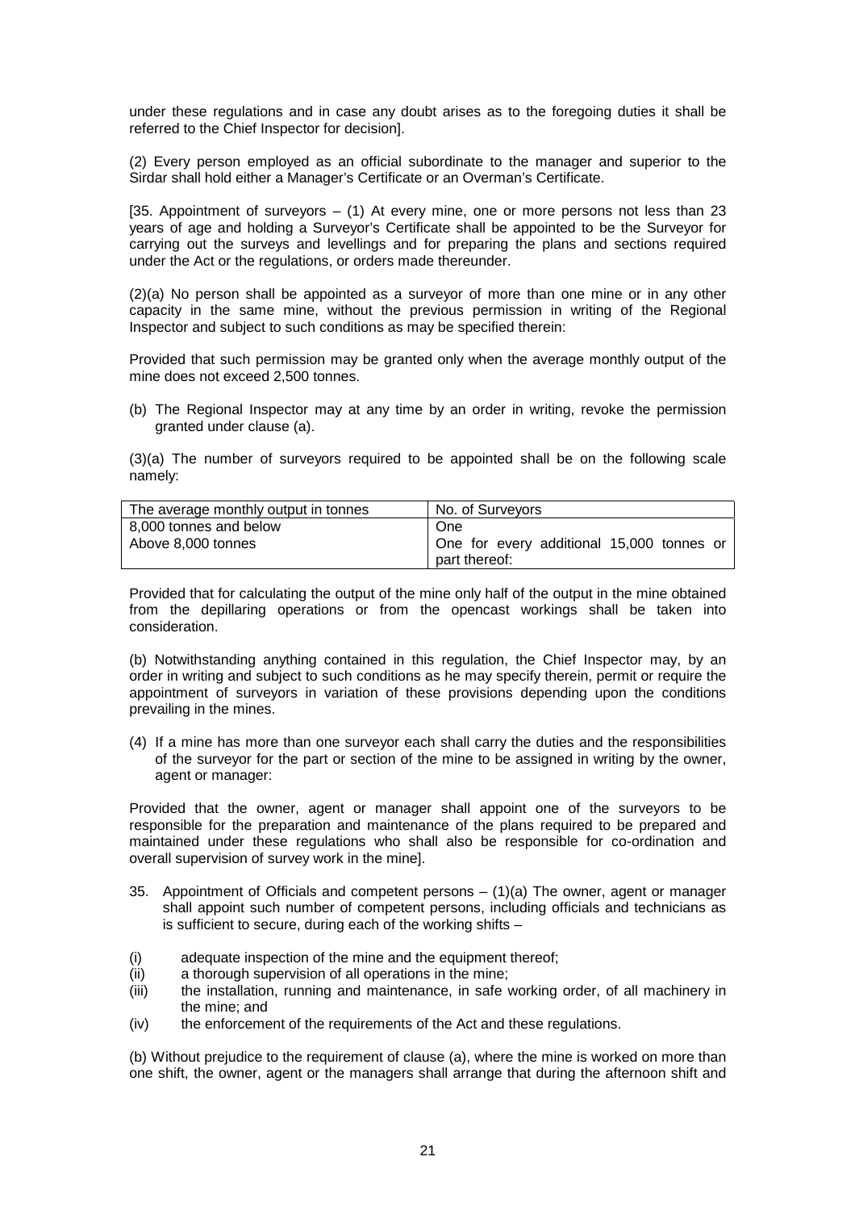under these regulations and in case any doubt arises as to the foregoing duties it shall be referred to the Chief Inspector for decision].

(2) Every person employed as an official subordinate to the manager and superior to the Sirdar shall hold either a Manager's Certificate or an Overman's Certificate.

[35. Appointment of surveyors – (1) At every mine, one or more persons not less than 23 years of age and holding a Surveyor's Certificate shall be appointed to be the Surveyor for carrying out the surveys and levellings and for preparing the plans and sections required under the Act or the regulations, or orders made thereunder.

(2)(a) No person shall be appointed as a surveyor of more than one mine or in any other capacity in the same mine, without the previous permission in writing of the Regional Inspector and subject to such conditions as may be specified therein:

Provided that such permission may be granted only when the average monthly output of the mine does not exceed 2,500 tonnes.

(b) The Regional Inspector may at any time by an order in writing, revoke the permission granted under clause (a).

(3)(a) The number of surveyors required to be appointed shall be on the following scale namely:

| The average monthly output in tonnes | No. of Surveyors |
|---|---|
| 8,000 tonnes and below | One |
| Above 8,000 tonnes | One for every additional 15,000 tonnes or part thereof: |

Provided that for calculating the output of the mine only half of the output in the mine obtained from the depillaring operations or from the opencast workings shall be taken into consideration.

(b) Notwithstanding anything contained in this regulation, the Chief Inspector may, by an order in writing and subject to such conditions as he may specify therein, permit or require the appointment of surveyors in variation of these provisions depending upon the conditions prevailing in the mines.

(4) If a mine has more than one surveyor each shall carry the duties and the responsibilities of the surveyor for the part or section of the mine to be assigned in writing by the owner, agent or manager:

Provided that the owner, agent or manager shall appoint one of the surveyors to be responsible for the preparation and maintenance of the plans required to be prepared and maintained under these regulations who shall also be responsible for co-ordination and overall supervision of survey work in the mine].

35. Appointment of Officials and competent persons – (1)(a) The owner, agent or manager shall appoint such number of competent persons, including officials and technicians as is sufficient to secure, during each of the working shifts –

(i) adequate inspection of the mine and the equipment thereof;
(ii) a thorough supervision of all operations in the mine;
(iii) the installation, running and maintenance, in safe working order, of all machinery in the mine; and
(iv) the enforcement of the requirements of the Act and these regulations.

(b) Without prejudice to the requirement of clause (a), where the mine is worked on more than one shift, the owner, agent or the managers shall arrange that during the afternoon shift and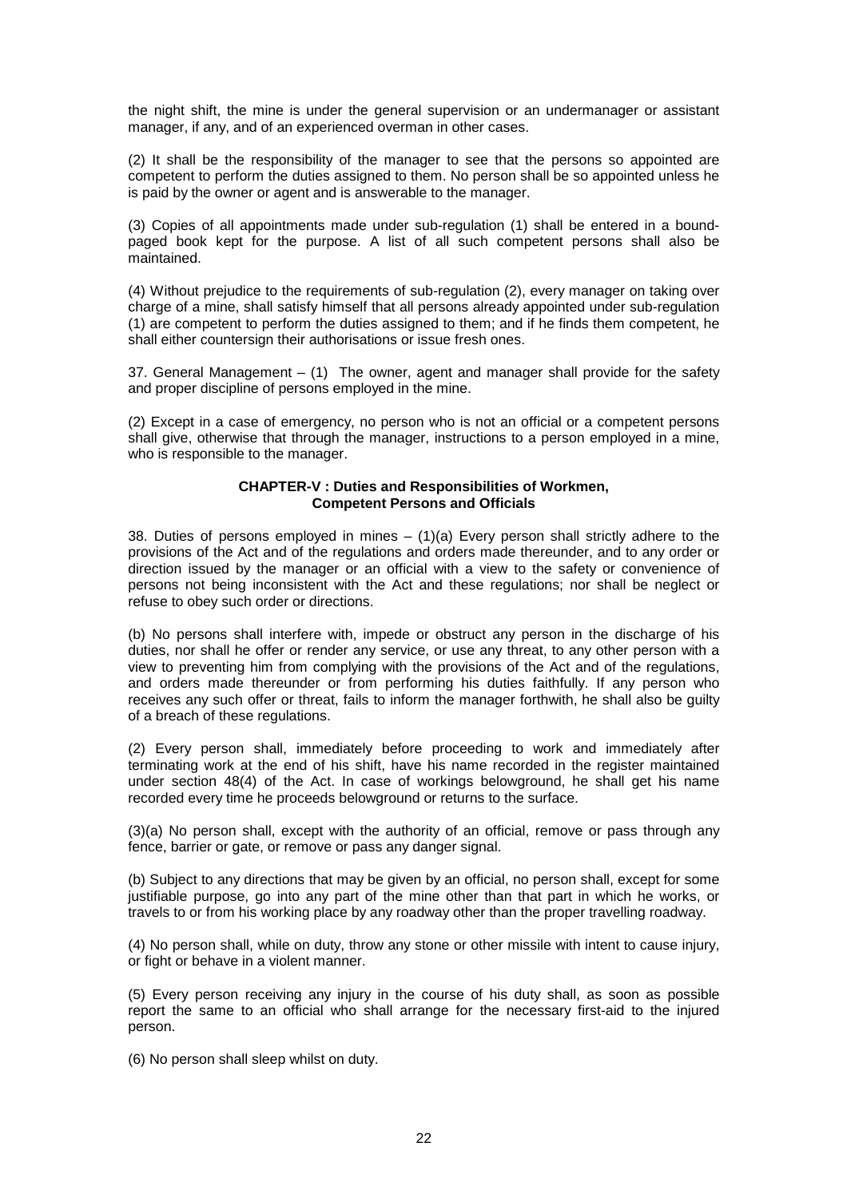the night shift, the mine is under the general supervision or an undermanager or assistant manager, if any, and of an experienced overman in other cases.

(2) It shall be the responsibility of the manager to see that the persons so appointed are competent to perform the duties assigned to them. No person shall be so appointed unless he is paid by the owner or agent and is answerable to the manager.

(3) Copies of all appointments made under sub-regulation (1) shall be entered in a bound-paged book kept for the purpose. A list of all such competent persons shall also be maintained.

(4) Without prejudice to the requirements of sub-regulation (2), every manager on taking over charge of a mine, shall satisfy himself that all persons already appointed under sub-regulation (1) are competent to perform the duties assigned to them; and if he finds them competent, he shall either countersign their authorisations or issue fresh ones.

37. General Management – (1) The owner, agent and manager shall provide for the safety and proper discipline of persons employed in the mine.

(2) Except in a case of emergency, no person who is not an official or a competent persons shall give, otherwise that through the manager, instructions to a person employed in a mine, who is responsible to the manager.

## CHAPTER-V : Duties and Responsibilities of Workmen, Competent Persons and Officials

38. Duties of persons employed in mines – (1)(a) Every person shall strictly adhere to the provisions of the Act and of the regulations and orders made thereunder, and to any order or direction issued by the manager or an official with a view to the safety or convenience of persons not being inconsistent with the Act and these regulations; nor shall be neglect or refuse to obey such order or directions.

(b) No persons shall interfere with, impede or obstruct any person in the discharge of his duties, nor shall he offer or render any service, or use any threat, to any other person with a view to preventing him from complying with the provisions of the Act and of the regulations, and orders made thereunder or from performing his duties faithfully. If any person who receives any such offer or threat, fails to inform the manager forthwith, he shall also be guilty of a breach of these regulations.

(2) Every person shall, immediately before proceeding to work and immediately after terminating work at the end of his shift, have his name recorded in the register maintained under section 48(4) of the Act. In case of workings belowground, he shall get his name recorded every time he proceeds belowground or returns to the surface.

(3)(a) No person shall, except with the authority of an official, remove or pass through any fence, barrier or gate, or remove or pass any danger signal.

(b) Subject to any directions that may be given by an official, no person shall, except for some justifiable purpose, go into any part of the mine other than that part in which he works, or travels to or from his working place by any roadway other than the proper travelling roadway.

(4) No person shall, while on duty, throw any stone or other missile with intent to cause injury, or fight or behave in a violent manner.

(5) Every person receiving any injury in the course of his duty shall, as soon as possible report the same to an official who shall arrange for the necessary first-aid to the injured person.

(6) No person shall sleep whilst on duty.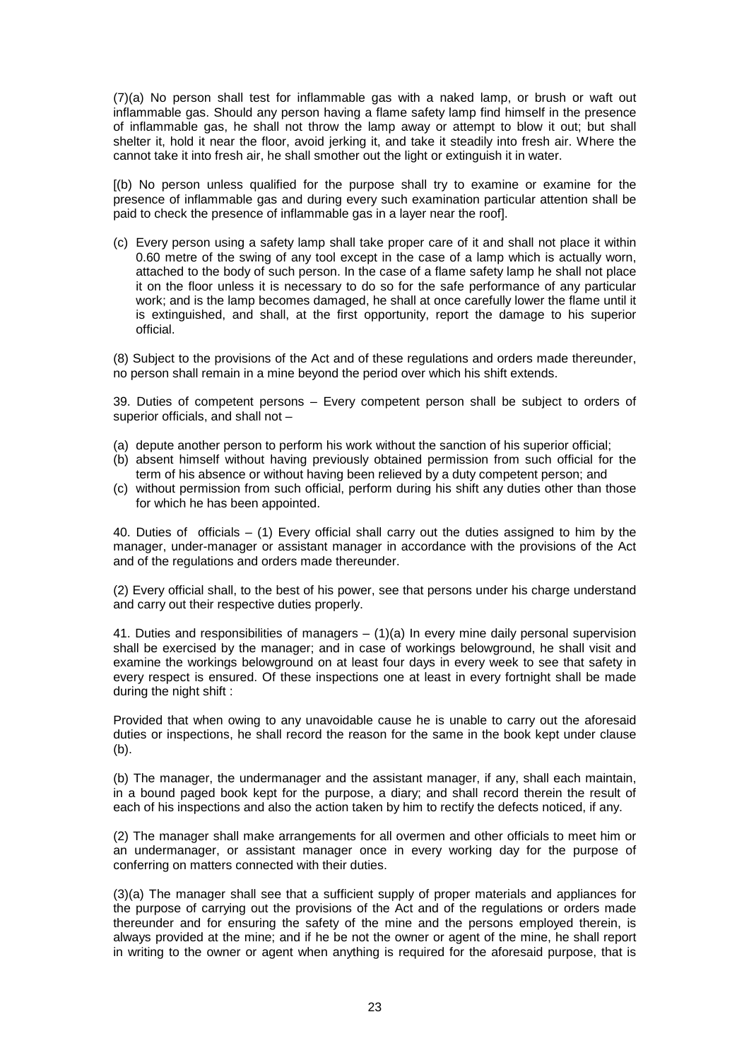(7)(a) No person shall test for inflammable gas with a naked lamp, or brush or waft out inflammable gas. Should any person having a flame safety lamp find himself in the presence of inflammable gas, he shall not throw the lamp away or attempt to blow it out; but shall shelter it, hold it near the floor, avoid jerking it, and take it steadily into fresh air. Where the cannot take it into fresh air, he shall smother out the light or extinguish it in water.

[(b) No person unless qualified for the purpose shall try to examine or examine for the presence of inflammable gas and during every such examination particular attention shall be paid to check the presence of inflammable gas in a layer near the roof].

(c) Every person using a safety lamp shall take proper care of it and shall not place it within 0.60 metre of the swing of any tool except in the case of a lamp which is actually worn, attached to the body of such person. In the case of a flame safety lamp he shall not place it on the floor unless it is necessary to do so for the safe performance of any particular work; and is the lamp becomes damaged, he shall at once carefully lower the flame until it is extinguished, and shall, at the first opportunity, report the damage to his superior official.

(8) Subject to the provisions of the Act and of these regulations and orders made thereunder, no person shall remain in a mine beyond the period over which his shift extends.

39. Duties of competent persons – Every competent person shall be subject to orders of superior officials, and shall not –

(a) depute another person to perform his work without the sanction of his superior official;
(b) absent himself without having previously obtained permission from such official for the term of his absence or without having been relieved by a duty competent person; and
(c) without permission from such official, perform during his shift any duties other than those for which he has been appointed.

40. Duties of officials – (1) Every official shall carry out the duties assigned to him by the manager, under-manager or assistant manager in accordance with the provisions of the Act and of the regulations and orders made thereunder.

(2) Every official shall, to the best of his power, see that persons under his charge understand and carry out their respective duties properly.

41. Duties and responsibilities of managers – (1)(a) In every mine daily personal supervision shall be exercised by the manager; and in case of workings belowground, he shall visit and examine the workings belowground on at least four days in every week to see that safety in every respect is ensured. Of these inspections one at least in every fortnight shall be made during the night shift :

Provided that when owing to any unavoidable cause he is unable to carry out the aforesaid duties or inspections, he shall record the reason for the same in the book kept under clause (b).

(b) The manager, the undermanager and the assistant manager, if any, shall each maintain, in a bound paged book kept for the purpose, a diary; and shall record therein the result of each of his inspections and also the action taken by him to rectify the defects noticed, if any.

(2) The manager shall make arrangements for all overmen and other officials to meet him or an undermanager, or assistant manager once in every working day for the purpose of conferring on matters connected with their duties.

(3)(a) The manager shall see that a sufficient supply of proper materials and appliances for the purpose of carrying out the provisions of the Act and of the regulations or orders made thereunder and for ensuring the safety of the mine and the persons employed therein, is always provided at the mine; and if he be not the owner or agent of the mine, he shall report in writing to the owner or agent when anything is required for the aforesaid purpose, that is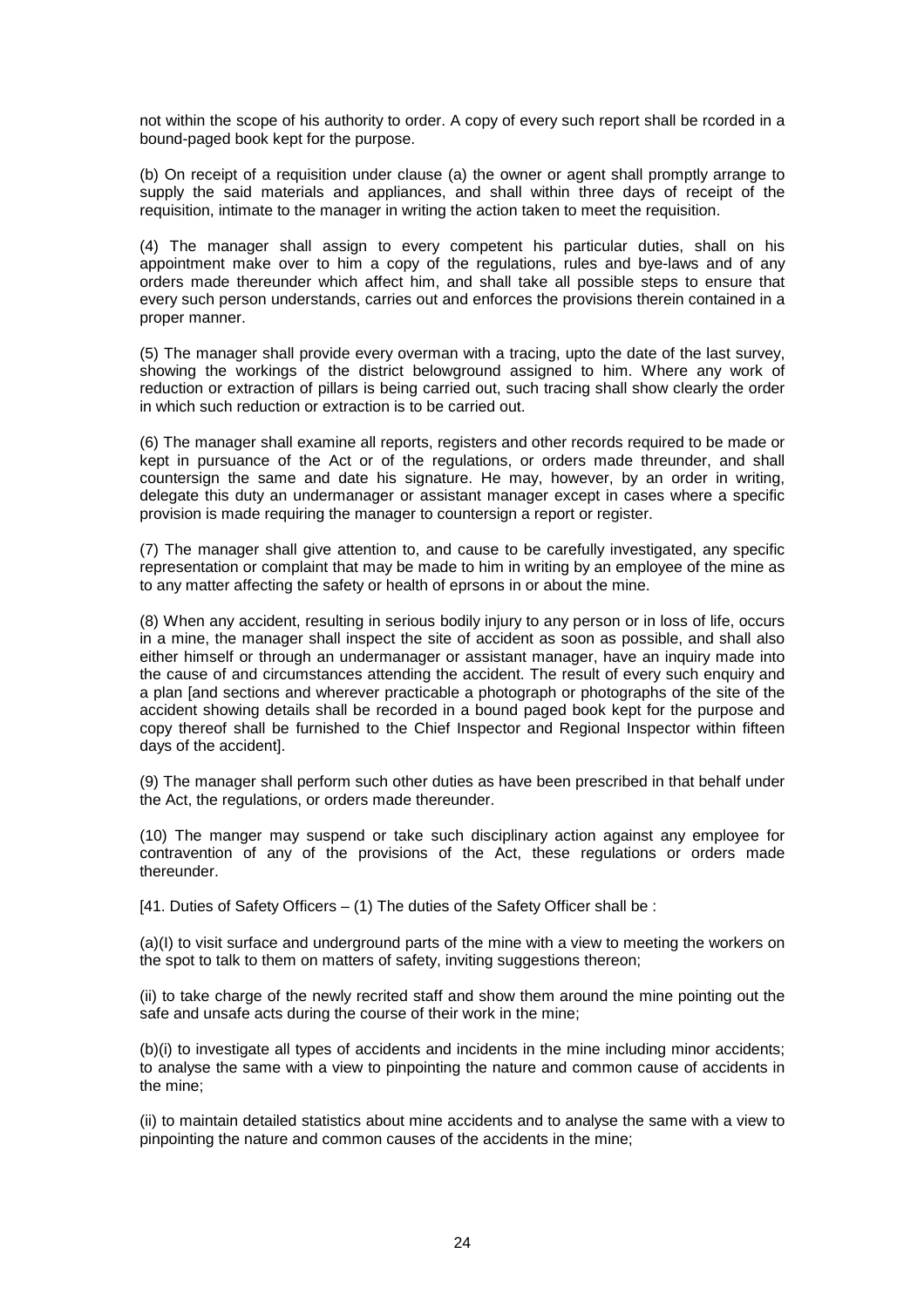not within the scope of his authority to order. A copy of every such report shall be rcorded in a bound-paged book kept for the purpose.

(b) On receipt of a requisition under clause (a) the owner or agent shall promptly arrange to supply the said materials and appliances, and shall within three days of receipt of the requisition, intimate to the manager in writing the action taken to meet the requisition.

(4) The manager shall assign to every competent his particular duties, shall on his appointment make over to him a copy of the regulations, rules and bye-laws and of any orders made thereunder which affect him, and shall take all possible steps to ensure that every such person understands, carries out and enforces the provisions therein contained in a proper manner.

(5) The manager shall provide every overman with a tracing, upto the date of the last survey, showing the workings of the district belowground assigned to him. Where any work of reduction or extraction of pillars is being carried out, such tracing shall show clearly the order in which such reduction or extraction is to be carried out.

(6) The manager shall examine all reports, registers and other records required to be made or kept in pursuance of the Act or of the regulations, or orders made threunder, and shall countersign the same and date his signature. He may, however, by an order in writing, delegate this duty an undermanager or assistant manager except in cases where a specific provision is made requiring the manager to countersign a report or register.

(7) The manager shall give attention to, and cause to be carefully investigated, any specific representation or complaint that may be made to him in writing by an employee of the mine as to any matter affecting the safety or health of eprsons in or about the mine.

(8) When any accident, resulting in serious bodily injury to any person or in loss of life, occurs in a mine, the manager shall inspect the site of accident as soon as possible, and shall also either himself or through an undermanager or assistant manager, have an inquiry made into the cause of and circumstances attending the accident. The result of every such enquiry and a plan [and sections and wherever practicable a photograph or photographs of the site of the accident showing details shall be recorded in a bound paged book kept for the purpose and copy thereof shall be furnished to the Chief Inspector and Regional Inspector within fifteen days of the accident].

(9) The manager shall perform such other duties as have been prescribed in that behalf under the Act, the regulations, or orders made thereunder.

(10) The manger may suspend or take such disciplinary action against any employee for contravention of any of the provisions of the Act, these regulations or orders made thereunder.

[41. Duties of Safety Officers – (1) The duties of the Safety Officer shall be :

(a)(I) to visit surface and underground parts of the mine with a view to meeting the workers on the spot to talk to them on matters of safety, inviting suggestions thereon;

(ii) to take charge of the newly recrited staff and show them around the mine pointing out the safe and unsafe acts during the course of their work in the mine;

(b)(i) to investigate all types of accidents and incidents in the mine including minor accidents; to analyse the same with a view to pinpointing the nature and common cause of accidents in the mine;

(ii) to maintain detailed statistics about mine accidents and to analyse the same with a view to pinpointing the nature and common causes of the accidents in the mine;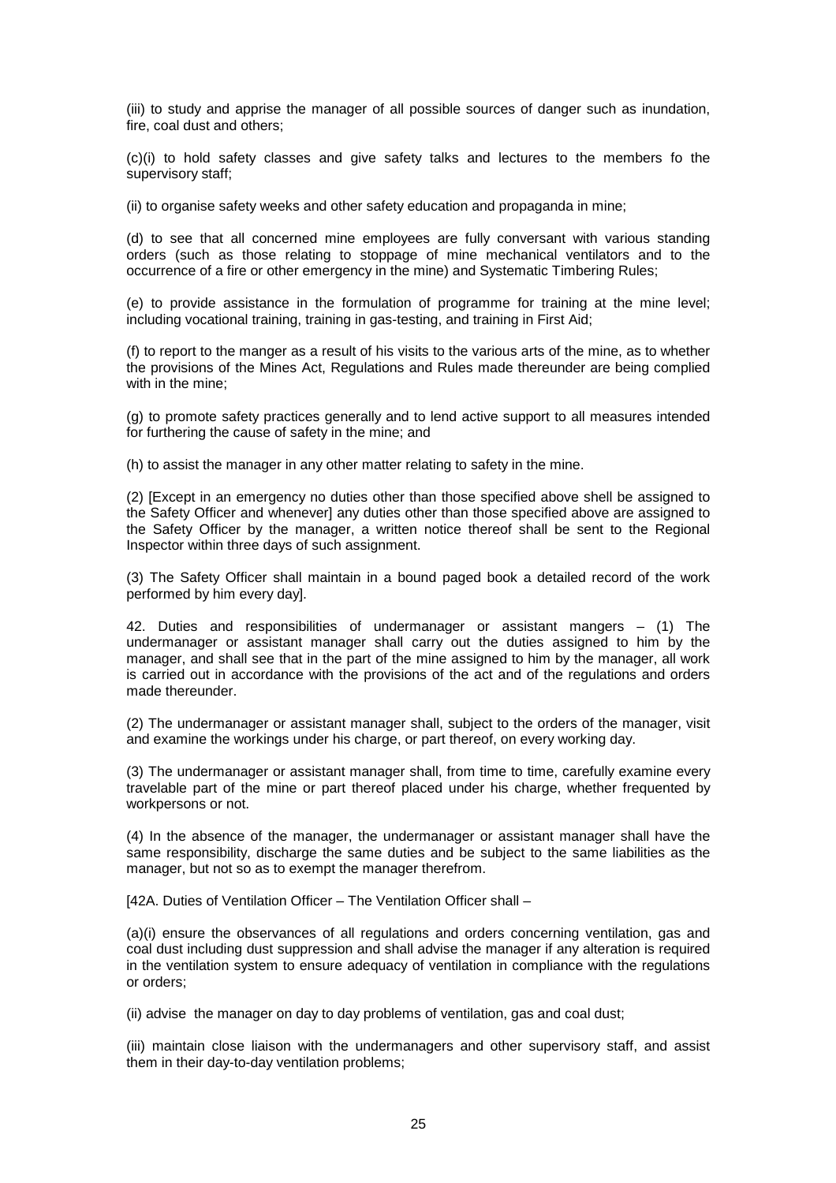(iii) to study and apprise the manager of all possible sources of danger such as inundation, fire, coal dust and others;

(c)(i) to hold safety classes and give safety talks and lectures to the members fo the supervisory staff;

(ii) to organise safety weeks and other safety education and propaganda in mine;

(d) to see that all concerned mine employees are fully conversant with various standing orders (such as those relating to stoppage of mine mechanical ventilators and to the occurrence of a fire or other emergency in the mine) and Systematic Timbering Rules;

(e) to provide assistance in the formulation of programme for training at the mine level; including vocational training, training in gas-testing, and training in First Aid;

(f) to report to the manger as a result of his visits to the various arts of the mine, as to whether the provisions of the Mines Act, Regulations and Rules made thereunder are being complied with in the mine;

(g) to promote safety practices generally and to lend active support to all measures intended for furthering the cause of safety in the mine; and

(h) to assist the manager in any other matter relating to safety in the mine.

(2) [Except in an emergency no duties other than those specified above shell be assigned to the Safety Officer and whenever] any duties other than those specified above are assigned to the Safety Officer by the manager, a written notice thereof shall be sent to the Regional Inspector within three days of such assignment.

(3) The Safety Officer shall maintain in a bound paged book a detailed record of the work performed by him every day].

42. Duties and responsibilities of undermanager or assistant mangers – (1) The undermanager or assistant manager shall carry out the duties assigned to him by the manager, and shall see that in the part of the mine assigned to him by the manager, all work is carried out in accordance with the provisions of the act and of the regulations and orders made thereunder.

(2) The undermanager or assistant manager shall, subject to the orders of the manager, visit and examine the workings under his charge, or part thereof, on every working day.

(3) The undermanager or assistant manager shall, from time to time, carefully examine every travelable part of the mine or part thereof placed under his charge, whether frequented by workpersons or not.

(4) In the absence of the manager, the undermanager or assistant manager shall have the same responsibility, discharge the same duties and be subject to the same liabilities as the manager, but not so as to exempt the manager therefrom.

[42A. Duties of Ventilation Officer – The Ventilation Officer shall –

(a)(i) ensure the observances of all regulations and orders concerning ventilation, gas and coal dust including dust suppression and shall advise the manager if any alteration is required in the ventilation system to ensure adequacy of ventilation in compliance with the regulations or orders;

(ii) advise the manager on day to day problems of ventilation, gas and coal dust;

(iii) maintain close liaison with the undermanagers and other supervisory staff, and assist them in their day-to-day ventilation problems;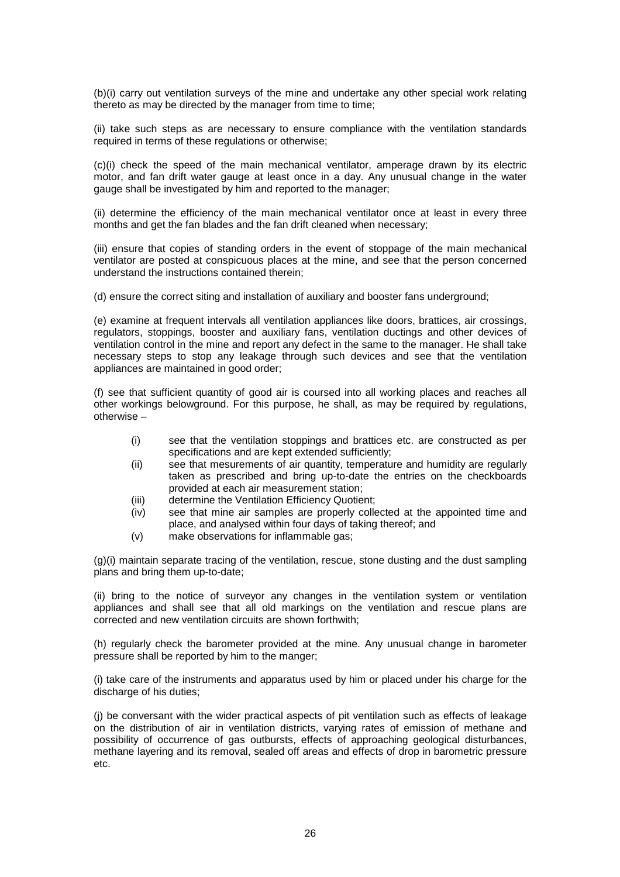(b)(i) carry out ventilation surveys of the mine and undertake any other special work relating thereto as may be directed by the manager from time to time;

(ii) take such steps as are necessary to ensure compliance with the ventilation standards required in terms of these regulations or otherwise;

(c)(i) check the speed of the main mechanical ventilator, amperage drawn by its electric motor, and fan drift water gauge at least once in a day. Any unusual change in the water gauge shall be investigated by him and reported to the manager;

(ii) determine the efficiency of the main mechanical ventilator once at least in every three months and get the fan blades and the fan drift cleaned when necessary;

(iii) ensure that copies of standing orders in the event of stoppage of the main mechanical ventilator are posted at conspicuous places at the mine, and see that the person concerned understand the instructions contained therein;

(d) ensure the correct siting and installation of auxiliary and booster fans underground;

(e) examine at frequent intervals all ventilation appliances like doors, brattices, air crossings, regulators, stoppings, booster and auxiliary fans, ventilation ductings and other devices of ventilation control in the mine and report any defect in the same to the manager. He shall take necessary steps to stop any leakage through such devices and see that the ventilation appliances are maintained in good order;

(f) see that sufficient quantity of good air is coursed into all working places and reaches all other workings belowground. For this purpose, he shall, as may be required by regulations, otherwise –

- (i) see that the ventilation stoppings and brattices etc. are constructed as per specifications and are kept extended sufficiently;
- (ii) see that mesurements of air quantity, temperature and humidity are regularly taken as prescribed and bring up-to-date the entries on the checkboards provided at each air measurement station;
- (iii) determine the Ventilation Efficiency Quotient;
- (iv) see that mine air samples are properly collected at the appointed time and place, and analysed within four days of taking thereof; and
- (v) make observations for inflammable gas;

(g)(i) maintain separate tracing of the ventilation, rescue, stone dusting and the dust sampling plans and bring them up-to-date;

(ii) bring to the notice of surveyor any changes in the ventilation system or ventilation appliances and shall see that all old markings on the ventilation and rescue plans are corrected and new ventilation circuits are shown forthwith;

(h) regularly check the barometer provided at the mine. Any unusual change in barometer pressure shall be reported by him to the manger;

(i) take care of the instruments and apparatus used by him or placed under his charge for the discharge of his duties;

(j) be conversant with the wider practical aspects of pit ventilation such as effects of leakage on the distribution of air in ventilation districts, varying rates of emission of methane and possibility of occurrence of gas outbursts, effects of approaching geological disturbances, methane layering and its removal, sealed off areas and effects of drop in barometric pressure etc.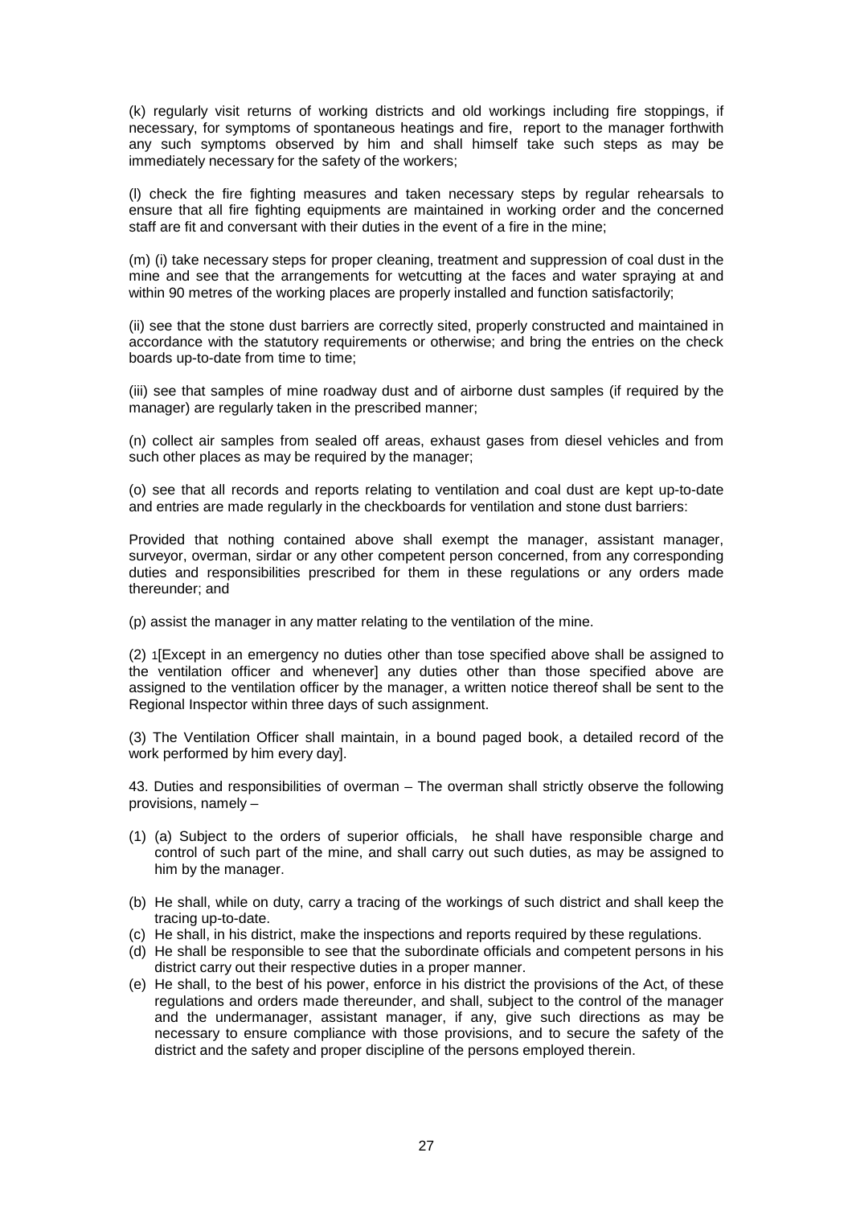(k) regularly visit returns of working districts and old workings including fire stoppings, if necessary, for symptoms of spontaneous heatings and fire, report to the manager forthwith any such symptoms observed by him and shall himself take such steps as may be immediately necessary for the safety of the workers;

(l) check the fire fighting measures and taken necessary steps by regular rehearsals to ensure that all fire fighting equipments are maintained in working order and the concerned staff are fit and conversant with their duties in the event of a fire in the mine;

(m) (i) take necessary steps for proper cleaning, treatment and suppression of coal dust in the mine and see that the arrangements for wetcutting at the faces and water spraying at and within 90 metres of the working places are properly installed and function satisfactorily;

(ii) see that the stone dust barriers are correctly sited, properly constructed and maintained in accordance with the statutory requirements or otherwise; and bring the entries on the check boards up-to-date from time to time;

(iii) see that samples of mine roadway dust and of airborne dust samples (if required by the manager) are regularly taken in the prescribed manner;

(n) collect air samples from sealed off areas, exhaust gases from diesel vehicles and from such other places as may be required by the manager;

(o) see that all records and reports relating to ventilation and coal dust are kept up-to-date and entries are made regularly in the checkboards for ventilation and stone dust barriers:

Provided that nothing contained above shall exempt the manager, assistant manager, surveyor, overman, sirdar or any other competent person concerned, from any corresponding duties and responsibilities prescribed for them in these regulations or any orders made thereunder; and

(p) assist the manager in any matter relating to the ventilation of the mine.

(2) 1[Except in an emergency no duties other than tose specified above shall be assigned to the ventilation officer and whenever] any duties other than those specified above are assigned to the ventilation officer by the manager, a written notice thereof shall be sent to the Regional Inspector within three days of such assignment.

(3) The Ventilation Officer shall maintain, in a bound paged book, a detailed record of the work performed by him every day].

43. Duties and responsibilities of overman – The overman shall strictly observe the following provisions, namely –

(1) (a) Subject to the orders of superior officials, he shall have responsible charge and control of such part of the mine, and shall carry out such duties, as may be assigned to him by the manager.

(b) He shall, while on duty, carry a tracing of the workings of such district and shall keep the tracing up-to-date.

(c) He shall, in his district, make the inspections and reports required by these regulations.

(d) He shall be responsible to see that the subordinate officials and competent persons in his district carry out their respective duties in a proper manner.

(e) He shall, to the best of his power, enforce in his district the provisions of the Act, of these regulations and orders made thereunder, and shall, subject to the control of the manager and the undermanager, assistant manager, if any, give such directions as may be necessary to ensure compliance with those provisions, and to secure the safety of the district and the safety and proper discipline of the persons employed therein.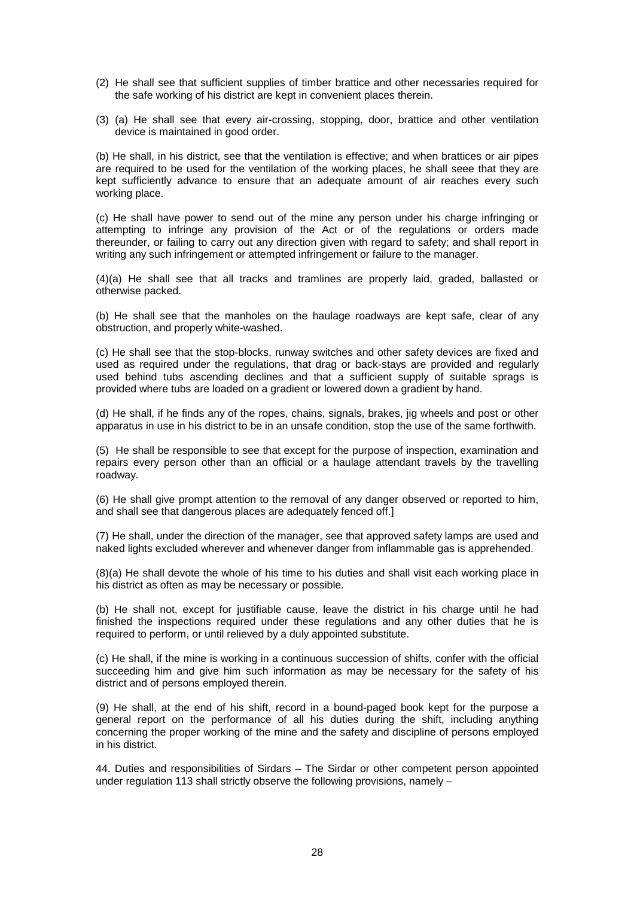(2) He shall see that sufficient supplies of timber brattice and other necessaries required for the safe working of his district are kept in convenient places therein.

(3) (a) He shall see that every air-crossing, stopping, door, brattice and other ventilation device is maintained in good order.

(b) He shall, in his district, see that the ventilation is effective; and when brattices or air pipes are required to be used for the ventilation of the working places, he shall seee that they are kept sufficiently advance to ensure that an adequate amount of air reaches every such working place.

(c) He shall have power to send out of the mine any person under his charge infringing or attempting to infringe any provision of the Act or of the regulations or orders made thereunder, or failing to carry out any direction given with regard to safety; and shall report in writing any such infringement or attempted infringement or failure to the manager.

(4)(a) He shall see that all tracks and tramlines are properly laid, graded, ballasted or otherwise packed.

(b) He shall see that the manholes on the haulage roadways are kept safe, clear of any obstruction, and properly white-washed.

(c) He shall see that the stop-blocks, runway switches and other safety devices are fixed and used as required under the regulations, that drag or back-stays are provided and regularly used behind tubs ascending declines and that a sufficient supply of suitable sprags is provided where tubs are loaded on a gradient or lowered down a gradient by hand.

(d) He shall, if he finds any of the ropes, chains, signals, brakes, jig wheels and post or other apparatus in use in his district to be in an unsafe condition, stop the use of the same forthwith.

(5) He shall be responsible to see that except for the purpose of inspection, examination and repairs every person other than an official or a haulage attendant travels by the travelling roadway.

(6) He shall give prompt attention to the removal of any danger observed or reported to him, and shall see that dangerous places are adequately fenced off.]

(7) He shall, under the direction of the manager, see that approved safety lamps are used and naked lights excluded wherever and whenever danger from inflammable gas is apprehended.

(8)(a) He shall devote the whole of his time to his duties and shall visit each working place in his district as often as may be necessary or possible.

(b) He shall not, except for justifiable cause, leave the district in his charge until he had finished the inspections required under these regulations and any other duties that he is required to perform, or until relieved by a duly appointed substitute.

(c) He shall, if the mine is working in a continuous succession of shifts, confer with the official succeeding him and give him such information as may be necessary for the safety of his district and of persons employed therein.

(9) He shall, at the end of his shift, record in a bound-paged book kept for the purpose a general report on the performance of all his duties during the shift, including anything concerning the proper working of the mine and the safety and discipline of persons employed in his district.

44. Duties and responsibilities of Sirdars – The Sirdar or other competent person appointed under regulation 113 shall strictly observe the following provisions, namely –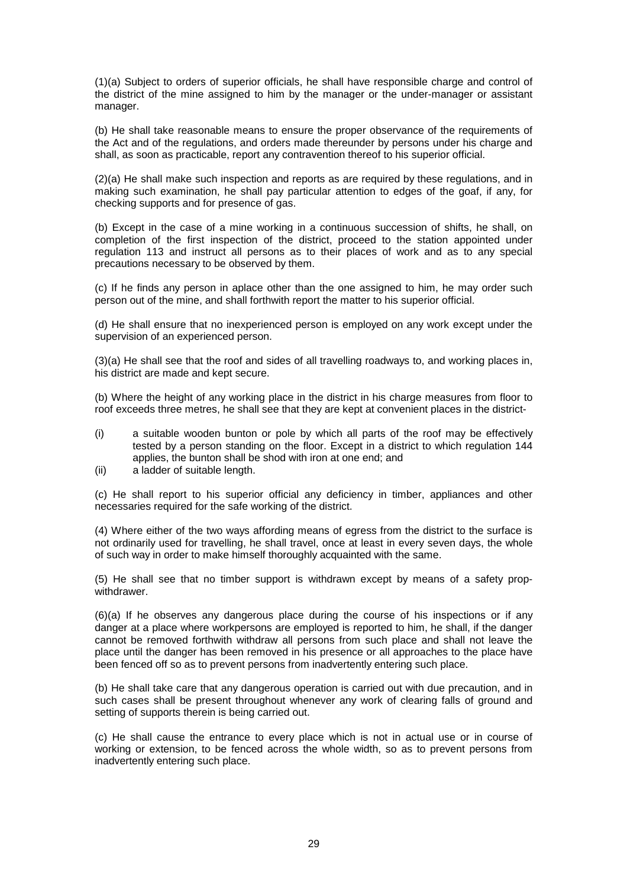(1)(a) Subject to orders of superior officials, he shall have responsible charge and control of the district of the mine assigned to him by the manager or the under-manager or assistant manager.

(b) He shall take reasonable means to ensure the proper observance of the requirements of the Act and of the regulations, and orders made thereunder by persons under his charge and shall, as soon as practicable, report any contravention thereof to his superior official.

(2)(a) He shall make such inspection and reports as are required by these regulations, and in making such examination, he shall pay particular attention to edges of the goaf, if any, for checking supports and for presence of gas.

(b) Except in the case of a mine working in a continuous succession of shifts, he shall, on completion of the first inspection of the district, proceed to the station appointed under regulation 113 and instruct all persons as to their places of work and as to any special precautions necessary to be observed by them.

(c) If he finds any person in aplace other than the one assigned to him, he may order such person out of the mine, and shall forthwith report the matter to his superior official.

(d) He shall ensure that no inexperienced person is employed on any work except under the supervision of an experienced person.

(3)(a) He shall see that the roof and sides of all travelling roadways to, and working places in, his district are made and kept secure.

(b) Where the height of any working place in the district in his charge measures from floor to roof exceeds three metres, he shall see that they are kept at convenient places in the district-

(i) a suitable wooden bunton or pole by which all parts of the roof may be effectively tested by a person standing on the floor. Except in a district to which regulation 144 applies, the bunton shall be shod with iron at one end; and
(ii) a ladder of suitable length.

(c) He shall report to his superior official any deficiency in timber, appliances and other necessaries required for the safe working of the district.

(4) Where either of the two ways affording means of egress from the district to the surface is not ordinarily used for travelling, he shall travel, once at least in every seven days, the whole of such way in order to make himself thoroughly acquainted with the same.

(5) He shall see that no timber support is withdrawn except by means of a safety prop-withdrawer.

(6)(a) If he observes any dangerous place during the course of his inspections or if any danger at a place where workpersons are employed is reported to him, he shall, if the danger cannot be removed forthwith withdraw all persons from such place and shall not leave the place until the danger has been removed in his presence or all approaches to the place have been fenced off so as to prevent persons from inadvertently entering such place.

(b) He shall take care that any dangerous operation is carried out with due precaution, and in such cases shall be present throughout whenever any work of clearing falls of ground and setting of supports therein is being carried out.

(c) He shall cause the entrance to every place which is not in actual use or in course of working or extension, to be fenced across the whole width, so as to prevent persons from inadvertently entering such place.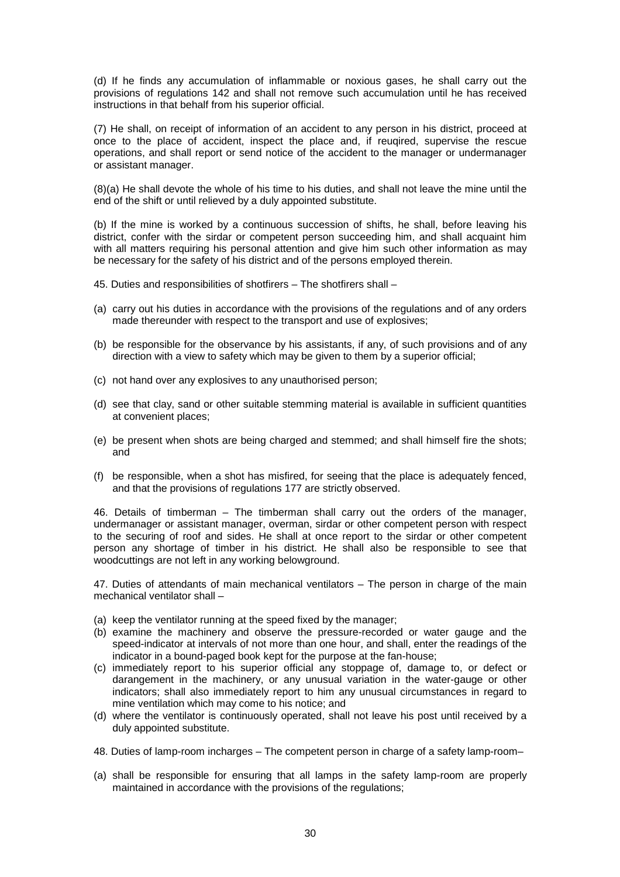(d) If he finds any accumulation of inflammable or noxious gases, he shall carry out the provisions of regulations 142 and shall not remove such accumulation until he has received instructions in that behalf from his superior official.

(7) He shall, on receipt of information of an accident to any person in his district, proceed at once to the place of accident, inspect the place and, if reuqired, supervise the rescue operations, and shall report or send notice of the accident to the manager or undermanager or assistant manager.

(8)(a) He shall devote the whole of his time to his duties, and shall not leave the mine until the end of the shift or until relieved by a duly appointed substitute.

(b) If the mine is worked by a continuous succession of shifts, he shall, before leaving his district, confer with the sirdar or competent person succeeding him, and shall acquaint him with all matters requiring his personal attention and give him such other information as may be necessary for the safety of his district and of the persons employed therein.

45. Duties and responsibilities of shotfirers – The shotfirers shall –

(a) carry out his duties in accordance with the provisions of the regulations and of any orders made thereunder with respect to the transport and use of explosives;

(b) be responsible for the observance by his assistants, if any, of such provisions and of any direction with a view to safety which may be given to them by a superior official;

(c) not hand over any explosives to any unauthorised person;

(d) see that clay, sand or other suitable stemming material is available in sufficient quantities at convenient places;

(e) be present when shots are being charged and stemmed; and shall himself fire the shots; and

(f) be responsible, when a shot has misfired, for seeing that the place is adequately fenced, and that the provisions of regulations 177 are strictly observed.

46. Details of timberman – The timberman shall carry out the orders of the manager, undermanager or assistant manager, overman, sirdar or other competent person with respect to the securing of roof and sides. He shall at once report to the sirdar or other competent person any shortage of timber in his district. He shall also be responsible to see that woodcuttings are not left in any working belowground.

47. Duties of attendants of main mechanical ventilators – The person in charge of the main mechanical ventilator shall –

(a) keep the ventilator running at the speed fixed by the manager;
(b) examine the machinery and observe the pressure-recorded or water gauge and the speed-indicator at intervals of not more than one hour, and shall, enter the readings of the indicator in a bound-paged book kept for the purpose at the fan-house;
(c) immediately report to his superior official any stoppage of, damage to, or defect or darangement in the machinery, or any unusual variation in the water-gauge or other indicators; shall also immediately report to him any unusual circumstances in regard to mine ventilation which may come to his notice; and
(d) where the ventilator is continuously operated, shall not leave his post until received by a duly appointed substitute.

48. Duties of lamp-room incharges – The competent person in charge of a safety lamp-room–

(a) shall be responsible for ensuring that all lamps in the safety lamp-room are properly maintained in accordance with the provisions of the regulations;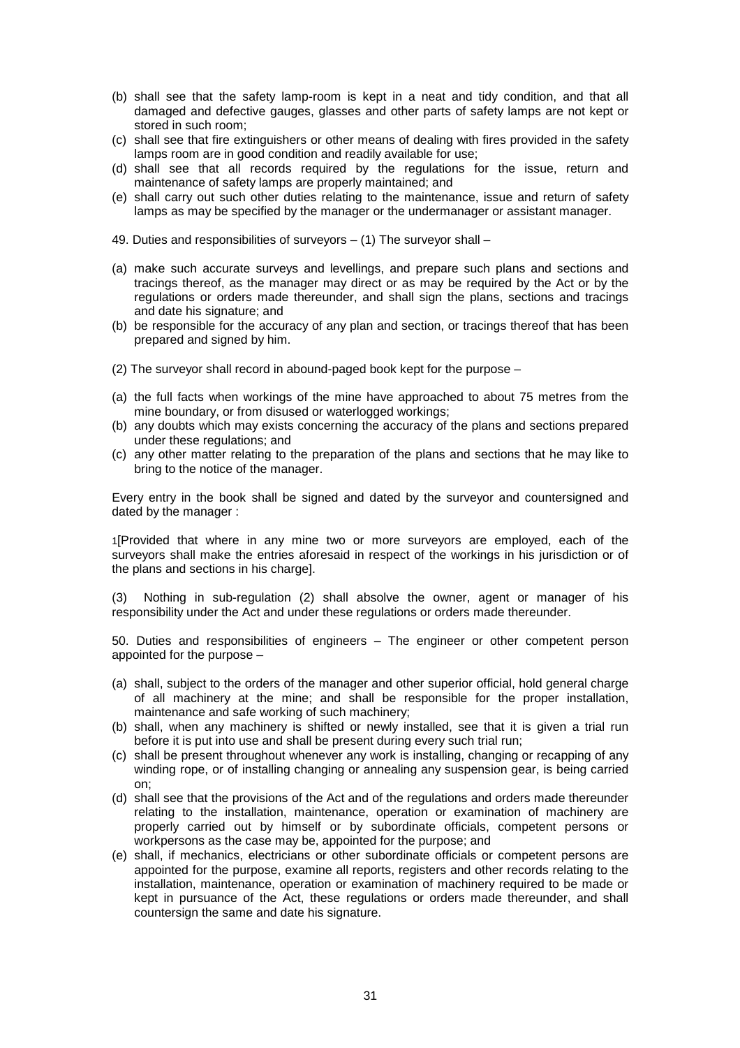(b) shall see that the safety lamp-room is kept in a neat and tidy condition, and that all damaged and defective gauges, glasses and other parts of safety lamps are not kept or stored in such room;

(c) shall see that fire extinguishers or other means of dealing with fires provided in the safety lamps room are in good condition and readily available for use;

(d) shall see that all records required by the regulations for the issue, return and maintenance of safety lamps are properly maintained; and

(e) shall carry out such other duties relating to the maintenance, issue and return of safety lamps as may be specified by the manager or the undermanager or assistant manager.

49. Duties and responsibilities of surveyors – (1) The surveyor shall –

(a) make such accurate surveys and levellings, and prepare such plans and sections and tracings thereof, as the manager may direct or as may be required by the Act or by the regulations or orders made thereunder, and shall sign the plans, sections and tracings and date his signature; and

(b) be responsible for the accuracy of any plan and section, or tracings thereof that has been prepared and signed by him.

(2) The surveyor shall record in abound-paged book kept for the purpose –

(a) the full facts when workings of the mine have approached to about 75 metres from the mine boundary, or from disused or waterlogged workings;

(b) any doubts which may exists concerning the accuracy of the plans and sections prepared under these regulations; and

(c) any other matter relating to the preparation of the plans and sections that he may like to bring to the notice of the manager.

Every entry in the book shall be signed and dated by the surveyor and countersigned and dated by the manager :

[1][Provided that where in any mine two or more surveyors are employed, each of the surveyors shall make the entries aforesaid in respect of the workings in his jurisdiction or of the plans and sections in his charge].

(3) Nothing in sub-regulation (2) shall absolve the owner, agent or manager of his responsibility under the Act and under these regulations or orders made thereunder.

50. Duties and responsibilities of engineers – The engineer or other competent person appointed for the purpose –

(a) shall, subject to the orders of the manager and other superior official, hold general charge of all machinery at the mine; and shall be responsible for the proper installation, maintenance and safe working of such machinery;

(b) shall, when any machinery is shifted or newly installed, see that it is given a trial run before it is put into use and shall be present during every such trial run;

(c) shall be present throughout whenever any work is installing, changing or recapping of any winding rope, or of installing changing or annealing any suspension gear, is being carried on;

(d) shall see that the provisions of the Act and of the regulations and orders made thereunder relating to the installation, maintenance, operation or examination of machinery are properly carried out by himself or by subordinate officials, competent persons or workpersons as the case may be, appointed for the purpose; and

(e) shall, if mechanics, electricians or other subordinate officials or competent persons are appointed for the purpose, examine all reports, registers and other records relating to the installation, maintenance, operation or examination of machinery required to be made or kept in pursuance of the Act, these regulations or orders made thereunder, and shall countersign the same and date his signature.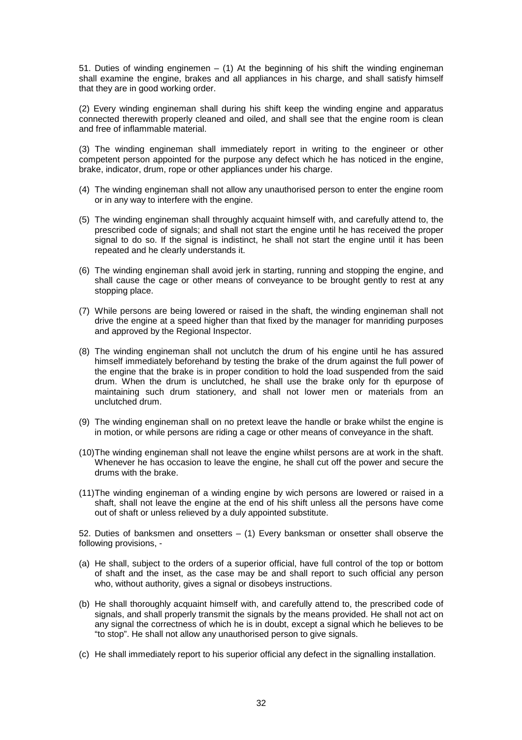51. Duties of winding enginemen – (1) At the beginning of his shift the winding engineman shall examine the engine, brakes and all appliances in his charge, and shall satisfy himself that they are in good working order.

(2) Every winding engineman shall during his shift keep the winding engine and apparatus connected therewith properly cleaned and oiled, and shall see that the engine room is clean and free of inflammable material.

(3) The winding engineman shall immediately report in writing to the engineer or other competent person appointed for the purpose any defect which he has noticed in the engine, brake, indicator, drum, rope or other appliances under his charge.

(4) The winding engineman shall not allow any unauthorised person to enter the engine room or in any way to interfere with the engine.

(5) The winding engineman shall throughly acquaint himself with, and carefully attend to, the prescribed code of signals; and shall not start the engine until he has received the proper signal to do so. If the signal is indistinct, he shall not start the engine until it has been repeated and he clearly understands it.

(6) The winding engineman shall avoid jerk in starting, running and stopping the engine, and shall cause the cage or other means of conveyance to be brought gently to rest at any stopping place.

(7) While persons are being lowered or raised in the shaft, the winding engineman shall not drive the engine at a speed higher than that fixed by the manager for manriding purposes and approved by the Regional Inspector.

(8) The winding engineman shall not unclutch the drum of his engine until he has assured himself immediately beforehand by testing the brake of the drum against the full power of the engine that the brake is in proper condition to hold the load suspended from the said drum. When the drum is unclutched, he shall use the brake only for th epurpose of maintaining such drum stationery, and shall not lower men or materials from an unclutched drum.

(9) The winding engineman shall on no pretext leave the handle or brake whilst the engine is in motion, or while persons are riding a cage or other means of conveyance in the shaft.

(10) The winding engineman shall not leave the engine whilst persons are at work in the shaft. Whenever he has occasion to leave the engine, he shall cut off the power and secure the drums with the brake.

(11) The winding engineman of a winding engine by wich persons are lowered or raised in a shaft, shall not leave the engine at the end of his shift unless all the persons have come out of shaft or unless relieved by a duly appointed substitute.

52. Duties of banksmen and onsetters – (1) Every banksman or onsetter shall observe the following provisions, -

(a) He shall, subject to the orders of a superior official, have full control of the top or bottom of shaft and the inset, as the case may be and shall report to such official any person who, without authority, gives a signal or disobeys instructions.

(b) He shall thoroughly acquaint himself with, and carefully attend to, the prescribed code of signals, and shall properly transmit the signals by the means provided. He shall not act on any signal the correctness of which he is in doubt, except a signal which he believes to be "to stop". He shall not allow any unauthorised person to give signals.

(c) He shall immediately report to his superior official any defect in the signalling installation.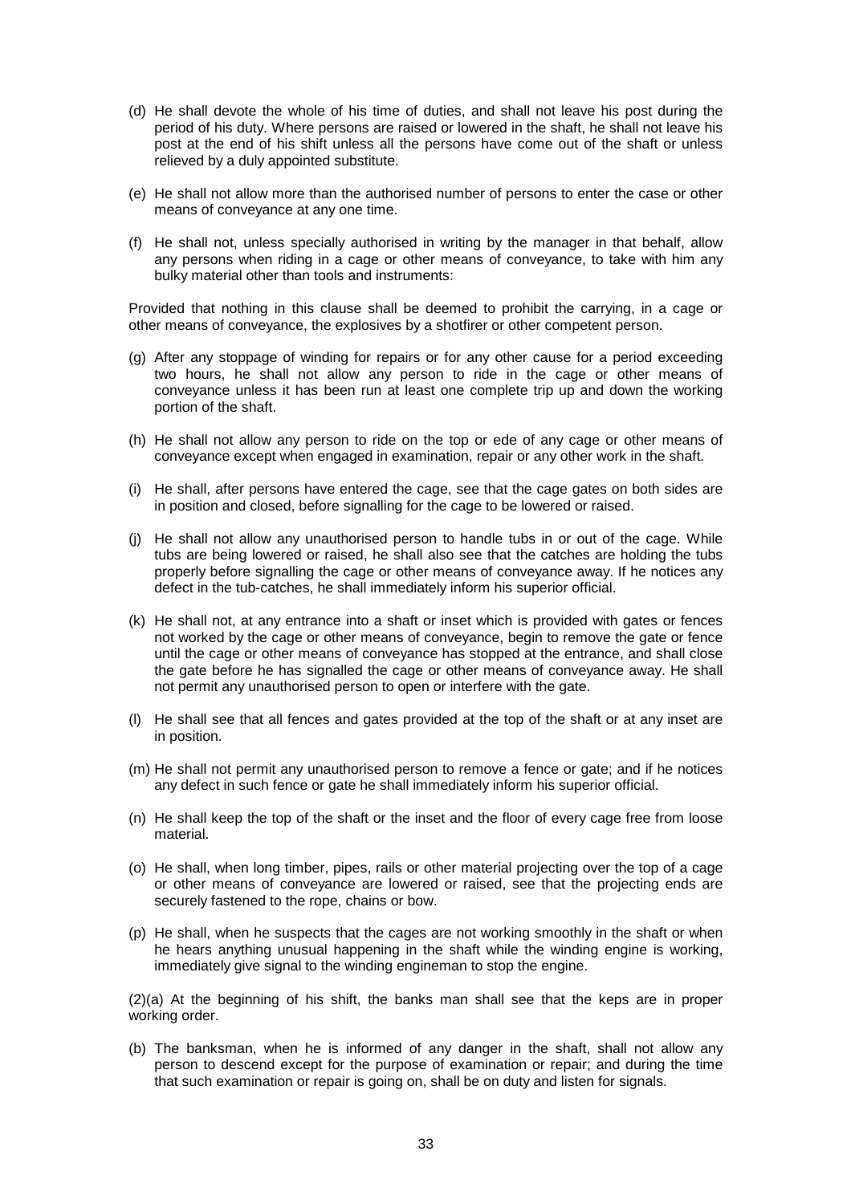(d) He shall devote the whole of his time of duties, and shall not leave his post during the period of his duty. Where persons are raised or lowered in the shaft, he shall not leave his post at the end of his shift unless all the persons have come out of the shaft or unless relieved by a duly appointed substitute.

(e) He shall not allow more than the authorised number of persons to enter the case or other means of conveyance at any one time.

(f) He shall not, unless specially authorised in writing by the manager in that behalf, allow any persons when riding in a cage or other means of conveyance, to take with him any bulky material other than tools and instruments:

Provided that nothing in this clause shall be deemed to prohibit the carrying, in a cage or other means of conveyance, the explosives by a shotfirer or other competent person.

(g) After any stoppage of winding for repairs or for any other cause for a period exceeding two hours, he shall not allow any person to ride in the cage or other means of conveyance unless it has been run at least one complete trip up and down the working portion of the shaft.

(h) He shall not allow any person to ride on the top or ede of any cage or other means of conveyance except when engaged in examination, repair or any other work in the shaft.

(i) He shall, after persons have entered the cage, see that the cage gates on both sides are in position and closed, before signalling for the cage to be lowered or raised.

(j) He shall not allow any unauthorised person to handle tubs in or out of the cage. While tubs are being lowered or raised, he shall also see that the catches are holding the tubs properly before signalling the cage or other means of conveyance away. If he notices any defect in the tub-catches, he shall immediately inform his superior official.

(k) He shall not, at any entrance into a shaft or inset which is provided with gates or fences not worked by the cage or other means of conveyance, begin to remove the gate or fence until the cage or other means of conveyance has stopped at the entrance, and shall close the gate before he has signalled the cage or other means of conveyance away. He shall not permit any unauthorised person to open or interfere with the gate.

(l) He shall see that all fences and gates provided at the top of the shaft or at any inset are in position.

(m) He shall not permit any unauthorised person to remove a fence or gate; and if he notices any defect in such fence or gate he shall immediately inform his superior official.

(n) He shall keep the top of the shaft or the inset and the floor of every cage free from loose material.

(o) He shall, when long timber, pipes, rails or other material projecting over the top of a cage or other means of conveyance are lowered or raised, see that the projecting ends are securely fastened to the rope, chains or bow.

(p) He shall, when he suspects that the cages are not working smoothly in the shaft or when he hears anything unusual happening in the shaft while the winding engine is working, immediately give signal to the winding engineman to stop the engine.

(2)(a) At the beginning of his shift, the banks man shall see that the keps are in proper working order.

(b) The banksman, when he is informed of any danger in the shaft, shall not allow any person to descend except for the purpose of examination or repair; and during the time that such examination or repair is going on, shall be on duty and listen for signals.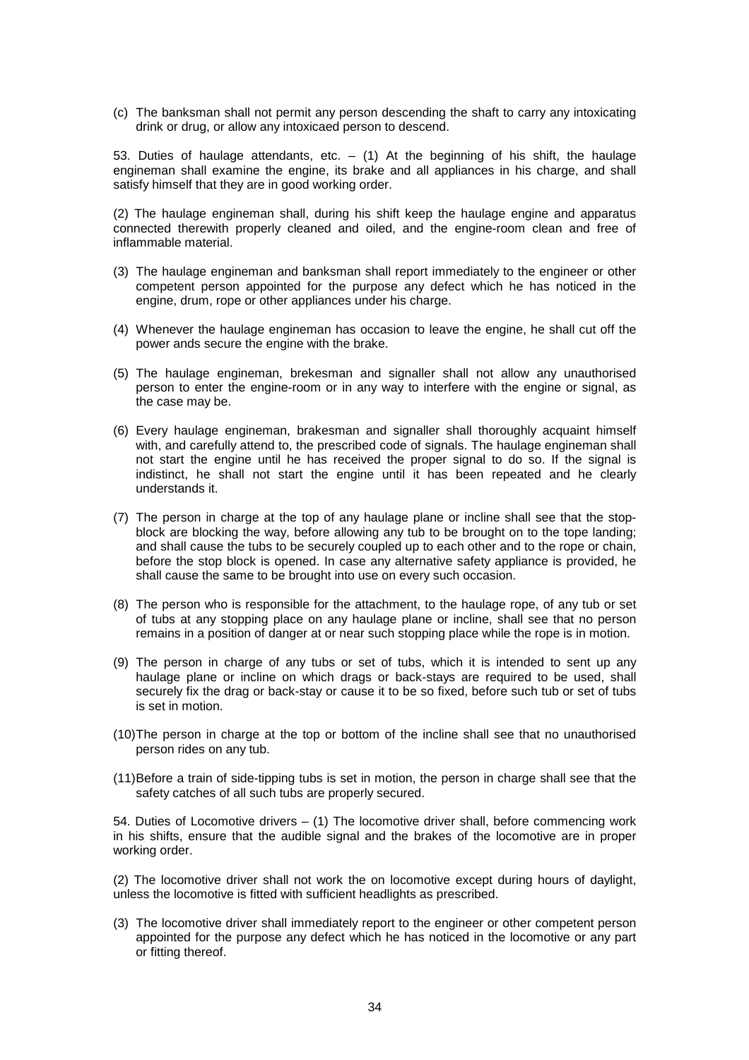(c) The banksman shall not permit any person descending the shaft to carry any intoxicating drink or drug, or allow any intoxicaed person to descend.

53. Duties of haulage attendants, etc. – (1) At the beginning of his shift, the haulage engineman shall examine the engine, its brake and all appliances in his charge, and shall satisfy himself that they are in good working order.

(2) The haulage engineman shall, during his shift keep the haulage engine and apparatus connected therewith properly cleaned and oiled, and the engine-room clean and free of inflammable material.

(3) The haulage engineman and banksman shall report immediately to the engineer or other competent person appointed for the purpose any defect which he has noticed in the engine, drum, rope or other appliances under his charge.

(4) Whenever the haulage engineman has occasion to leave the engine, he shall cut off the power ands secure the engine with the brake.

(5) The haulage engineman, brekesman and signaller shall not allow any unauthorised person to enter the engine-room or in any way to interfere with the engine or signal, as the case may be.

(6) Every haulage engineman, brakesman and signaller shall thoroughly acquaint himself with, and carefully attend to, the prescribed code of signals. The haulage engineman shall not start the engine until he has received the proper signal to do so. If the signal is indistinct, he shall not start the engine until it has been repeated and he clearly understands it.

(7) The person in charge at the top of any haulage plane or incline shall see that the stop-block are blocking the way, before allowing any tub to be brought on to the tope landing; and shall cause the tubs to be securely coupled up to each other and to the rope or chain, before the stop block is opened. In case any alternative safety appliance is provided, he shall cause the same to be brought into use on every such occasion.

(8) The person who is responsible for the attachment, to the haulage rope, of any tub or set of tubs at any stopping place on any haulage plane or incline, shall see that no person remains in a position of danger at or near such stopping place while the rope is in motion.

(9) The person in charge of any tubs or set of tubs, which it is intended to sent up any haulage plane or incline on which drags or back-stays are required to be used, shall securely fix the drag or back-stay or cause it to be so fixed, before such tub or set of tubs is set in motion.

(10) The person in charge at the top or bottom of the incline shall see that no unauthorised person rides on any tub.

(11) Before a train of side-tipping tubs is set in motion, the person in charge shall see that the safety catches of all such tubs are properly secured.

54. Duties of Locomotive drivers – (1) The locomotive driver shall, before commencing work in his shifts, ensure that the audible signal and the brakes of the locomotive are in proper working order.

(2) The locomotive driver shall not work the on locomotive except during hours of daylight, unless the locomotive is fitted with sufficient headlights as prescribed.

(3) The locomotive driver shall immediately report to the engineer or other competent person appointed for the purpose any defect which he has noticed in the locomotive or any part or fitting thereof.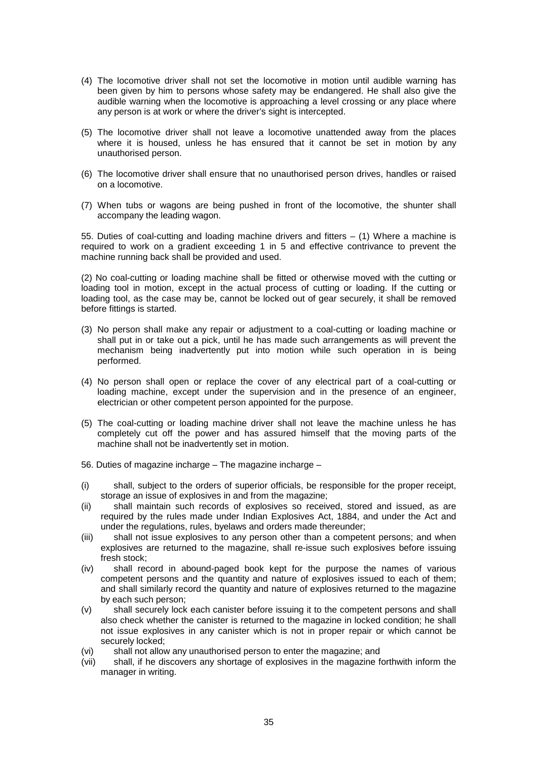(4) The locomotive driver shall not set the locomotive in motion until audible warning has been given by him to persons whose safety may be endangered. He shall also give the audible warning when the locomotive is approaching a level crossing or any place where any person is at work or where the driver's sight is intercepted.

(5) The locomotive driver shall not leave a locomotive unattended away from the places where it is housed, unless he has ensured that it cannot be set in motion by any unauthorised person.

(6) The locomotive driver shall ensure that no unauthorised person drives, handles or raised on a locomotive.

(7) When tubs or wagons are being pushed in front of the locomotive, the shunter shall accompany the leading wagon.

55. Duties of coal-cutting and loading machine drivers and fitters – (1) Where a machine is required to work on a gradient exceeding 1 in 5 and effective contrivance to prevent the machine running back shall be provided and used.

(2) No coal-cutting or loading machine shall be fitted or otherwise moved with the cutting or loading tool in motion, except in the actual process of cutting or loading. If the cutting or loading tool, as the case may be, cannot be locked out of gear securely, it shall be removed before fittings is started.

(3) No person shall make any repair or adjustment to a coal-cutting or loading machine or shall put in or take out a pick, until he has made such arrangements as will prevent the mechanism being inadvertently put into motion while such operation in is being performed.

(4) No person shall open or replace the cover of any electrical part of a coal-cutting or loading machine, except under the supervision and in the presence of an engineer, electrician or other competent person appointed for the purpose.

(5) The coal-cutting or loading machine driver shall not leave the machine unless he has completely cut off the power and has assured himself that the moving parts of the machine shall not be inadvertently set in motion.

56. Duties of magazine incharge – The magazine incharge –

(i) shall, subject to the orders of superior officials, be responsible for the proper receipt, storage an issue of explosives in and from the magazine;

(ii) shall maintain such records of explosives so received, stored and issued, as are required by the rules made under Indian Explosives Act, 1884, and under the Act and under the regulations, rules, byelaws and orders made thereunder;

(iii) shall not issue explosives to any person other than a competent persons; and when explosives are returned to the magazine, shall re-issue such explosives before issuing fresh stock;

(iv) shall record in abound-paged book kept for the purpose the names of various competent persons and the quantity and nature of explosives issued to each of them; and shall similarly record the quantity and nature of explosives returned to the magazine by each such person;

(v) shall securely lock each canister before issuing it to the competent persons and shall also check whether the canister is returned to the magazine in locked condition; he shall not issue explosives in any canister which is not in proper repair or which cannot be securely locked;

(vi) shall not allow any unauthorised person to enter the magazine; and

(vii) shall, if he discovers any shortage of explosives in the magazine forthwith inform the manager in writing.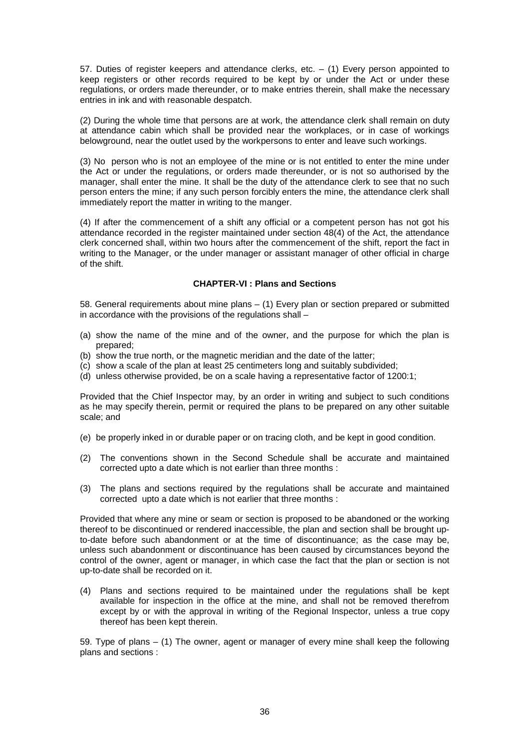57. Duties of register keepers and attendance clerks, etc. – (1) Every person appointed to keep registers or other records required to be kept by or under the Act or under these regulations, or orders made thereunder, or to make entries therein, shall make the necessary entries in ink and with reasonable despatch.

(2) During the whole time that persons are at work, the attendance clerk shall remain on duty at attendance cabin which shall be provided near the workplaces, or in case of workings belowground, near the outlet used by the workpersons to enter and leave such workings.

(3) No person who is not an employee of the mine or is not entitled to enter the mine under the Act or under the regulations, or orders made thereunder, or is not so authorised by the manager, shall enter the mine. It shall be the duty of the attendance clerk to see that no such person enters the mine; if any such person forcibly enters the mine, the attendance clerk shall immediately report the matter in writing to the manger.

(4) If after the commencement of a shift any official or a competent person has not got his attendance recorded in the register maintained under section 48(4) of the Act, the attendance clerk concerned shall, within two hours after the commencement of the shift, report the fact in writing to the Manager, or the under manager or assistant manager of other official in charge of the shift.

## CHAPTER-VI : Plans and Sections

58. General requirements about mine plans – (1) Every plan or section prepared or submitted in accordance with the provisions of the regulations shall –

(a) show the name of the mine and of the owner, and the purpose for which the plan is prepared;
(b) show the true north, or the magnetic meridian and the date of the latter;
(c) show a scale of the plan at least 25 centimeters long and suitably subdivided;
(d) unless otherwise provided, be on a scale having a representative factor of 1200:1;

Provided that the Chief Inspector may, by an order in writing and subject to such conditions as he may specify therein, permit or required the plans to be prepared on any other suitable scale; and

(e) be properly inked in or durable paper or on tracing cloth, and be kept in good condition.

(2) The conventions shown in the Second Schedule shall be accurate and maintained corrected upto a date which is not earlier than three months :

(3) The plans and sections required by the regulations shall be accurate and maintained corrected upto a date which is not earlier that three months :

Provided that where any mine or seam or section is proposed to be abandoned or the working thereof to be discontinued or rendered inaccessible, the plan and section shall be brought up-to-date before such abandonment or at the time of discontinuance; as the case may be, unless such abandonment or discontinuance has been caused by circumstances beyond the control of the owner, agent or manager, in which case the fact that the plan or section is not up-to-date shall be recorded on it.

(4) Plans and sections required to be maintained under the regulations shall be kept available for inspection in the office at the mine, and shall not be removed therefrom except by or with the approval in writing of the Regional Inspector, unless a true copy thereof has been kept therein.

59. Type of plans – (1) The owner, agent or manager of every mine shall keep the following plans and sections :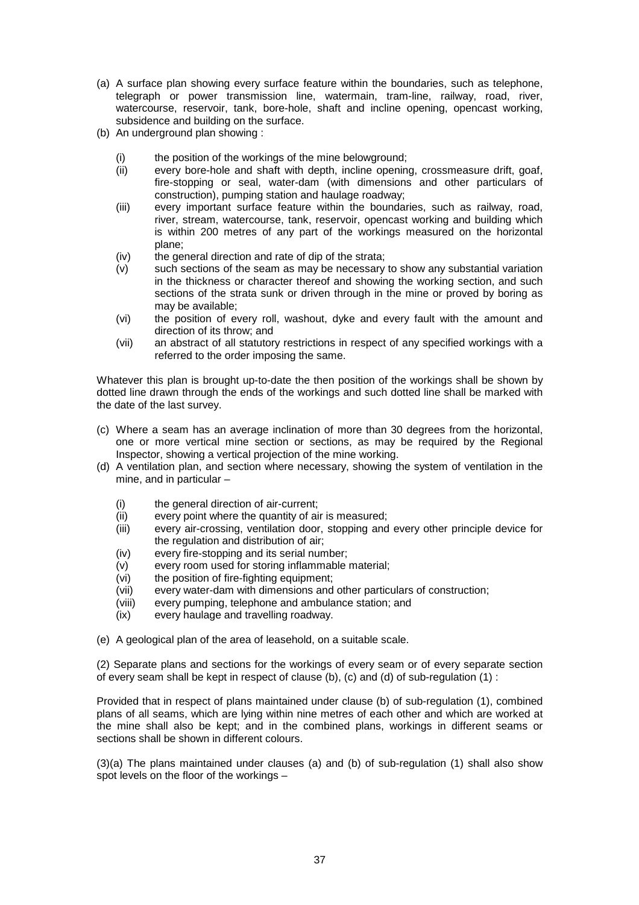(a) A surface plan showing every surface feature within the boundaries, such as telephone, telegraph or power transmission line, watermain, tram-line, railway, road, river, watercourse, reservoir, tank, bore-hole, shaft and incline opening, opencast working, subsidence and building on the surface.

(b) An underground plan showing :

- (i) the position of the workings of the mine belowground;
- (ii) every bore-hole and shaft with depth, incline opening, crossmeasure drift, goaf, fire-stopping or seal, water-dam (with dimensions and other particulars of construction), pumping station and haulage roadway;
- (iii) every important surface feature within the boundaries, such as railway, road, river, stream, watercourse, tank, reservoir, opencast working and building which is within 200 metres of any part of the workings measured on the horizontal plane;
- (iv) the general direction and rate of dip of the strata;
- (v) such sections of the seam as may be necessary to show any substantial variation in the thickness or character thereof and showing the working section, and such sections of the strata sunk or driven through in the mine or proved by boring as may be available;
- (vi) the position of every roll, washout, dyke and every fault with the amount and direction of its throw; and
- (vii) an abstract of all statutory restrictions in respect of any specified workings with a referred to the order imposing the same.

Whatever this plan is brought up-to-date the then position of the workings shall be shown by dotted line drawn through the ends of the workings and such dotted line shall be marked with the date of the last survey.

(c) Where a seam has an average inclination of more than 30 degrees from the horizontal, one or more vertical mine section or sections, as may be required by the Regional Inspector, showing a vertical projection of the mine working.

(d) A ventilation plan, and section where necessary, showing the system of ventilation in the mine, and in particular –

- (i) the general direction of air-current;
- (ii) every point where the quantity of air is measured;
- (iii) every air-crossing, ventilation door, stopping and every other principle device for the regulation and distribution of air;
- (iv) every fire-stopping and its serial number;
- (v) every room used for storing inflammable material;
- (vi) the position of fire-fighting equipment;
- (vii) every water-dam with dimensions and other particulars of construction;
- (viii) every pumping, telephone and ambulance station; and
- (ix) every haulage and travelling roadway.

(e) A geological plan of the area of leasehold, on a suitable scale.

(2) Separate plans and sections for the workings of every seam or of every separate section of every seam shall be kept in respect of clause (b), (c) and (d) of sub-regulation (1) :

Provided that in respect of plans maintained under clause (b) of sub-regulation (1), combined plans of all seams, which are lying within nine metres of each other and which are worked at the mine shall also be kept; and in the combined plans, workings in different seams or sections shall be shown in different colours.

(3)(a) The plans maintained under clauses (a) and (b) of sub-regulation (1) shall also show spot levels on the floor of the workings –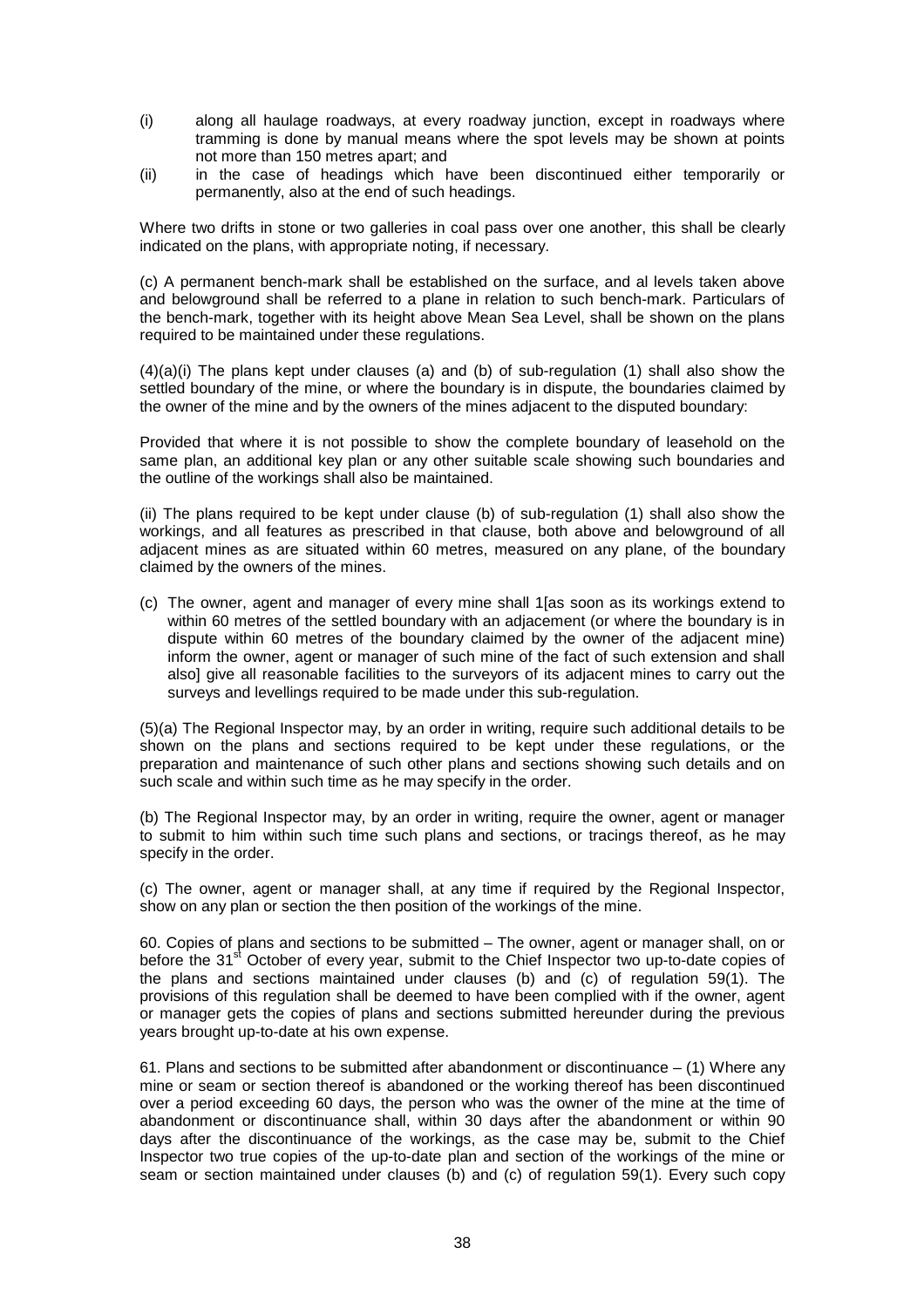(i) along all haulage roadways, at every roadway junction, except in roadways where tramming is done by manual means where the spot levels may be shown at points not more than 150 metres apart; and

(ii) in the case of headings which have been discontinued either temporarily or permanently, also at the end of such headings.

Where two drifts in stone or two galleries in coal pass over one another, this shall be clearly indicated on the plans, with appropriate noting, if necessary.

(c) A permanent bench-mark shall be established on the surface, and al levels taken above and belowground shall be referred to a plane in relation to such bench-mark. Particulars of the bench-mark, together with its height above Mean Sea Level, shall be shown on the plans required to be maintained under these regulations.

(4)(a)(i) The plans kept under clauses (a) and (b) of sub-regulation (1) shall also show the settled boundary of the mine, or where the boundary is in dispute, the boundaries claimed by the owner of the mine and by the owners of the mines adjacent to the disputed boundary:

Provided that where it is not possible to show the complete boundary of leasehold on the same plan, an additional key plan or any other suitable scale showing such boundaries and the outline of the workings shall also be maintained.

(ii) The plans required to be kept under clause (b) of sub-regulation (1) shall also show the workings, and all features as prescribed in that clause, both above and belowground of all adjacent mines as are situated within 60 metres, measured on any plane, of the boundary claimed by the owners of the mines.

(c) The owner, agent and manager of every mine shall 1[as soon as its workings extend to within 60 metres of the settled boundary with an adjacement (or where the boundary is in dispute within 60 metres of the boundary claimed by the owner of the adjacent mine) inform the owner, agent or manager of such mine of the fact of such extension and shall also] give all reasonable facilities to the surveyors of its adjacent mines to carry out the surveys and levellings required to be made under this sub-regulation.

(5)(a) The Regional Inspector may, by an order in writing, require such additional details to be shown on the plans and sections required to be kept under these regulations, or the preparation and maintenance of such other plans and sections showing such details and on such scale and within such time as he may specify in the order.

(b) The Regional Inspector may, by an order in writing, require the owner, agent or manager to submit to him within such time such plans and sections, or tracings thereof, as he may specify in the order.

(c) The owner, agent or manager shall, at any time if required by the Regional Inspector, show on any plan or section the then position of the workings of the mine.

60. Copies of plans and sections to be submitted – The owner, agent or manager shall, on or before the 31st October of every year, submit to the Chief Inspector two up-to-date copies of the plans and sections maintained under clauses (b) and (c) of regulation 59(1). The provisions of this regulation shall be deemed to have been complied with if the owner, agent or manager gets the copies of plans and sections submitted hereunder during the previous years brought up-to-date at his own expense.

61. Plans and sections to be submitted after abandonment or discontinuance – (1) Where any mine or seam or section thereof is abandoned or the working thereof has been discontinued over a period exceeding 60 days, the person who was the owner of the mine at the time of abandonment or discontinuance shall, within 30 days after the abandonment or within 90 days after the discontinuance of the workings, as the case may be, submit to the Chief Inspector two true copies of the up-to-date plan and section of the workings of the mine or seam or section maintained under clauses (b) and (c) of regulation 59(1). Every such copy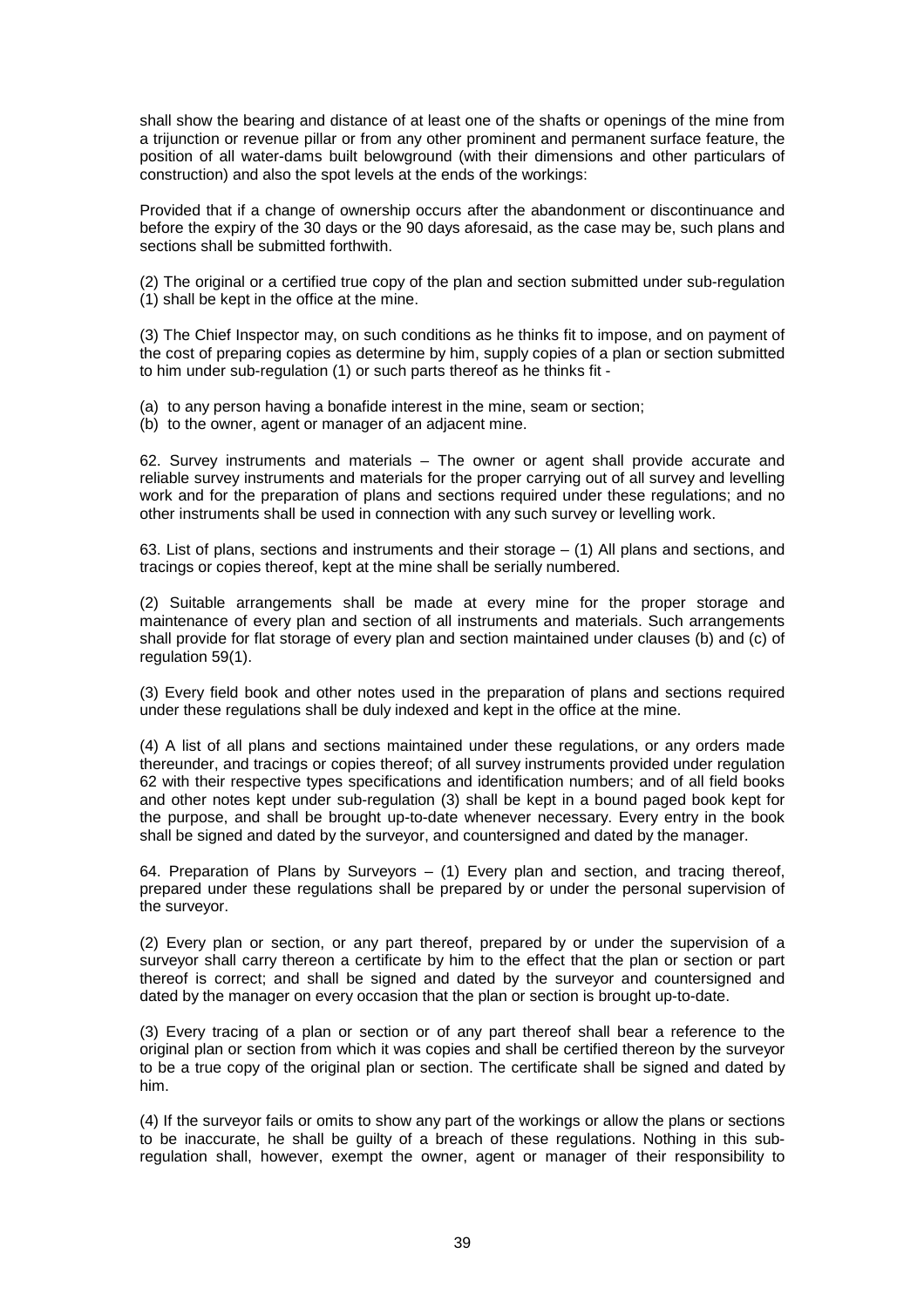shall show the bearing and distance of at least one of the shafts or openings of the mine from a trijunction or revenue pillar or from any other prominent and permanent surface feature, the position of all water-dams built belowground (with their dimensions and other particulars of construction) and also the spot levels at the ends of the workings:

Provided that if a change of ownership occurs after the abandonment or discontinuance and before the expiry of the 30 days or the 90 days aforesaid, as the case may be, such plans and sections shall be submitted forthwith.

(2) The original or a certified true copy of the plan and section submitted under sub-regulation (1) shall be kept in the office at the mine.

(3) The Chief Inspector may, on such conditions as he thinks fit to impose, and on payment of the cost of preparing copies as determine by him, supply copies of a plan or section submitted to him under sub-regulation (1) or such parts thereof as he thinks fit -

(a) to any person having a bonafide interest in the mine, seam or section;
(b) to the owner, agent or manager of an adjacent mine.

62. Survey instruments and materials – The owner or agent shall provide accurate and reliable survey instruments and materials for the proper carrying out of all survey and levelling work and for the preparation of plans and sections required under these regulations; and no other instruments shall be used in connection with any such survey or levelling work.

63. List of plans, sections and instruments and their storage – (1) All plans and sections, and tracings or copies thereof, kept at the mine shall be serially numbered.

(2) Suitable arrangements shall be made at every mine for the proper storage and maintenance of every plan and section of all instruments and materials. Such arrangements shall provide for flat storage of every plan and section maintained under clauses (b) and (c) of regulation 59(1).

(3) Every field book and other notes used in the preparation of plans and sections required under these regulations shall be duly indexed and kept in the office at the mine.

(4) A list of all plans and sections maintained under these regulations, or any orders made thereunder, and tracings or copies thereof; of all survey instruments provided under regulation 62 with their respective types specifications and identification numbers; and of all field books and other notes kept under sub-regulation (3) shall be kept in a bound paged book kept for the purpose, and shall be brought up-to-date whenever necessary. Every entry in the book shall be signed and dated by the surveyor, and countersigned and dated by the manager.

64. Preparation of Plans by Surveyors – (1) Every plan and section, and tracing thereof, prepared under these regulations shall be prepared by or under the personal supervision of the surveyor.

(2) Every plan or section, or any part thereof, prepared by or under the supervision of a surveyor shall carry thereon a certificate by him to the effect that the plan or section or part thereof is correct; and shall be signed and dated by the surveyor and countersigned and dated by the manager on every occasion that the plan or section is brought up-to-date.

(3) Every tracing of a plan or section or of any part thereof shall bear a reference to the original plan or section from which it was copies and shall be certified thereon by the surveyor to be a true copy of the original plan or section. The certificate shall be signed and dated by him.

(4) If the surveyor fails or omits to show any part of the workings or allow the plans or sections to be inaccurate, he shall be guilty of a breach of these regulations. Nothing in this sub-regulation shall, however, exempt the owner, agent or manager of their responsibility to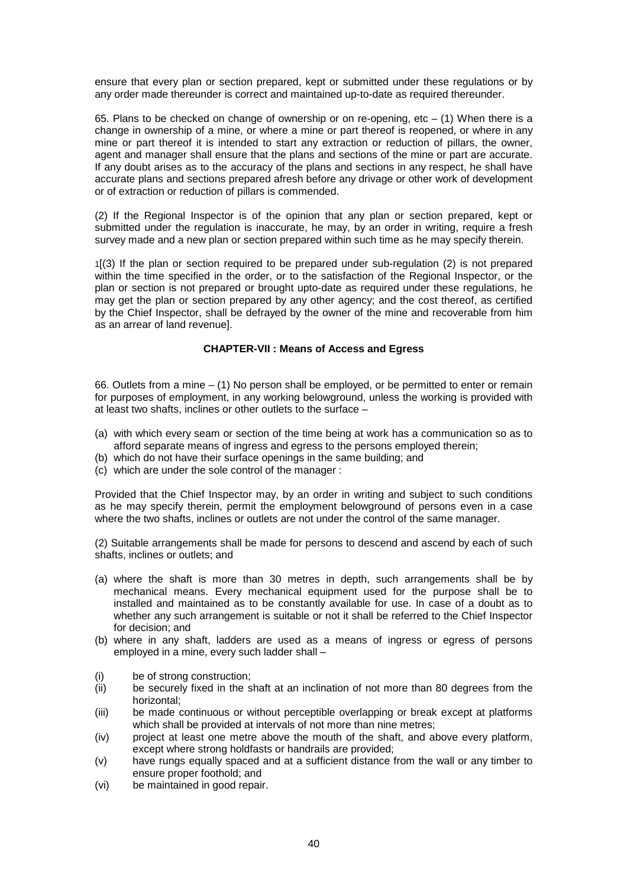ensure that every plan or section prepared, kept or submitted under these regulations or by any order made thereunder is correct and maintained up-to-date as required thereunder.

65. Plans to be checked on change of ownership or on re-opening, etc – (1) When there is a change in ownership of a mine, or where a mine or part thereof is reopened, or where in any mine or part thereof it is intended to start any extraction or reduction of pillars, the owner, agent and manager shall ensure that the plans and sections of the mine or part are accurate. If any doubt arises as to the accuracy of the plans and sections in any respect, he shall have accurate plans and sections prepared afresh before any drivage or other work of development or of extraction or reduction of pillars is commended.

(2) If the Regional Inspector is of the opinion that any plan or section prepared, kept or submitted under the regulation is inaccurate, he may, by an order in writing, require a fresh survey made and a new plan or section prepared within such time as he may specify therein.

1[(3) If the plan or section required to be prepared under sub-regulation (2) is not prepared within the time specified in the order, or to the satisfaction of the Regional Inspector, or the plan or section is not prepared or brought upto-date as required under these regulations, he may get the plan or section prepared by any other agency; and the cost thereof, as certified by the Chief Inspector, shall be defrayed by the owner of the mine and recoverable from him as an arrear of land revenue].

### CHAPTER-VII : Means of Access and Egress

66. Outlets from a mine – (1) No person shall be employed, or be permitted to enter or remain for purposes of employment, in any working belowground, unless the working is provided with at least two shafts, inclines or other outlets to the surface –

(a) with which every seam or section of the time being at work has a communication so as to afford separate means of ingress and egress to the persons employed therein;
(b) which do not have their surface openings in the same building; and
(c) which are under the sole control of the manager :

Provided that the Chief Inspector may, by an order in writing and subject to such conditions as he may specify therein, permit the employment belowground of persons even in a case where the two shafts, inclines or outlets are not under the control of the same manager.

(2) Suitable arrangements shall be made for persons to descend and ascend by each of such shafts, inclines or outlets; and

(a) where the shaft is more than 30 metres in depth, such arrangements shall be by mechanical means. Every mechanical equipment used for the purpose shall be to installed and maintained as to be constantly available for use. In case of a doubt as to whether any such arrangement is suitable or not it shall be referred to the Chief Inspector for decision; and
(b) where in any shaft, ladders are used as a means of ingress or egress of persons employed in a mine, every such ladder shall –

(i) be of strong construction;
(ii) be securely fixed in the shaft at an inclination of not more than 80 degrees from the horizontal;
(iii) be made continuous or without perceptible overlapping or break except at platforms which shall be provided at intervals of not more than nine metres;
(iv) project at least one metre above the mouth of the shaft, and above every platform, except where strong holdfasts or handrails are provided;
(v) have rungs equally spaced and at a sufficient distance from the wall or any timber to ensure proper foothold; and
(vi) be maintained in good repair.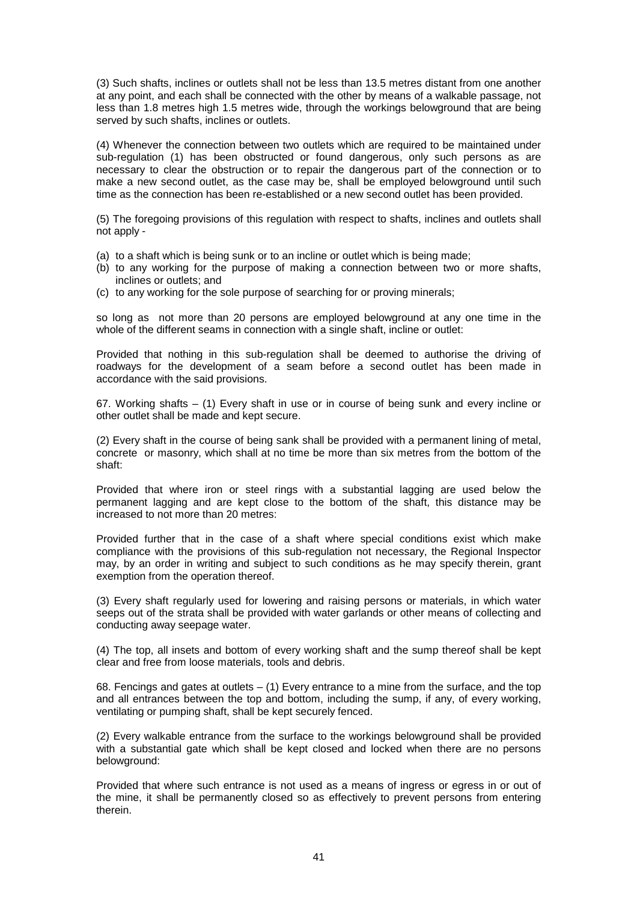(3) Such shafts, inclines or outlets shall not be less than 13.5 metres distant from one another at any point, and each shall be connected with the other by means of a walkable passage, not less than 1.8 metres high 1.5 metres wide, through the workings belowground that are being served by such shafts, inclines or outlets.

(4) Whenever the connection between two outlets which are required to be maintained under sub-regulation (1) has been obstructed or found dangerous, only such persons as are necessary to clear the obstruction or to repair the dangerous part of the connection or to make a new second outlet, as the case may be, shall be employed belowground until such time as the connection has been re-established or a new second outlet has been provided.

(5) The foregoing provisions of this regulation with respect to shafts, inclines and outlets shall not apply -

(a) to a shaft which is being sunk or to an incline or outlet which is being made;
(b) to any working for the purpose of making a connection between two or more shafts, inclines or outlets; and
(c) to any working for the sole purpose of searching for or proving minerals;

so long as not more than 20 persons are employed belowground at any one time in the whole of the different seams in connection with a single shaft, incline or outlet:

Provided that nothing in this sub-regulation shall be deemed to authorise the driving of roadways for the development of a seam before a second outlet has been made in accordance with the said provisions.

67. Working shafts – (1) Every shaft in use or in course of being sunk and every incline or other outlet shall be made and kept secure.

(2) Every shaft in the course of being sank shall be provided with a permanent lining of metal, concrete or masonry, which shall at no time be more than six metres from the bottom of the shaft:

Provided that where iron or steel rings with a substantial lagging are used below the permanent lagging and are kept close to the bottom of the shaft, this distance may be increased to not more than 20 metres:

Provided further that in the case of a shaft where special conditions exist which make compliance with the provisions of this sub-regulation not necessary, the Regional Inspector may, by an order in writing and subject to such conditions as he may specify therein, grant exemption from the operation thereof.

(3) Every shaft regularly used for lowering and raising persons or materials, in which water seeps out of the strata shall be provided with water garlands or other means of collecting and conducting away seepage water.

(4) The top, all insets and bottom of every working shaft and the sump thereof shall be kept clear and free from loose materials, tools and debris.

68. Fencings and gates at outlets – (1) Every entrance to a mine from the surface, and the top and all entrances between the top and bottom, including the sump, if any, of every working, ventilating or pumping shaft, shall be kept securely fenced.

(2) Every walkable entrance from the surface to the workings belowground shall be provided with a substantial gate which shall be kept closed and locked when there are no persons belowground:

Provided that where such entrance is not used as a means of ingress or egress in or out of the mine, it shall be permanently closed so as effectively to prevent persons from entering therein.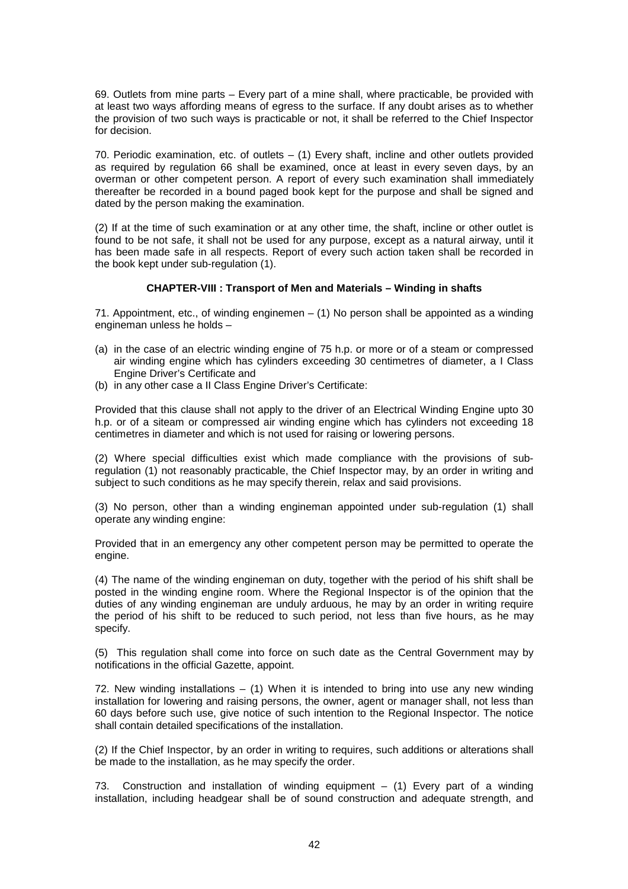69. Outlets from mine parts – Every part of a mine shall, where practicable, be provided with at least two ways affording means of egress to the surface. If any doubt arises as to whether the provision of two such ways is practicable or not, it shall be referred to the Chief Inspector for decision.

70. Periodic examination, etc. of outlets – (1) Every shaft, incline and other outlets provided as required by regulation 66 shall be examined, once at least in every seven days, by an overman or other competent person. A report of every such examination shall immediately thereafter be recorded in a bound paged book kept for the purpose and shall be signed and dated by the person making the examination.

(2) If at the time of such examination or at any other time, the shaft, incline or other outlet is found to be not safe, it shall not be used for any purpose, except as a natural airway, until it has been made safe in all respects. Report of every such action taken shall be recorded in the book kept under sub-regulation (1).

### CHAPTER-VIII : Transport of Men and Materials – Winding in shafts

71. Appointment, etc., of winding enginemen – (1) No person shall be appointed as a winding engineman unless he holds –

(a) in the case of an electric winding engine of 75 h.p. or more or of a steam or compressed air winding engine which has cylinders exceeding 30 centimetres of diameter, a I Class Engine Driver's Certificate and
(b) in any other case a II Class Engine Driver's Certificate:

Provided that this clause shall not apply to the driver of an Electrical Winding Engine upto 30 h.p. or of a siteam or compressed air winding engine which has cylinders not exceeding 18 centimetres in diameter and which is not used for raising or lowering persons.

(2) Where special difficulties exist which made compliance with the provisions of sub-regulation (1) not reasonably practicable, the Chief Inspector may, by an order in writing and subject to such conditions as he may specify therein, relax and said provisions.

(3) No person, other than a winding engineman appointed under sub-regulation (1) shall operate any winding engine:

Provided that in an emergency any other competent person may be permitted to operate the engine.

(4) The name of the winding engineman on duty, together with the period of his shift shall be posted in the winding engine room. Where the Regional Inspector is of the opinion that the duties of any winding engineman are unduly arduous, he may by an order in writing require the period of his shift to be reduced to such period, not less than five hours, as he may specify.

(5) This regulation shall come into force on such date as the Central Government may by notifications in the official Gazette, appoint.

72. New winding installations – (1) When it is intended to bring into use any new winding installation for lowering and raising persons, the owner, agent or manager shall, not less than 60 days before such use, give notice of such intention to the Regional Inspector. The notice shall contain detailed specifications of the installation.

(2) If the Chief Inspector, by an order in writing to requires, such additions or alterations shall be made to the installation, as he may specify the order.

73. Construction and installation of winding equipment – (1) Every part of a winding installation, including headgear shall be of sound construction and adequate strength, and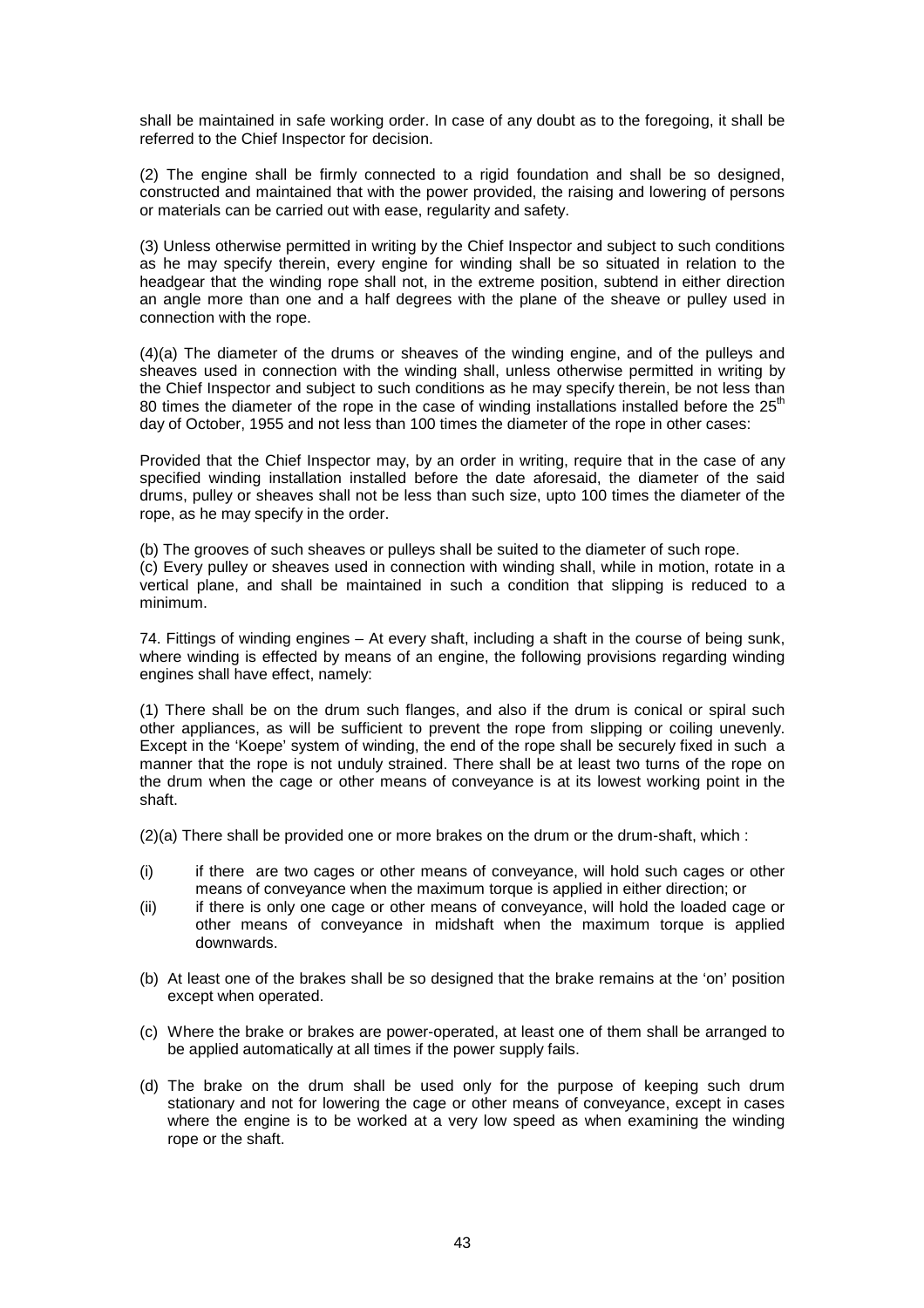shall be maintained in safe working order. In case of any doubt as to the foregoing, it shall be referred to the Chief Inspector for decision.

(2) The engine shall be firmly connected to a rigid foundation and shall be so designed, constructed and maintained that with the power provided, the raising and lowering of persons or materials can be carried out with ease, regularity and safety.

(3) Unless otherwise permitted in writing by the Chief Inspector and subject to such conditions as he may specify therein, every engine for winding shall be so situated in relation to the headgear that the winding rope shall not, in the extreme position, subtend in either direction an angle more than one and a half degrees with the plane of the sheave or pulley used in connection with the rope.

(4)(a) The diameter of the drums or sheaves of the winding engine, and of the pulleys and sheaves used in connection with the winding shall, unless otherwise permitted in writing by the Chief Inspector and subject to such conditions as he may specify therein, be not less than 80 times the diameter of the rope in the case of winding installations installed before the 25th day of October, 1955 and not less than 100 times the diameter of the rope in other cases:

Provided that the Chief Inspector may, by an order in writing, require that in the case of any specified winding installation installed before the date aforesaid, the diameter of the said drums, pulley or sheaves shall not be less than such size, upto 100 times the diameter of the rope, as he may specify in the order.

(b) The grooves of such sheaves or pulleys shall be suited to the diameter of such rope.
(c) Every pulley or sheaves used in connection with winding shall, while in motion, rotate in a vertical plane, and shall be maintained in such a condition that slipping is reduced to a minimum.

74. Fittings of winding engines – At every shaft, including a shaft in the course of being sunk, where winding is effected by means of an engine, the following provisions regarding winding engines shall have effect, namely:

(1) There shall be on the drum such flanges, and also if the drum is conical or spiral such other appliances, as will be sufficient to prevent the rope from slipping or coiling unevenly. Except in the 'Koepe' system of winding, the end of the rope shall be securely fixed in such a manner that the rope is not unduly strained. There shall be at least two turns of the rope on the drum when the cage or other means of conveyance is at its lowest working point in the shaft.

(2)(a) There shall be provided one or more brakes on the drum or the drum-shaft, which :

(i) if there are two cages or other means of conveyance, will hold such cages or other means of conveyance when the maximum torque is applied in either direction; or
(ii) if there is only one cage or other means of conveyance, will hold the loaded cage or other means of conveyance in midshaft when the maximum torque is applied downwards.

(b) At least one of the brakes shall be so designed that the brake remains at the 'on' position except when operated.

(c) Where the brake or brakes are power-operated, at least one of them shall be arranged to be applied automatically at all times if the power supply fails.

(d) The brake on the drum shall be used only for the purpose of keeping such drum stationary and not for lowering the cage or other means of conveyance, except in cases where the engine is to be worked at a very low speed as when examining the winding rope or the shaft.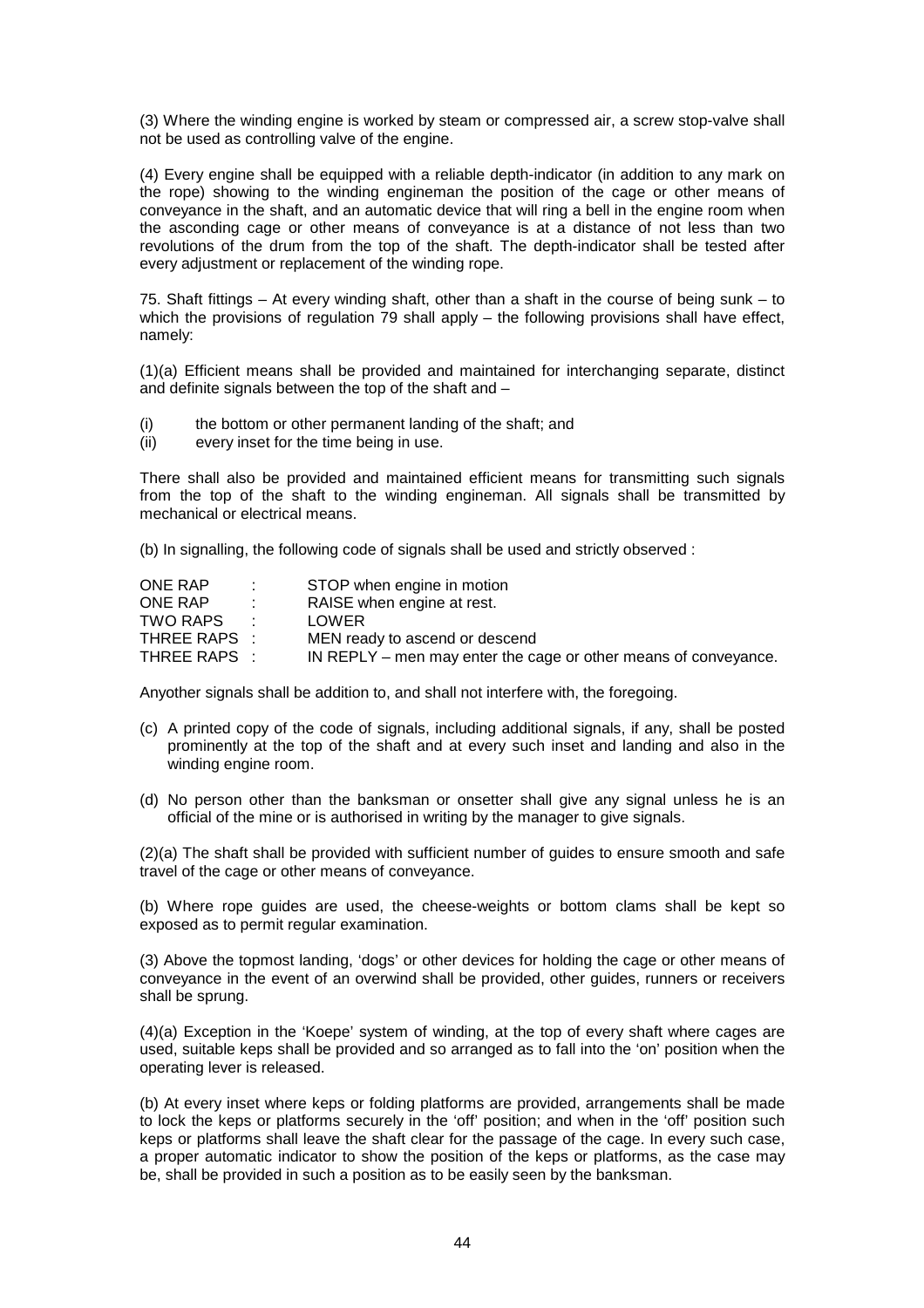(3) Where the winding engine is worked by steam or compressed air, a screw stop-valve shall not be used as controlling valve of the engine.

(4) Every engine shall be equipped with a reliable depth-indicator (in addition to any mark on the rope) showing to the winding engineman the position of the cage or other means of conveyance in the shaft, and an automatic device that will ring a bell in the engine room when the asconding cage or other means of conveyance is at a distance of not less than two revolutions of the drum from the top of the shaft. The depth-indicator shall be tested after every adjustment or replacement of the winding rope.

75. Shaft fittings – At every winding shaft, other than a shaft in the course of being sunk – to which the provisions of regulation 79 shall apply – the following provisions shall have effect, namely:

(1)(a) Efficient means shall be provided and maintained for interchanging separate, distinct and definite signals between the top of the shaft and –

(i) the bottom or other permanent landing of the shaft; and
(ii) every inset for the time being in use.

There shall also be provided and maintained efficient means for transmitting such signals from the top of the shaft to the winding engineman. All signals shall be transmitted by mechanical or electrical means.

(b) In signalling, the following code of signals shall be used and strictly observed :

| | | |
|---|---|---|
| ONE RAP | : | STOP when engine in motion |
| ONE RAP | : | RAISE when engine at rest. |
| TWO RAPS | : | LOWER |
| THREE RAPS | : | MEN ready to ascend or descend |
| THREE RAPS | : | IN REPLY – men may enter the cage or other means of conveyance. |

Anyother signals shall be addition to, and shall not interfere with, the foregoing.

(c) A printed copy of the code of signals, including additional signals, if any, shall be posted prominently at the top of the shaft and at every such inset and landing and also in the winding engine room.

(d) No person other than the banksman or onsetter shall give any signal unless he is an official of the mine or is authorised in writing by the manager to give signals.

(2)(a) The shaft shall be provided with sufficient number of guides to ensure smooth and safe travel of the cage or other means of conveyance.

(b) Where rope guides are used, the cheese-weights or bottom clams shall be kept so exposed as to permit regular examination.

(3) Above the topmost landing, 'dogs' or other devices for holding the cage or other means of conveyance in the event of an overwind shall be provided, other guides, runners or receivers shall be sprung.

(4)(a) Exception in the 'Koepe' system of winding, at the top of every shaft where cages are used, suitable keps shall be provided and so arranged as to fall into the 'on' position when the operating lever is released.

(b) At every inset where keps or folding platforms are provided, arrangements shall be made to lock the keps or platforms securely in the 'off' position; and when in the 'off' position such keps or platforms shall leave the shaft clear for the passage of the cage. In every such case, a proper automatic indicator to show the position of the keps or platforms, as the case may be, shall be provided in such a position as to be easily seen by the banksman.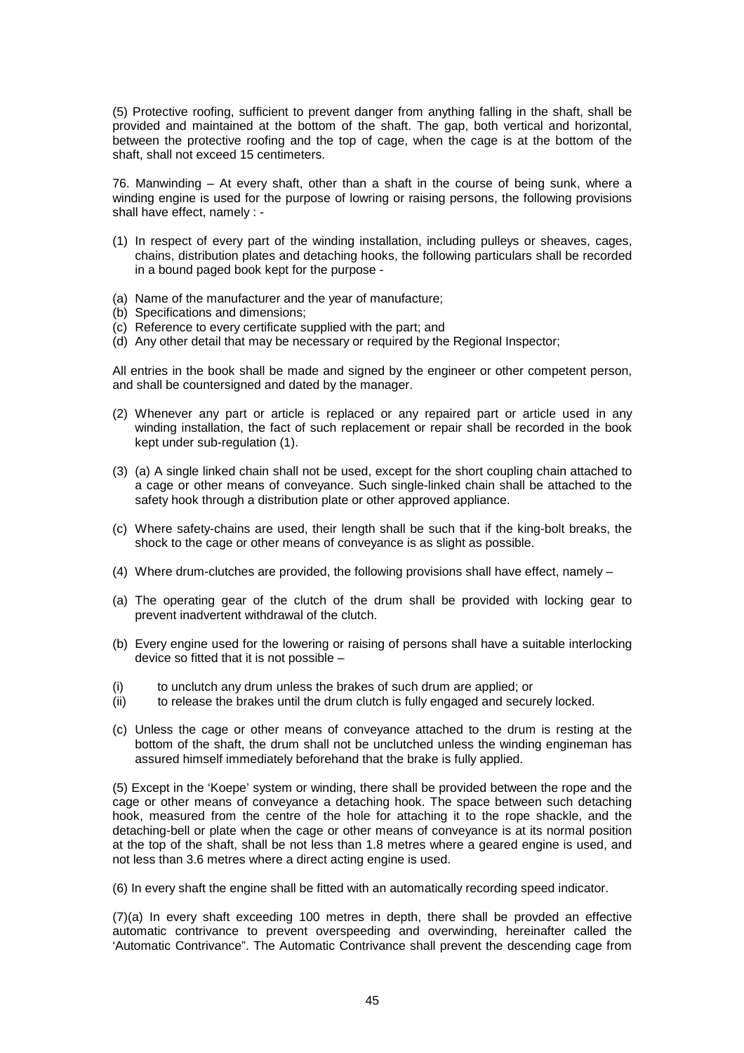(5) Protective roofing, sufficient to prevent danger from anything falling in the shaft, shall be provided and maintained at the bottom of the shaft. The gap, both vertical and horizontal, between the protective roofing and the top of cage, when the cage is at the bottom of the shaft, shall not exceed 15 centimeters.

76. Manwinding – At every shaft, other than a shaft in the course of being sunk, where a winding engine is used for the purpose of lowring or raising persons, the following provisions shall have effect, namely : -

(1) In respect of every part of the winding installation, including pulleys or sheaves, cages, chains, distribution plates and detaching hooks, the following particulars shall be recorded in a bound paged book kept for the purpose -

(a) Name of the manufacturer and the year of manufacture;
(b) Specifications and dimensions;
(c) Reference to every certificate supplied with the part; and
(d) Any other detail that may be necessary or required by the Regional Inspector;

All entries in the book shall be made and signed by the engineer or other competent person, and shall be countersigned and dated by the manager.

(2) Whenever any part or article is replaced or any repaired part or article used in any winding installation, the fact of such replacement or repair shall be recorded in the book kept under sub-regulation (1).

(3) (a) A single linked chain shall not be used, except for the short coupling chain attached to a cage or other means of conveyance. Such single-linked chain shall be attached to the safety hook through a distribution plate or other approved appliance.

(c) Where safety-chains are used, their length shall be such that if the king-bolt breaks, the shock to the cage or other means of conveyance is as slight as possible.

(4) Where drum-clutches are provided, the following provisions shall have effect, namely –

(a) The operating gear of the clutch of the drum shall be provided with locking gear to prevent inadvertent withdrawal of the clutch.

(b) Every engine used for the lowering or raising of persons shall have a suitable interlocking device so fitted that it is not possible –

(i) to unclutch any drum unless the brakes of such drum are applied; or
(ii) to release the brakes until the drum clutch is fully engaged and securely locked.

(c) Unless the cage or other means of conveyance attached to the drum is resting at the bottom of the shaft, the drum shall not be unclutched unless the winding engineman has assured himself immediately beforehand that the brake is fully applied.

(5) Except in the 'Koepe' system or winding, there shall be provided between the rope and the cage or other means of conveyance a detaching hook. The space between such detaching hook, measured from the centre of the hole for attaching it to the rope shackle, and the detaching-bell or plate when the cage or other means of conveyance is at its normal position at the top of the shaft, shall be not less than 1.8 metres where a geared engine is used, and not less than 3.6 metres where a direct acting engine is used.

(6) In every shaft the engine shall be fitted with an automatically recording speed indicator.

(7)(a) In every shaft exceeding 100 metres in depth, there shall be provded an effective automatic contrivance to prevent overspeeding and overwinding, hereinafter called the 'Automatic Contrivance". The Automatic Contrivance shall prevent the descending cage from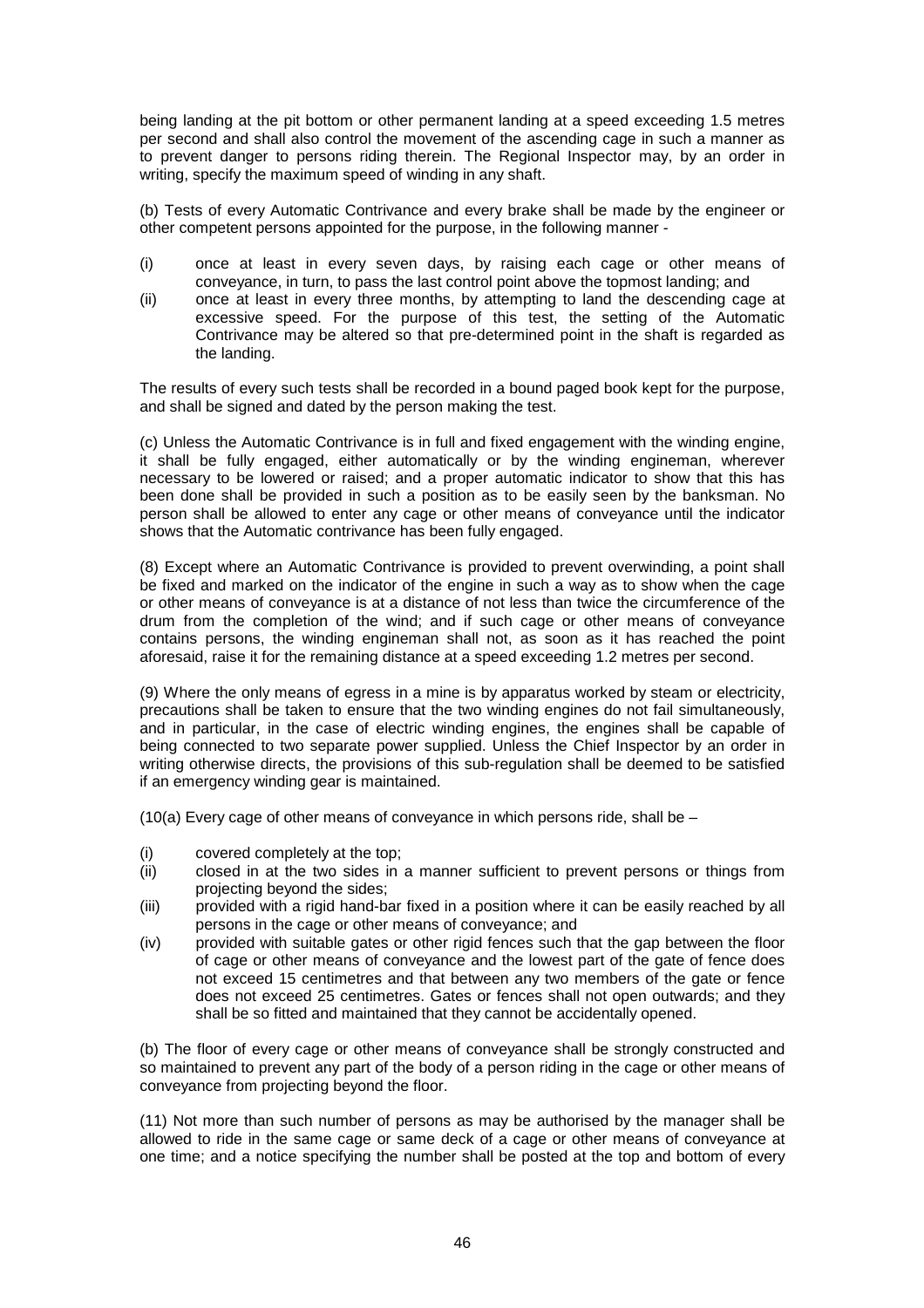being landing at the pit bottom or other permanent landing at a speed exceeding 1.5 metres per second and shall also control the movement of the ascending cage in such a manner as to prevent danger to persons riding therein. The Regional Inspector may, by an order in writing, specify the maximum speed of winding in any shaft.

(b) Tests of every Automatic Contrivance and every brake shall be made by the engineer or other competent persons appointed for the purpose, in the following manner -

(i) once at least in every seven days, by raising each cage or other means of conveyance, in turn, to pass the last control point above the topmost landing; and
(ii) once at least in every three months, by attempting to land the descending cage at excessive speed. For the purpose of this test, the setting of the Automatic Contrivance may be altered so that pre-determined point in the shaft is regarded as the landing.

The results of every such tests shall be recorded in a bound paged book kept for the purpose, and shall be signed and dated by the person making the test.

(c) Unless the Automatic Contrivance is in full and fixed engagement with the winding engine, it shall be fully engaged, either automatically or by the winding engineman, wherever necessary to be lowered or raised; and a proper automatic indicator to show that this has been done shall be provided in such a position as to be easily seen by the banksman. No person shall be allowed to enter any cage or other means of conveyance until the indicator shows that the Automatic contrivance has been fully engaged.

(8) Except where an Automatic Contrivance is provided to prevent overwinding, a point shall be fixed and marked on the indicator of the engine in such a way as to show when the cage or other means of conveyance is at a distance of not less than twice the circumference of the drum from the completion of the wind; and if such cage or other means of conveyance contains persons, the winding engineman shall not, as soon as it has reached the point aforesaid, raise it for the remaining distance at a speed exceeding 1.2 metres per second.

(9) Where the only means of egress in a mine is by apparatus worked by steam or electricity, precautions shall be taken to ensure that the two winding engines do not fail simultaneously, and in particular, in the case of electric winding engines, the engines shall be capable of being connected to two separate power supplied. Unless the Chief Inspector by an order in writing otherwise directs, the provisions of this sub-regulation shall be deemed to be satisfied if an emergency winding gear is maintained.

(10(a) Every cage of other means of conveyance in which persons ride, shall be –

(i) covered completely at the top;
(ii) closed in at the two sides in a manner sufficient to prevent persons or things from projecting beyond the sides;
(iii) provided with a rigid hand-bar fixed in a position where it can be easily reached by all persons in the cage or other means of conveyance; and
(iv) provided with suitable gates or other rigid fences such that the gap between the floor of cage or other means of conveyance and the lowest part of the gate of fence does not exceed 15 centimetres and that between any two members of the gate or fence does not exceed 25 centimetres. Gates or fences shall not open outwards; and they shall be so fitted and maintained that they cannot be accidentally opened.

(b) The floor of every cage or other means of conveyance shall be strongly constructed and so maintained to prevent any part of the body of a person riding in the cage or other means of conveyance from projecting beyond the floor.

(11) Not more than such number of persons as may be authorised by the manager shall be allowed to ride in the same cage or same deck of a cage or other means of conveyance at one time; and a notice specifying the number shall be posted at the top and bottom of every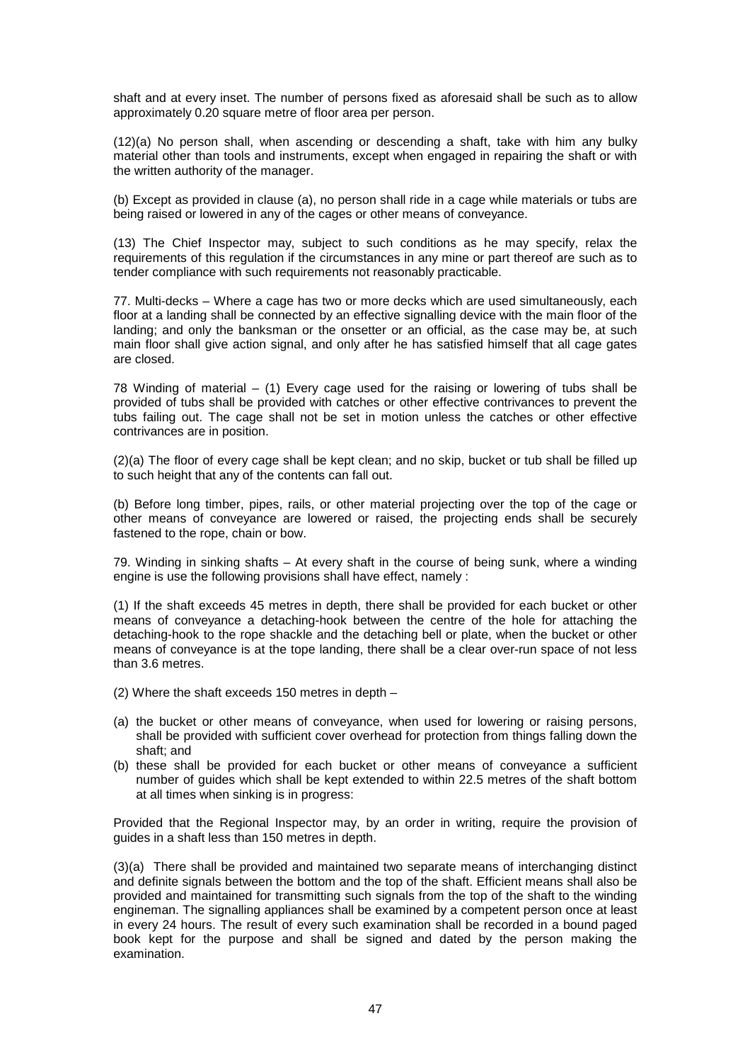shaft and at every inset. The number of persons fixed as aforesaid shall be such as to allow approximately 0.20 square metre of floor area per person.

(12)(a) No person shall, when ascending or descending a shaft, take with him any bulky material other than tools and instruments, except when engaged in repairing the shaft or with the written authority of the manager.

(b) Except as provided in clause (a), no person shall ride in a cage while materials or tubs are being raised or lowered in any of the cages or other means of conveyance.

(13) The Chief Inspector may, subject to such conditions as he may specify, relax the requirements of this regulation if the circumstances in any mine or part thereof are such as to tender compliance with such requirements not reasonably practicable.

77. Multi-decks – Where a cage has two or more decks which are used simultaneously, each floor at a landing shall be connected by an effective signalling device with the main floor of the landing; and only the banksman or the onsetter or an official, as the case may be, at such main floor shall give action signal, and only after he has satisfied himself that all cage gates are closed.

78 Winding of material – (1) Every cage used for the raising or lowering of tubs shall be provided of tubs shall be provided with catches or other effective contrivances to prevent the tubs failing out. The cage shall not be set in motion unless the catches or other effective contrivances are in position.

(2)(a) The floor of every cage shall be kept clean; and no skip, bucket or tub shall be filled up to such height that any of the contents can fall out.

(b) Before long timber, pipes, rails, or other material projecting over the top of the cage or other means of conveyance are lowered or raised, the projecting ends shall be securely fastened to the rope, chain or bow.

79. Winding in sinking shafts – At every shaft in the course of being sunk, where a winding engine is use the following provisions shall have effect, namely :

(1) If the shaft exceeds 45 metres in depth, there shall be provided for each bucket or other means of conveyance a detaching-hook between the centre of the hole for attaching the detaching-hook to the rope shackle and the detaching bell or plate, when the bucket or other means of conveyance is at the tope landing, there shall be a clear over-run space of not less than 3.6 metres.

(2) Where the shaft exceeds 150 metres in depth –

(a) the bucket or other means of conveyance, when used for lowering or raising persons, shall be provided with sufficient cover overhead for protection from things falling down the shaft; and
(b) these shall be provided for each bucket or other means of conveyance a sufficient number of guides which shall be kept extended to within 22.5 metres of the shaft bottom at all times when sinking is in progress:

Provided that the Regional Inspector may, by an order in writing, require the provision of guides in a shaft less than 150 metres in depth.

(3)(a) There shall be provided and maintained two separate means of interchanging distinct and definite signals between the bottom and the top of the shaft. Efficient means shall also be provided and maintained for transmitting such signals from the top of the shaft to the winding engineman. The signalling appliances shall be examined by a competent person once at least in every 24 hours. The result of every such examination shall be recorded in a bound paged book kept for the purpose and shall be signed and dated by the person making the examination.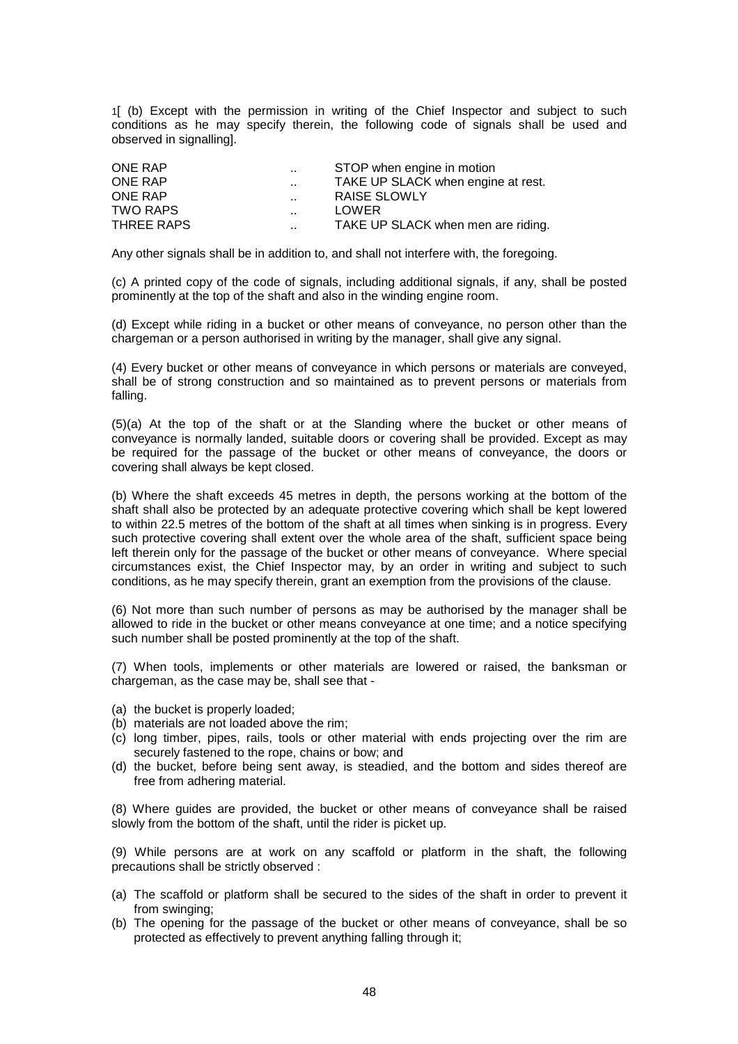1[ (b) Except with the permission in writing of the Chief Inspector and subject to such conditions as he may specify therein, the following code of signals shall be used and observed in signalling].

| | | |
|---|---|---|
| ONE RAP | .. | STOP when engine in motion |
| ONE RAP | .. | TAKE UP SLACK when engine at rest. |
| ONE RAP | .. | RAISE SLOWLY |
| TWO RAPS | .. | LOWER |
| THREE RAPS | .. | TAKE UP SLACK when men are riding. |

Any other signals shall be in addition to, and shall not interfere with, the foregoing.

(c) A printed copy of the code of signals, including additional signals, if any, shall be posted prominently at the top of the shaft and also in the winding engine room.

(d) Except while riding in a bucket or other means of conveyance, no person other than the chargeman or a person authorised in writing by the manager, shall give any signal.

(4) Every bucket or other means of conveyance in which persons or materials are conveyed, shall be of strong construction and so maintained as to prevent persons or materials from falling.

(5)(a) At the top of the shaft or at the Slanding where the bucket or other means of conveyance is normally landed, suitable doors or covering shall be provided. Except as may be required for the passage of the bucket or other means of conveyance, the doors or covering shall always be kept closed.

(b) Where the shaft exceeds 45 metres in depth, the persons working at the bottom of the shaft shall also be protected by an adequate protective covering which shall be kept lowered to within 22.5 metres of the bottom of the shaft at all times when sinking is in progress. Every such protective covering shall extent over the whole area of the shaft, sufficient space being left therein only for the passage of the bucket or other means of conveyance. Where special circumstances exist, the Chief Inspector may, by an order in writing and subject to such conditions, as he may specify therein, grant an exemption from the provisions of the clause.

(6) Not more than such number of persons as may be authorised by the manager shall be allowed to ride in the bucket or other means conveyance at one time; and a notice specifying such number shall be posted prominently at the top of the shaft.

(7) When tools, implements or other materials are lowered or raised, the banksman or chargeman, as the case may be, shall see that -

(a) the bucket is properly loaded;
(b) materials are not loaded above the rim;
(c) long timber, pipes, rails, tools or other material with ends projecting over the rim are securely fastened to the rope, chains or bow; and
(d) the bucket, before being sent away, is steadied, and the bottom and sides thereof are free from adhering material.

(8) Where guides are provided, the bucket or other means of conveyance shall be raised slowly from the bottom of the shaft, until the rider is picket up.

(9) While persons are at work on any scaffold or platform in the shaft, the following precautions shall be strictly observed :

(a) The scaffold or platform shall be secured to the sides of the shaft in order to prevent it from swinging;
(b) The opening for the passage of the bucket or other means of conveyance, shall be so protected as effectively to prevent anything falling through it;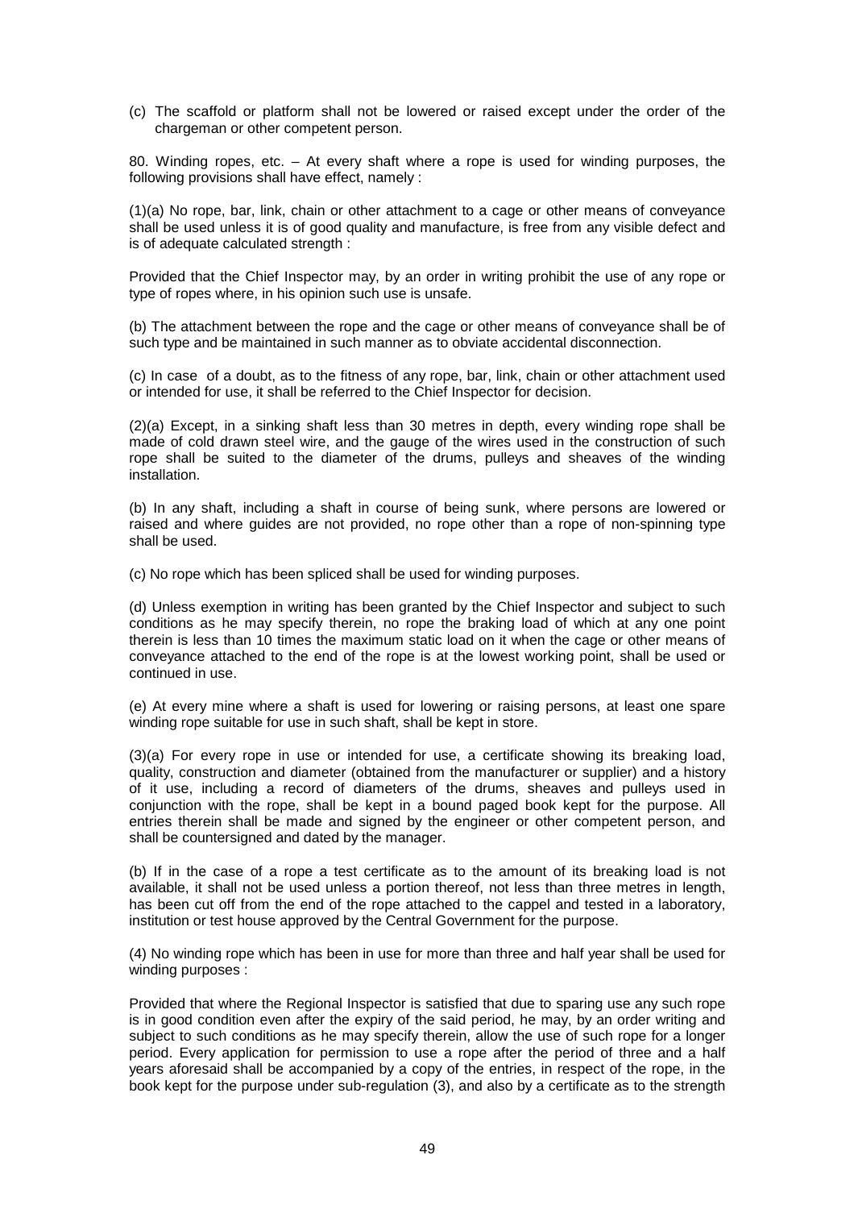(c) The scaffold or platform shall not be lowered or raised except under the order of the chargeman or other competent person.

80. Winding ropes, etc. – At every shaft where a rope is used for winding purposes, the following provisions shall have effect, namely :

(1)(a) No rope, bar, link, chain or other attachment to a cage or other means of conveyance shall be used unless it is of good quality and manufacture, is free from any visible defect and is of adequate calculated strength :

Provided that the Chief Inspector may, by an order in writing prohibit the use of any rope or type of ropes where, in his opinion such use is unsafe.

(b) The attachment between the rope and the cage or other means of conveyance shall be of such type and be maintained in such manner as to obviate accidental disconnection.

(c) In case of a doubt, as to the fitness of any rope, bar, link, chain or other attachment used or intended for use, it shall be referred to the Chief Inspector for decision.

(2)(a) Except, in a sinking shaft less than 30 metres in depth, every winding rope shall be made of cold drawn steel wire, and the gauge of the wires used in the construction of such rope shall be suited to the diameter of the drums, pulleys and sheaves of the winding installation.

(b) In any shaft, including a shaft in course of being sunk, where persons are lowered or raised and where guides are not provided, no rope other than a rope of non-spinning type shall be used.

(c) No rope which has been spliced shall be used for winding purposes.

(d) Unless exemption in writing has been granted by the Chief Inspector and subject to such conditions as he may specify therein, no rope the braking load of which at any one point therein is less than 10 times the maximum static load on it when the cage or other means of conveyance attached to the end of the rope is at the lowest working point, shall be used or continued in use.

(e) At every mine where a shaft is used for lowering or raising persons, at least one spare winding rope suitable for use in such shaft, shall be kept in store.

(3)(a) For every rope in use or intended for use, a certificate showing its breaking load, quality, construction and diameter (obtained from the manufacturer or supplier) and a history of it use, including a record of diameters of the drums, sheaves and pulleys used in conjunction with the rope, shall be kept in a bound paged book kept for the purpose. All entries therein shall be made and signed by the engineer or other competent person, and shall be countersigned and dated by the manager.

(b) If in the case of a rope a test certificate as to the amount of its breaking load is not available, it shall not be used unless a portion thereof, not less than three metres in length, has been cut off from the end of the rope attached to the cappel and tested in a laboratory, institution or test house approved by the Central Government for the purpose.

(4) No winding rope which has been in use for more than three and half year shall be used for winding purposes :

Provided that where the Regional Inspector is satisfied that due to sparing use any such rope is in good condition even after the expiry of the said period, he may, by an order writing and subject to such conditions as he may specify therein, allow the use of such rope for a longer period. Every application for permission to use a rope after the period of three and a half years aforesaid shall be accompanied by a copy of the entries, in respect of the rope, in the book kept for the purpose under sub-regulation (3), and also by a certificate as to the strength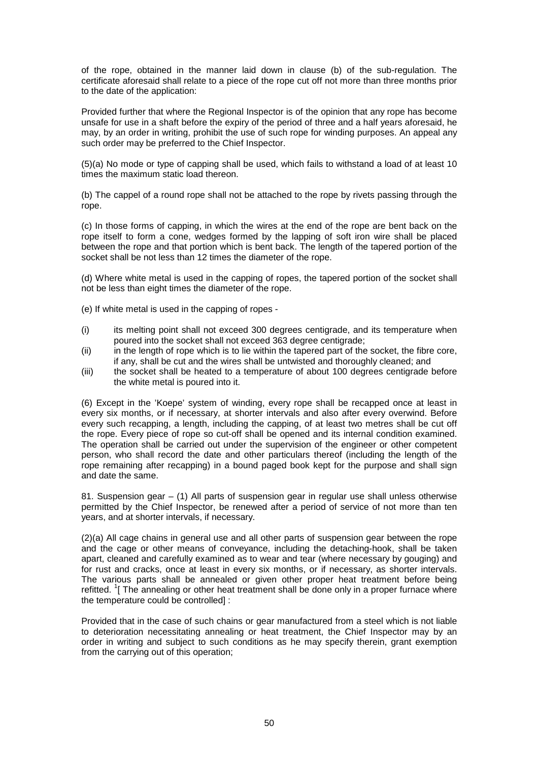of the rope, obtained in the manner laid down in clause (b) of the sub-regulation. The certificate aforesaid shall relate to a piece of the rope cut off not more than three months prior to the date of the application:

Provided further that where the Regional Inspector is of the opinion that any rope has become unsafe for use in a shaft before the expiry of the period of three and a half years aforesaid, he may, by an order in writing, prohibit the use of such rope for winding purposes. An appeal any such order may be preferred to the Chief Inspector.

(5)(a) No mode or type of capping shall be used, which fails to withstand a load of at least 10 times the maximum static load thereon.

(b) The cappel of a round rope shall not be attached to the rope by rivets passing through the rope.

(c) In those forms of capping, in which the wires at the end of the rope are bent back on the rope itself to form a cone, wedges formed by the lapping of soft iron wire shall be placed between the rope and that portion which is bent back. The length of the tapered portion of the socket shall be not less than 12 times the diameter of the rope.

(d) Where white metal is used in the capping of ropes, the tapered portion of the socket shall not be less than eight times the diameter of the rope.

(e) If white metal is used in the capping of ropes -

(i) its melting point shall not exceed 300 degrees centigrade, and its temperature when poured into the socket shall not exceed 363 degree centigrade;
(ii) in the length of rope which is to lie within the tapered part of the socket, the fibre core, if any, shall be cut and the wires shall be untwisted and thoroughly cleaned; and
(iii) the socket shall be heated to a temperature of about 100 degrees centigrade before the white metal is poured into it.

(6) Except in the 'Koepe' system of winding, every rope shall be recapped once at least in every six months, or if necessary, at shorter intervals and also after every overwind. Before every such recapping, a length, including the capping, of at least two metres shall be cut off the rope. Every piece of rope so cut-off shall be opened and its internal condition examined. The operation shall be carried out under the supervision of the engineer or other competent person, who shall record the date and other particulars thereof (including the length of the rope remaining after recapping) in a bound paged book kept for the purpose and shall sign and date the same.

81. Suspension gear – (1) All parts of suspension gear in regular use shall unless otherwise permitted by the Chief Inspector, be renewed after a period of service of not more than ten years, and at shorter intervals, if necessary.

(2)(a) All cage chains in general use and all other parts of suspension gear between the rope and the cage or other means of conveyance, including the detaching-hook, shall be taken apart, cleaned and carefully examined as to wear and tear (where necessary by gouging) and for rust and cracks, once at least in every six months, or if necessary, as shorter intervals. The various parts shall be annealed or given other proper heat treatment before being refitted. [1][ The annealing or other heat treatment shall be done only in a proper furnace where the temperature could be controlled] :

Provided that in the case of such chains or gear manufactured from a steel which is not liable to deterioration necessitating annealing or heat treatment, the Chief Inspector may by an order in writing and subject to such conditions as he may specify therein, grant exemption from the carrying out of this operation;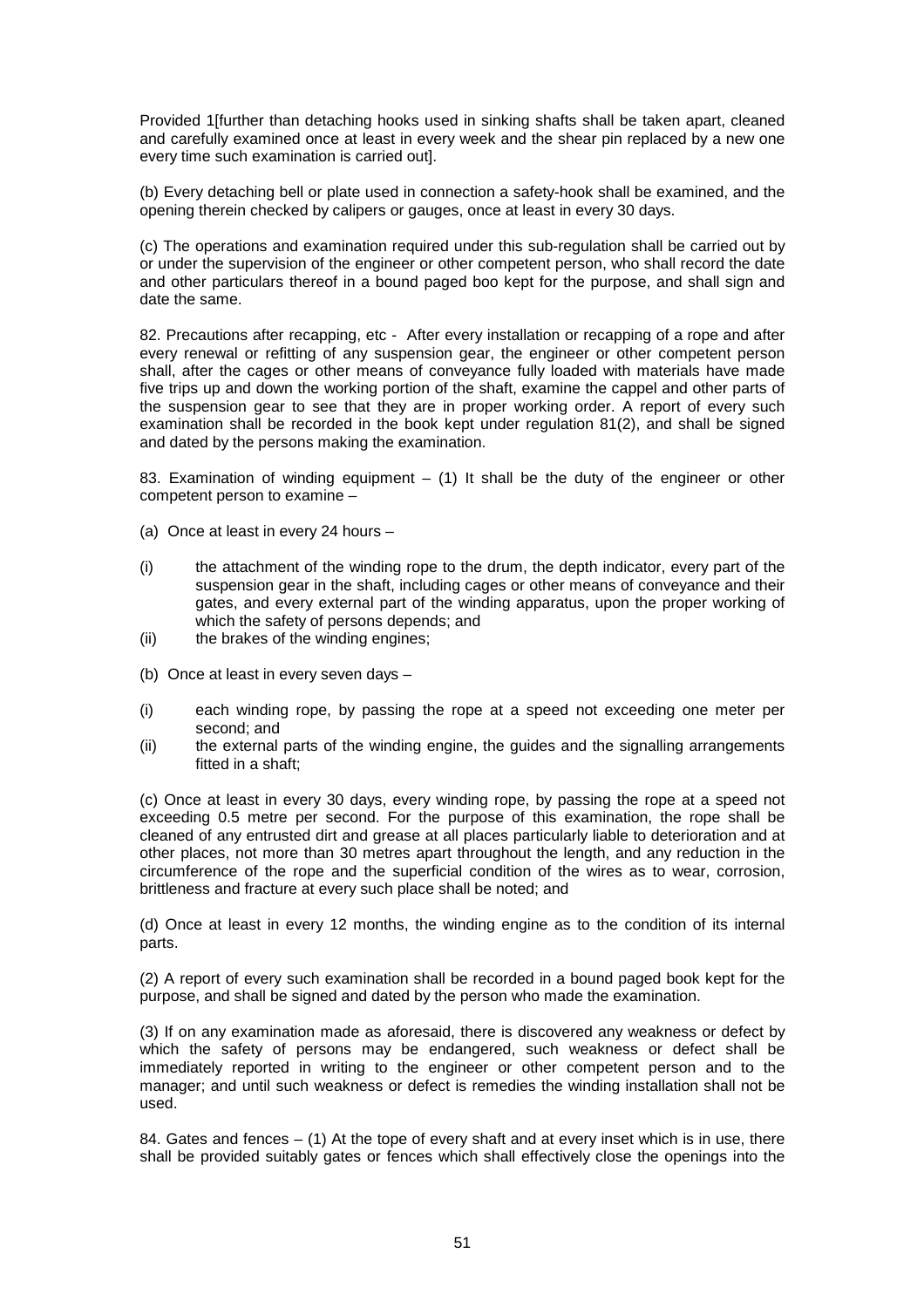Provided 1[further than detaching hooks used in sinking shafts shall be taken apart, cleaned and carefully examined once at least in every week and the shear pin replaced by a new one every time such examination is carried out].

(b) Every detaching bell or plate used in connection a safety-hook shall be examined, and the opening therein checked by calipers or gauges, once at least in every 30 days.

(c) The operations and examination required under this sub-regulation shall be carried out by or under the supervision of the engineer or other competent person, who shall record the date and other particulars thereof in a bound paged boo kept for the purpose, and shall sign and date the same.

82. Precautions after recapping, etc - After every installation or recapping of a rope and after every renewal or refitting of any suspension gear, the engineer or other competent person shall, after the cages or other means of conveyance fully loaded with materials have made five trips up and down the working portion of the shaft, examine the cappel and other parts of the suspension gear to see that they are in proper working order. A report of every such examination shall be recorded in the book kept under regulation 81(2), and shall be signed and dated by the persons making the examination.

83. Examination of winding equipment – (1) It shall be the duty of the engineer or other competent person to examine –

(a) Once at least in every 24 hours –

(i) the attachment of the winding rope to the drum, the depth indicator, every part of the suspension gear in the shaft, including cages or other means of conveyance and their gates, and every external part of the winding apparatus, upon the proper working of which the safety of persons depends; and

(ii) the brakes of the winding engines;

(b) Once at least in every seven days –

(i) each winding rope, by passing the rope at a speed not exceeding one meter per second; and

(ii) the external parts of the winding engine, the guides and the signalling arrangements fitted in a shaft;

(c) Once at least in every 30 days, every winding rope, by passing the rope at a speed not exceeding 0.5 metre per second. For the purpose of this examination, the rope shall be cleaned of any entrusted dirt and grease at all places particularly liable to deterioration and at other places, not more than 30 metres apart throughout the length, and any reduction in the circumference of the rope and the superficial condition of the wires as to wear, corrosion, brittleness and fracture at every such place shall be noted; and

(d) Once at least in every 12 months, the winding engine as to the condition of its internal parts.

(2) A report of every such examination shall be recorded in a bound paged book kept for the purpose, and shall be signed and dated by the person who made the examination.

(3) If on any examination made as aforesaid, there is discovered any weakness or defect by which the safety of persons may be endangered, such weakness or defect shall be immediately reported in writing to the engineer or other competent person and to the manager; and until such weakness or defect is remedies the winding installation shall not be used.

84. Gates and fences – (1) At the tope of every shaft and at every inset which is in use, there shall be provided suitably gates or fences which shall effectively close the openings into the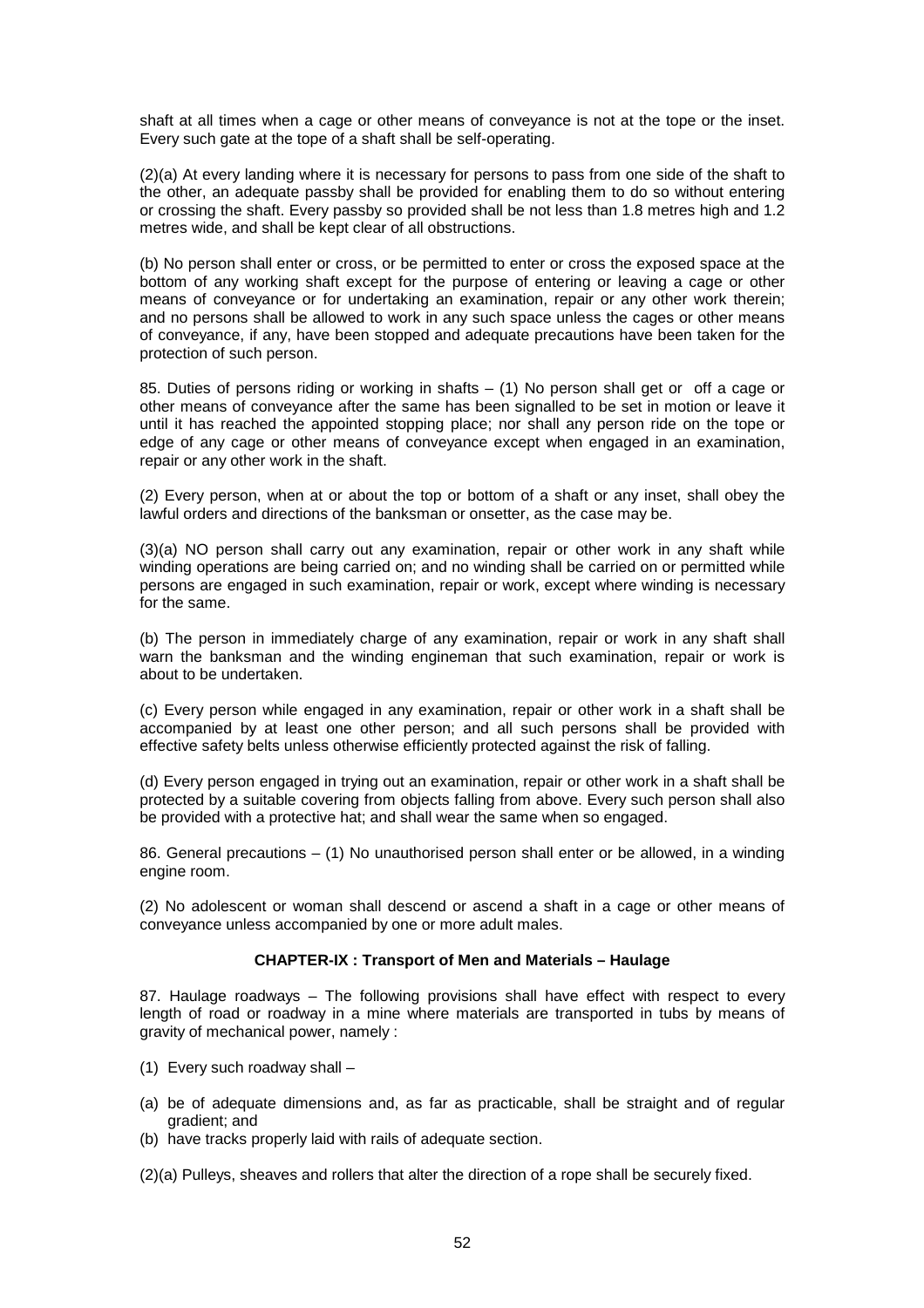shaft at all times when a cage or other means of conveyance is not at the tope or the inset. Every such gate at the tope of a shaft shall be self-operating.

(2)(a) At every landing where it is necessary for persons to pass from one side of the shaft to the other, an adequate passby shall be provided for enabling them to do so without entering or crossing the shaft. Every passby so provided shall be not less than 1.8 metres high and 1.2 metres wide, and shall be kept clear of all obstructions.

(b) No person shall enter or cross, or be permitted to enter or cross the exposed space at the bottom of any working shaft except for the purpose of entering or leaving a cage or other means of conveyance or for undertaking an examination, repair or any other work therein; and no persons shall be allowed to work in any such space unless the cages or other means of conveyance, if any, have been stopped and adequate precautions have been taken for the protection of such person.

85. Duties of persons riding or working in shafts – (1) No person shall get or off a cage or other means of conveyance after the same has been signalled to be set in motion or leave it until it has reached the appointed stopping place; nor shall any person ride on the tope or edge of any cage or other means of conveyance except when engaged in an examination, repair or any other work in the shaft.

(2) Every person, when at or about the top or bottom of a shaft or any inset, shall obey the lawful orders and directions of the banksman or onsetter, as the case may be.

(3)(a) NO person shall carry out any examination, repair or other work in any shaft while winding operations are being carried on; and no winding shall be carried on or permitted while persons are engaged in such examination, repair or work, except where winding is necessary for the same.

(b) The person in immediately charge of any examination, repair or work in any shaft shall warn the banksman and the winding engineman that such examination, repair or work is about to be undertaken.

(c) Every person while engaged in any examination, repair or other work in a shaft shall be accompanied by at least one other person; and all such persons shall be provided with effective safety belts unless otherwise efficiently protected against the risk of falling.

(d) Every person engaged in trying out an examination, repair or other work in a shaft shall be protected by a suitable covering from objects falling from above. Every such person shall also be provided with a protective hat; and shall wear the same when so engaged.

86. General precautions – (1) No unauthorised person shall enter or be allowed, in a winding engine room.

(2) No adolescent or woman shall descend or ascend a shaft in a cage or other means of conveyance unless accompanied by one or more adult males.

## CHAPTER-IX : Transport of Men and Materials – Haulage

87. Haulage roadways – The following provisions shall have effect with respect to every length of road or roadway in a mine where materials are transported in tubs by means of gravity of mechanical power, namely :

(1) Every such roadway shall –

(a) be of adequate dimensions and, as far as practicable, shall be straight and of regular gradient; and
(b) have tracks properly laid with rails of adequate section.

(2)(a) Pulleys, sheaves and rollers that alter the direction of a rope shall be securely fixed.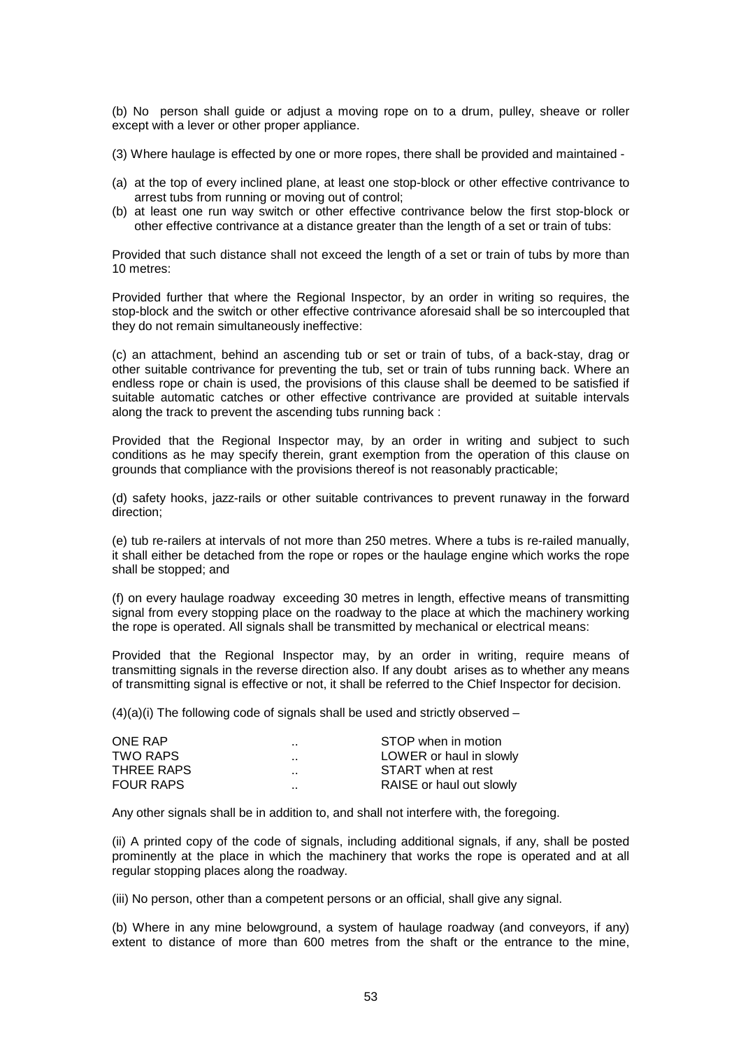(b) No person shall guide or adjust a moving rope on to a drum, pulley, sheave or roller except with a lever or other proper appliance.

(3) Where haulage is effected by one or more ropes, there shall be provided and maintained -

(a) at the top of every inclined plane, at least one stop-block or other effective contrivance to arrest tubs from running or moving out of control;
(b) at least one run way switch or other effective contrivance below the first stop-block or other effective contrivance at a distance greater than the length of a set or train of tubs:

Provided that such distance shall not exceed the length of a set or train of tubs by more than 10 metres:

Provided further that where the Regional Inspector, by an order in writing so requires, the stop-block and the switch or other effective contrivance aforesaid shall be so intercoupled that they do not remain simultaneously ineffective:

(c) an attachment, behind an ascending tub or set or train of tubs, of a back-stay, drag or other suitable contrivance for preventing the tub, set or train of tubs running back. Where an endless rope or chain is used, the provisions of this clause shall be deemed to be satisfied if suitable automatic catches or other effective contrivance are provided at suitable intervals along the track to prevent the ascending tubs running back :

Provided that the Regional Inspector may, by an order in writing and subject to such conditions as he may specify therein, grant exemption from the operation of this clause on grounds that compliance with the provisions thereof is not reasonably practicable;

(d) safety hooks, jazz-rails or other suitable contrivances to prevent runaway in the forward direction;

(e) tub re-railers at intervals of not more than 250 metres. Where a tubs is re-railed manually, it shall either be detached from the rope or ropes or the haulage engine which works the rope shall be stopped; and

(f) on every haulage roadway exceeding 30 metres in length, effective means of transmitting signal from every stopping place on the roadway to the place at which the machinery working the rope is operated. All signals shall be transmitted by mechanical or electrical means:

Provided that the Regional Inspector may, by an order in writing, require means of transmitting signals in the reverse direction also. If any doubt arises as to whether any means of transmitting signal is effective or not, it shall be referred to the Chief Inspector for decision.

(4)(a)(i) The following code of signals shall be used and strictly observed –

| | | |
|---|---|---|
| ONE RAP | .. | STOP when in motion |
| TWO RAPS | .. | LOWER or haul in slowly |
| THREE RAPS | .. | START when at rest |
| FOUR RAPS | .. | RAISE or haul out slowly |

Any other signals shall be in addition to, and shall not interfere with, the foregoing.

(ii) A printed copy of the code of signals, including additional signals, if any, shall be posted prominently at the place in which the machinery that works the rope is operated and at all regular stopping places along the roadway.

(iii) No person, other than a competent persons or an official, shall give any signal.

(b) Where in any mine belowground, a system of haulage roadway (and conveyors, if any) extent to distance of more than 600 metres from the shaft or the entrance to the mine,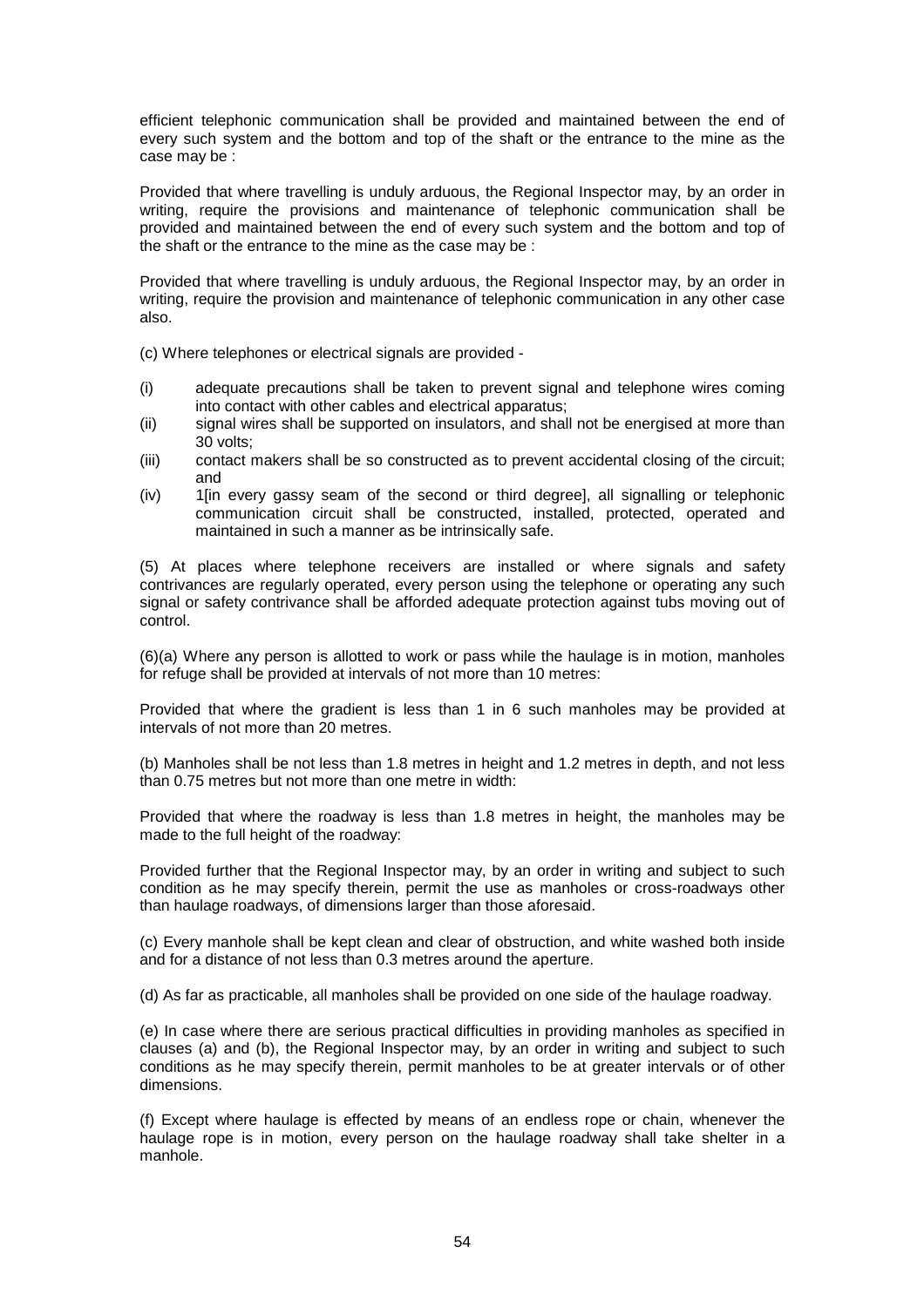efficient telephonic communication shall be provided and maintained between the end of every such system and the bottom and top of the shaft or the entrance to the mine as the case may be :

Provided that where travelling is unduly arduous, the Regional Inspector may, by an order in writing, require the provisions and maintenance of telephonic communication shall be provided and maintained between the end of every such system and the bottom and top of the shaft or the entrance to the mine as the case may be :

Provided that where travelling is unduly arduous, the Regional Inspector may, by an order in writing, require the provision and maintenance of telephonic communication in any other case also.

(c) Where telephones or electrical signals are provided -

(i) adequate precautions shall be taken to prevent signal and telephone wires coming into contact with other cables and electrical apparatus;
(ii) signal wires shall be supported on insulators, and shall not be energised at more than 30 volts;
(iii) contact makers shall be so constructed as to prevent accidental closing of the circuit; and
(iv) 1[in every gassy seam of the second or third degree], all signalling or telephonic communication circuit shall be constructed, installed, protected, operated and maintained in such a manner as be intrinsically safe.

(5) At places where telephone receivers are installed or where signals and safety contrivances are regularly operated, every person using the telephone or operating any such signal or safety contrivance shall be afforded adequate protection against tubs moving out of control.

(6)(a) Where any person is allotted to work or pass while the haulage is in motion, manholes for refuge shall be provided at intervals of not more than 10 metres:

Provided that where the gradient is less than 1 in 6 such manholes may be provided at intervals of not more than 20 metres.

(b) Manholes shall be not less than 1.8 metres in height and 1.2 metres in depth, and not less than 0.75 metres but not more than one metre in width:

Provided that where the roadway is less than 1.8 metres in height, the manholes may be made to the full height of the roadway:

Provided further that the Regional Inspector may, by an order in writing and subject to such condition as he may specify therein, permit the use as manholes or cross-roadways other than haulage roadways, of dimensions larger than those aforesaid.

(c) Every manhole shall be kept clean and clear of obstruction, and white washed both inside and for a distance of not less than 0.3 metres around the aperture.

(d) As far as practicable, all manholes shall be provided on one side of the haulage roadway.

(e) In case where there are serious practical difficulties in providing manholes as specified in clauses (a) and (b), the Regional Inspector may, by an order in writing and subject to such conditions as he may specify therein, permit manholes to be at greater intervals or of other dimensions.

(f) Except where haulage is effected by means of an endless rope or chain, whenever the haulage rope is in motion, every person on the haulage roadway shall take shelter in a manhole.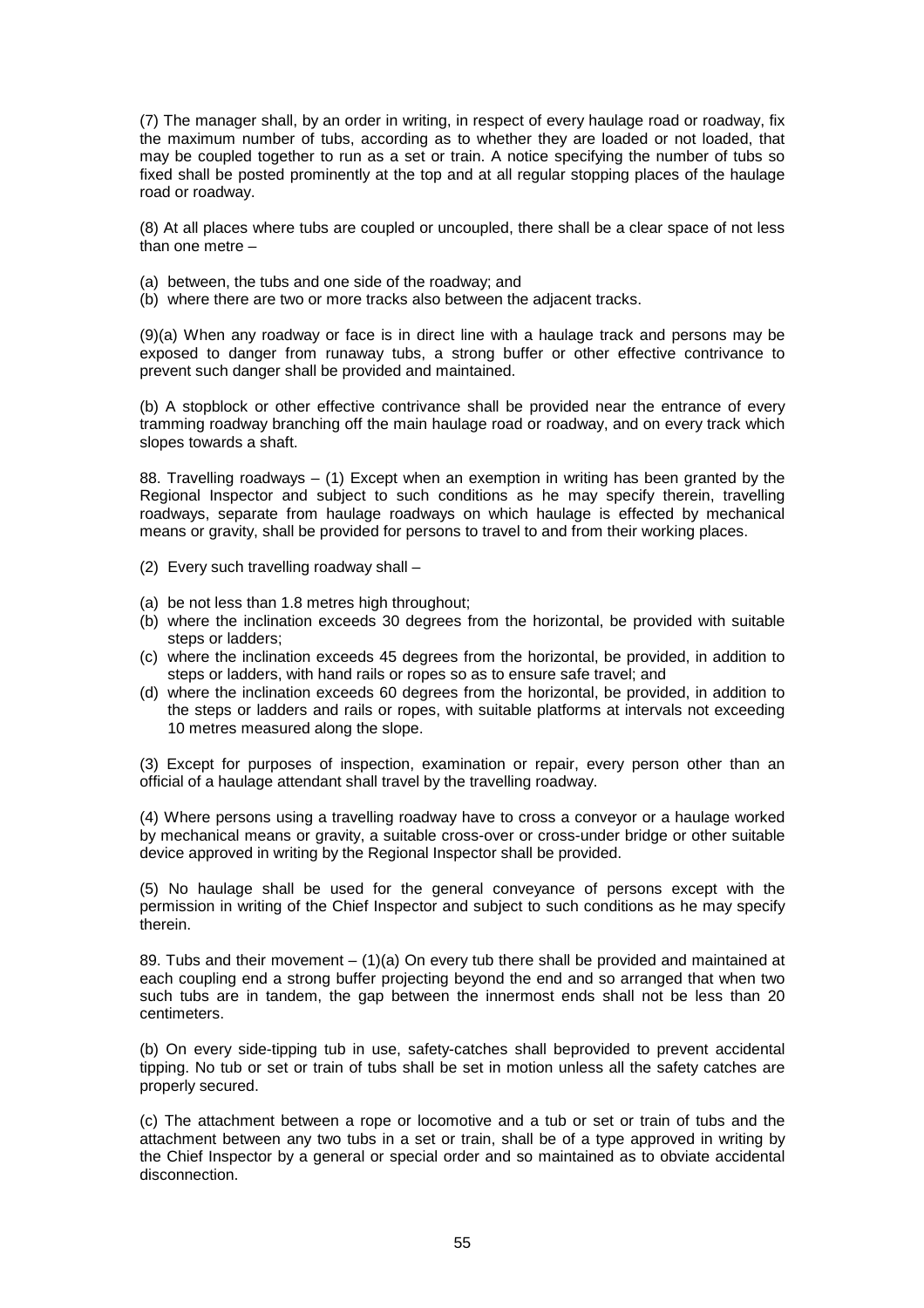(7) The manager shall, by an order in writing, in respect of every haulage road or roadway, fix the maximum number of tubs, according as to whether they are loaded or not loaded, that may be coupled together to run as a set or train. A notice specifying the number of tubs so fixed shall be posted prominently at the top and at all regular stopping places of the haulage road or roadway.

(8) At all places where tubs are coupled or uncoupled, there shall be a clear space of not less than one metre –

(a) between, the tubs and one side of the roadway; and
(b) where there are two or more tracks also between the adjacent tracks.

(9)(a) When any roadway or face is in direct line with a haulage track and persons may be exposed to danger from runaway tubs, a strong buffer or other effective contrivance to prevent such danger shall be provided and maintained.

(b) A stopblock or other effective contrivance shall be provided near the entrance of every tramming roadway branching off the main haulage road or roadway, and on every track which slopes towards a shaft.

88. Travelling roadways – (1) Except when an exemption in writing has been granted by the Regional Inspector and subject to such conditions as he may specify therein, travelling roadways, separate from haulage roadways on which haulage is effected by mechanical means or gravity, shall be provided for persons to travel to and from their working places.

(2) Every such travelling roadway shall –

(a) be not less than 1.8 metres high throughout;
(b) where the inclination exceeds 30 degrees from the horizontal, be provided with suitable steps or ladders;
(c) where the inclination exceeds 45 degrees from the horizontal, be provided, in addition to steps or ladders, with hand rails or ropes so as to ensure safe travel; and
(d) where the inclination exceeds 60 degrees from the horizontal, be provided, in addition to the steps or ladders and rails or ropes, with suitable platforms at intervals not exceeding 10 metres measured along the slope.

(3) Except for purposes of inspection, examination or repair, every person other than an official of a haulage attendant shall travel by the travelling roadway.

(4) Where persons using a travelling roadway have to cross a conveyor or a haulage worked by mechanical means or gravity, a suitable cross-over or cross-under bridge or other suitable device approved in writing by the Regional Inspector shall be provided.

(5) No haulage shall be used for the general conveyance of persons except with the permission in writing of the Chief Inspector and subject to such conditions as he may specify therein.

89. Tubs and their movement – (1)(a) On every tub there shall be provided and maintained at each coupling end a strong buffer projecting beyond the end and so arranged that when two such tubs are in tandem, the gap between the innermost ends shall not be less than 20 centimeters.

(b) On every side-tipping tub in use, safety-catches shall beprovided to prevent accidental tipping. No tub or set or train of tubs shall be set in motion unless all the safety catches are properly secured.

(c) The attachment between a rope or locomotive and a tub or set or train of tubs and the attachment between any two tubs in a set or train, shall be of a type approved in writing by the Chief Inspector by a general or special order and so maintained as to obviate accidental disconnection.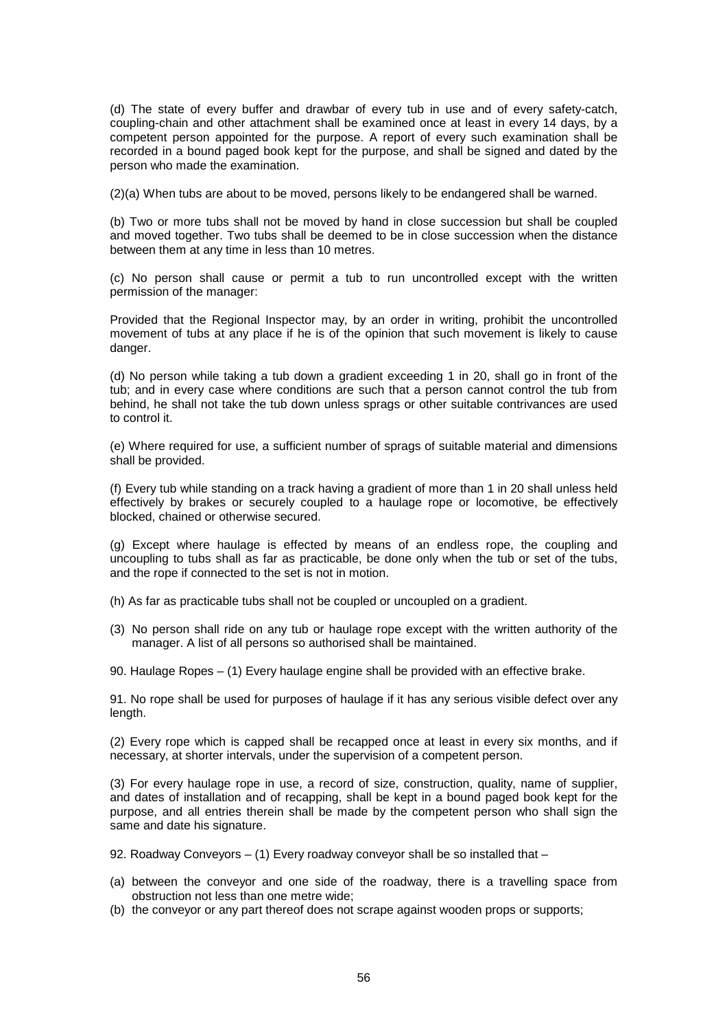(d) The state of every buffer and drawbar of every tub in use and of every safety-catch, coupling-chain and other attachment shall be examined once at least in every 14 days, by a competent person appointed for the purpose. A report of every such examination shall be recorded in a bound paged book kept for the purpose, and shall be signed and dated by the person who made the examination.

(2)(a) When tubs are about to be moved, persons likely to be endangered shall be warned.

(b) Two or more tubs shall not be moved by hand in close succession but shall be coupled and moved together. Two tubs shall be deemed to be in close succession when the distance between them at any time in less than 10 metres.

(c) No person shall cause or permit a tub to run uncontrolled except with the written permission of the manager:

Provided that the Regional Inspector may, by an order in writing, prohibit the uncontrolled movement of tubs at any place if he is of the opinion that such movement is likely to cause danger.

(d) No person while taking a tub down a gradient exceeding 1 in 20, shall go in front of the tub; and in every case where conditions are such that a person cannot control the tub from behind, he shall not take the tub down unless sprags or other suitable contrivances are used to control it.

(e) Where required for use, a sufficient number of sprags of suitable material and dimensions shall be provided.

(f) Every tub while standing on a track having a gradient of more than 1 in 20 shall unless held effectively by brakes or securely coupled to a haulage rope or locomotive, be effectively blocked, chained or otherwise secured.

(g) Except where haulage is effected by means of an endless rope, the coupling and uncoupling to tubs shall as far as practicable, be done only when the tub or set of the tubs, and the rope if connected to the set is not in motion.

(h) As far as practicable tubs shall not be coupled or uncoupled on a gradient.

(3) No person shall ride on any tub or haulage rope except with the written authority of the manager. A list of all persons so authorised shall be maintained.

90. Haulage Ropes – (1) Every haulage engine shall be provided with an effective brake.

91. No rope shall be used for purposes of haulage if it has any serious visible defect over any length.

(2) Every rope which is capped shall be recapped once at least in every six months, and if necessary, at shorter intervals, under the supervision of a competent person.

(3) For every haulage rope in use, a record of size, construction, quality, name of supplier, and dates of installation and of recapping, shall be kept in a bound paged book kept for the purpose, and all entries therein shall be made by the competent person who shall sign the same and date his signature.

92. Roadway Conveyors – (1) Every roadway conveyor shall be so installed that –

(a) between the conveyor and one side of the roadway, there is a travelling space from obstruction not less than one metre wide;
(b) the conveyor or any part thereof does not scrape against wooden props or supports;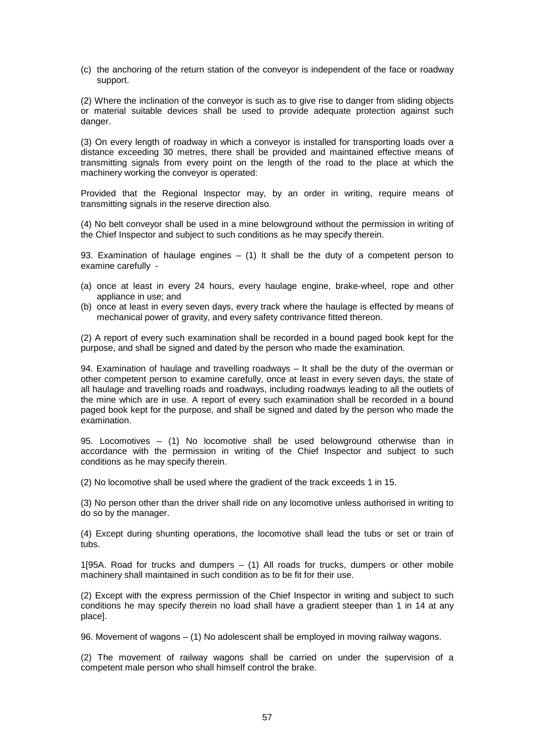(c) the anchoring of the return station of the conveyor is independent of the face or roadway support.

(2) Where the inclination of the conveyor is such as to give rise to danger from sliding objects or material suitable devices shall be used to provide adequate protection against such danger.

(3) On every length of roadway in which a conveyor is installed for transporting loads over a distance exceeding 30 metres, there shall be provided and maintained effective means of transmitting signals from every point on the length of the road to the place at which the machinery working the conveyor is operated:

Provided that the Regional Inspector may, by an order in writing, require means of transmitting signals in the reserve direction also.

(4) No belt conveyor shall be used in a mine belowground without the permission in writing of the Chief Inspector and subject to such conditions as he may specify therein.

93. Examination of haulage engines – (1) It shall be the duty of a competent person to examine carefully -

(a) once at least in every 24 hours, every haulage engine, brake-wheel, rope and other appliance in use; and
(b) once at least in every seven days, every track where the haulage is effected by means of mechanical power of gravity, and every safety contrivance fitted thereon.

(2) A report of every such examination shall be recorded in a bound paged book kept for the purpose, and shall be signed and dated by the person who made the examination.

94. Examination of haulage and travelling roadways – It shall be the duty of the overman or other competent person to examine carefully, once at least in every seven days, the state of all haulage and travelling roads and roadways, including roadways leading to all the outlets of the mine which are in use. A report of every such examination shall be recorded in a bound paged book kept for the purpose, and shall be signed and dated by the person who made the examination.

95. Locomotives – (1) No locomotive shall be used belowground otherwise than in accordance with the permission in writing of the Chief Inspector and subject to such conditions as he may specify therein.

(2) No locomotive shall be used where the gradient of the track exceeds 1 in 15.

(3) No person other than the driver shall ride on any locomotive unless authorised in writing to do so by the manager.

(4) Except during shunting operations, the locomotive shall lead the tubs or set or train of tubs.

1[95A. Road for trucks and dumpers – (1) All roads for trucks, dumpers or other mobile machinery shall maintained in such condition as to be fit for their use.

(2) Except with the express permission of the Chief Inspector in writing and subject to such conditions he may specify therein no load shall have a gradient steeper than 1 in 14 at any place].

96. Movement of wagons – (1) No adolescent shall be employed in moving railway wagons.

(2) The movement of railway wagons shall be carried on under the supervision of a competent male person who shall himself control the brake.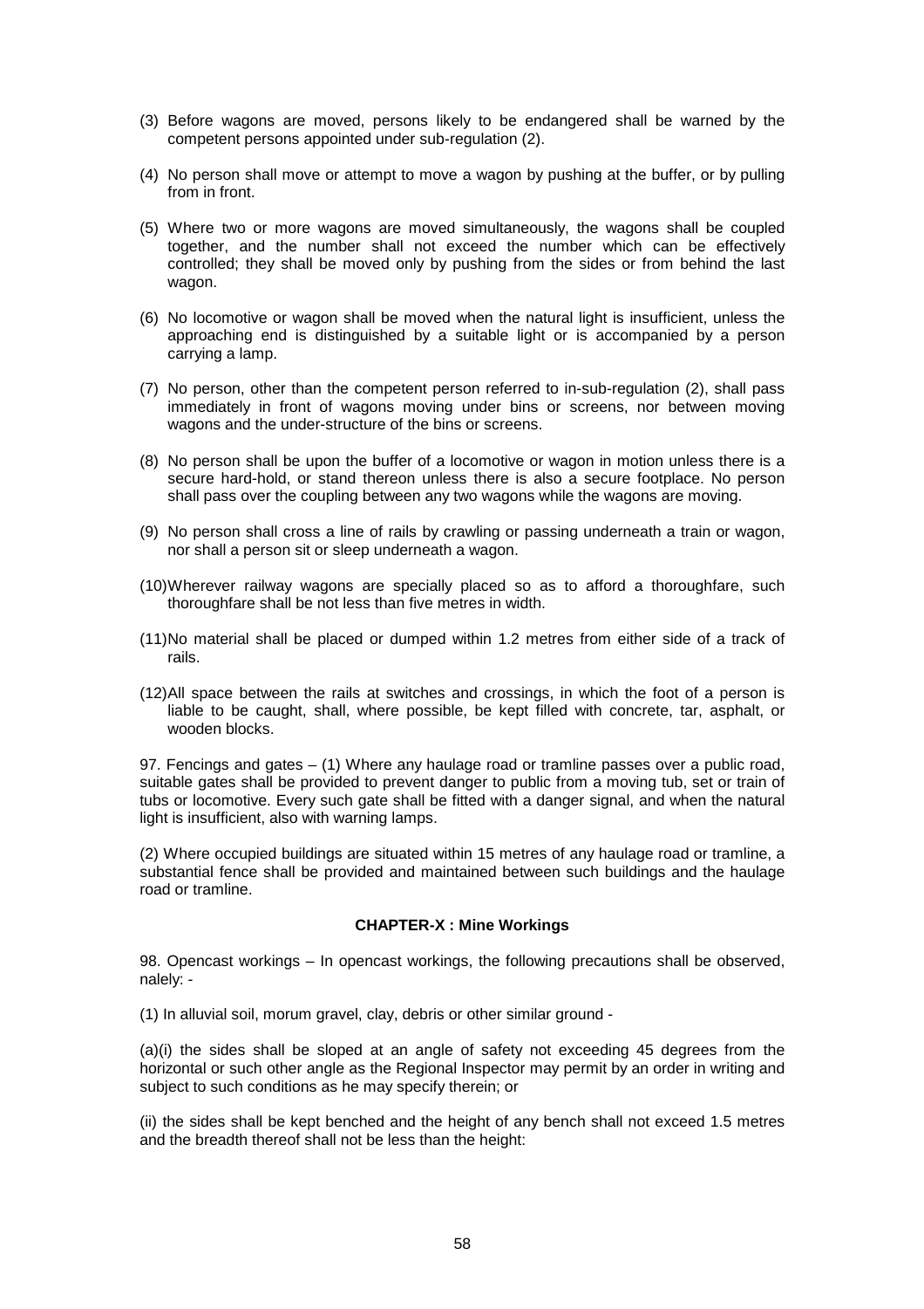(3) Before wagons are moved, persons likely to be endangered shall be warned by the competent persons appointed under sub-regulation (2).

(4) No person shall move or attempt to move a wagon by pushing at the buffer, or by pulling from in front.

(5) Where two or more wagons are moved simultaneously, the wagons shall be coupled together, and the number shall not exceed the number which can be effectively controlled; they shall be moved only by pushing from the sides or from behind the last wagon.

(6) No locomotive or wagon shall be moved when the natural light is insufficient, unless the approaching end is distinguished by a suitable light or is accompanied by a person carrying a lamp.

(7) No person, other than the competent person referred to in-sub-regulation (2), shall pass immediately in front of wagons moving under bins or screens, nor between moving wagons and the under-structure of the bins or screens.

(8) No person shall be upon the buffer of a locomotive or wagon in motion unless there is a secure hard-hold, or stand thereon unless there is also a secure footplace. No person shall pass over the coupling between any two wagons while the wagons are moving.

(9) No person shall cross a line of rails by crawling or passing underneath a train or wagon, nor shall a person sit or sleep underneath a wagon.

(10) Wherever railway wagons are specially placed so as to afford a thoroughfare, such thoroughfare shall be not less than five metres in width.

(11) No material shall be placed or dumped within 1.2 metres from either side of a track of rails.

(12) All space between the rails at switches and crossings, in which the foot of a person is liable to be caught, shall, where possible, be kept filled with concrete, tar, asphalt, or wooden blocks.

97. Fencings and gates – (1) Where any haulage road or tramline passes over a public road, suitable gates shall be provided to prevent danger to public from a moving tub, set or train of tubs or locomotive. Every such gate shall be fitted with a danger signal, and when the natural light is insufficient, also with warning lamps.

(2) Where occupied buildings are situated within 15 metres of any haulage road or tramline, a substantial fence shall be provided and maintained between such buildings and the haulage road or tramline.

## CHAPTER-X : Mine Workings

98. Opencast workings – In opencast workings, the following precautions shall be observed, nalely: -

(1) In alluvial soil, morum gravel, clay, debris or other similar ground -

(a)(i) the sides shall be sloped at an angle of safety not exceeding 45 degrees from the horizontal or such other angle as the Regional Inspector may permit by an order in writing and subject to such conditions as he may specify therein; or

(ii) the sides shall be kept benched and the height of any bench shall not exceed 1.5 metres and the breadth thereof shall not be less than the height: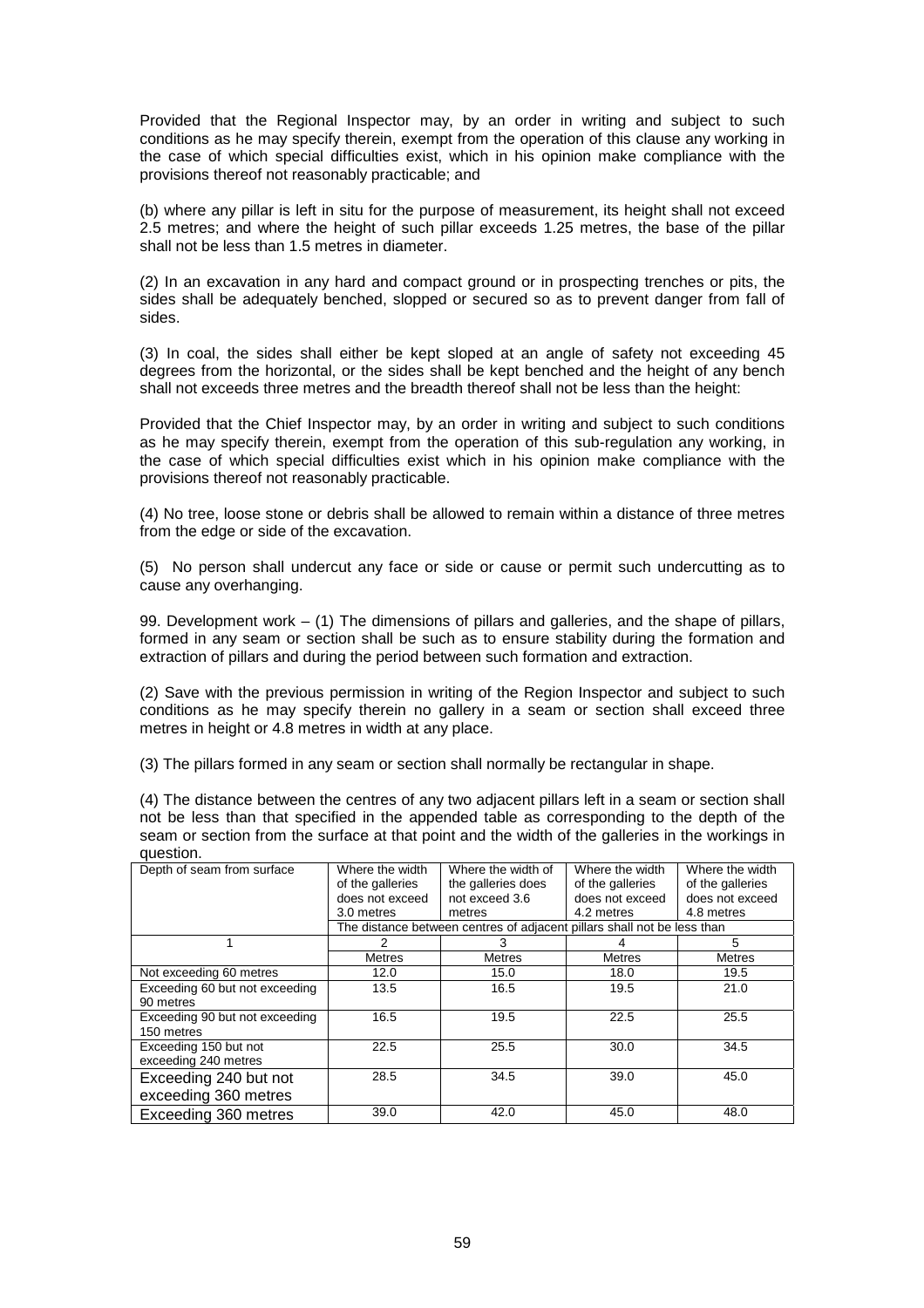Provided that the Regional Inspector may, by an order in writing and subject to such conditions as he may specify therein, exempt from the operation of this clause any working in the case of which special difficulties exist, which in his opinion make compliance with the provisions thereof not reasonably practicable; and

(b) where any pillar is left in situ for the purpose of measurement, its height shall not exceed 2.5 metres; and where the height of such pillar exceeds 1.25 metres, the base of the pillar shall not be less than 1.5 metres in diameter.

(2) In an excavation in any hard and compact ground or in prospecting trenches or pits, the sides shall be adequately benched, slopped or secured so as to prevent danger from fall of sides.

(3) In coal, the sides shall either be kept sloped at an angle of safety not exceeding 45 degrees from the horizontal, or the sides shall be kept benched and the height of any bench shall not exceeds three metres and the breadth thereof shall not be less than the height:

Provided that the Chief Inspector may, by an order in writing and subject to such conditions as he may specify therein, exempt from the operation of this sub-regulation any working, in the case of which special difficulties exist which in his opinion make compliance with the provisions thereof not reasonably practicable.

(4) No tree, loose stone or debris shall be allowed to remain within a distance of three metres from the edge or side of the excavation.

(5) No person shall undercut any face or side or cause or permit such undercutting as to cause any overhanging.

99. Development work – (1) The dimensions of pillars and galleries, and the shape of pillars, formed in any seam or section shall be such as to ensure stability during the formation and extraction of pillars and during the period between such formation and extraction.

(2) Save with the previous permission in writing of the Region Inspector and subject to such conditions as he may specify therein no gallery in a seam or section shall exceed three metres in height or 4.8 metres in width at any place.

(3) The pillars formed in any seam or section shall normally be rectangular in shape.

(4) The distance between the centres of any two adjacent pillars left in a seam or section shall not be less than that specified in the appended table as corresponding to the depth of the seam or section from the surface at that point and the width of the galleries in the workings in question.

| Depth of seam from surface | Where the width of the galleries does not exceed 3.0 metres | Where the width of the galleries does not exceed 3.6 metres | Where the width of the galleries does not exceed 4.2 metres | Where the width of the galleries does not exceed 4.8 metres |
|---|---|---|---|---|
| | The distance between centres of adjacent pillars shall not be less than | | | |
| 1 | 2 | 3 | 4 | 5 |
| | Metres | Metres | Metres | Metres |
| Not exceeding 60 metres | 12.0 | 15.0 | 18.0 | 19.5 |
| Exceeding 60 but not exceeding 90 metres | 13.5 | 16.5 | 19.5 | 21.0 |
| Exceeding 90 but not exceeding 150 metres | 16.5 | 19.5 | 22.5 | 25.5 |
| Exceeding 150 but not exceeding 240 metres | 22.5 | 25.5 | 30.0 | 34.5 |
| Exceeding 240 but not exceeding 360 metres | 28.5 | 34.5 | 39.0 | 45.0 |
| Exceeding 360 metres | 39.0 | 42.0 | 45.0 | 48.0 |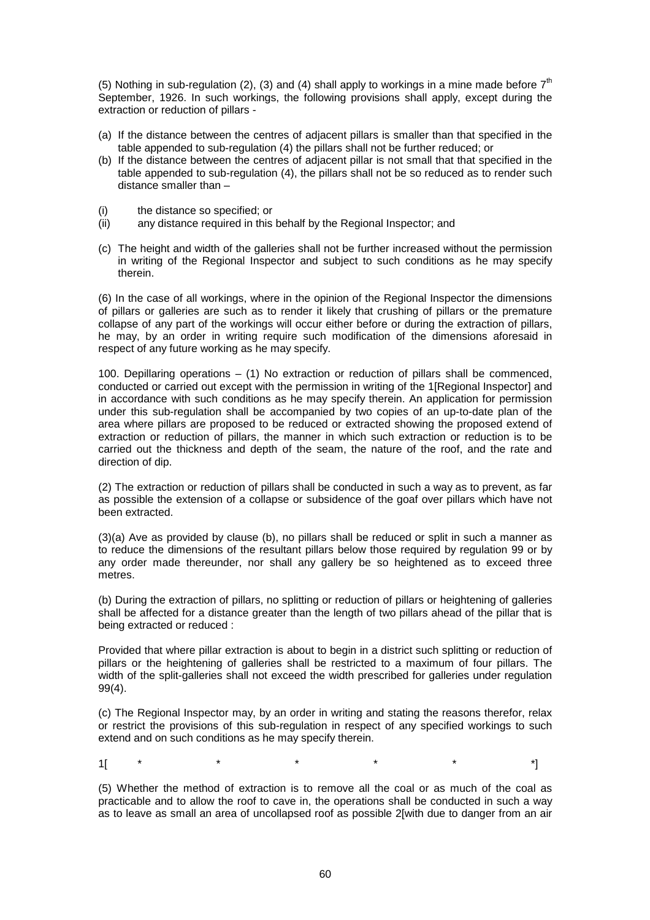(5) Nothing in sub-regulation (2), (3) and (4) shall apply to workings in a mine made before 7[th] September, 1926. In such workings, the following provisions shall apply, except during the extraction or reduction of pillars -

(a) If the distance between the centres of adjacent pillars is smaller than that specified in the table appended to sub-regulation (4) the pillars shall not be further reduced; or

(b) If the distance between the centres of adjacent pillar is not small that that specified in the table appended to sub-regulation (4), the pillars shall not be so reduced as to render such distance smaller than –

(i) the distance so specified; or

(ii) any distance required in this behalf by the Regional Inspector; and

(c) The height and width of the galleries shall not be further increased without the permission in writing of the Regional Inspector and subject to such conditions as he may specify therein.

(6) In the case of all workings, where in the opinion of the Regional Inspector the dimensions of pillars or galleries are such as to render it likely that crushing of pillars or the premature collapse of any part of the workings will occur either before or during the extraction of pillars, he may, by an order in writing require such modification of the dimensions aforesaid in respect of any future working as he may specify.

100. Depillaring operations – (1) No extraction or reduction of pillars shall be commenced, conducted or carried out except with the permission in writing of the 1[Regional Inspector] and in accordance with such conditions as he may specify therein. An application for permission under this sub-regulation shall be accompanied by two copies of an up-to-date plan of the area where pillars are proposed to be reduced or extracted showing the proposed extend of extraction or reduction of pillars, the manner in which such extraction or reduction is to be carried out the thickness and depth of the seam, the nature of the roof, and the rate and direction of dip.

(2) The extraction or reduction of pillars shall be conducted in such a way as to prevent, as far as possible the extension of a collapse or subsidence of the goaf over pillars which have not been extracted.

(3)(a) Ave as provided by clause (b), no pillars shall be reduced or split in such a manner as to reduce the dimensions of the resultant pillars below those required by regulation 99 or by any order made thereunder, nor shall any gallery be so heightened as to exceed three metres.

(b) During the extraction of pillars, no splitting or reduction of pillars or heightening of galleries shall be affected for a distance greater than the length of two pillars ahead of the pillar that is being extracted or reduced :

Provided that where pillar extraction is about to begin in a district such splitting or reduction of pillars or the heightening of galleries shall be restricted to a maximum of four pillars. The width of the split-galleries shall not exceed the width prescribed for galleries under regulation 99(4).

(c) The Regional Inspector may, by an order in writing and stating the reasons therefor, relax or restrict the provisions of this sub-regulation in respect of any specified workings to such extend and on such conditions as he may specify therein.

1[ * * * * * *]

(5) Whether the method of extraction is to remove all the coal or as much of the coal as practicable and to allow the roof to cave in, the operations shall be conducted in such a way as to leave as small an area of uncollapsed roof as possible 2[with due to danger from an air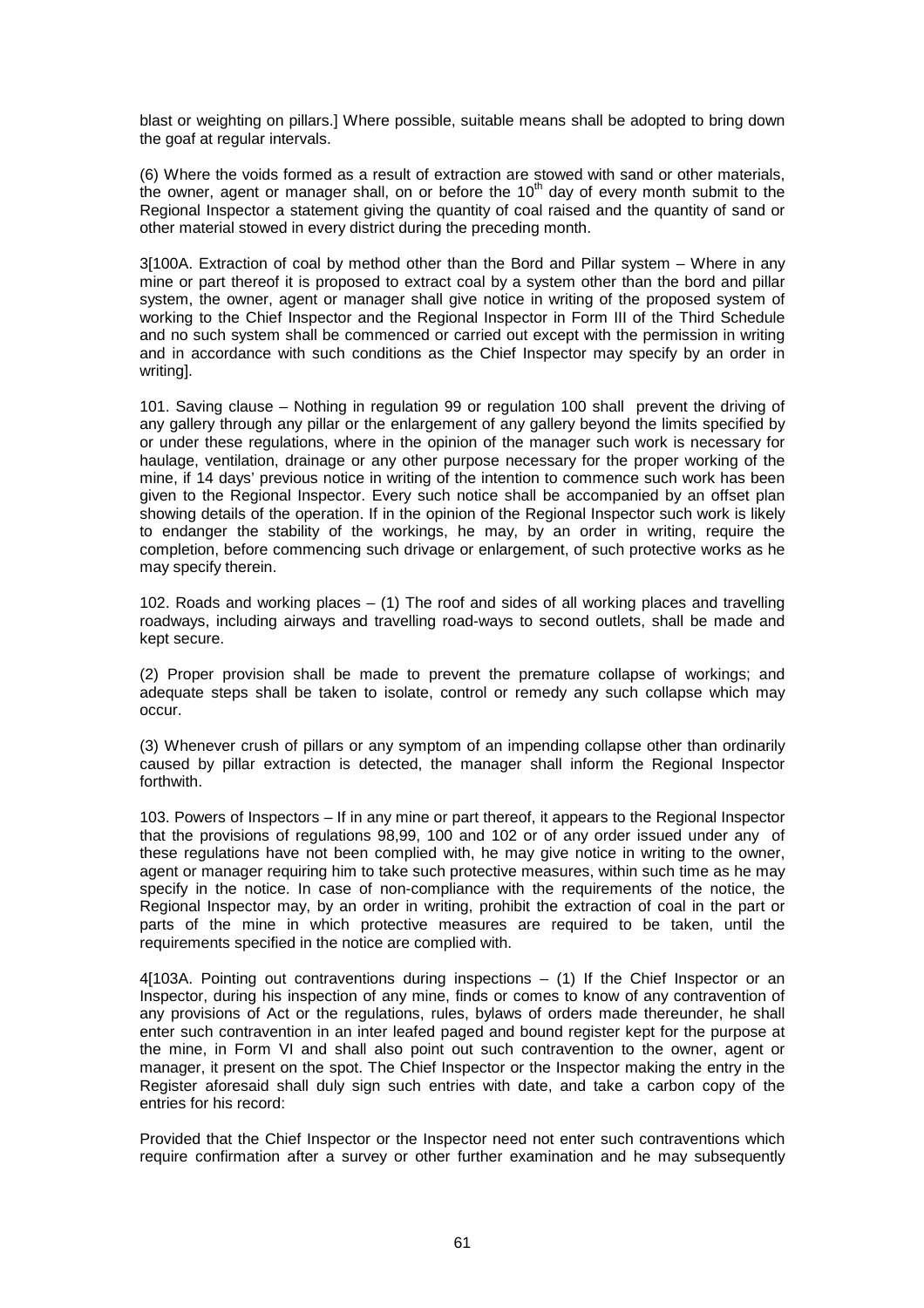blast or weighting on pillars.] Where possible, suitable means shall be adopted to bring down the goaf at regular intervals.

(6) Where the voids formed as a result of extraction are stowed with sand or other materials, the owner, agent or manager shall, on or before the 10th day of every month submit to the Regional Inspector a statement giving the quantity of coal raised and the quantity of sand or other material stowed in every district during the preceding month.

3[100A. Extraction of coal by method other than the Bord and Pillar system – Where in any mine or part thereof it is proposed to extract coal by a system other than the bord and pillar system, the owner, agent or manager shall give notice in writing of the proposed system of working to the Chief Inspector and the Regional Inspector in Form III of the Third Schedule and no such system shall be commenced or carried out except with the permission in writing and in accordance with such conditions as the Chief Inspector may specify by an order in writing].

101. Saving clause – Nothing in regulation 99 or regulation 100 shall prevent the driving of any gallery through any pillar or the enlargement of any gallery beyond the limits specified by or under these regulations, where in the opinion of the manager such work is necessary for haulage, ventilation, drainage or any other purpose necessary for the proper working of the mine, if 14 days' previous notice in writing of the intention to commence such work has been given to the Regional Inspector. Every such notice shall be accompanied by an offset plan showing details of the operation. If in the opinion of the Regional Inspector such work is likely to endanger the stability of the workings, he may, by an order in writing, require the completion, before commencing such drivage or enlargement, of such protective works as he may specify therein.

102. Roads and working places – (1) The roof and sides of all working places and travelling roadways, including airways and travelling road-ways to second outlets, shall be made and kept secure.

(2) Proper provision shall be made to prevent the premature collapse of workings; and adequate steps shall be taken to isolate, control or remedy any such collapse which may occur.

(3) Whenever crush of pillars or any symptom of an impending collapse other than ordinarily caused by pillar extraction is detected, the manager shall inform the Regional Inspector forthwith.

103. Powers of Inspectors – If in any mine or part thereof, it appears to the Regional Inspector that the provisions of regulations 98,99, 100 and 102 or of any order issued under any of these regulations have not been complied with, he may give notice in writing to the owner, agent or manager requiring him to take such protective measures, within such time as he may specify in the notice. In case of non-compliance with the requirements of the notice, the Regional Inspector may, by an order in writing, prohibit the extraction of coal in the part or parts of the mine in which protective measures are required to be taken, until the requirements specified in the notice are complied with.

4[103A. Pointing out contraventions during inspections – (1) If the Chief Inspector or an Inspector, during his inspection of any mine, finds or comes to know of any contravention of any provisions of Act or the regulations, rules, bylaws of orders made thereunder, he shall enter such contravention in an inter leafed paged and bound register kept for the purpose at the mine, in Form VI and shall also point out such contravention to the owner, agent or manager, it present on the spot. The Chief Inspector or the Inspector making the entry in the Register aforesaid shall duly sign such entries with date, and take a carbon copy of the entries for his record:

Provided that the Chief Inspector or the Inspector need not enter such contraventions which require confirmation after a survey or other further examination and he may subsequently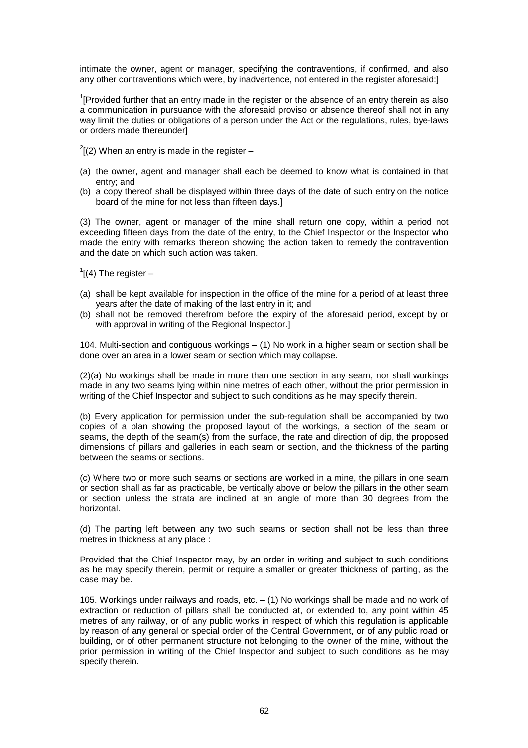intimate the owner, agent or manager, specifying the contraventions, if confirmed, and also any other contraventions which were, by inadvertence, not entered in the register aforesaid:]

[1][Provided further that an entry made in the register or the absence of an entry therein as also a communication in pursuance with the aforesaid proviso or absence thereof shall not in any way limit the duties or obligations of a person under the Act or the regulations, rules, bye-laws or orders made thereunder]

[2][(2) When an entry is made in the register –

(a) the owner, agent and manager shall each be deemed to know what is contained in that entry; and
(b) a copy thereof shall be displayed within three days of the date of such entry on the notice board of the mine for not less than fifteen days.]

(3) The owner, agent or manager of the mine shall return one copy, within a period not exceeding fifteen days from the date of the entry, to the Chief Inspector or the Inspector who made the entry with remarks thereon showing the action taken to remedy the contravention and the date on which such action was taken.

[1][(4) The register –

(a) shall be kept available for inspection in the office of the mine for a period of at least three years after the date of making of the last entry in it; and
(b) shall not be removed therefrom before the expiry of the aforesaid period, except by or with approval in writing of the Regional Inspector.]

104. Multi-section and contiguous workings – (1) No work in a higher seam or section shall be done over an area in a lower seam or section which may collapse.

(2)(a) No workings shall be made in more than one section in any seam, nor shall workings made in any two seams lying within nine metres of each other, without the prior permission in writing of the Chief Inspector and subject to such conditions as he may specify therein.

(b) Every application for permission under the sub-regulation shall be accompanied by two copies of a plan showing the proposed layout of the workings, a section of the seam or seams, the depth of the seam(s) from the surface, the rate and direction of dip, the proposed dimensions of pillars and galleries in each seam or section, and the thickness of the parting between the seams or sections.

(c) Where two or more such seams or sections are worked in a mine, the pillars in one seam or section shall as far as practicable, be vertically above or below the pillars in the other seam or section unless the strata are inclined at an angle of more than 30 degrees from the horizontal.

(d) The parting left between any two such seams or section shall not be less than three metres in thickness at any place :

Provided that the Chief Inspector may, by an order in writing and subject to such conditions as he may specify therein, permit or require a smaller or greater thickness of parting, as the case may be.

105. Workings under railways and roads, etc. – (1) No workings shall be made and no work of extraction or reduction of pillars shall be conducted at, or extended to, any point within 45 metres of any railway, or of any public works in respect of which this regulation is applicable by reason of any general or special order of the Central Government, or of any public road or building, or of other permanent structure not belonging to the owner of the mine, without the prior permission in writing of the Chief Inspector and subject to such conditions as he may specify therein.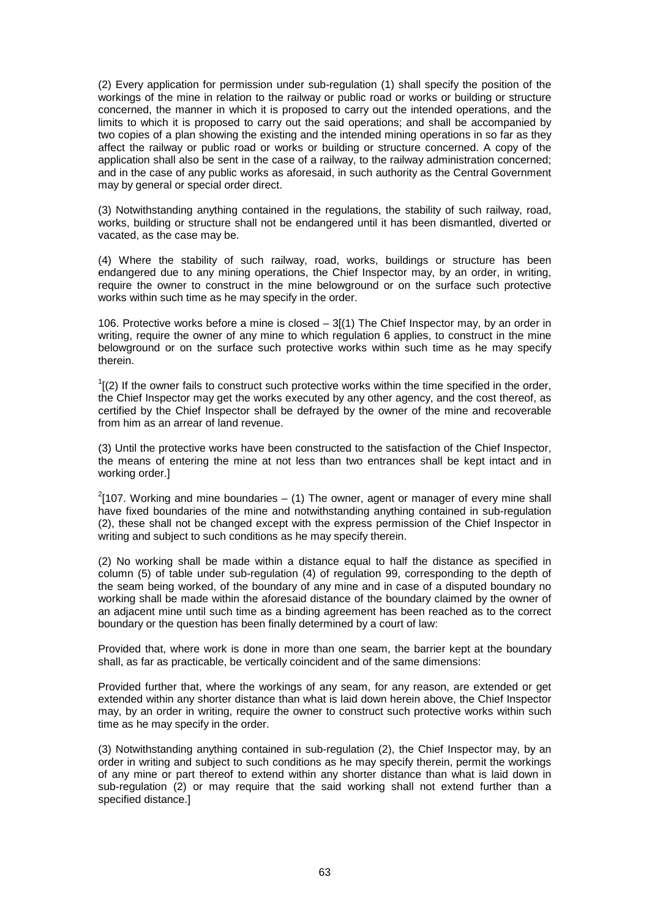(2) Every application for permission under sub-regulation (1) shall specify the position of the workings of the mine in relation to the railway or public road or works or building or structure concerned, the manner in which it is proposed to carry out the intended operations, and the limits to which it is proposed to carry out the said operations; and shall be accompanied by two copies of a plan showing the existing and the intended mining operations in so far as they affect the railway or public road or works or building or structure concerned. A copy of the application shall also be sent in the case of a railway, to the railway administration concerned; and in the case of any public works as aforesaid, in such authority as the Central Government may by general or special order direct.

(3) Notwithstanding anything contained in the regulations, the stability of such railway, road, works, building or structure shall not be endangered until it has been dismantled, diverted or vacated, as the case may be.

(4) Where the stability of such railway, road, works, buildings or structure has been endangered due to any mining operations, the Chief Inspector may, by an order, in writing, require the owner to construct in the mine belowground or on the surface such protective works within such time as he may specify in the order.

106. Protective works before a mine is closed – 3[(1) The Chief Inspector may, by an order in writing, require the owner of any mine to which regulation 6 applies, to construct in the mine belowground or on the surface such protective works within such time as he may specify therein.

[1][(2) If the owner fails to construct such protective works within the time specified in the order, the Chief Inspector may get the works executed by any other agency, and the cost thereof, as certified by the Chief Inspector shall be defrayed by the owner of the mine and recoverable from him as an arrear of land revenue.

(3) Until the protective works have been constructed to the satisfaction of the Chief Inspector, the means of entering the mine at not less than two entrances shall be kept intact and in working order.]

[2][107. Working and mine boundaries – (1) The owner, agent or manager of every mine shall have fixed boundaries of the mine and notwithstanding anything contained in sub-regulation (2), these shall not be changed except with the express permission of the Chief Inspector in writing and subject to such conditions as he may specify therein.

(2) No working shall be made within a distance equal to half the distance as specified in column (5) of table under sub-regulation (4) of regulation 99, corresponding to the depth of the seam being worked, of the boundary of any mine and in case of a disputed boundary no working shall be made within the aforesaid distance of the boundary claimed by the owner of an adjacent mine until such time as a binding agreement has been reached as to the correct boundary or the question has been finally determined by a court of law:

Provided that, where work is done in more than one seam, the barrier kept at the boundary shall, as far as practicable, be vertically coincident and of the same dimensions:

Provided further that, where the workings of any seam, for any reason, are extended or get extended within any shorter distance than what is laid down herein above, the Chief Inspector may, by an order in writing, require the owner to construct such protective works within such time as he may specify in the order.

(3) Notwithstanding anything contained in sub-regulation (2), the Chief Inspector may, by an order in writing and subject to such conditions as he may specify therein, permit the workings of any mine or part thereof to extend within any shorter distance than what is laid down in sub-regulation (2) or may require that the said working shall not extend further than a specified distance.]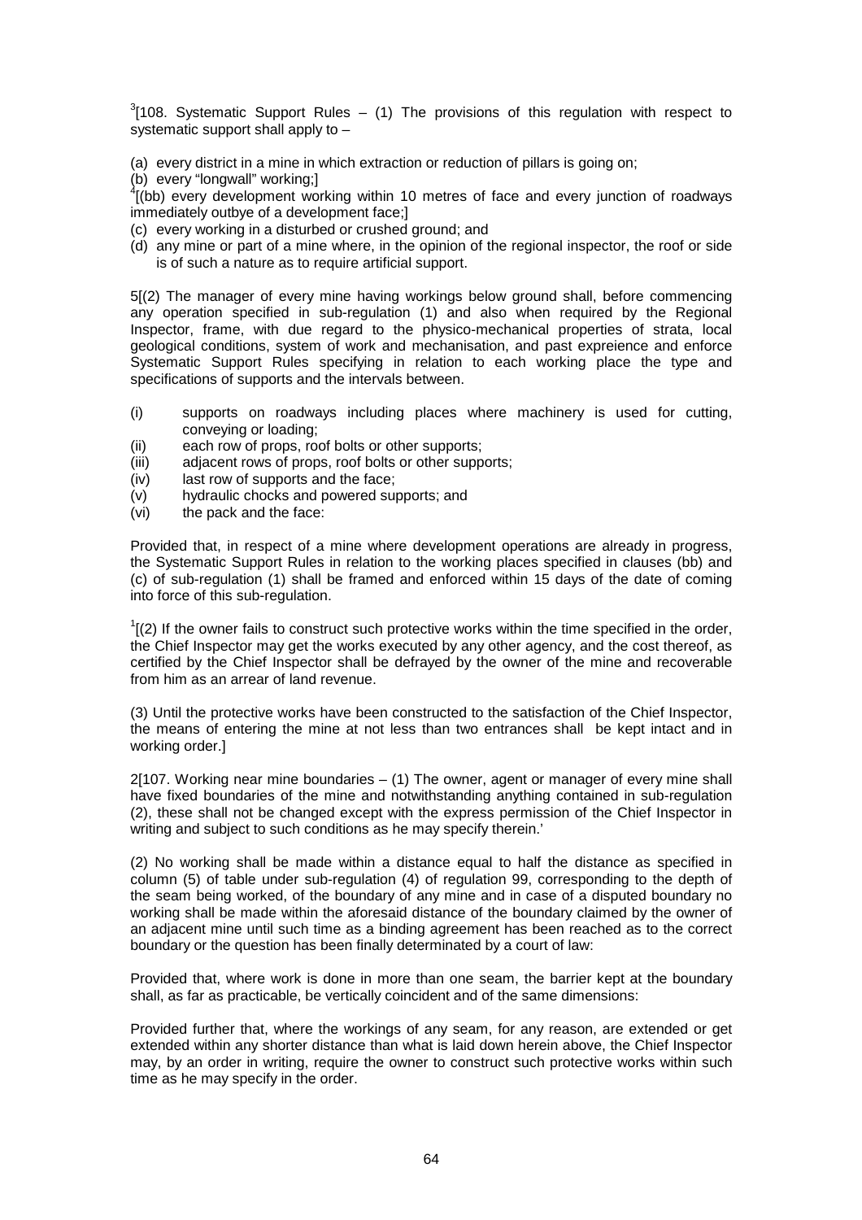[3][108. Systematic Support Rules – (1) The provisions of this regulation with respect to systematic support shall apply to –

(a) every district in a mine in which extraction or reduction of pillars is going on;
(b) every "longwall" working;]
[4][(bb) every development working within 10 metres of face and every junction of roadways immediately outbye of a development face;]
(c) every working in a disturbed or crushed ground; and
(d) any mine or part of a mine where, in the opinion of the regional inspector, the roof or side is of such a nature as to require artificial support.

5[(2) The manager of every mine having workings below ground shall, before commencing any operation specified in sub-regulation (1) and also when required by the Regional Inspector, frame, with due regard to the physico-mechanical properties of strata, local geological conditions, system of work and mechanisation, and past expreience and enforce Systematic Support Rules specifying in relation to each working place the type and specifications of supports and the intervals between.

(i) supports on roadways including places where machinery is used for cutting, conveying or loading;
(ii) each row of props, roof bolts or other supports;
(iii) adjacent rows of props, roof bolts or other supports;
(iv) last row of supports and the face;
(v) hydraulic chocks and powered supports; and
(vi) the pack and the face:

Provided that, in respect of a mine where development operations are already in progress, the Systematic Support Rules in relation to the working places specified in clauses (bb) and (c) of sub-regulation (1) shall be framed and enforced within 15 days of the date of coming into force of this sub-regulation.

[1][(2) If the owner fails to construct such protective works within the time specified in the order, the Chief Inspector may get the works executed by any other agency, and the cost thereof, as certified by the Chief Inspector shall be defrayed by the owner of the mine and recoverable from him as an arrear of land revenue.

(3) Until the protective works have been constructed to the satisfaction of the Chief Inspector, the means of entering the mine at not less than two entrances shall be kept intact and in working order.]

2[107. Working near mine boundaries – (1) The owner, agent or manager of every mine shall have fixed boundaries of the mine and notwithstanding anything contained in sub-regulation (2), these shall not be changed except with the express permission of the Chief Inspector in writing and subject to such conditions as he may specify therein.'

(2) No working shall be made within a distance equal to half the distance as specified in column (5) of table under sub-regulation (4) of regulation 99, corresponding to the depth of the seam being worked, of the boundary of any mine and in case of a disputed boundary no working shall be made within the aforesaid distance of the boundary claimed by the owner of an adjacent mine until such time as a binding agreement has been reached as to the correct boundary or the question has been finally determinated by a court of law:

Provided that, where work is done in more than one seam, the barrier kept at the boundary shall, as far as practicable, be vertically coincident and of the same dimensions:

Provided further that, where the workings of any seam, for any reason, are extended or get extended within any shorter distance than what is laid down herein above, the Chief Inspector may, by an order in writing, require the owner to construct such protective works within such time as he may specify in the order.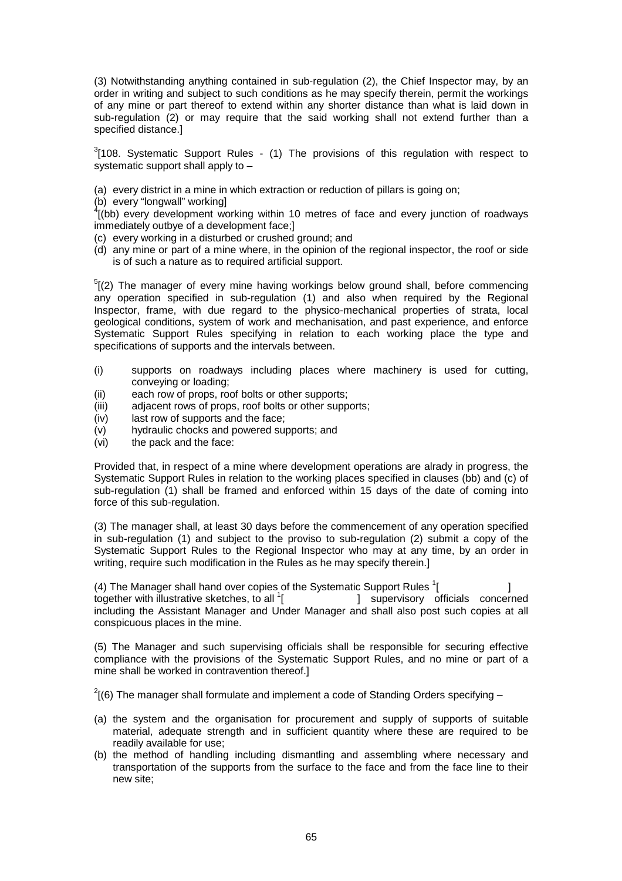(3) Notwithstanding anything contained in sub-regulation (2), the Chief Inspector may, by an order in writing and subject to such conditions as he may specify therein, permit the workings of any mine or part thereof to extend within any shorter distance than what is laid down in sub-regulation (2) or may require that the said working shall not extend further than a specified distance.]

[3][108. Systematic Support Rules - (1) The provisions of this regulation with respect to systematic support shall apply to –

(a) every district in a mine in which extraction or reduction of pillars is going on;
(b) every "longwall" working]
[4][(bb) every development working within 10 metres of face and every junction of roadways immediately outbye of a development face;]
(c) every working in a disturbed or crushed ground; and
(d) any mine or part of a mine where, in the opinion of the regional inspector, the roof or side is of such a nature as to required artificial support.

[5][(2) The manager of every mine having workings below ground shall, before commencing any operation specified in sub-regulation (1) and also when required by the Regional Inspector, frame, with due regard to the physico-mechanical properties of strata, local geological conditions, system of work and mechanisation, and past experience, and enforce Systematic Support Rules specifying in relation to each working place the type and specifications of supports and the intervals between.

(i) supports on roadways including places where machinery is used for cutting, conveying or loading;
(ii) each row of props, roof bolts or other supports;
(iii) adjacent rows of props, roof bolts or other supports;
(iv) last row of supports and the face;
(v) hydraulic chocks and powered supports; and
(vi) the pack and the face:

Provided that, in respect of a mine where development operations are alrady in progress, the Systematic Support Rules in relation to the working places specified in clauses (bb) and (c) of sub-regulation (1) shall be framed and enforced within 15 days of the date of coming into force of this sub-regulation.

(3) The manager shall, at least 30 days before the commencement of any operation specified in sub-regulation (1) and subject to the proviso to sub-regulation (2) submit a copy of the Systematic Support Rules to the Regional Inspector who may at any time, by an order in writing, require such modification in the Rules as he may specify therein.]

(4) The Manager shall hand over copies of the Systematic Support Rules [1][ ] together with illustrative sketches, to all [1][ ] supervisory officials concerned including the Assistant Manager and Under Manager and shall also post such copies at all conspicuous places in the mine.

(5) The Manager and such supervising officials shall be responsible for securing effective compliance with the provisions of the Systematic Support Rules, and no mine or part of a mine shall be worked in contravention thereof.]

[2][(6) The manager shall formulate and implement a code of Standing Orders specifying –

(a) the system and the organisation for procurement and supply of supports of suitable material, adequate strength and in sufficient quantity where these are required to be readily available for use;
(b) the method of handling including dismantling and assembling where necessary and transportation of the supports from the surface to the face and from the face line to their new site;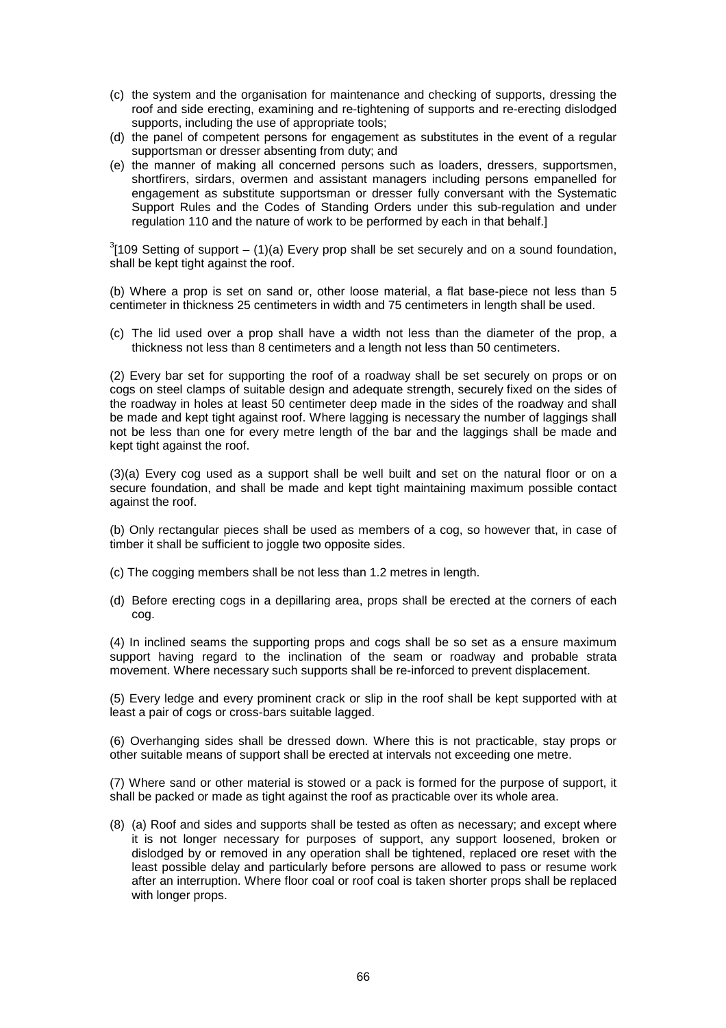(c) the system and the organisation for maintenance and checking of supports, dressing the roof and side erecting, examining and re-tightening of supports and re-erecting dislodged supports, including the use of appropriate tools;

(d) the panel of competent persons for engagement as substitutes in the event of a regular supportsman or dresser absenting from duty; and

(e) the manner of making all concerned persons such as loaders, dressers, supportsmen, shortfirers, sirdars, overmen and assistant managers including persons empanelled for engagement as substitute supportsman or dresser fully conversant with the Systematic Support Rules and the Codes of Standing Orders under this sub-regulation and under regulation 110 and the nature of work to be performed by each in that behalf.]

[3][109 Setting of support – (1)(a) Every prop shall be set securely and on a sound foundation, shall be kept tight against the roof.

(b) Where a prop is set on sand or, other loose material, a flat base-piece not less than 5 centimeter in thickness 25 centimeters in width and 75 centimeters in length shall be used.

(c) The lid used over a prop shall have a width not less than the diameter of the prop, a thickness not less than 8 centimeters and a length not less than 50 centimeters.

(2) Every bar set for supporting the roof of a roadway shall be set securely on props or on cogs on steel clamps of suitable design and adequate strength, securely fixed on the sides of the roadway in holes at least 50 centimeter deep made in the sides of the roadway and shall be made and kept tight against roof. Where lagging is necessary the number of laggings shall not be less than one for every metre length of the bar and the laggings shall be made and kept tight against the roof.

(3)(a) Every cog used as a support shall be well built and set on the natural floor or on a secure foundation, and shall be made and kept tight maintaining maximum possible contact against the roof.

(b) Only rectangular pieces shall be used as members of a cog, so however that, in case of timber it shall be sufficient to joggle two opposite sides.

(c) The cogging members shall be not less than 1.2 metres in length.

(d) Before erecting cogs in a depillaring area, props shall be erected at the corners of each cog.

(4) In inclined seams the supporting props and cogs shall be so set as a ensure maximum support having regard to the inclination of the seam or roadway and probable strata movement. Where necessary such supports shall be re-inforced to prevent displacement.

(5) Every ledge and every prominent crack or slip in the roof shall be kept supported with at least a pair of cogs or cross-bars suitable lagged.

(6) Overhanging sides shall be dressed down. Where this is not practicable, stay props or other suitable means of support shall be erected at intervals not exceeding one metre.

(7) Where sand or other material is stowed or a pack is formed for the purpose of support, it shall be packed or made as tight against the roof as practicable over its whole area.

(8) (a) Roof and sides and supports shall be tested as often as necessary; and except where it is not longer necessary for purposes of support, any support loosened, broken or dislodged by or removed in any operation shall be tightened, replaced ore reset with the least possible delay and particularly before persons are allowed to pass or resume work after an interruption. Where floor coal or roof coal is taken shorter props shall be replaced with longer props.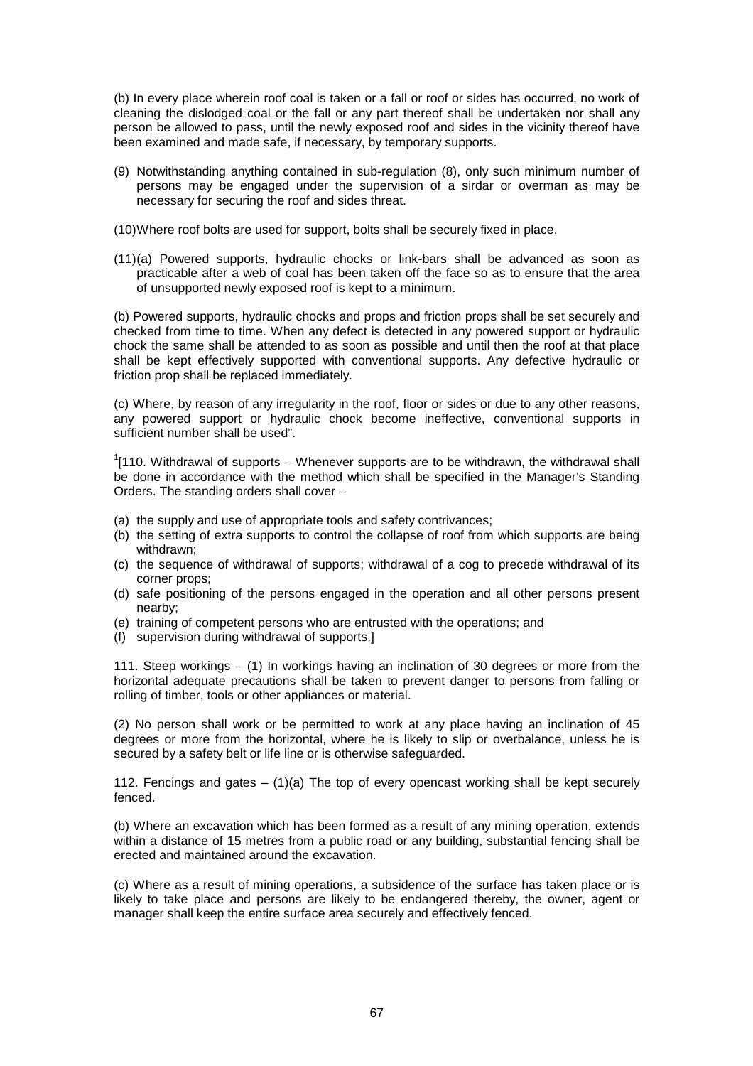(b) In every place wherein roof coal is taken or a fall or roof or sides has occurred, no work of cleaning the dislodged coal or the fall or any part thereof shall be undertaken nor shall any person be allowed to pass, until the newly exposed roof and sides in the vicinity thereof have been examined and made safe, if necessary, by temporary supports.

(9) Notwithstanding anything contained in sub-regulation (8), only such minimum number of persons may be engaged under the supervision of a sirdar or overman as may be necessary for securing the roof and sides threat.

(10) Where roof bolts are used for support, bolts shall be securely fixed in place.

(11)(a) Powered supports, hydraulic chocks or link-bars shall be advanced as soon as practicable after a web of coal has been taken off the face so as to ensure that the area of unsupported newly exposed roof is kept to a minimum.

(b) Powered supports, hydraulic chocks and props and friction props shall be set securely and checked from time to time. When any defect is detected in any powered support or hydraulic chock the same shall be attended to as soon as possible and until then the roof at that place shall be kept effectively supported with conventional supports. Any defective hydraulic or friction prop shall be replaced immediately.

(c) Where, by reason of any irregularity in the roof, floor or sides or due to any other reasons, any powered support or hydraulic chock become ineffective, conventional supports in sufficient number shall be used".

[1][110. Withdrawal of supports – Whenever supports are to be withdrawn, the withdrawal shall be done in accordance with the method which shall be specified in the Manager's Standing Orders. The standing orders shall cover –

(a) the supply and use of appropriate tools and safety contrivances;
(b) the setting of extra supports to control the collapse of roof from which supports are being withdrawn;
(c) the sequence of withdrawal of supports; withdrawal of a cog to precede withdrawal of its corner props;
(d) safe positioning of the persons engaged in the operation and all other persons present nearby;
(e) training of competent persons who are entrusted with the operations; and
(f) supervision during withdrawal of supports.]

111. Steep workings – (1) In workings having an inclination of 30 degrees or more from the horizontal adequate precautions shall be taken to prevent danger to persons from falling or rolling of timber, tools or other appliances or material.

(2) No person shall work or be permitted to work at any place having an inclination of 45 degrees or more from the horizontal, where he is likely to slip or overbalance, unless he is secured by a safety belt or life line or is otherwise safeguarded.

112. Fencings and gates – (1)(a) The top of every opencast working shall be kept securely fenced.

(b) Where an excavation which has been formed as a result of any mining operation, extends within a distance of 15 metres from a public road or any building, substantial fencing shall be erected and maintained around the excavation.

(c) Where as a result of mining operations, a subsidence of the surface has taken place or is likely to take place and persons are likely to be endangered thereby, the owner, agent or manager shall keep the entire surface area securely and effectively fenced.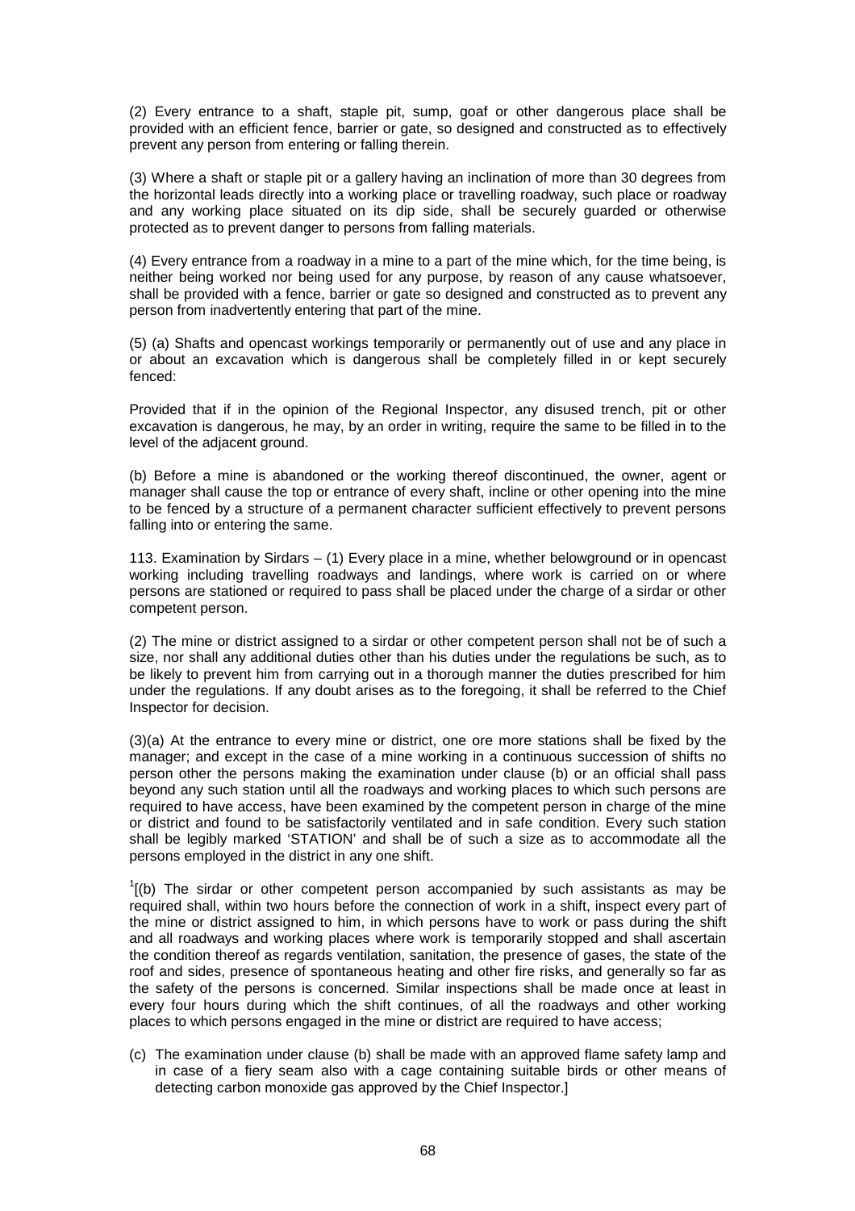(2) Every entrance to a shaft, staple pit, sump, goaf or other dangerous place shall be provided with an efficient fence, barrier or gate, so designed and constructed as to effectively prevent any person from entering or falling therein.

(3) Where a shaft or staple pit or a gallery having an inclination of more than 30 degrees from the horizontal leads directly into a working place or travelling roadway, such place or roadway and any working place situated on its dip side, shall be securely guarded or otherwise protected as to prevent danger to persons from falling materials.

(4) Every entrance from a roadway in a mine to a part of the mine which, for the time being, is neither being worked nor being used for any purpose, by reason of any cause whatsoever, shall be provided with a fence, barrier or gate so designed and constructed as to prevent any person from inadvertently entering that part of the mine.

(5) (a) Shafts and opencast workings temporarily or permanently out of use and any place in or about an excavation which is dangerous shall be completely filled in or kept securely fenced:

Provided that if in the opinion of the Regional Inspector, any disused trench, pit or other excavation is dangerous, he may, by an order in writing, require the same to be filled in to the level of the adjacent ground.

(b) Before a mine is abandoned or the working thereof discontinued, the owner, agent or manager shall cause the top or entrance of every shaft, incline or other opening into the mine to be fenced by a structure of a permanent character sufficient effectively to prevent persons falling into or entering the same.

113. Examination by Sirdars – (1) Every place in a mine, whether belowground or in opencast working including travelling roadways and landings, where work is carried on or where persons are stationed or required to pass shall be placed under the charge of a sirdar or other competent person.

(2) The mine or district assigned to a sirdar or other competent person shall not be of such a size, nor shall any additional duties other than his duties under the regulations be such, as to be likely to prevent him from carrying out in a thorough manner the duties prescribed for him under the regulations. If any doubt arises as to the foregoing, it shall be referred to the Chief Inspector for decision.

(3)(a) At the entrance to every mine or district, one ore more stations shall be fixed by the manager; and except in the case of a mine working in a continuous succession of shifts no person other the persons making the examination under clause (b) or an official shall pass beyond any such station until all the roadways and working places to which such persons are required to have access, have been examined by the competent person in charge of the mine or district and found to be satisfactorily ventilated and in safe condition. Every such station shall be legibly marked 'STATION' and shall be of such a size as to accommodate all the persons employed in the district in any one shift.

[1][(b) The sirdar or other competent person accompanied by such assistants as may be required shall, within two hours before the connection of work in a shift, inspect every part of the mine or district assigned to him, in which persons have to work or pass during the shift and all roadways and working places where work is temporarily stopped and shall ascertain the condition thereof as regards ventilation, sanitation, the presence of gases, the state of the roof and sides, presence of spontaneous heating and other fire risks, and generally so far as the safety of the persons is concerned. Similar inspections shall be made once at least in every four hours during which the shift continues, of all the roadways and other working places to which persons engaged in the mine or district are required to have access;

(c) The examination under clause (b) shall be made with an approved flame safety lamp and in case of a fiery seam also with a cage containing suitable birds or other means of detecting carbon monoxide gas approved by the Chief Inspector.]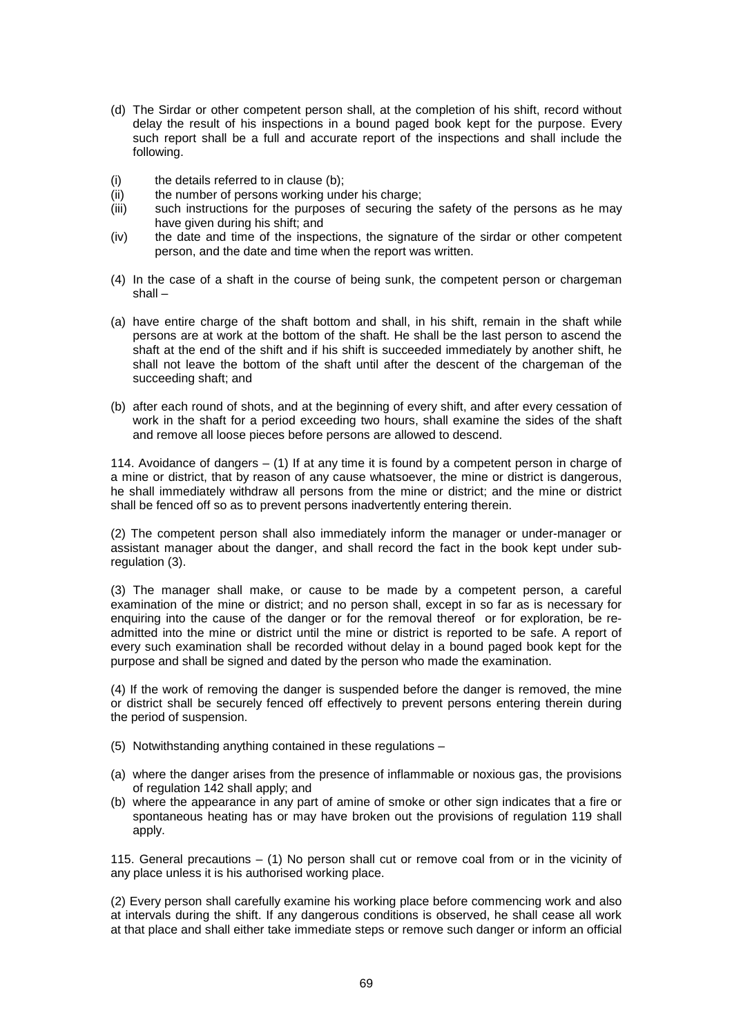(d) The Sirdar or other competent person shall, at the completion of his shift, record without delay the result of his inspections in a bound paged book kept for the purpose. Every such report shall be a full and accurate report of the inspections and shall include the following.

(i) the details referred to in clause (b);
(ii) the number of persons working under his charge;
(iii) such instructions for the purposes of securing the safety of the persons as he may have given during his shift; and
(iv) the date and time of the inspections, the signature of the sirdar or other competent person, and the date and time when the report was written.

(4) In the case of a shaft in the course of being sunk, the competent person or chargeman shall –

(a) have entire charge of the shaft bottom and shall, in his shift, remain in the shaft while persons are at work at the bottom of the shaft. He shall be the last person to ascend the shaft at the end of the shift and if his shift is succeeded immediately by another shift, he shall not leave the bottom of the shaft until after the descent of the chargeman of the succeeding shaft; and

(b) after each round of shots, and at the beginning of every shift, and after every cessation of work in the shaft for a period exceeding two hours, shall examine the sides of the shaft and remove all loose pieces before persons are allowed to descend.

114. Avoidance of dangers – (1) If at any time it is found by a competent person in charge of a mine or district, that by reason of any cause whatsoever, the mine or district is dangerous, he shall immediately withdraw all persons from the mine or district; and the mine or district shall be fenced off so as to prevent persons inadvertently entering therein.

(2) The competent person shall also immediately inform the manager or under-manager or assistant manager about the danger, and shall record the fact in the book kept under sub-regulation (3).

(3) The manager shall make, or cause to be made by a competent person, a careful examination of the mine or district; and no person shall, except in so far as is necessary for enquiring into the cause of the danger or for the removal thereof or for exploration, be re-admitted into the mine or district until the mine or district is reported to be safe. A report of every such examination shall be recorded without delay in a bound paged book kept for the purpose and shall be signed and dated by the person who made the examination.

(4) If the work of removing the danger is suspended before the danger is removed, the mine or district shall be securely fenced off effectively to prevent persons entering therein during the period of suspension.

(5) Notwithstanding anything contained in these regulations –

(a) where the danger arises from the presence of inflammable or noxious gas, the provisions of regulation 142 shall apply; and
(b) where the appearance in any part of amine of smoke or other sign indicates that a fire or spontaneous heating has or may have broken out the provisions of regulation 119 shall apply.

115. General precautions – (1) No person shall cut or remove coal from or in the vicinity of any place unless it is his authorised working place.

(2) Every person shall carefully examine his working place before commencing work and also at intervals during the shift. If any dangerous conditions is observed, he shall cease all work at that place and shall either take immediate steps or remove such danger or inform an official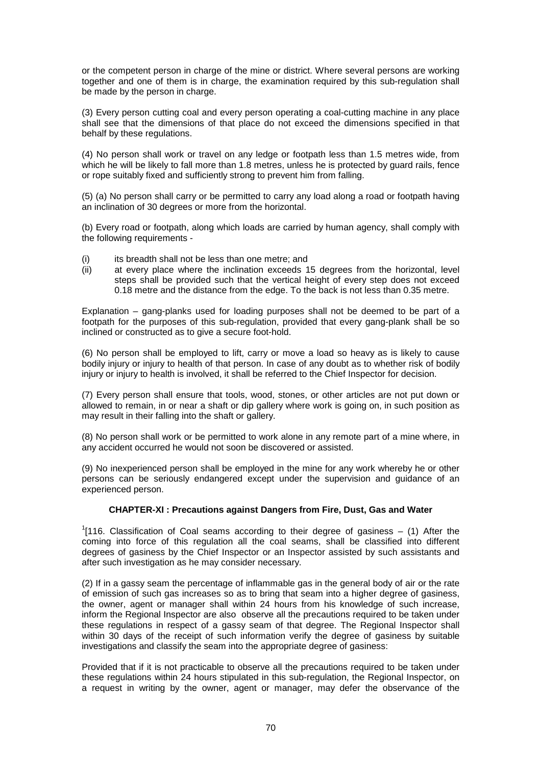or the competent person in charge of the mine or district. Where several persons are working together and one of them is in charge, the examination required by this sub-regulation shall be made by the person in charge.

(3) Every person cutting coal and every person operating a coal-cutting machine in any place shall see that the dimensions of that place do not exceed the dimensions specified in that behalf by these regulations.

(4) No person shall work or travel on any ledge or footpath less than 1.5 metres wide, from which he will be likely to fall more than 1.8 metres, unless he is protected by guard rails, fence or rope suitably fixed and sufficiently strong to prevent him from falling.

(5) (a) No person shall carry or be permitted to carry any load along a road or footpath having an inclination of 30 degrees or more from the horizontal.

(b) Every road or footpath, along which loads are carried by human agency, shall comply with the following requirements -

(i) its breadth shall not be less than one metre; and
(ii) at every place where the inclination exceeds 15 degrees from the horizontal, level steps shall be provided such that the vertical height of every step does not exceed 0.18 metre and the distance from the edge. To the back is not less than 0.35 metre.

Explanation – gang-planks used for loading purposes shall not be deemed to be part of a footpath for the purposes of this sub-regulation, provided that every gang-plank shall be so inclined or constructed as to give a secure foot-hold.

(6) No person shall be employed to lift, carry or move a load so heavy as is likely to cause bodily injury or injury to health of that person. In case of any doubt as to whether risk of bodily injury or injury to health is involved, it shall be referred to the Chief Inspector for decision.

(7) Every person shall ensure that tools, wood, stones, or other articles are not put down or allowed to remain, in or near a shaft or dip gallery where work is going on, in such position as may result in their falling into the shaft or gallery.

(8) No person shall work or be permitted to work alone in any remote part of a mine where, in any accident occurred he would not soon be discovered or assisted.

(9) No inexperienced person shall be employed in the mine for any work whereby he or other persons can be seriously endangered except under the supervision and guidance of an experienced person.

## CHAPTER-XI : Precautions against Dangers from Fire, Dust, Gas and Water

[1][116. Classification of Coal seams according to their degree of gasiness – (1) After the coming into force of this regulation all the coal seams, shall be classified into different degrees of gasiness by the Chief Inspector or an Inspector assisted by such assistants and after such investigation as he may consider necessary.

(2) If in a gassy seam the percentage of inflammable gas in the general body of air or the rate of emission of such gas increases so as to bring that seam into a higher degree of gasiness, the owner, agent or manager shall within 24 hours from his knowledge of such increase, inform the Regional Inspector are also observe all the precautions required to be taken under these regulations in respect of a gassy seam of that degree. The Regional Inspector shall within 30 days of the receipt of such information verify the degree of gasiness by suitable investigations and classify the seam into the appropriate degree of gasiness:

Provided that if it is not practicable to observe all the precautions required to be taken under these regulations within 24 hours stipulated in this sub-regulation, the Regional Inspector, on a request in writing by the owner, agent or manager, may defer the observance of the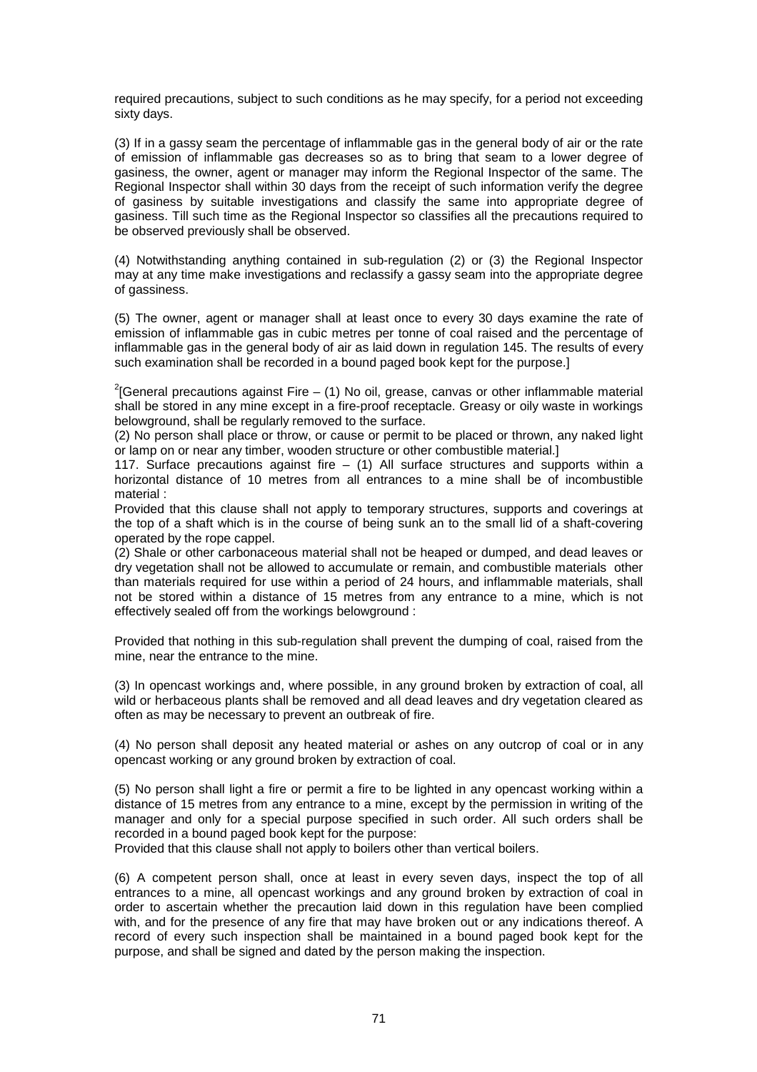required precautions, subject to such conditions as he may specify, for a period not exceeding sixty days.

(3) If in a gassy seam the percentage of inflammable gas in the general body of air or the rate of emission of inflammable gas decreases so as to bring that seam to a lower degree of gasiness, the owner, agent or manager may inform the Regional Inspector of the same. The Regional Inspector shall within 30 days from the receipt of such information verify the degree of gasiness by suitable investigations and classify the same into appropriate degree of gasiness. Till such time as the Regional Inspector so classifies all the precautions required to be observed previously shall be observed.

(4) Notwithstanding anything contained in sub-regulation (2) or (3) the Regional Inspector may at any time make investigations and reclassify a gassy seam into the appropriate degree of gassiness.

(5) The owner, agent or manager shall at least once to every 30 days examine the rate of emission of inflammable gas in cubic metres per tonne of coal raised and the percentage of inflammable gas in the general body of air as laid down in regulation 145. The results of every such examination shall be recorded in a bound paged book kept for the purpose.]

[2][General precautions against Fire – (1) No oil, grease, canvas or other inflammable material shall be stored in any mine except in a fire-proof receptacle. Greasy or oily waste in workings belowground, shall be regularly removed to the surface.

(2) No person shall place or throw, or cause or permit to be placed or thrown, any naked light or lamp on or near any timber, wooden structure or other combustible material.]

117. Surface precautions against fire – (1) All surface structures and supports within a horizontal distance of 10 metres from all entrances to a mine shall be of incombustible material :

Provided that this clause shall not apply to temporary structures, supports and coverings at the top of a shaft which is in the course of being sunk an to the small lid of a shaft-covering operated by the rope cappel.

(2) Shale or other carbonaceous material shall not be heaped or dumped, and dead leaves or dry vegetation shall not be allowed to accumulate or remain, and combustible materials other than materials required for use within a period of 24 hours, and inflammable materials, shall not be stored within a distance of 15 metres from any entrance to a mine, which is not effectively sealed off from the workings belowground :

Provided that nothing in this sub-regulation shall prevent the dumping of coal, raised from the mine, near the entrance to the mine.

(3) In opencast workings and, where possible, in any ground broken by extraction of coal, all wild or herbaceous plants shall be removed and all dead leaves and dry vegetation cleared as often as may be necessary to prevent an outbreak of fire.

(4) No person shall deposit any heated material or ashes on any outcrop of coal or in any opencast working or any ground broken by extraction of coal.

(5) No person shall light a fire or permit a fire to be lighted in any opencast working within a distance of 15 metres from any entrance to a mine, except by the permission in writing of the manager and only for a special purpose specified in such order. All such orders shall be recorded in a bound paged book kept for the purpose:

Provided that this clause shall not apply to boilers other than vertical boilers.

(6) A competent person shall, once at least in every seven days, inspect the top of all entrances to a mine, all opencast workings and any ground broken by extraction of coal in order to ascertain whether the precaution laid down in this regulation have been complied with, and for the presence of any fire that may have broken out or any indications thereof. A record of every such inspection shall be maintained in a bound paged book kept for the purpose, and shall be signed and dated by the person making the inspection.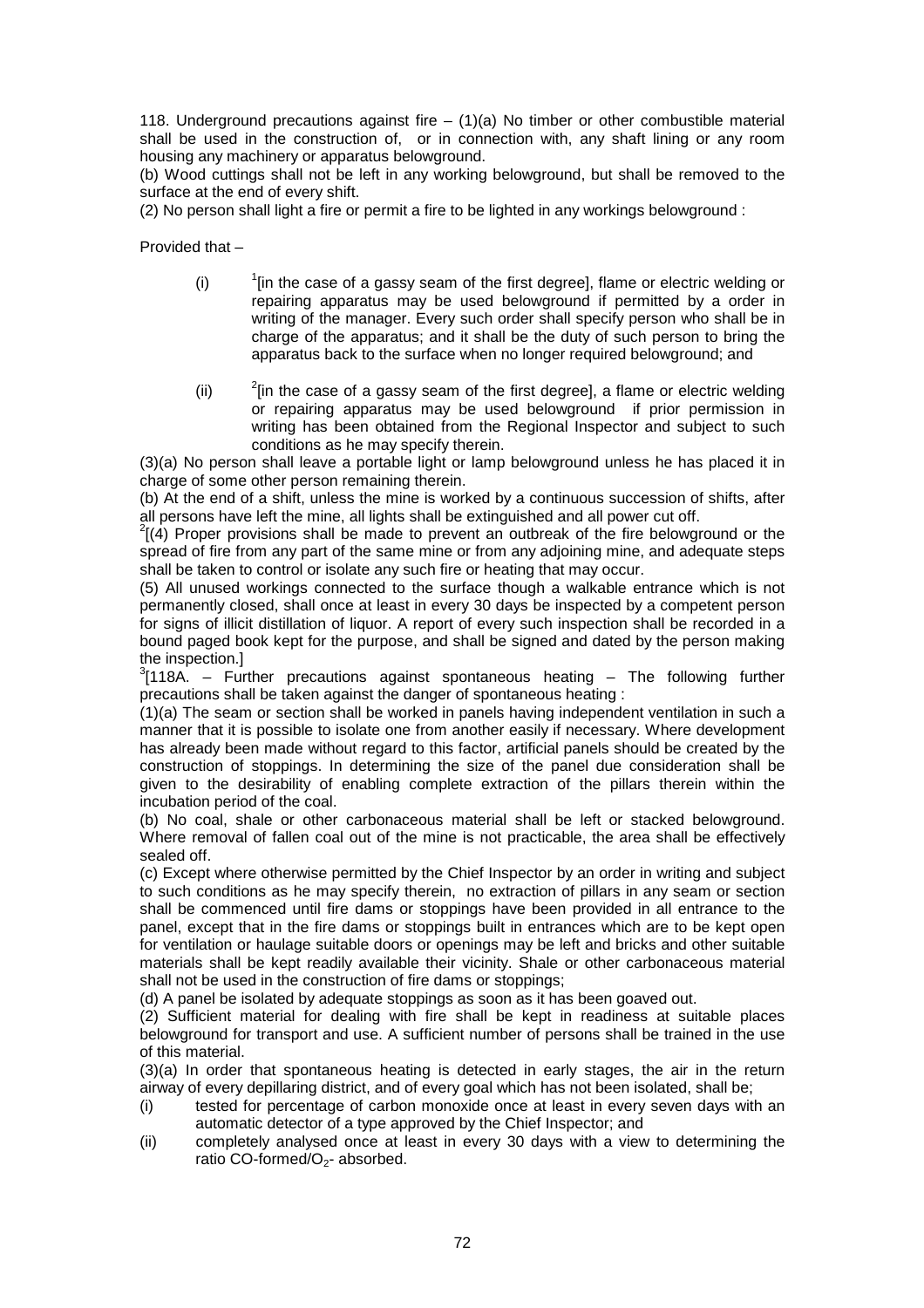118. Underground precautions against fire – (1)(a) No timber or other combustible material shall be used in the construction of, or in connection with, any shaft lining or any room housing any machinery or apparatus belowground.

(b) Wood cuttings shall not be left in any working belowground, but shall be removed to the surface at the end of every shift.

(2) No person shall light a fire or permit a fire to be lighted in any workings belowground :

Provided that –

(i) [1][in the case of a gassy seam of the first degree], flame or electric welding or repairing apparatus may be used belowground if permitted by a order in writing of the manager. Every such order shall specify person who shall be in charge of the apparatus; and it shall be the duty of such person to bring the apparatus back to the surface when no longer required belowground; and

(ii) [2][in the case of a gassy seam of the first degree], a flame or electric welding or repairing apparatus may be used belowground if prior permission in writing has been obtained from the Regional Inspector and subject to such conditions as he may specify therein.

(3)(a) No person shall leave a portable light or lamp belowground unless he has placed it in charge of some other person remaining therein.

(b) At the end of a shift, unless the mine is worked by a continuous succession of shifts, after all persons have left the mine, all lights shall be extinguished and all power cut off.

[2][(4) Proper provisions shall be made to prevent an outbreak of the fire belowground or the spread of fire from any part of the same mine or from any adjoining mine, and adequate steps shall be taken to control or isolate any such fire or heating that may occur.

(5) All unused workings connected to the surface though a walkable entrance which is not permanently closed, shall once at least in every 30 days be inspected by a competent person for signs of illicit distillation of liquor. A report of every such inspection shall be recorded in a bound paged book kept for the purpose, and shall be signed and dated by the person making the inspection.]

[3][118A. – Further precautions against spontaneous heating – The following further precautions shall be taken against the danger of spontaneous heating :

(1)(a) The seam or section shall be worked in panels having independent ventilation in such a manner that it is possible to isolate one from another easily if necessary. Where development has already been made without regard to this factor, artificial panels should be created by the construction of stoppings. In determining the size of the panel due consideration shall be given to the desirability of enabling complete extraction of the pillars therein within the incubation period of the coal.

(b) No coal, shale or other carbonaceous material shall be left or stacked belowground. Where removal of fallen coal out of the mine is not practicable, the area shall be effectively sealed off.

(c) Except where otherwise permitted by the Chief Inspector by an order in writing and subject to such conditions as he may specify therein, no extraction of pillars in any seam or section shall be commenced until fire dams or stoppings have been provided in all entrance to the panel, except that in the fire dams or stoppings built in entrances which are to be kept open for ventilation or haulage suitable doors or openings may be left and bricks and other suitable materials shall be kept readily available their vicinity. Shale or other carbonaceous material shall not be used in the construction of fire dams or stoppings;

(d) A panel be isolated by adequate stoppings as soon as it has been goaved out.

(2) Sufficient material for dealing with fire shall be kept in readiness at suitable places belowground for transport and use. A sufficient number of persons shall be trained in the use of this material.

(3)(a) In order that spontaneous heating is detected in early stages, the air in the return airway of every depillaring district, and of every goal which has not been isolated, shall be;

(i) tested for percentage of carbon monoxide once at least in every seven days with an automatic detector of a type approved by the Chief Inspector; and

(ii) completely analysed once at least in every 30 days with a view to determining the ratio CO-formed/$O_2$- absorbed.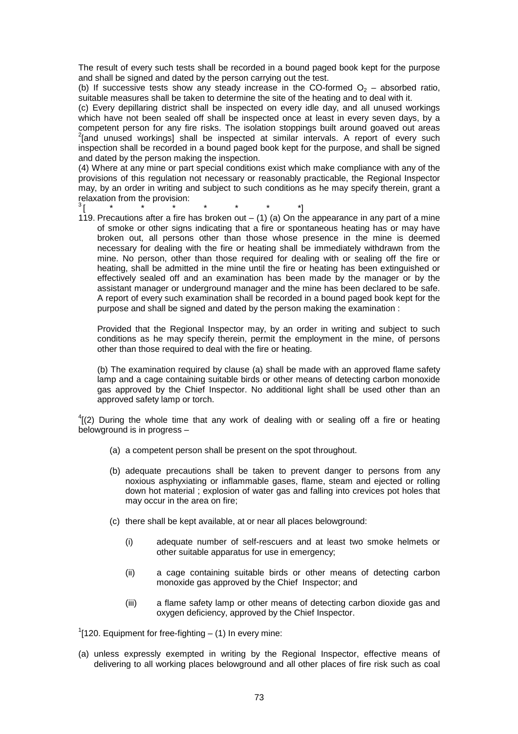The result of every such tests shall be recorded in a bound paged book kept for the purpose and shall be signed and dated by the person carrying out the test.

(b) If successive tests show any steady increase in the CO-formed $O_2$ – absorbed ratio, suitable measures shall be taken to determine the site of the heating and to deal with it.

(c) Every depillaring district shall be inspected on every idle day, and all unused workings which have not been sealed off shall be inspected once at least in every seven days, by a competent person for any fire risks. The isolation stoppings built around goaved out areas [2][and unused workings] shall be inspected at similar intervals. A report of every such inspection shall be recorded in a bound paged book kept for the purpose, and shall be signed and dated by the person making the inspection.

(4) Where at any mine or part special conditions exist which make compliance with any of the provisions of this regulation not necessary or reasonably practicable, the Regional Inspector may, by an order in writing and subject to such conditions as he may specify therein, grant a relaxation from the provision:

[3][ * * * * * * *]

119. Precautions after a fire has broken out – (1) (a) On the appearance in any part of a mine of smoke or other signs indicating that a fire or spontaneous heating has or may have broken out, all persons other than those whose presence in the mine is deemed necessary for dealing with the fire or heating shall be immediately withdrawn from the mine. No person, other than those required for dealing with or sealing off the fire or heating, shall be admitted in the mine until the fire or heating has been extinguished or effectively sealed off and an examination has been made by the manager or by the assistant manager or underground manager and the mine has been declared to be safe. A report of every such examination shall be recorded in a bound paged book kept for the purpose and shall be signed and dated by the person making the examination :

Provided that the Regional Inspector may, by an order in writing and subject to such conditions as he may specify therein, permit the employment in the mine, of persons other than those required to deal with the fire or heating.

(b) The examination required by clause (a) shall be made with an approved flame safety lamp and a cage containing suitable birds or other means of detecting carbon monoxide gas approved by the Chief Inspector. No additional light shall be used other than an approved safety lamp or torch.

[4][(2) During the whole time that any work of dealing with or sealing off a fire or heating belowground is in progress –

(a) a competent person shall be present on the spot throughout.

(b) adequate precautions shall be taken to prevent danger to persons from any noxious asphyxiating or inflammable gases, flame, steam and ejected or rolling down hot material ; explosion of water gas and falling into crevices pot holes that may occur in the area on fire;

(c) there shall be kept available, at or near all places belowground:

(i) adequate number of self-rescuers and at least two smoke helmets or other suitable apparatus for use in emergency;

(ii) a cage containing suitable birds or other means of detecting carbon monoxide gas approved by the Chief Inspector; and

(iii) a flame safety lamp or other means of detecting carbon dioxide gas and oxygen deficiency, approved by the Chief Inspector.

[1][120. Equipment for free-fighting – (1) In every mine:

(a) unless expressly exempted in writing by the Regional Inspector, effective means of delivering to all working places belowground and all other places of fire risk such as coal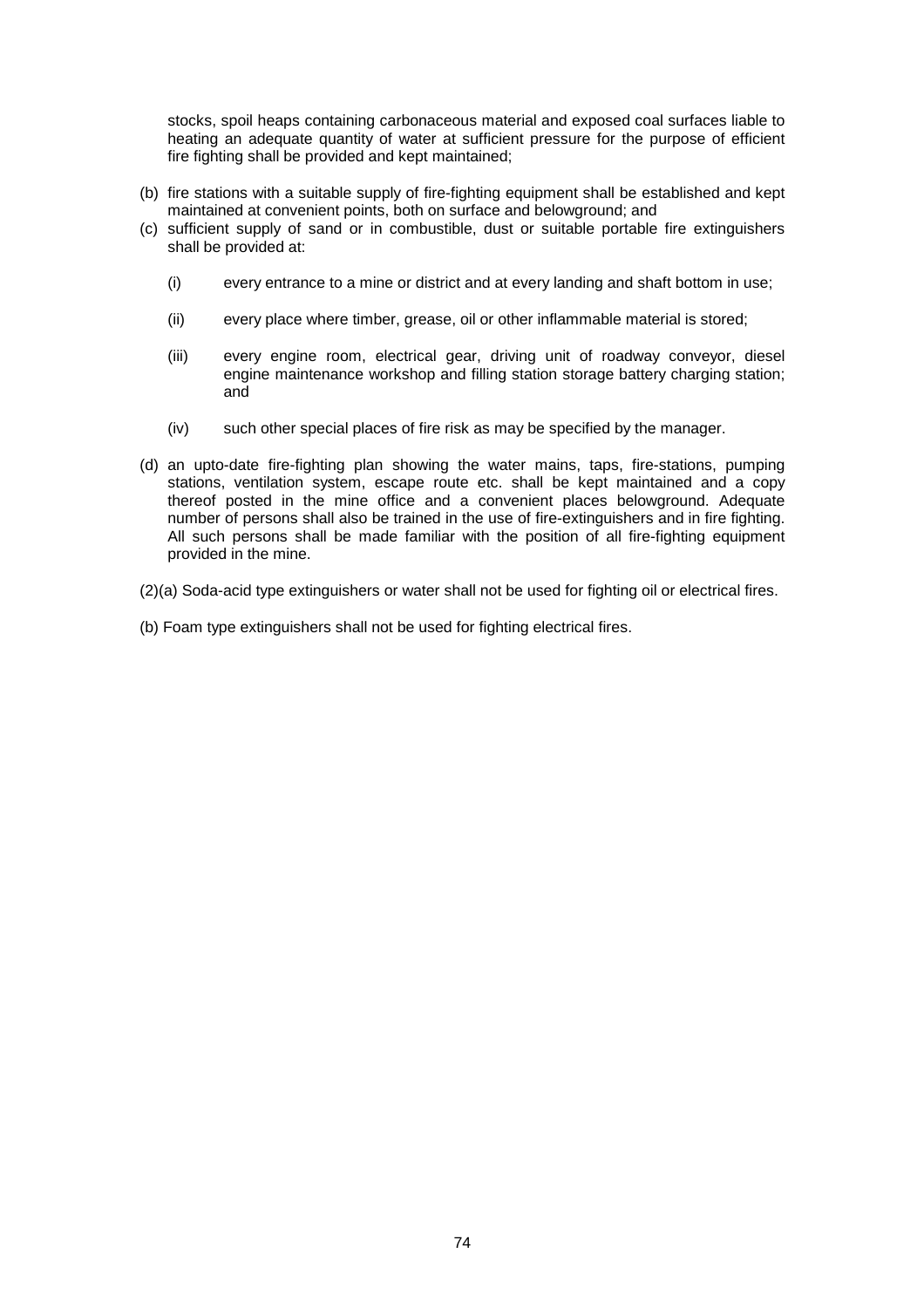stocks, spoil heaps containing carbonaceous material and exposed coal surfaces liable to heating an adequate quantity of water at sufficient pressure for the purpose of efficient fire fighting shall be provided and kept maintained;

(b) fire stations with a suitable supply of fire-fighting equipment shall be established and kept maintained at convenient points, both on surface and belowground; and

(c) sufficient supply of sand or in combustible, dust or suitable portable fire extinguishers shall be provided at:

   (i) every entrance to a mine or district and at every landing and shaft bottom in use;

   (ii) every place where timber, grease, oil or other inflammable material is stored;

   (iii) every engine room, electrical gear, driving unit of roadway conveyor, diesel engine maintenance workshop and filling station storage battery charging station; and

   (iv) such other special places of fire risk as may be specified by the manager.

(d) an upto-date fire-fighting plan showing the water mains, taps, fire-stations, pumping stations, ventilation system, escape route etc. shall be kept maintained and a copy thereof posted in the mine office and a convenient places belowground. Adequate number of persons shall also be trained in the use of fire-extinguishers and in fire fighting. All such persons shall be made familiar with the position of all fire-fighting equipment provided in the mine.

(2)(a) Soda-acid type extinguishers or water shall not be used for fighting oil or electrical fires.

(b) Foam type extinguishers shall not be used for fighting electrical fires.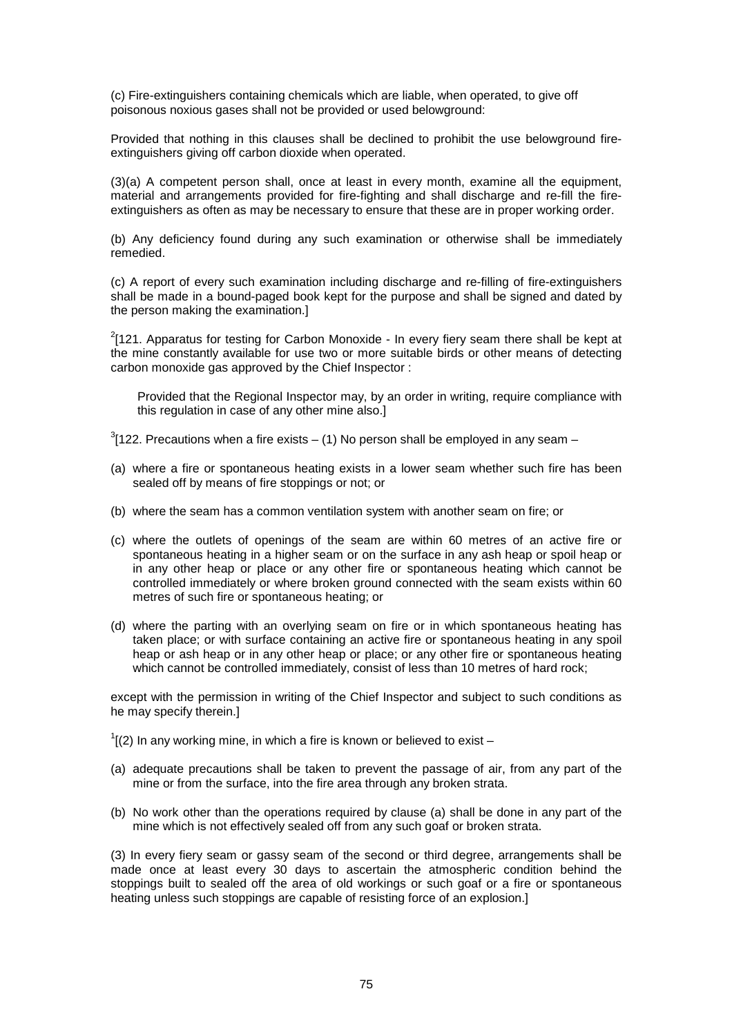(c) Fire-extinguishers containing chemicals which are liable, when operated, to give off poisonous noxious gases shall not be provided or used belowground:

Provided that nothing in this clauses shall be declined to prohibit the use belowground fire-extinguishers giving off carbon dioxide when operated.

(3)(a) A competent person shall, once at least in every month, examine all the equipment, material and arrangements provided for fire-fighting and shall discharge and re-fill the fire-extinguishers as often as may be necessary to ensure that these are in proper working order.

(b) Any deficiency found during any such examination or otherwise shall be immediately remedied.

(c) A report of every such examination including discharge and re-filling of fire-extinguishers shall be made in a bound-paged book kept for the purpose and shall be signed and dated by the person making the examination.]

[2][121. Apparatus for testing for Carbon Monoxide - In every fiery seam there shall be kept at the mine constantly available for use two or more suitable birds or other means of detecting carbon monoxide gas approved by the Chief Inspector :

Provided that the Regional Inspector may, by an order in writing, require compliance with this regulation in case of any other mine also.]

[3][122. Precautions when a fire exists – (1) No person shall be employed in any seam –

(a) where a fire or spontaneous heating exists in a lower seam whether such fire has been sealed off by means of fire stoppings or not; or

(b) where the seam has a common ventilation system with another seam on fire; or

(c) where the outlets of openings of the seam are within 60 metres of an active fire or spontaneous heating in a higher seam or on the surface in any ash heap or spoil heap or in any other heap or place or any other fire or spontaneous heating which cannot be controlled immediately or where broken ground connected with the seam exists within 60 metres of such fire or spontaneous heating; or

(d) where the parting with an overlying seam on fire or in which spontaneous heating has taken place; or with surface containing an active fire or spontaneous heating in any spoil heap or ash heap or in any other heap or place; or any other fire or spontaneous heating which cannot be controlled immediately, consist of less than 10 metres of hard rock;

except with the permission in writing of the Chief Inspector and subject to such conditions as he may specify therein.]

[1][(2) In any working mine, in which a fire is known or believed to exist –

(a) adequate precautions shall be taken to prevent the passage of air, from any part of the mine or from the surface, into the fire area through any broken strata.

(b) No work other than the operations required by clause (a) shall be done in any part of the mine which is not effectively sealed off from any such goaf or broken strata.

(3) In every fiery seam or gassy seam of the second or third degree, arrangements shall be made once at least every 30 days to ascertain the atmospheric condition behind the stoppings built to sealed off the area of old workings or such goaf or a fire or spontaneous heating unless such stoppings are capable of resisting force of an explosion.]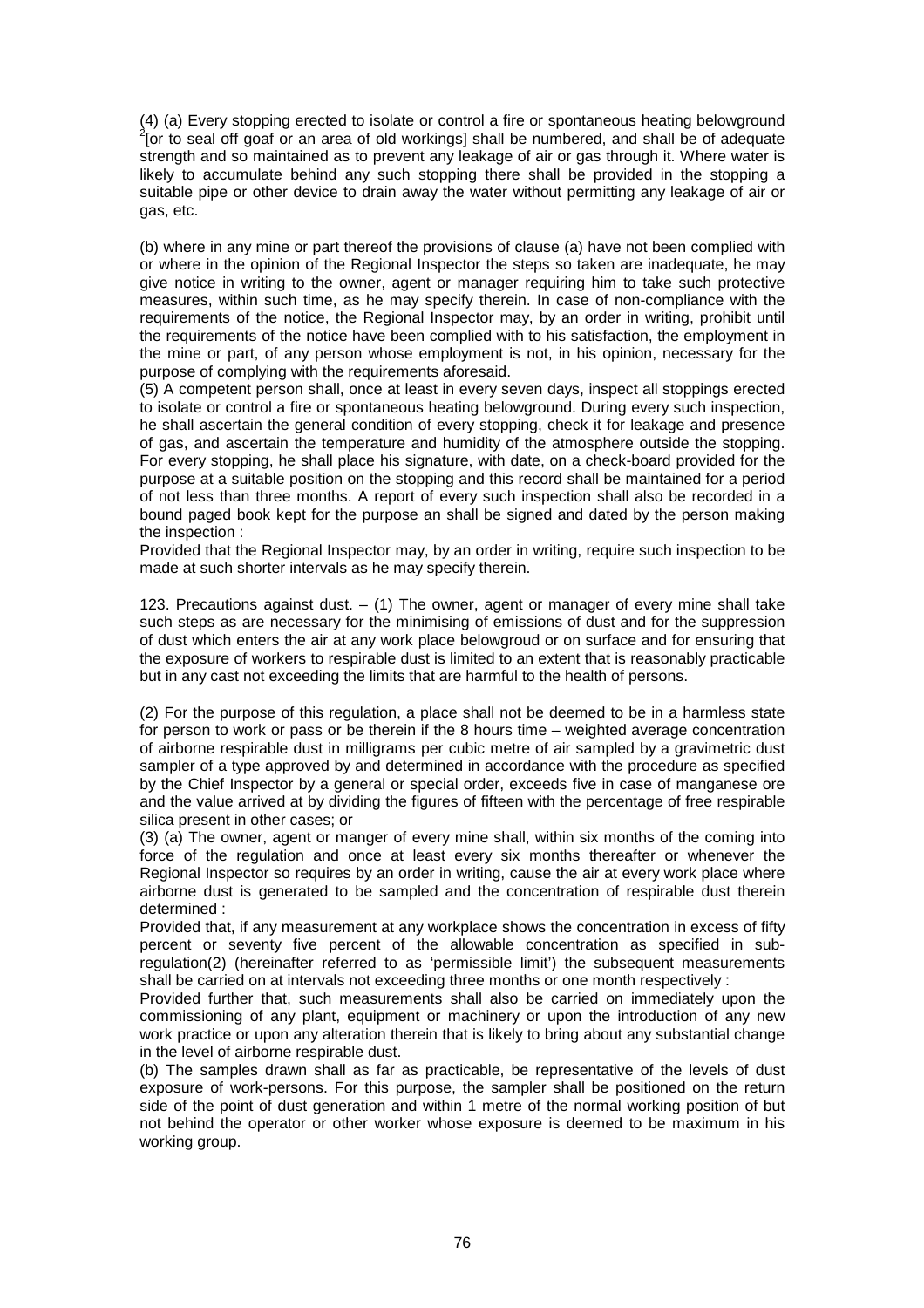(4) (a) Every stopping erected to isolate or control a fire or spontaneous heating belowground [2][or to seal off goaf or an area of old workings] shall be numbered, and shall be of adequate strength and so maintained as to prevent any leakage of air or gas through it. Where water is likely to accumulate behind any such stopping there shall be provided in the stopping a suitable pipe or other device to drain away the water without permitting any leakage of air or gas, etc.

(b) where in any mine or part thereof the provisions of clause (a) have not been complied with or where in the opinion of the Regional Inspector the steps so taken are inadequate, he may give notice in writing to the owner, agent or manager requiring him to take such protective measures, within such time, as he may specify therein. In case of non-compliance with the requirements of the notice, the Regional Inspector may, by an order in writing, prohibit until the requirements of the notice have been complied with to his satisfaction, the employment in the mine or part, of any person whose employment is not, in his opinion, necessary for the purpose of complying with the requirements aforesaid.

(5) A competent person shall, once at least in every seven days, inspect all stoppings erected to isolate or control a fire or spontaneous heating belowground. During every such inspection, he shall ascertain the general condition of every stopping, check it for leakage and presence of gas, and ascertain the temperature and humidity of the atmosphere outside the stopping. For every stopping, he shall place his signature, with date, on a check-board provided for the purpose at a suitable position on the stopping and this record shall be maintained for a period of not less than three months. A report of every such inspection shall also be recorded in a bound paged book kept for the purpose an shall be signed and dated by the person making the inspection :

Provided that the Regional Inspector may, by an order in writing, require such inspection to be made at such shorter intervals as he may specify therein.

123. Precautions against dust. – (1) The owner, agent or manager of every mine shall take such steps as are necessary for the minimising of emissions of dust and for the suppression of dust which enters the air at any work place belowgroud or on surface and for ensuring that the exposure of workers to respirable dust is limited to an extent that is reasonably practicable but in any cast not exceeding the limits that are harmful to the health of persons.

(2) For the purpose of this regulation, a place shall not be deemed to be in a harmless state for person to work or pass or be therein if the 8 hours time – weighted average concentration of airborne respirable dust in milligrams per cubic metre of air sampled by a gravimetric dust sampler of a type approved by and determined in accordance with the procedure as specified by the Chief Inspector by a general or special order, exceeds five in case of manganese ore and the value arrived at by dividing the figures of fifteen with the percentage of free respirable silica present in other cases; or

(3) (a) The owner, agent or manger of every mine shall, within six months of the coming into force of the regulation and once at least every six months thereafter or whenever the Regional Inspector so requires by an order in writing, cause the air at every work place where airborne dust is generated to be sampled and the concentration of respirable dust therein determined :

Provided that, if any measurement at any workplace shows the concentration in excess of fifty percent or seventy five percent of the allowable concentration as specified in sub-regulation(2) (hereinafter referred to as 'permissible limit') the subsequent measurements shall be carried on at intervals not exceeding three months or one month respectively :

Provided further that, such measurements shall also be carried on immediately upon the commissioning of any plant, equipment or machinery or upon the introduction of any new work practice or upon any alteration therein that is likely to bring about any substantial change in the level of airborne respirable dust.

(b) The samples drawn shall as far as practicable, be representative of the levels of dust exposure of work-persons. For this purpose, the sampler shall be positioned on the return side of the point of dust generation and within 1 metre of the normal working position of but not behind the operator or other worker whose exposure is deemed to be maximum in his working group.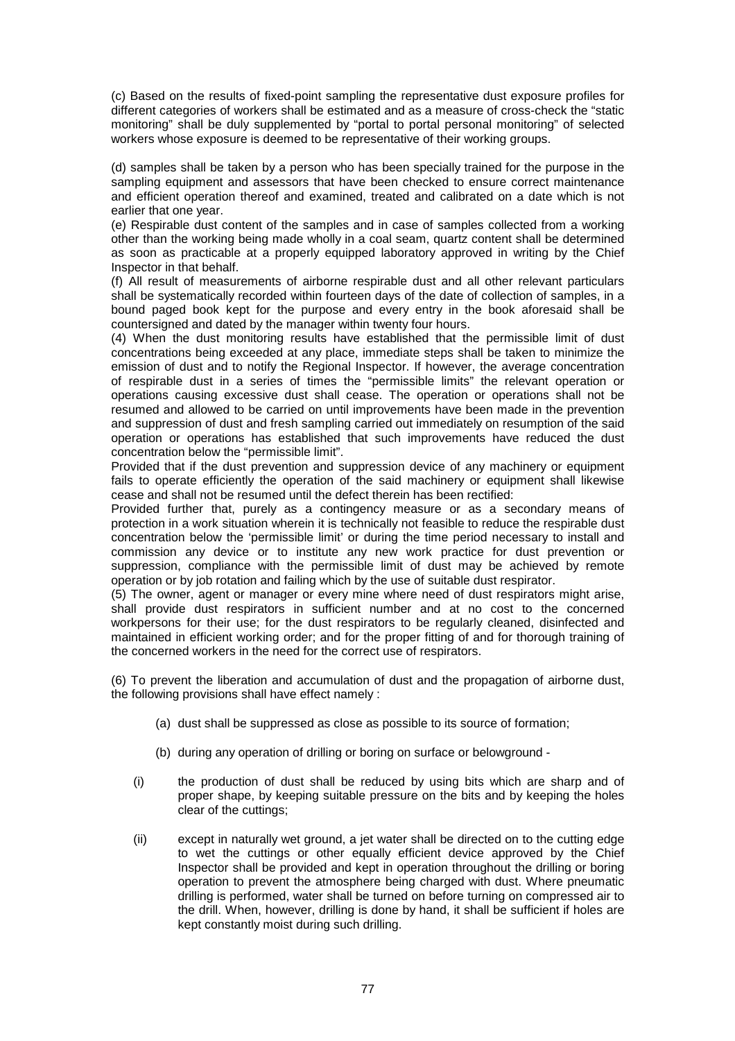(c) Based on the results of fixed-point sampling the representative dust exposure profiles for different categories of workers shall be estimated and as a measure of cross-check the "static monitoring" shall be duly supplemented by "portal to portal personal monitoring" of selected workers whose exposure is deemed to be representative of their working groups.

(d) samples shall be taken by a person who has been specially trained for the purpose in the sampling equipment and assessors that have been checked to ensure correct maintenance and efficient operation thereof and examined, treated and calibrated on a date which is not earlier that one year.

(e) Respirable dust content of the samples and in case of samples collected from a working other than the working being made wholly in a coal seam, quartz content shall be determined as soon as practicable at a properly equipped laboratory approved in writing by the Chief Inspector in that behalf.

(f) All result of measurements of airborne respirable dust and all other relevant particulars shall be systematically recorded within fourteen days of the date of collection of samples, in a bound paged book kept for the purpose and every entry in the book aforesaid shall be countersigned and dated by the manager within twenty four hours.

(4) When the dust monitoring results have established that the permissible limit of dust concentrations being exceeded at any place, immediate steps shall be taken to minimize the emission of dust and to notify the Regional Inspector. If however, the average concentration of respirable dust in a series of times the "permissible limits" the relevant operation or operations causing excessive dust shall cease. The operation or operations shall not be resumed and allowed to be carried on until improvements have been made in the prevention and suppression of dust and fresh sampling carried out immediately on resumption of the said operation or operations has established that such improvements have reduced the dust concentration below the "permissible limit".

Provided that if the dust prevention and suppression device of any machinery or equipment fails to operate efficiently the operation of the said machinery or equipment shall likewise cease and shall not be resumed until the defect therein has been rectified:

Provided further that, purely as a contingency measure or as a secondary means of protection in a work situation wherein it is technically not feasible to reduce the respirable dust concentration below the 'permissible limit' or during the time period necessary to install and commission any device or to institute any new work practice for dust prevention or suppression, compliance with the permissible limit of dust may be achieved by remote operation or by job rotation and failing which by the use of suitable dust respirator.

(5) The owner, agent or manager or every mine where need of dust respirators might arise, shall provide dust respirators in sufficient number and at no cost to the concerned workpersons for their use; for the dust respirators to be regularly cleaned, disinfected and maintained in efficient working order; and for the proper fitting of and for thorough training of the concerned workers in the need for the correct use of respirators.

(6) To prevent the liberation and accumulation of dust and the propagation of airborne dust, the following provisions shall have effect namely :

(a) dust shall be suppressed as close as possible to its source of formation;

(b) during any operation of drilling or boring on surface or belowground -

(i) the production of dust shall be reduced by using bits which are sharp and of proper shape, by keeping suitable pressure on the bits and by keeping the holes clear of the cuttings;

(ii) except in naturally wet ground, a jet water shall be directed on to the cutting edge to wet the cuttings or other equally efficient device approved by the Chief Inspector shall be provided and kept in operation throughout the drilling or boring operation to prevent the atmosphere being charged with dust. Where pneumatic drilling is performed, water shall be turned on before turning on compressed air to the drill. When, however, drilling is done by hand, it shall be sufficient if holes are kept constantly moist during such drilling.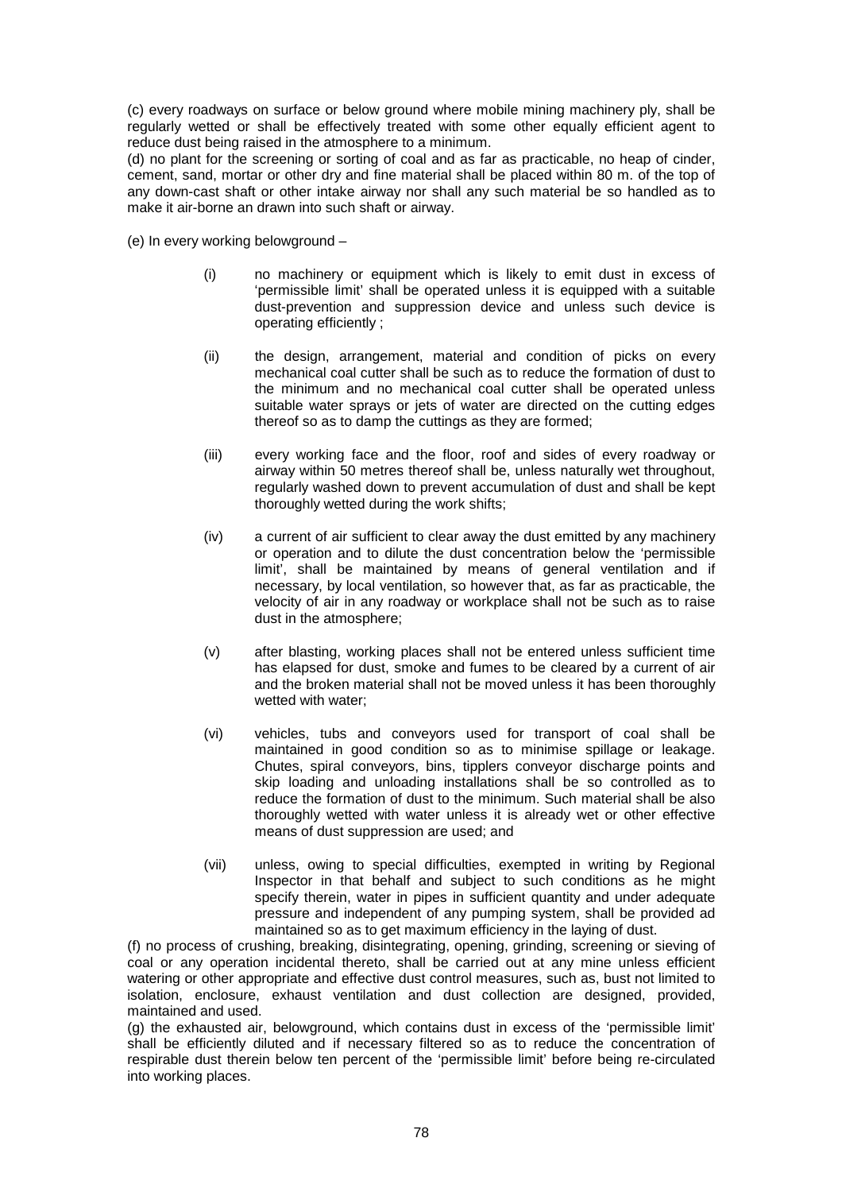(c) every roadways on surface or below ground where mobile mining machinery ply, shall be regularly wetted or shall be effectively treated with some other equally efficient agent to reduce dust being raised in the atmosphere to a minimum.

(d) no plant for the screening or sorting of coal and as far as practicable, no heap of cinder, cement, sand, mortar or other dry and fine material shall be placed within 80 m. of the top of any down-cast shaft or other intake airway nor shall any such material be so handled as to make it air-borne an drawn into such shaft or airway.

(e) In every working belowground –

(i) no machinery or equipment which is likely to emit dust in excess of 'permissible limit' shall be operated unless it is equipped with a suitable dust-prevention and suppression device and unless such device is operating efficiently ;

(ii) the design, arrangement, material and condition of picks on every mechanical coal cutter shall be such as to reduce the formation of dust to the minimum and no mechanical coal cutter shall be operated unless suitable water sprays or jets of water are directed on the cutting edges thereof so as to damp the cuttings as they are formed;

(iii) every working face and the floor, roof and sides of every roadway or airway within 50 metres thereof shall be, unless naturally wet throughout, regularly washed down to prevent accumulation of dust and shall be kept thoroughly wetted during the work shifts;

(iv) a current of air sufficient to clear away the dust emitted by any machinery or operation and to dilute the dust concentration below the 'permissible limit', shall be maintained by means of general ventilation and if necessary, by local ventilation, so however that, as far as practicable, the velocity of air in any roadway or workplace shall not be such as to raise dust in the atmosphere;

(v) after blasting, working places shall not be entered unless sufficient time has elapsed for dust, smoke and fumes to be cleared by a current of air and the broken material shall not be moved unless it has been thoroughly wetted with water;

(vi) vehicles, tubs and conveyors used for transport of coal shall be maintained in good condition so as to minimise spillage or leakage. Chutes, spiral conveyors, bins, tipplers conveyor discharge points and skip loading and unloading installations shall be so controlled as to reduce the formation of dust to the minimum. Such material shall be also thoroughly wetted with water unless it is already wet or other effective means of dust suppression are used; and

(vii) unless, owing to special difficulties, exempted in writing by Regional Inspector in that behalf and subject to such conditions as he might specify therein, water in pipes in sufficient quantity and under adequate pressure and independent of any pumping system, shall be provided ad maintained so as to get maximum efficiency in the laying of dust.

(f) no process of crushing, breaking, disintegrating, opening, grinding, screening or sieving of coal or any operation incidental thereto, shall be carried out at any mine unless efficient watering or other appropriate and effective dust control measures, such as, bust not limited to isolation, enclosure, exhaust ventilation and dust collection are designed, provided, maintained and used.

(g) the exhausted air, belowground, which contains dust in excess of the 'permissible limit' shall be efficiently diluted and if necessary filtered so as to reduce the concentration of respirable dust therein below ten percent of the 'permissible limit' before being re-circulated into working places.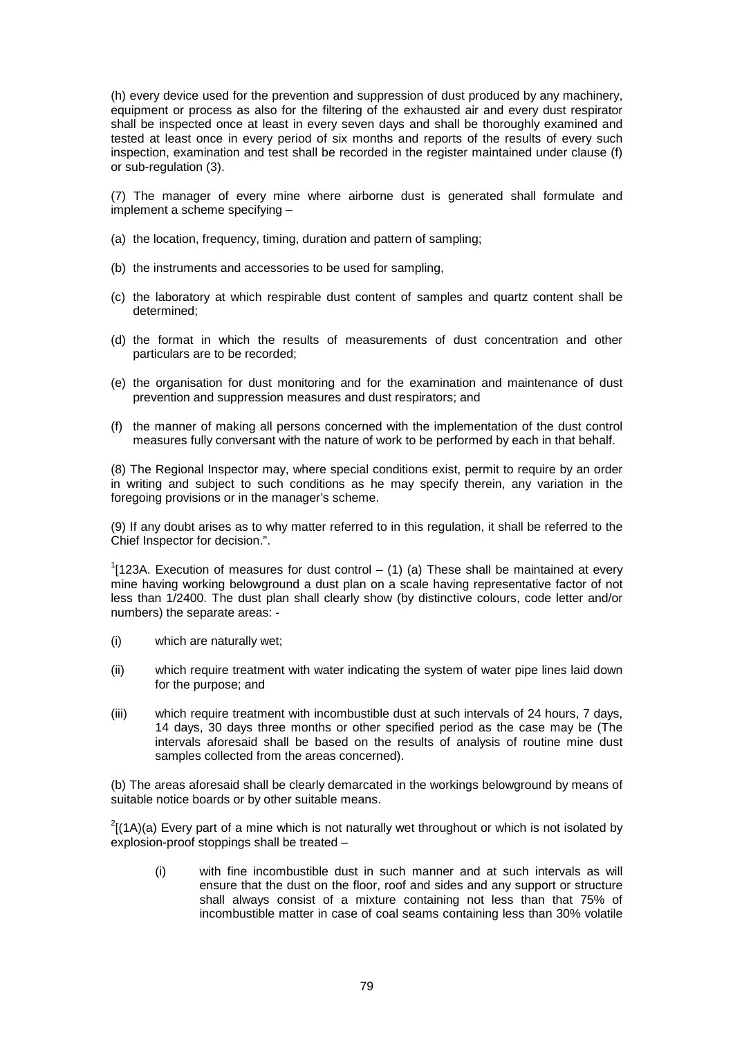(h) every device used for the prevention and suppression of dust produced by any machinery, equipment or process as also for the filtering of the exhausted air and every dust respirator shall be inspected once at least in every seven days and shall be thoroughly examined and tested at least once in every period of six months and reports of the results of every such inspection, examination and test shall be recorded in the register maintained under clause (f) or sub-regulation (3).

(7) The manager of every mine where airborne dust is generated shall formulate and implement a scheme specifying –

(a) the location, frequency, timing, duration and pattern of sampling;

(b) the instruments and accessories to be used for sampling,

(c) the laboratory at which respirable dust content of samples and quartz content shall be determined;

(d) the format in which the results of measurements of dust concentration and other particulars are to be recorded;

(e) the organisation for dust monitoring and for the examination and maintenance of dust prevention and suppression measures and dust respirators; and

(f) the manner of making all persons concerned with the implementation of the dust control measures fully conversant with the nature of work to be performed by each in that behalf.

(8) The Regional Inspector may, where special conditions exist, permit to require by an order in writing and subject to such conditions as he may specify therein, any variation in the foregoing provisions or in the manager's scheme.

(9) If any doubt arises as to why matter referred to in this regulation, it shall be referred to the Chief Inspector for decision.".

[1][123A. Execution of measures for dust control – (1) (a) These shall be maintained at every mine having working belowground a dust plan on a scale having representative factor of not less than 1/2400. The dust plan shall clearly show (by distinctive colours, code letter and/or numbers) the separate areas: -

(i) which are naturally wet;

(ii) which require treatment with water indicating the system of water pipe lines laid down for the purpose; and

(iii) which require treatment with incombustible dust at such intervals of 24 hours, 7 days, 14 days, 30 days three months or other specified period as the case may be (The intervals aforesaid shall be based on the results of analysis of routine mine dust samples collected from the areas concerned).

(b) The areas aforesaid shall be clearly demarcated in the workings belowground by means of suitable notice boards or by other suitable means.

[2][(1A)(a) Every part of a mine which is not naturally wet throughout or which is not isolated by explosion-proof stoppings shall be treated –

(i) with fine incombustible dust in such manner and at such intervals as will ensure that the dust on the floor, roof and sides and any support or structure shall always consist of a mixture containing not less than that 75% of incombustible matter in case of coal seams containing less than 30% volatile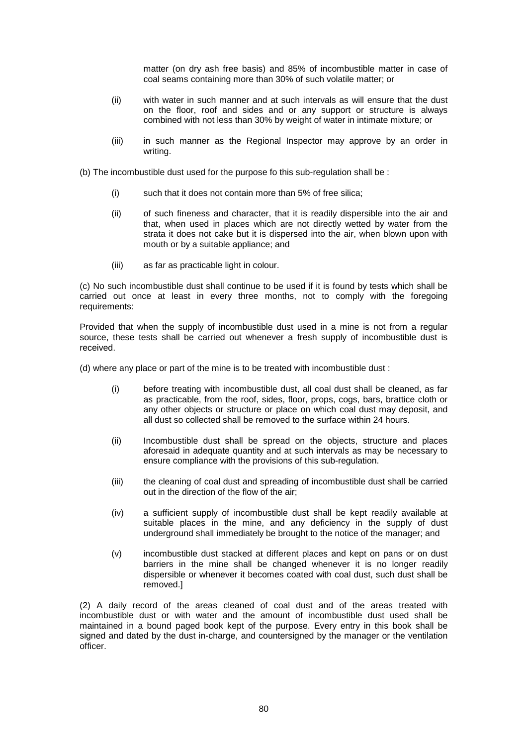matter (on dry ash free basis) and 85% of incombustible matter in case of coal seams containing more than 30% of such volatile matter; or

(ii) with water in such manner and at such intervals as will ensure that the dust on the floor, roof and sides and or any support or structure is always combined with not less than 30% by weight of water in intimate mixture; or

(iii) in such manner as the Regional Inspector may approve by an order in writing.

(b) The incombustible dust used for the purpose fo this sub-regulation shall be :

(i) such that it does not contain more than 5% of free silica;

(ii) of such fineness and character, that it is readily dispersible into the air and that, when used in places which are not directly wetted by water from the strata it does not cake but it is dispersed into the air, when blown upon with mouth or by a suitable appliance; and

(iii) as far as practicable light in colour.

(c) No such incombustible dust shall continue to be used if it is found by tests which shall be carried out once at least in every three months, not to comply with the foregoing requirements:

Provided that when the supply of incombustible dust used in a mine is not from a regular source, these tests shall be carried out whenever a fresh supply of incombustible dust is received.

(d) where any place or part of the mine is to be treated with incombustible dust :

(i) before treating with incombustible dust, all coal dust shall be cleaned, as far as practicable, from the roof, sides, floor, props, cogs, bars, brattice cloth or any other objects or structure or place on which coal dust may deposit, and all dust so collected shall be removed to the surface within 24 hours.

(ii) Incombustible dust shall be spread on the objects, structure and places aforesaid in adequate quantity and at such intervals as may be necessary to ensure compliance with the provisions of this sub-regulation.

(iii) the cleaning of coal dust and spreading of incombustible dust shall be carried out in the direction of the flow of the air;

(iv) a sufficient supply of incombustible dust shall be kept readily available at suitable places in the mine, and any deficiency in the supply of dust underground shall immediately be brought to the notice of the manager; and

(v) incombustible dust stacked at different places and kept on pans or on dust barriers in the mine shall be changed whenever it is no longer readily dispersible or whenever it becomes coated with coal dust, such dust shall be removed.]

(2) A daily record of the areas cleaned of coal dust and of the areas treated with incombustible dust or with water and the amount of incombustible dust used shall be maintained in a bound paged book kept of the purpose. Every entry in this book shall be signed and dated by the dust in-charge, and countersigned by the manager or the ventilation officer.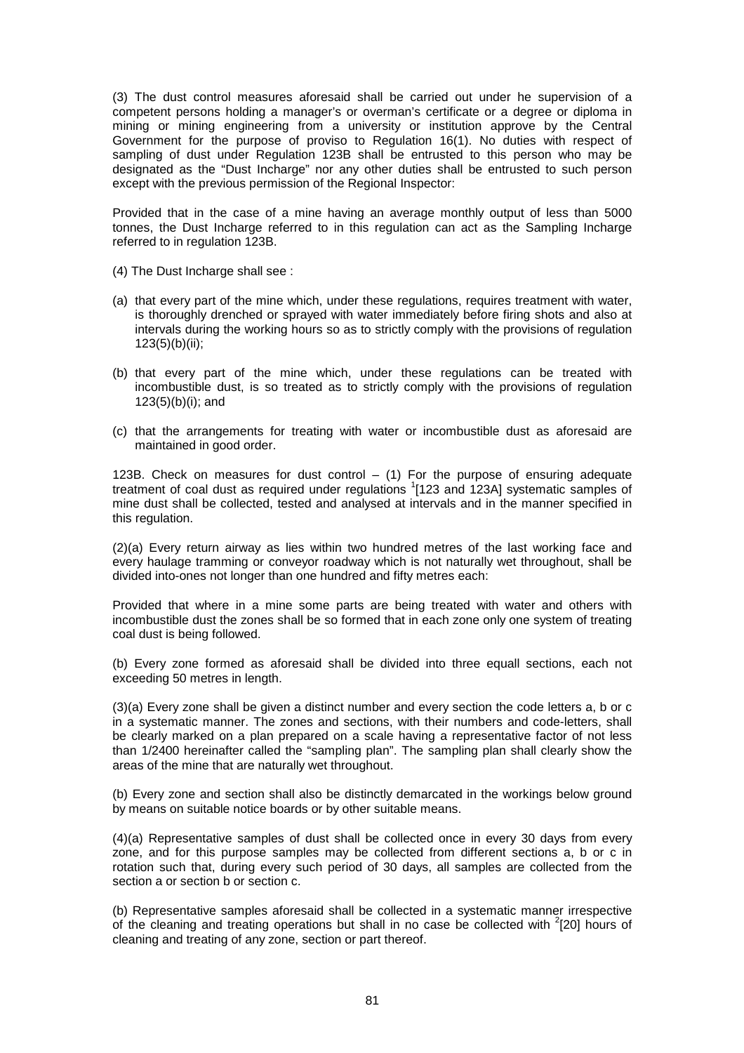(3) The dust control measures aforesaid shall be carried out under he supervision of a competent persons holding a manager's or overman's certificate or a degree or diploma in mining or mining engineering from a university or institution approve by the Central Government for the purpose of proviso to Regulation 16(1). No duties with respect of sampling of dust under Regulation 123B shall be entrusted to this person who may be designated as the "Dust Incharge" nor any other duties shall be entrusted to such person except with the previous permission of the Regional Inspector:

Provided that in the case of a mine having an average monthly output of less than 5000 tonnes, the Dust Incharge referred to in this regulation can act as the Sampling Incharge referred to in regulation 123B.

(4) The Dust Incharge shall see :

(a) that every part of the mine which, under these regulations, requires treatment with water, is thoroughly drenched or sprayed with water immediately before firing shots and also at intervals during the working hours so as to strictly comply with the provisions of regulation 123(5)(b)(ii);

(b) that every part of the mine which, under these regulations can be treated with incombustible dust, is so treated as to strictly comply with the provisions of regulation 123(5)(b)(i); and

(c) that the arrangements for treating with water or incombustible dust as aforesaid are maintained in good order.

123B. Check on measures for dust control – (1) For the purpose of ensuring adequate treatment of coal dust as required under regulations [1][123 and 123A] systematic samples of mine dust shall be collected, tested and analysed at intervals and in the manner specified in this regulation.

(2)(a) Every return airway as lies within two hundred metres of the last working face and every haulage tramming or conveyor roadway which is not naturally wet throughout, shall be divided into-ones not longer than one hundred and fifty metres each:

Provided that where in a mine some parts are being treated with water and others with incombustible dust the zones shall be so formed that in each zone only one system of treating coal dust is being followed.

(b) Every zone formed as aforesaid shall be divided into three equall sections, each not exceeding 50 metres in length.

(3)(a) Every zone shall be given a distinct number and every section the code letters a, b or c in a systematic manner. The zones and sections, with their numbers and code-letters, shall be clearly marked on a plan prepared on a scale having a representative factor of not less than 1/2400 hereinafter called the "sampling plan". The sampling plan shall clearly show the areas of the mine that are naturally wet throughout.

(b) Every zone and section shall also be distinctly demarcated in the workings below ground by means on suitable notice boards or by other suitable means.

(4)(a) Representative samples of dust shall be collected once in every 30 days from every zone, and for this purpose samples may be collected from different sections a, b or c in rotation such that, during every such period of 30 days, all samples are collected from the section a or section b or section c.

(b) Representative samples aforesaid shall be collected in a systematic manner irrespective of the cleaning and treating operations but shall in no case be collected with [2][20] hours of cleaning and treating of any zone, section or part thereof.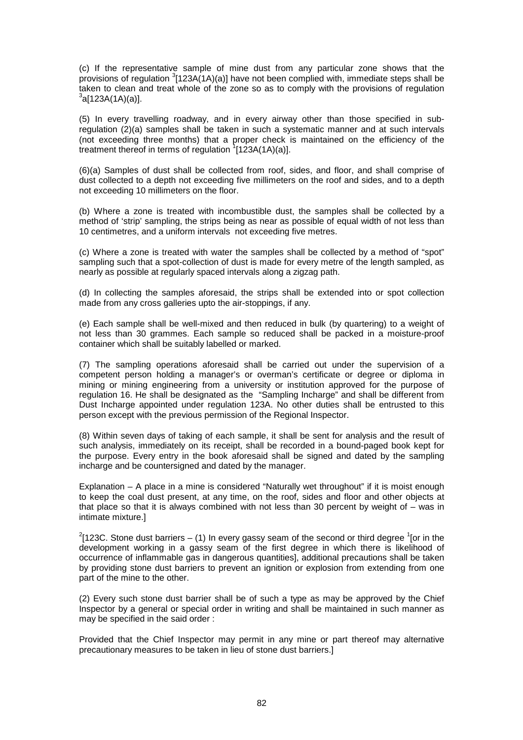(c) If the representative sample of mine dust from any particular zone shows that the provisions of regulation [3][123A(1A)(a)] have not been complied with, immediate steps shall be taken to clean and treat whole of the zone so as to comply with the provisions of regulation [3]a[123A(1A)(a)].

(5) In every travelling roadway, and in every airway other than those specified in sub-regulation (2)(a) samples shall be taken in such a systematic manner and at such intervals (not exceeding three months) that a proper check is maintained on the efficiency of the treatment thereof in terms of regulation [1][123A(1A)(a)].

(6)(a) Samples of dust shall be collected from roof, sides, and floor, and shall comprise of dust collected to a depth not exceeding five millimeters on the roof and sides, and to a depth not exceeding 10 millimeters on the floor.

(b) Where a zone is treated with incombustible dust, the samples shall be collected by a method of 'strip' sampling, the strips being as near as possible of equal width of not less than 10 centimetres, and a uniform intervals not exceeding five metres.

(c) Where a zone is treated with water the samples shall be collected by a method of "spot" sampling such that a spot-collection of dust is made for every metre of the length sampled, as nearly as possible at regularly spaced intervals along a zigzag path.

(d) In collecting the samples aforesaid, the strips shall be extended into or spot collection made from any cross galleries upto the air-stoppings, if any.

(e) Each sample shall be well-mixed and then reduced in bulk (by quartering) to a weight of not less than 30 grammes. Each sample so reduced shall be packed in a moisture-proof container which shall be suitably labelled or marked.

(7) The sampling operations aforesaid shall be carried out under the supervision of a competent person holding a manager's or overman's certificate or degree or diploma in mining or mining engineering from a university or institution approved for the purpose of regulation 16. He shall be designated as the "Sampling Incharge" and shall be different from Dust Incharge appointed under regulation 123A. No other duties shall be entrusted to this person except with the previous permission of the Regional Inspector.

(8) Within seven days of taking of each sample, it shall be sent for analysis and the result of such analysis, immediately on its receipt, shall be recorded in a bound-paged book kept for the purpose. Every entry in the book aforesaid shall be signed and dated by the sampling incharge and be countersigned and dated by the manager.

Explanation – A place in a mine is considered "Naturally wet throughout" if it is moist enough to keep the coal dust present, at any time, on the roof, sides and floor and other objects at that place so that it is always combined with not less than 30 percent by weight of – was in intimate mixture.]

[2][123C. Stone dust barriers – (1) In every gassy seam of the second or third degree [1][or in the development working in a gassy seam of the first degree in which there is likelihood of occurrence of inflammable gas in dangerous quantities], additional precautions shall be taken by providing stone dust barriers to prevent an ignition or explosion from extending from one part of the mine to the other.

(2) Every such stone dust barrier shall be of such a type as may be approved by the Chief Inspector by a general or special order in writing and shall be maintained in such manner as may be specified in the said order :

Provided that the Chief Inspector may permit in any mine or part thereof may alternative precautionary measures to be taken in lieu of stone dust barriers.]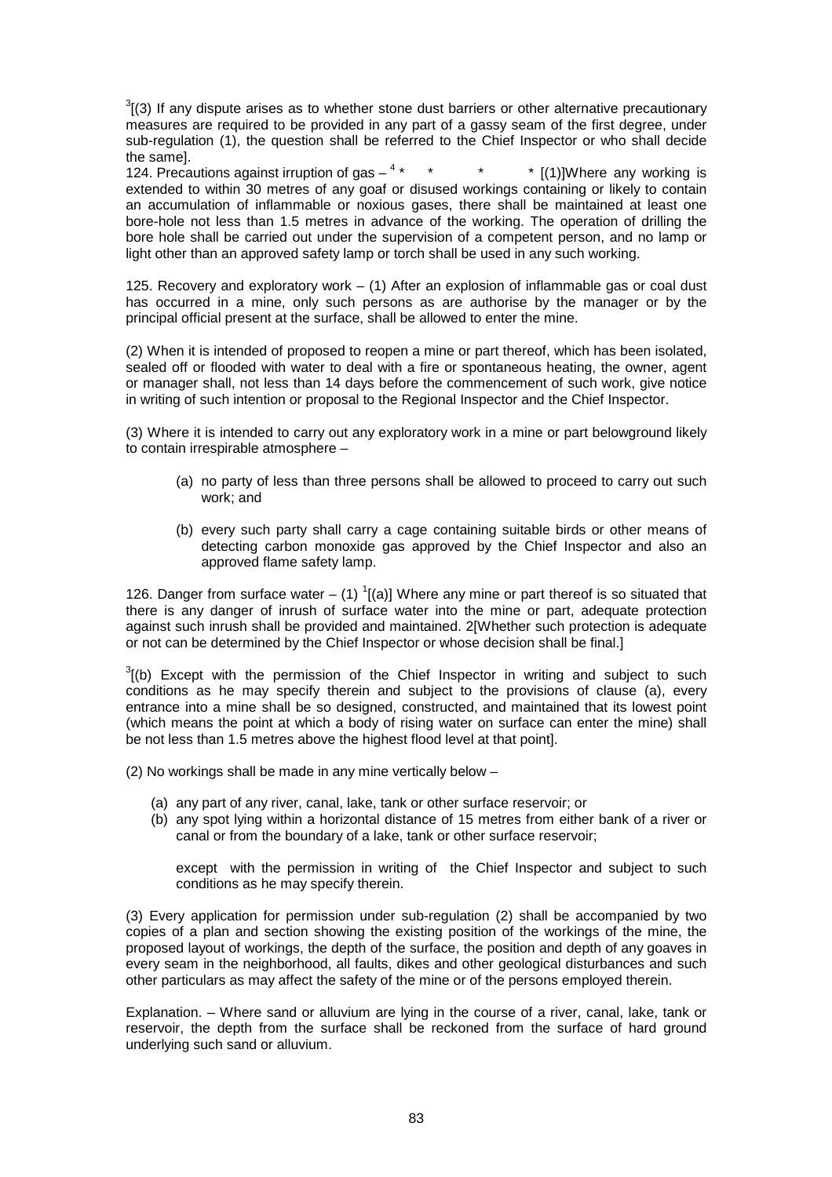[3][(3) If any dispute arises as to whether stone dust barriers or other alternative precautionary measures are required to be provided in any part of a gassy seam of the first degree, under sub-regulation (1), the question shall be referred to the Chief Inspector or who shall decide the same].

124. Precautions against irruption of gas – [4] * * * * [(1)]Where any working is extended to within 30 metres of any goaf or disused workings containing or likely to contain an accumulation of inflammable or noxious gases, there shall be maintained at least one bore-hole not less than 1.5 metres in advance of the working. The operation of drilling the bore hole shall be carried out under the supervision of a competent person, and no lamp or light other than an approved safety lamp or torch shall be used in any such working.

125. Recovery and exploratory work – (1) After an explosion of inflammable gas or coal dust has occurred in a mine, only such persons as are authorise by the manager or by the principal official present at the surface, shall be allowed to enter the mine.

(2) When it is intended of proposed to reopen a mine or part thereof, which has been isolated, sealed off or flooded with water to deal with a fire or spontaneous heating, the owner, agent or manager shall, not less than 14 days before the commencement of such work, give notice in writing of such intention or proposal to the Regional Inspector and the Chief Inspector.

(3) Where it is intended to carry out any exploratory work in a mine or part belowground likely to contain irrespirable atmosphere –

- (a) no party of less than three persons shall be allowed to proceed to carry out such work; and
- (b) every such party shall carry a cage containing suitable birds or other means of detecting carbon monoxide gas approved by the Chief Inspector and also an approved flame safety lamp.

126. Danger from surface water – (1) [1][(a)] Where any mine or part thereof is so situated that there is any danger of inrush of surface water into the mine or part, adequate protection against such inrush shall be provided and maintained. 2[Whether such protection is adequate or not can be determined by the Chief Inspector or whose decision shall be final.]

[3][(b) Except with the permission of the Chief Inspector in writing and subject to such conditions as he may specify therein and subject to the provisions of clause (a), every entrance into a mine shall be so designed, constructed, and maintained that its lowest point (which means the point at which a body of rising water on surface can enter the mine) shall be not less than 1.5 metres above the highest flood level at that point].

(2) No workings shall be made in any mine vertically below –

- (a) any part of any river, canal, lake, tank or other surface reservoir; or
- (b) any spot lying within a horizontal distance of 15 metres from either bank of a river or canal or from the boundary of a lake, tank or other surface reservoir;

except with the permission in writing of the Chief Inspector and subject to such conditions as he may specify therein.

(3) Every application for permission under sub-regulation (2) shall be accompanied by two copies of a plan and section showing the existing position of the workings of the mine, the proposed layout of workings, the depth of the surface, the position and depth of any goaves in every seam in the neighborhood, all faults, dikes and other geological disturbances and such other particulars as may affect the safety of the mine or of the persons employed therein.

Explanation. – Where sand or alluvium are lying in the course of a river, canal, lake, tank or reservoir, the depth from the surface shall be reckoned from the surface of hard ground underlying such sand or alluvium.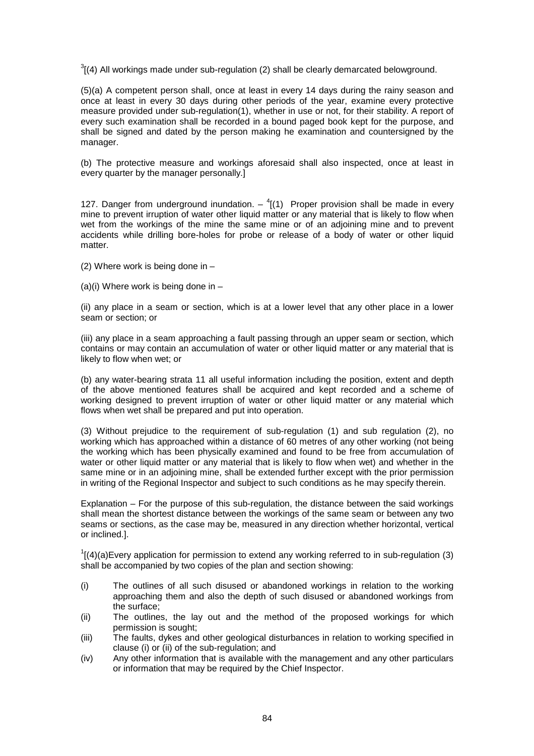[3][(4) All workings made under sub-regulation (2) shall be clearly demarcated belowground.

(5)(a) A competent person shall, once at least in every 14 days during the rainy season and once at least in every 30 days during other periods of the year, examine every protective measure provided under sub-regulation(1), whether in use or not, for their stability. A report of every such examination shall be recorded in a bound paged book kept for the purpose, and shall be signed and dated by the person making he examination and countersigned by the manager.

(b) The protective measure and workings aforesaid shall also inspected, once at least in every quarter by the manager personally.]

127. Danger from underground inundation. – [4][(1) Proper provision shall be made in every mine to prevent irruption of water other liquid matter or any material that is likely to flow when wet from the workings of the mine the same mine or of an adjoining mine and to prevent accidents while drilling bore-holes for probe or release of a body of water or other liquid matter.

(2) Where work is being done in –

(a)(i) Where work is being done in –

(ii) any place in a seam or section, which is at a lower level that any other place in a lower seam or section; or

(iii) any place in a seam approaching a fault passing through an upper seam or section, which contains or may contain an accumulation of water or other liquid matter or any material that is likely to flow when wet; or

(b) any water-bearing strata 11 all useful information including the position, extent and depth of the above mentioned features shall be acquired and kept recorded and a scheme of working designed to prevent irruption of water or other liquid matter or any material which flows when wet shall be prepared and put into operation.

(3) Without prejudice to the requirement of sub-regulation (1) and sub regulation (2), no working which has approached within a distance of 60 metres of any other working (not being the working which has been physically examined and found to be free from accumulation of water or other liquid matter or any material that is likely to flow when wet) and whether in the same mine or in an adjoining mine, shall be extended further except with the prior permission in writing of the Regional Inspector and subject to such conditions as he may specify therein.

Explanation – For the purpose of this sub-regulation, the distance between the said workings shall mean the shortest distance between the workings of the same seam or between any two seams or sections, as the case may be, measured in any direction whether horizontal, vertical or inclined.].

[1][(4)(a)Every application for permission to extend any working referred to in sub-regulation (3) shall be accompanied by two copies of the plan and section showing:

(i) The outlines of all such disused or abandoned workings in relation to the working approaching them and also the depth of such disused or abandoned workings from the surface;
(ii) The outlines, the lay out and the method of the proposed workings for which permission is sought;
(iii) The faults, dykes and other geological disturbances in relation to working specified in clause (i) or (ii) of the sub-regulation; and
(iv) Any other information that is available with the management and any other particulars or information that may be required by the Chief Inspector.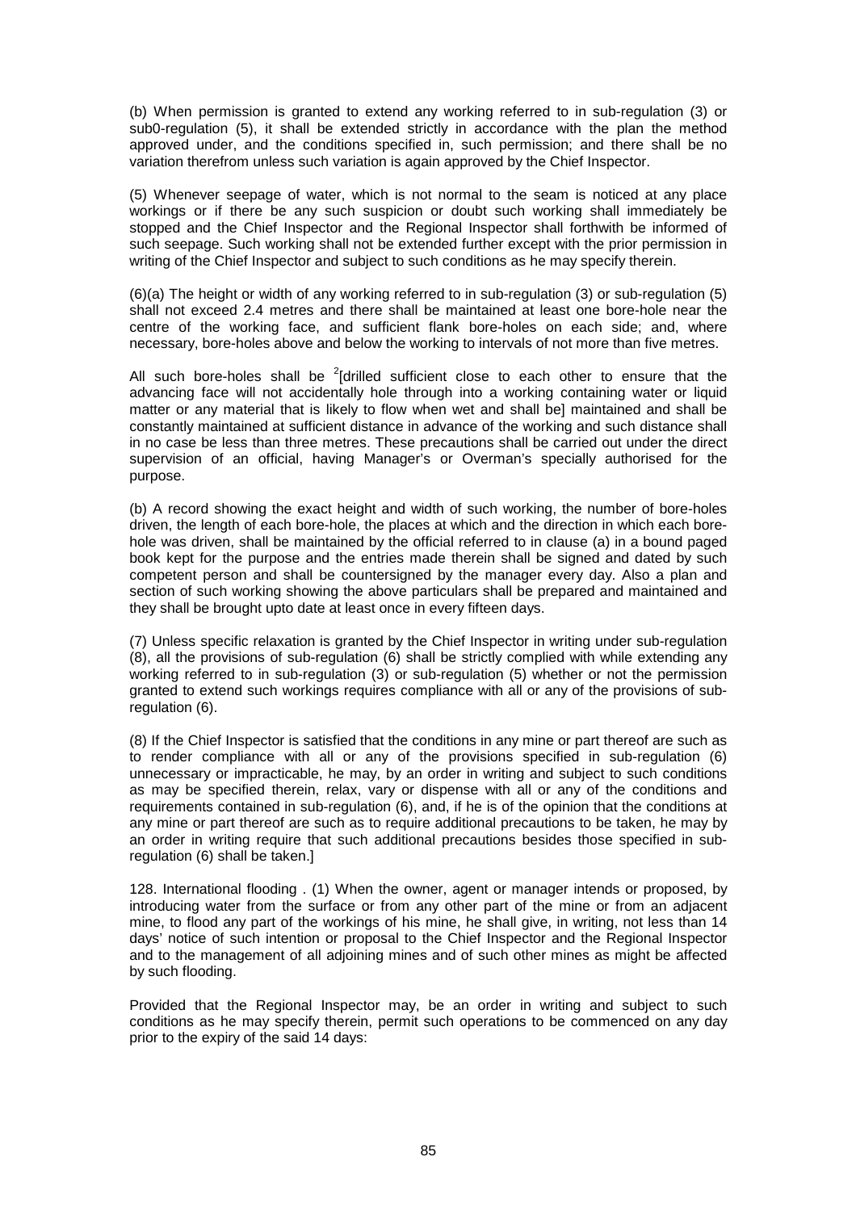(b) When permission is granted to extend any working referred to in sub-regulation (3) or sub0-regulation (5), it shall be extended strictly in accordance with the plan the method approved under, and the conditions specified in, such permission; and there shall be no variation therefrom unless such variation is again approved by the Chief Inspector.

(5) Whenever seepage of water, which is not normal to the seam is noticed at any place workings or if there be any such suspicion or doubt such working shall immediately be stopped and the Chief Inspector and the Regional Inspector shall forthwith be informed of such seepage. Such working shall not be extended further except with the prior permission in writing of the Chief Inspector and subject to such conditions as he may specify therein.

(6)(a) The height or width of any working referred to in sub-regulation (3) or sub-regulation (5) shall not exceed 2.4 metres and there shall be maintained at least one bore-hole near the centre of the working face, and sufficient flank bore-holes on each side; and, where necessary, bore-holes above and below the working to intervals of not more than five metres.

All such bore-holes shall be [2][drilled sufficient close to each other to ensure that the advancing face will not accidentally hole through into a working containing water or liquid matter or any material that is likely to flow when wet and shall be] maintained and shall be constantly maintained at sufficient distance in advance of the working and such distance shall in no case be less than three metres. These precautions shall be carried out under the direct supervision of an official, having Manager's or Overman's specially authorised for the purpose.

(b) A record showing the exact height and width of such working, the number of bore-holes driven, the length of each bore-hole, the places at which and the direction in which each bore-hole was driven, shall be maintained by the official referred to in clause (a) in a bound paged book kept for the purpose and the entries made therein shall be signed and dated by such competent person and shall be countersigned by the manager every day. Also a plan and section of such working showing the above particulars shall be prepared and maintained and they shall be brought upto date at least once in every fifteen days.

(7) Unless specific relaxation is granted by the Chief Inspector in writing under sub-regulation (8), all the provisions of sub-regulation (6) shall be strictly complied with while extending any working referred to in sub-regulation (3) or sub-regulation (5) whether or not the permission granted to extend such workings requires compliance with all or any of the provisions of sub-regulation (6).

(8) If the Chief Inspector is satisfied that the conditions in any mine or part thereof are such as to render compliance with all or any of the provisions specified in sub-regulation (6) unnecessary or impracticable, he may, by an order in writing and subject to such conditions as may be specified therein, relax, vary or dispense with all or any of the conditions and requirements contained in sub-regulation (6), and, if he is of the opinion that the conditions at any mine or part thereof are such as to require additional precautions to be taken, he may by an order in writing require that such additional precautions besides those specified in sub-regulation (6) shall be taken.]

128. International flooding . (1) When the owner, agent or manager intends or proposed, by introducing water from the surface or from any other part of the mine or from an adjacent mine, to flood any part of the workings of his mine, he shall give, in writing, not less than 14 days' notice of such intention or proposal to the Chief Inspector and the Regional Inspector and to the management of all adjoining mines and of such other mines as might be affected by such flooding.

Provided that the Regional Inspector may, be an order in writing and subject to such conditions as he may specify therein, permit such operations to be commenced on any day prior to the expiry of the said 14 days: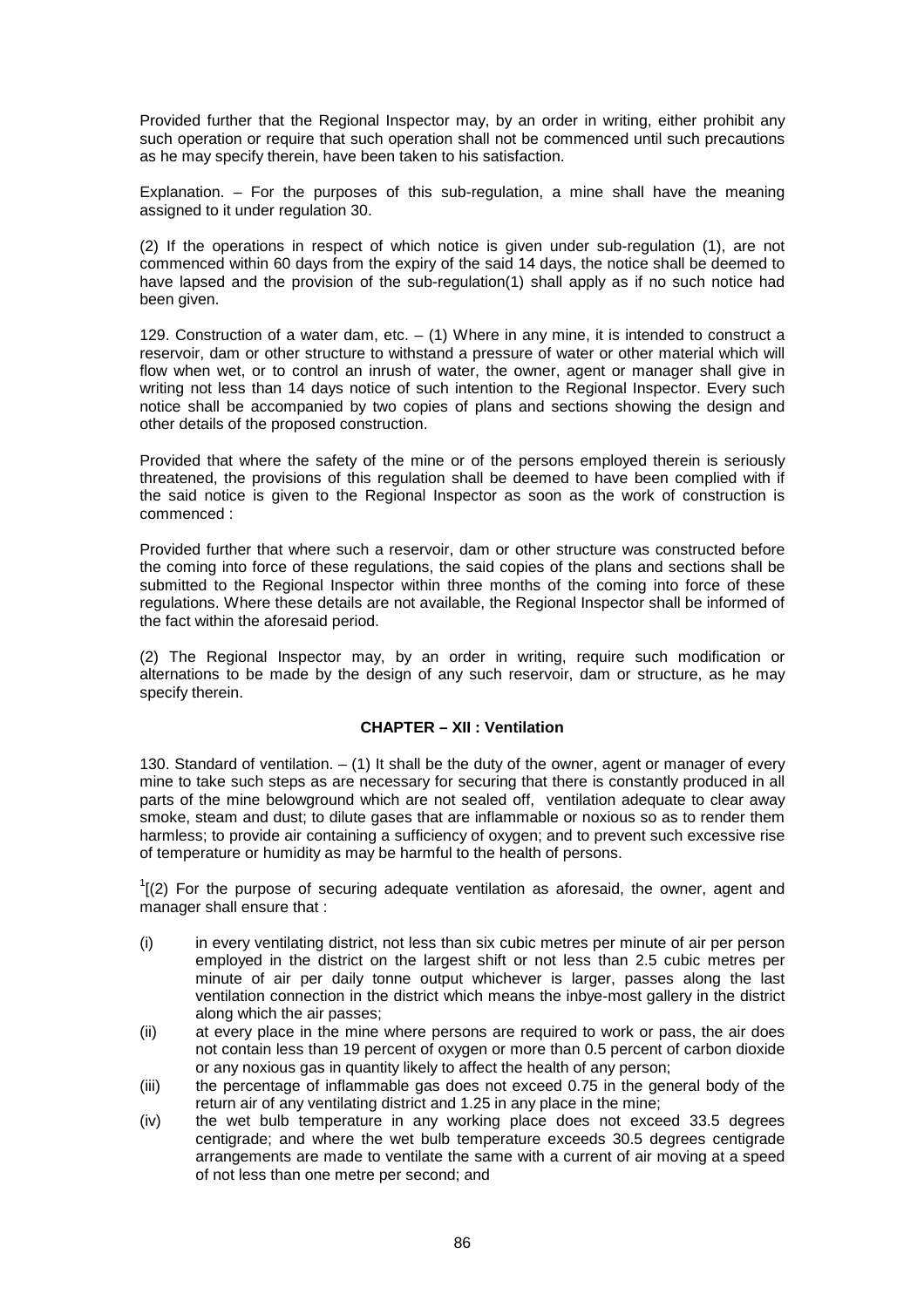Provided further that the Regional Inspector may, by an order in writing, either prohibit any such operation or require that such operation shall not be commenced until such precautions as he may specify therein, have been taken to his satisfaction.

Explanation. – For the purposes of this sub-regulation, a mine shall have the meaning assigned to it under regulation 30.

(2) If the operations in respect of which notice is given under sub-regulation (1), are not commenced within 60 days from the expiry of the said 14 days, the notice shall be deemed to have lapsed and the provision of the sub-regulation(1) shall apply as if no such notice had been given.

129. Construction of a water dam, etc. – (1) Where in any mine, it is intended to construct a reservoir, dam or other structure to withstand a pressure of water or other material which will flow when wet, or to control an inrush of water, the owner, agent or manager shall give in writing not less than 14 days notice of such intention to the Regional Inspector. Every such notice shall be accompanied by two copies of plans and sections showing the design and other details of the proposed construction.

Provided that where the safety of the mine or of the persons employed therein is seriously threatened, the provisions of this regulation shall be deemed to have been complied with if the said notice is given to the Regional Inspector as soon as the work of construction is commenced :

Provided further that where such a reservoir, dam or other structure was constructed before the coming into force of these regulations, the said copies of the plans and sections shall be submitted to the Regional Inspector within three months of the coming into force of these regulations. Where these details are not available, the Regional Inspector shall be informed of the fact within the aforesaid period.

(2) The Regional Inspector may, by an order in writing, require such modification or alternations to be made by the design of any such reservoir, dam or structure, as he may specify therein.

## CHAPTER – XII : Ventilation

130. Standard of ventilation. – (1) It shall be the duty of the owner, agent or manager of every mine to take such steps as are necessary for securing that there is constantly produced in all parts of the mine belowground which are not sealed off, ventilation adequate to clear away smoke, steam and dust; to dilute gases that are inflammable or noxious so as to render them harmless; to provide air containing a sufficiency of oxygen; and to prevent such excessive rise of temperature or humidity as may be harmful to the health of persons.

[1][(2) For the purpose of securing adequate ventilation as aforesaid, the owner, agent and manager shall ensure that :

(i) in every ventilating district, not less than six cubic metres per minute of air per person employed in the district on the largest shift or not less than 2.5 cubic metres per minute of air per daily tonne output whichever is larger, passes along the last ventilation connection in the district which means the inbye-most gallery in the district along which the air passes;

(ii) at every place in the mine where persons are required to work or pass, the air does not contain less than 19 percent of oxygen or more than 0.5 percent of carbon dioxide or any noxious gas in quantity likely to affect the health of any person;

(iii) the percentage of inflammable gas does not exceed 0.75 in the general body of the return air of any ventilating district and 1.25 in any place in the mine;

(iv) the wet bulb temperature in any working place does not exceed 33.5 degrees centigrade; and where the wet bulb temperature exceeds 30.5 degrees centigrade arrangements are made to ventilate the same with a current of air moving at a speed of not less than one metre per second; and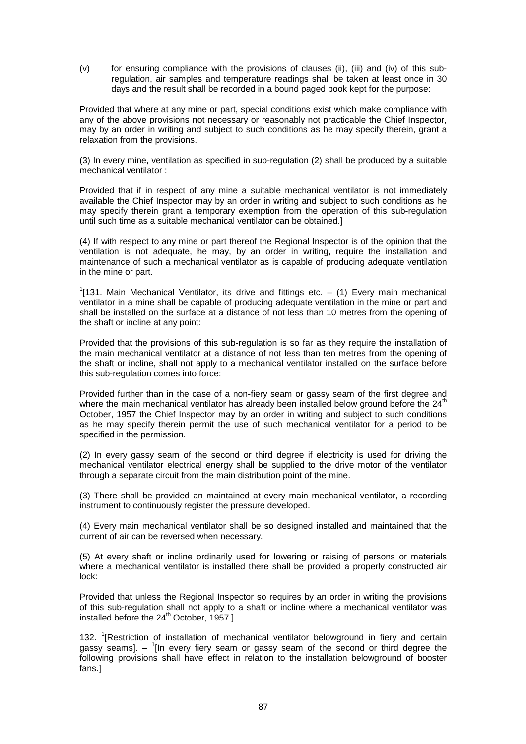(v) for ensuring compliance with the provisions of clauses (ii), (iii) and (iv) of this sub-regulation, air samples and temperature readings shall be taken at least once in 30 days and the result shall be recorded in a bound paged book kept for the purpose:

Provided that where at any mine or part, special conditions exist which make compliance with any of the above provisions not necessary or reasonably not practicable the Chief Inspector, may by an order in writing and subject to such conditions as he may specify therein, grant a relaxation from the provisions.

(3) In every mine, ventilation as specified in sub-regulation (2) shall be produced by a suitable mechanical ventilator :

Provided that if in respect of any mine a suitable mechanical ventilator is not immediately available the Chief Inspector may by an order in writing and subject to such conditions as he may specify therein grant a temporary exemption from the operation of this sub-regulation until such time as a suitable mechanical ventilator can be obtained.]

(4) If with respect to any mine or part thereof the Regional Inspector is of the opinion that the ventilation is not adequate, he may, by an order in writing, require the installation and maintenance of such a mechanical ventilator as is capable of producing adequate ventilation in the mine or part.

[1][131. Main Mechanical Ventilator, its drive and fittings etc. – (1) Every main mechanical ventilator in a mine shall be capable of producing adequate ventilation in the mine or part and shall be installed on the surface at a distance of not less than 10 metres from the opening of the shaft or incline at any point:

Provided that the provisions of this sub-regulation is so far as they require the installation of the main mechanical ventilator at a distance of not less than ten metres from the opening of the shaft or incline, shall not apply to a mechanical ventilator installed on the surface before this sub-regulation comes into force:

Provided further than in the case of a non-fiery seam or gassy seam of the first degree and where the main mechanical ventilator has already been installed below ground before the 24th October, 1957 the Chief Inspector may by an order in writing and subject to such conditions as he may specify therein permit the use of such mechanical ventilator for a period to be specified in the permission.

(2) In every gassy seam of the second or third degree if electricity is used for driving the mechanical ventilator electrical energy shall be supplied to the drive motor of the ventilator through a separate circuit from the main distribution point of the mine.

(3) There shall be provided an maintained at every main mechanical ventilator, a recording instrument to continuously register the pressure developed.

(4) Every main mechanical ventilator shall be so designed installed and maintained that the current of air can be reversed when necessary.

(5) At every shaft or incline ordinarily used for lowering or raising of persons or materials where a mechanical ventilator is installed there shall be provided a properly constructed air lock:

Provided that unless the Regional Inspector so requires by an order in writing the provisions of this sub-regulation shall not apply to a shaft or incline where a mechanical ventilator was installed before the 24th October, 1957.]

132. [1][Restriction of installation of mechanical ventilator belowground in fiery and certain gassy seams]. – [1][In every fiery seam or gassy seam of the second or third degree the following provisions shall have effect in relation to the installation belowground of booster fans.]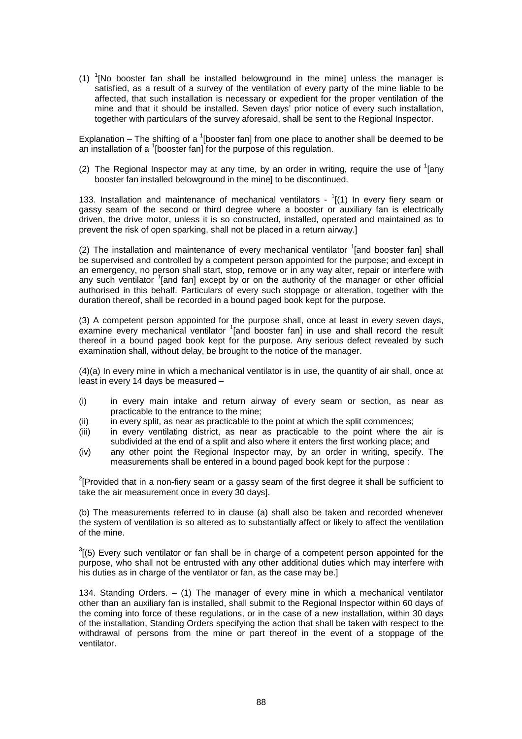(1) [1][No booster fan shall be installed belowground in the mine] unless the manager is satisfied, as a result of a survey of the ventilation of every party of the mine liable to be affected, that such installation is necessary or expedient for the proper ventilation of the mine and that it should be installed. Seven days' prior notice of every such installation, together with particulars of the survey aforesaid, shall be sent to the Regional Inspector.

Explanation – The shifting of a [1][booster fan] from one place to another shall be deemed to be an installation of a [1][booster fan] for the purpose of this regulation.

(2) The Regional Inspector may at any time, by an order in writing, require the use of [1][any booster fan installed belowground in the mine] to be discontinued.

133. Installation and maintenance of mechanical ventilators - [1][(1) In every fiery seam or gassy seam of the second or third degree where a booster or auxiliary fan is electrically driven, the drive motor, unless it is so constructed, installed, operated and maintained as to prevent the risk of open sparking, shall not be placed in a return airway.]

(2) The installation and maintenance of every mechanical ventilator [1][and booster fan] shall be supervised and controlled by a competent person appointed for the purpose; and except in an emergency, no person shall start, stop, remove or in any way alter, repair or interfere with any such ventilator [1][and fan] except by or on the authority of the manager or other official authorised in this behalf. Particulars of every such stoppage or alteration, together with the duration thereof, shall be recorded in a bound paged book kept for the purpose.

(3) A competent person appointed for the purpose shall, once at least in every seven days, examine every mechanical ventilator [1][and booster fan] in use and shall record the result thereof in a bound paged book kept for the purpose. Any serious defect revealed by such examination shall, without delay, be brought to the notice of the manager.

(4)(a) In every mine in which a mechanical ventilator is in use, the quantity of air shall, once at least in every 14 days be measured –

(i) in every main intake and return airway of every seam or section, as near as practicable to the entrance to the mine;
(ii) in every split, as near as practicable to the point at which the split commences;
(iii) in every ventilating district, as near as practicable to the point where the air is subdivided at the end of a split and also where it enters the first working place; and
(iv) any other point the Regional Inspector may, by an order in writing, specify. The measurements shall be entered in a bound paged book kept for the purpose :

[2][Provided that in a non-fiery seam or a gassy seam of the first degree it shall be sufficient to take the air measurement once in every 30 days].

(b) The measurements referred to in clause (a) shall also be taken and recorded whenever the system of ventilation is so altered as to substantially affect or likely to affect the ventilation of the mine.

[3][(5) Every such ventilator or fan shall be in charge of a competent person appointed for the purpose, who shall not be entrusted with any other additional duties which may interfere with his duties as in charge of the ventilator or fan, as the case may be.]

134. Standing Orders. – (1) The manager of every mine in which a mechanical ventilator other than an auxiliary fan is installed, shall submit to the Regional Inspector within 60 days of the coming into force of these regulations, or in the case of a new installation, within 30 days of the installation, Standing Orders specifying the action that shall be taken with respect to the withdrawal of persons from the mine or part thereof in the event of a stoppage of the ventilator.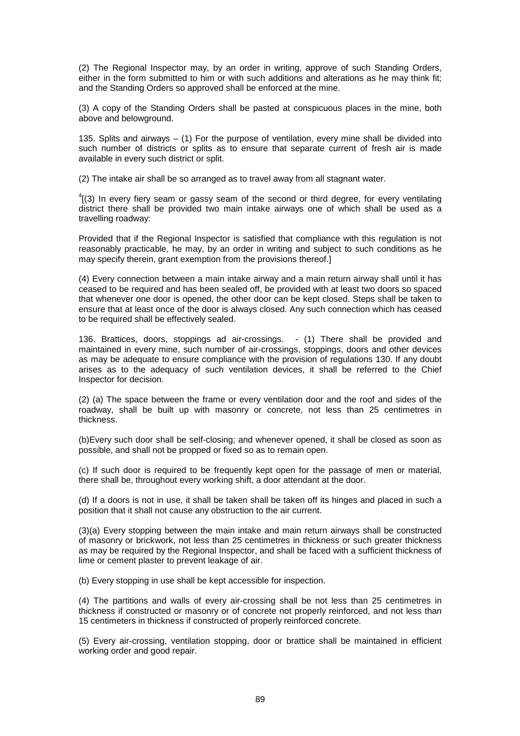(2) The Regional Inspector may, by an order in writing, approve of such Standing Orders, either in the form submitted to him or with such additions and alterations as he may think fit; and the Standing Orders so approved shall be enforced at the mine.

(3) A copy of the Standing Orders shall be pasted at conspicuous places in the mine, both above and belowground.

135. Splits and airways – (1) For the purpose of ventilation, every mine shall be divided into such number of districts or splits as to ensure that separate current of fresh air is made available in every such district or split.

(2) The intake air shall be so arranged as to travel away from all stagnant water.

[4][(3) In every fiery seam or gassy seam of the second or third degree, for every ventilating district there shall be provided two main intake airways one of which shall be used as a travelling roadway:

Provided that if the Regional Inspector is satisfied that compliance with this regulation is not reasonably practicable, he may, by an order in writing and subject to such conditions as he may specify therein, grant exemption from the provisions thereof.]

(4) Every connection between a main intake airway and a main return airway shall until it has ceased to be required and has been sealed off, be provided with at least two doors so spaced that whenever one door is opened, the other door can be kept closed. Steps shall be taken to ensure that at least once of the door is always closed. Any such connection which has ceased to be required shall be effectively sealed.

136. Brattices, doors, stoppings ad air-crossings. - (1) There shall be provided and maintained in every mine, such number of air-crossings, stoppings, doors and other devices as may be adequate to ensure compliance with the provision of regulations 130. If any doubt arises as to the adequacy of such ventilation devices, it shall be referred to the Chief Inspector for decision.

(2) (a) The space between the frame or every ventilation door and the roof and sides of the roadway, shall be built up with masonry or concrete, not less than 25 centimetres in thickness.

(b)Every such door shall be self-closing; and whenever opened, it shall be closed as soon as possible, and shall not be propped or fixed so as to remain open.

(c) If such door is required to be frequently kept open for the passage of men or material, there shall be, throughout every working shift, a door attendant at the door.

(d) If a doors is not in use, it shall be taken shall be taken off its hinges and placed in such a position that it shall not cause any obstruction to the air current.

(3)(a) Every stopping between the main intake and main return airways shall be constructed of masonry or brickwork, not less than 25 centimetres in thickness or such greater thickness as may be required by the Regional Inspector, and shall be faced with a sufficient thickness of lime or cement plaster to prevent leakage of air.

(b) Every stopping in use shall be kept accessible for inspection.

(4) The partitions and walls of every air-crossing shall be not less than 25 centimetres in thickness if constructed or masonry or of concrete not properly reinforced, and not less than 15 centimeters in thickness if constructed of properly reinforced concrete.

(5) Every air-crossing, ventilation stopping, door or brattice shall be maintained in efficient working order and good repair.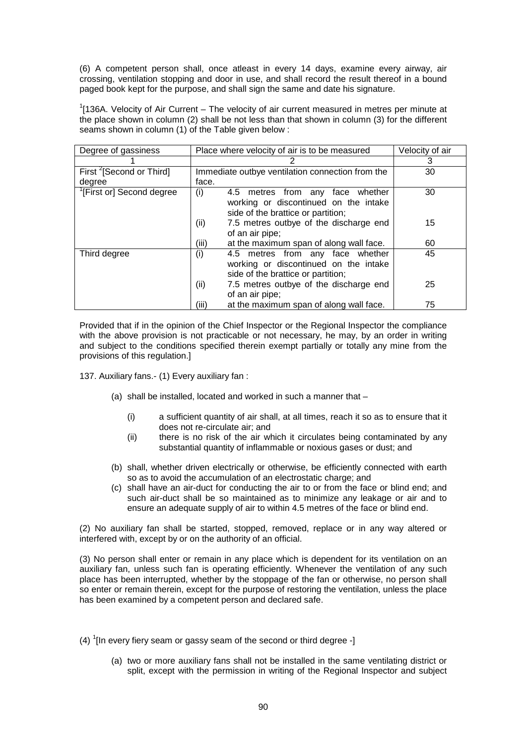(6) A competent person shall, once atleast in every 14 days, examine every airway, air crossing, ventilation stopping and door in use, and shall record the result thereof in a bound paged book kept for the purpose, and shall sign the same and date his signature.

[1][136A. Velocity of Air Current – The velocity of air current measured in metres per minute at the place shown in column (2) shall be not less than that shown in column (3) for the different seams shown in column (1) of the Table given below :

| Degree of gassiness | Place where velocity of air is to be measured | Velocity of air |
|---|---|---|
| 1 | 2 | 3 |
| First [2][Second or Third] degree | Immediate outbye ventilation connection from the face. | 30 |
| [1][First or] Second degree | (i) 4.5 metres from any face whether working or discontinued on the intake side of the brattice or partition; | 30 |
| | (ii) 7.5 metres outbye of the discharge end of an air pipe; | 15 |
| | (iii) at the maximum span of along wall face. | 60 |
| Third degree | (i) 4.5 metres from any face whether working or discontinued on the intake side of the brattice or partition; | 45 |
| | (ii) 7.5 metres outbye of the discharge end of an air pipe; | 25 |
| | (iii) at the maximum span of along wall face. | 75 |

Provided that if in the opinion of the Chief Inspector or the Regional Inspector the compliance with the above provision is not practicable or not necessary, he may, by an order in writing and subject to the conditions specified therein exempt partially or totally any mine from the provisions of this regulation.]

137. Auxiliary fans.- (1) Every auxiliary fan :

(a) shall be installed, located and worked in such a manner that –

(i) a sufficient quantity of air shall, at all times, reach it so as to ensure that it does not re-circulate air; and

(ii) there is no risk of the air which it circulates being contaminated by any substantial quantity of inflammable or noxious gases or dust; and

(b) shall, whether driven electrically or otherwise, be efficiently connected with earth so as to avoid the accumulation of an electrostatic charge; and

(c) shall have an air-duct for conducting the air to or from the face or blind end; and such air-duct shall be so maintained as to minimize any leakage or air and to ensure an adequate supply of air to within 4.5 metres of the face or blind end.

(2) No auxiliary fan shall be started, stopped, removed, replace or in any way altered or interfered with, except by or on the authority of an official.

(3) No person shall enter or remain in any place which is dependent for its ventilation on an auxiliary fan, unless such fan is operating efficiently. Whenever the ventilation of any such place has been interrupted, whether by the stoppage of the fan or otherwise, no person shall so enter or remain therein, except for the purpose of restoring the ventilation, unless the place has been examined by a competent person and declared safe.

(4) [1][In every fiery seam or gassy seam of the second or third degree -]

(a) two or more auxiliary fans shall not be installed in the same ventilating district or split, except with the permission in writing of the Regional Inspector and subject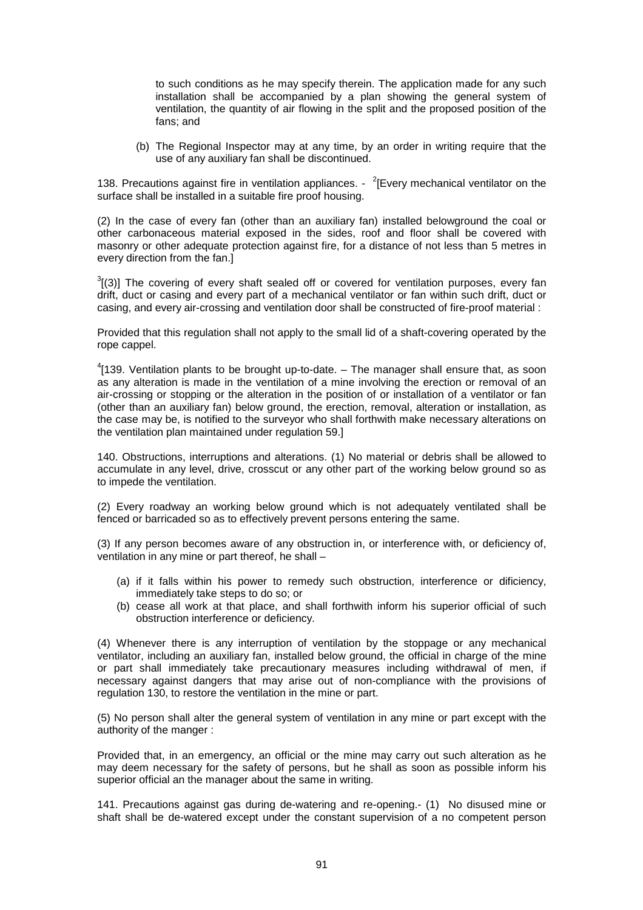to such conditions as he may specify therein. The application made for any such installation shall be accompanied by a plan showing the general system of ventilation, the quantity of air flowing in the split and the proposed position of the fans; and

(b) The Regional Inspector may at any time, by an order in writing require that the use of any auxiliary fan shall be discontinued.

138. Precautions against fire in ventilation appliances. - [2][Every mechanical ventilator on the surface shall be installed in a suitable fire proof housing.

(2) In the case of every fan (other than an auxiliary fan) installed belowground the coal or other carbonaceous material exposed in the sides, roof and floor shall be covered with masonry or other adequate protection against fire, for a distance of not less than 5 metres in every direction from the fan.]

[3][(3)] The covering of every shaft sealed off or covered for ventilation purposes, every fan drift, duct or casing and every part of a mechanical ventilator or fan within such drift, duct or casing, and every air-crossing and ventilation door shall be constructed of fire-proof material :

Provided that this regulation shall not apply to the small lid of a shaft-covering operated by the rope cappel.

[4][139. Ventilation plants to be brought up-to-date. – The manager shall ensure that, as soon as any alteration is made in the ventilation of a mine involving the erection or removal of an air-crossing or stopping or the alteration in the position of or installation of a ventilator or fan (other than an auxiliary fan) below ground, the erection, removal, alteration or installation, as the case may be, is notified to the surveyor who shall forthwith make necessary alterations on the ventilation plan maintained under regulation 59.]

140. Obstructions, interruptions and alterations. (1) No material or debris shall be allowed to accumulate in any level, drive, crosscut or any other part of the working below ground so as to impede the ventilation.

(2) Every roadway an working below ground which is not adequately ventilated shall be fenced or barricaded so as to effectively prevent persons entering the same.

(3) If any person becomes aware of any obstruction in, or interference with, or deficiency of, ventilation in any mine or part thereof, he shall –

(a) if it falls within his power to remedy such obstruction, interference or dificiency, immediately take steps to do so; or
(b) cease all work at that place, and shall forthwith inform his superior official of such obstruction interference or deficiency.

(4) Whenever there is any interruption of ventilation by the stoppage or any mechanical ventilator, including an auxiliary fan, installed below ground, the official in charge of the mine or part shall immediately take precautionary measures including withdrawal of men, if necessary against dangers that may arise out of non-compliance with the provisions of regulation 130, to restore the ventilation in the mine or part.

(5) No person shall alter the general system of ventilation in any mine or part except with the authority of the manger :

Provided that, in an emergency, an official or the mine may carry out such alteration as he may deem necessary for the safety of persons, but he shall as soon as possible inform his superior official an the manager about the same in writing.

141. Precautions against gas during de-watering and re-opening.- (1) No disused mine or shaft shall be de-watered except under the constant supervision of a no competent person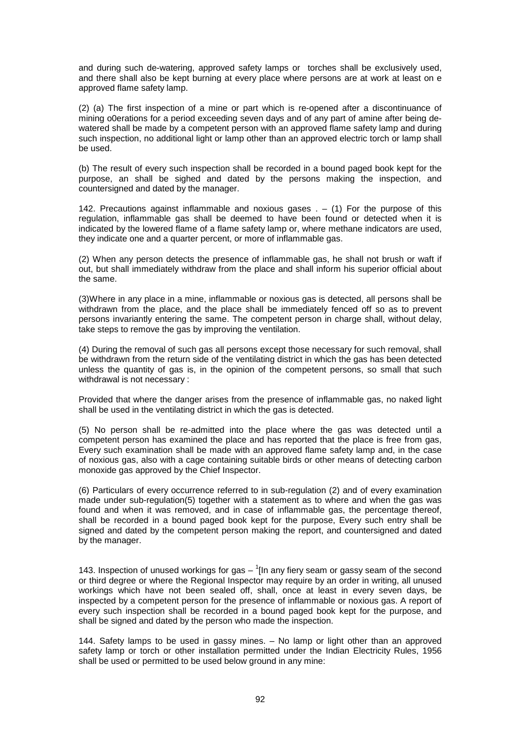and during such de-watering, approved safety lamps or torches shall be exclusively used, and there shall also be kept burning at every place where persons are at work at least on e approved flame safety lamp.

(2) (a) The first inspection of a mine or part which is re-opened after a discontinuance of mining o0erations for a period exceeding seven days and of any part of amine after being de-watered shall be made by a competent person with an approved flame safety lamp and during such inspection, no additional light or lamp other than an approved electric torch or lamp shall be used.

(b) The result of every such inspection shall be recorded in a bound paged book kept for the purpose, an shall be sighed and dated by the persons making the inspection, and countersigned and dated by the manager.

142. Precautions against inflammable and noxious gases . – (1) For the purpose of this regulation, inflammable gas shall be deemed to have been found or detected when it is indicated by the lowered flame of a flame safety lamp or, where methane indicators are used, they indicate one and a quarter percent, or more of inflammable gas.

(2) When any person detects the presence of inflammable gas, he shall not brush or waft if out, but shall immediately withdraw from the place and shall inform his superior official about the same.

(3)Where in any place in a mine, inflammable or noxious gas is detected, all persons shall be withdrawn from the place, and the place shall be immediately fenced off so as to prevent persons invariantly entering the same. The competent person in charge shall, without delay, take steps to remove the gas by improving the ventilation.

(4) During the removal of such gas all persons except those necessary for such removal, shall be withdrawn from the return side of the ventilating district in which the gas has been detected unless the quantity of gas is, in the opinion of the competent persons, so small that such withdrawal is not necessary :

Provided that where the danger arises from the presence of inflammable gas, no naked light shall be used in the ventilating district in which the gas is detected.

(5) No person shall be re-admitted into the place where the gas was detected until a competent person has examined the place and has reported that the place is free from gas, Every such examination shall be made with an approved flame safety lamp and, in the case of noxious gas, also with a cage containing suitable birds or other means of detecting carbon monoxide gas approved by the Chief Inspector.

(6) Particulars of every occurrence referred to in sub-regulation (2) and of every examination made under sub-regulation(5) together with a statement as to where and when the gas was found and when it was removed, and in case of inflammable gas, the percentage thereof, shall be recorded in a bound paged book kept for the purpose, Every such entry shall be signed and dated by the competent person making the report, and countersigned and dated by the manager.

143. Inspection of unused workings for gas – [1][In any fiery seam or gassy seam of the second or third degree or where the Regional Inspector may require by an order in writing, all unused workings which have not been sealed off, shall, once at least in every seven days, be inspected by a competent person for the presence of inflammable or noxious gas. A report of every such inspection shall be recorded in a bound paged book kept for the purpose, and shall be signed and dated by the person who made the inspection.

144. Safety lamps to be used in gassy mines. – No lamp or light other than an approved safety lamp or torch or other installation permitted under the Indian Electricity Rules, 1956 shall be used or permitted to be used below ground in any mine: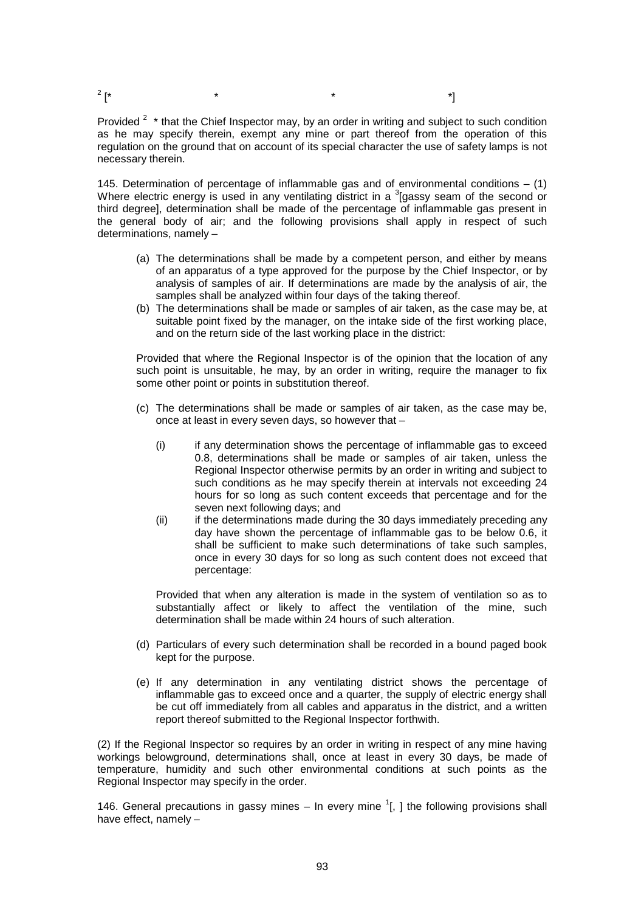[2] [* * * *]

Provided [2] * that the Chief Inspector may, by an order in writing and subject to such condition as he may specify therein, exempt any mine or part thereof from the operation of this regulation on the ground that on account of its special character the use of safety lamps is not necessary therein.

145. Determination of percentage of inflammable gas and of environmental conditions – (1) Where electric energy is used in any ventilating district in a [3][gassy seam of the second or third degree], determination shall be made of the percentage of inflammable gas present in the general body of air; and the following provisions shall apply in respect of such determinations, namely –

(a) The determinations shall be made by a competent person, and either by means of an apparatus of a type approved for the purpose by the Chief Inspector, or by analysis of samples of air. If determinations are made by the analysis of air, the samples shall be analyzed within four days of the taking thereof.

(b) The determinations shall be made or samples of air taken, as the case may be, at suitable point fixed by the manager, on the intake side of the first working place, and on the return side of the last working place in the district:

Provided that where the Regional Inspector is of the opinion that the location of any such point is unsuitable, he may, by an order in writing, require the manager to fix some other point or points in substitution thereof.

(c) The determinations shall be made or samples of air taken, as the case may be, once at least in every seven days, so however that –

  (i) if any determination shows the percentage of inflammable gas to exceed 0.8, determinations shall be made or samples of air taken, unless the Regional Inspector otherwise permits by an order in writing and subject to such conditions as he may specify therein at intervals not exceeding 24 hours for so long as such content exceeds that percentage and for the seven next following days; and

  (ii) if the determinations made during the 30 days immediately preceding any day have shown the percentage of inflammable gas to be below 0.6, it shall be sufficient to make such determinations of take such samples, once in every 30 days for so long as such content does not exceed that percentage:

Provided that when any alteration is made in the system of ventilation so as to substantially affect or likely to affect the ventilation of the mine, such determination shall be made within 24 hours of such alteration.

(d) Particulars of every such determination shall be recorded in a bound paged book kept for the purpose.

(e) If any determination in any ventilating district shows the percentage of inflammable gas to exceed once and a quarter, the supply of electric energy shall be cut off immediately from all cables and apparatus in the district, and a written report thereof submitted to the Regional Inspector forthwith.

(2) If the Regional Inspector so requires by an order in writing in respect of any mine having workings belowground, determinations shall, once at least in every 30 days, be made of temperature, humidity and such other environmental conditions at such points as the Regional Inspector may specify in the order.

146. General precautions in gassy mines – In every mine [1][, ] the following provisions shall have effect, namely –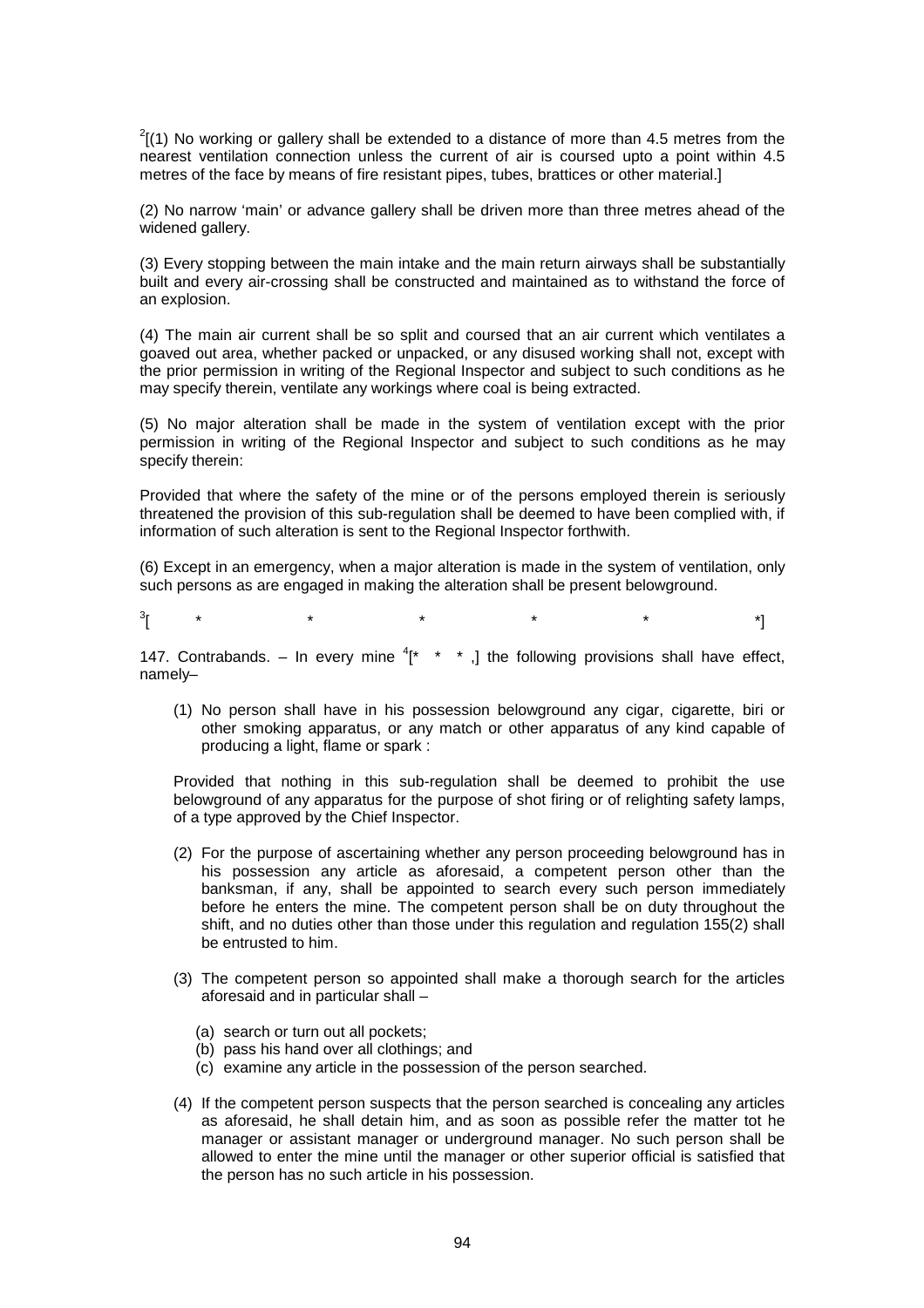[2][(1) No working or gallery shall be extended to a distance of more than 4.5 metres from the nearest ventilation connection unless the current of air is coursed upto a point within 4.5 metres of the face by means of fire resistant pipes, tubes, brattices or other material.]

(2) No narrow 'main' or advance gallery shall be driven more than three metres ahead of the widened gallery.

(3) Every stopping between the main intake and the main return airways shall be substantially built and every air-crossing shall be constructed and maintained as to withstand the force of an explosion.

(4) The main air current shall be so split and coursed that an air current which ventilates a goaved out area, whether packed or unpacked, or any disused working shall not, except with the prior permission in writing of the Regional Inspector and subject to such conditions as he may specify therein, ventilate any workings where coal is being extracted.

(5) No major alteration shall be made in the system of ventilation except with the prior permission in writing of the Regional Inspector and subject to such conditions as he may specify therein:

Provided that where the safety of the mine or of the persons employed therein is seriously threatened the provision of this sub-regulation shall be deemed to have been complied with, if information of such alteration is sent to the Regional Inspector forthwith.

(6) Except in an emergency, when a major alteration is made in the system of ventilation, only such persons as are engaged in making the alteration shall be present belowground.

[3][ * * * * * *]

147. Contrabands. – In every mine [4][* * * ,] the following provisions shall have effect, namely–

(1) No person shall have in his possession belowground any cigar, cigarette, biri or other smoking apparatus, or any match or other apparatus of any kind capable of producing a light, flame or spark :

Provided that nothing in this sub-regulation shall be deemed to prohibit the use belowground of any apparatus for the purpose of shot firing or of relighting safety lamps, of a type approved by the Chief Inspector.

(2) For the purpose of ascertaining whether any person proceeding belowground has in his possession any article as aforesaid, a competent person other than the banksman, if any, shall be appointed to search every such person immediately before he enters the mine. The competent person shall be on duty throughout the shift, and no duties other than those under this regulation and regulation 155(2) shall be entrusted to him.

(3) The competent person so appointed shall make a thorough search for the articles aforesaid and in particular shall –

  (a) search or turn out all pockets;
  (b) pass his hand over all clothings; and
  (c) examine any article in the possession of the person searched.

(4) If the competent person suspects that the person searched is concealing any articles as aforesaid, he shall detain him, and as soon as possible refer the matter tot he manager or assistant manager or underground manager. No such person shall be allowed to enter the mine until the manager or other superior official is satisfied that the person has no such article in his possession.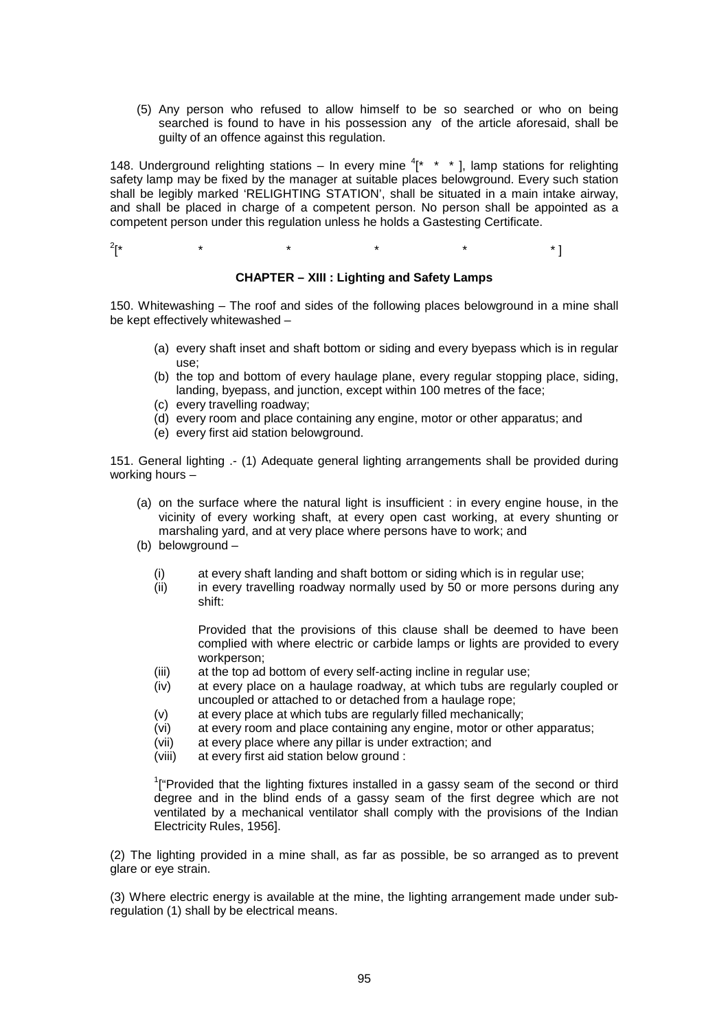(5) Any person who refused to allow himself to be so searched or who on being searched is found to have in his possession any of the article aforesaid, shall be guilty of an offence against this regulation.

148. Underground relighting stations – In every mine [4][* * * ], lamp stations for relighting safety lamp may be fixed by the manager at suitable places belowground. Every such station shall be legibly marked 'RELIGHTING STATION', shall be situated in a main intake airway, and shall be placed in charge of a competent person. No person shall be appointed as a competent person under this regulation unless he holds a Gastesting Certificate.

[2][* * * * * * ]

### CHAPTER – XIII : Lighting and Safety Lamps

150. Whitewashing – The roof and sides of the following places belowground in a mine shall be kept effectively whitewashed –

(a) every shaft inset and shaft bottom or siding and every byepass which is in regular use;
(b) the top and bottom of every haulage plane, every regular stopping place, siding, landing, byepass, and junction, except within 100 metres of the face;
(c) every travelling roadway;
(d) every room and place containing any engine, motor or other apparatus; and
(e) every first aid station belowground.

151. General lighting .- (1) Adequate general lighting arrangements shall be provided during working hours –

(a) on the surface where the natural light is insufficient : in every engine house, in the vicinity of every working shaft, at every open cast working, at every shunting or marshaling yard, and at very place where persons have to work; and
(b) belowground –

   (i) at every shaft landing and shaft bottom or siding which is in regular use;
   (ii) in every travelling roadway normally used by 50 or more persons during any shift:

   Provided that the provisions of this clause shall be deemed to have been complied with where electric or carbide lamps or lights are provided to every workperson;

   (iii) at the top ad bottom of every self-acting incline in regular use;
   (iv) at every place on a haulage roadway, at which tubs are regularly coupled or uncoupled or attached to or detached from a haulage rope;
   (v) at every place at which tubs are regularly filled mechanically;
   (vi) at every room and place containing any engine, motor or other apparatus;
   (vii) at every place where any pillar is under extraction; and
   (viii) at every first aid station below ground :

   [1]["Provided that the lighting fixtures installed in a gassy seam of the second or third degree and in the blind ends of a gassy seam of the first degree which are not ventilated by a mechanical ventilator shall comply with the provisions of the Indian Electricity Rules, 1956].

(2) The lighting provided in a mine shall, as far as possible, be so arranged as to prevent glare or eye strain.

(3) Where electric energy is available at the mine, the lighting arrangement made under sub-regulation (1) shall by be electrical means.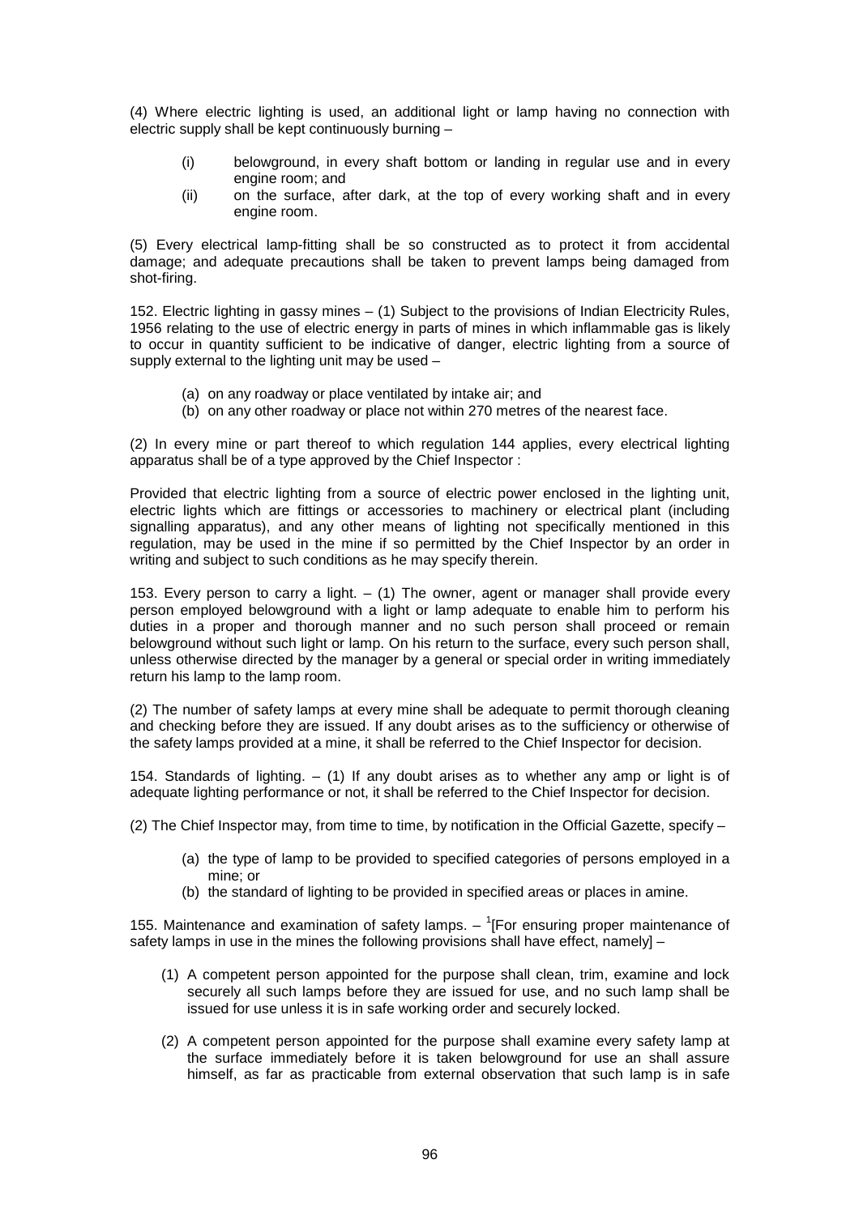(4) Where electric lighting is used, an additional light or lamp having no connection with electric supply shall be kept continuously burning –

- (i) belowground, in every shaft bottom or landing in regular use and in every engine room; and
- (ii) on the surface, after dark, at the top of every working shaft and in every engine room.

(5) Every electrical lamp-fitting shall be so constructed as to protect it from accidental damage; and adequate precautions shall be taken to prevent lamps being damaged from shot-firing.

152. Electric lighting in gassy mines – (1) Subject to the provisions of Indian Electricity Rules, 1956 relating to the use of electric energy in parts of mines in which inflammable gas is likely to occur in quantity sufficient to be indicative of danger, electric lighting from a source of supply external to the lighting unit may be used –

- (a) on any roadway or place ventilated by intake air; and
- (b) on any other roadway or place not within 270 metres of the nearest face.

(2) In every mine or part thereof to which regulation 144 applies, every electrical lighting apparatus shall be of a type approved by the Chief Inspector :

Provided that electric lighting from a source of electric power enclosed in the lighting unit, electric lights which are fittings or accessories to machinery or electrical plant (including signalling apparatus), and any other means of lighting not specifically mentioned in this regulation, may be used in the mine if so permitted by the Chief Inspector by an order in writing and subject to such conditions as he may specify therein.

153. Every person to carry a light. – (1) The owner, agent or manager shall provide every person employed belowground with a light or lamp adequate to enable him to perform his duties in a proper and thorough manner and no such person shall proceed or remain belowground without such light or lamp. On his return to the surface, every such person shall, unless otherwise directed by the manager by a general or special order in writing immediately return his lamp to the lamp room.

(2) The number of safety lamps at every mine shall be adequate to permit thorough cleaning and checking before they are issued. If any doubt arises as to the sufficiency or otherwise of the safety lamps provided at a mine, it shall be referred to the Chief Inspector for decision.

154. Standards of lighting. – (1) If any doubt arises as to whether any amp or light is of adequate lighting performance or not, it shall be referred to the Chief Inspector for decision.

(2) The Chief Inspector may, from time to time, by notification in the Official Gazette, specify –

- (a) the type of lamp to be provided to specified categories of persons employed in a mine; or
- (b) the standard of lighting to be provided in specified areas or places in amine.

155. Maintenance and examination of safety lamps. – [1][For ensuring proper maintenance of safety lamps in use in the mines the following provisions shall have effect, namely] –

(1) A competent person appointed for the purpose shall clean, trim, examine and lock securely all such lamps before they are issued for use, and no such lamp shall be issued for use unless it is in safe working order and securely locked.

(2) A competent person appointed for the purpose shall examine every safety lamp at the surface immediately before it is taken belowground for use an shall assure himself, as far as practicable from external observation that such lamp is in safe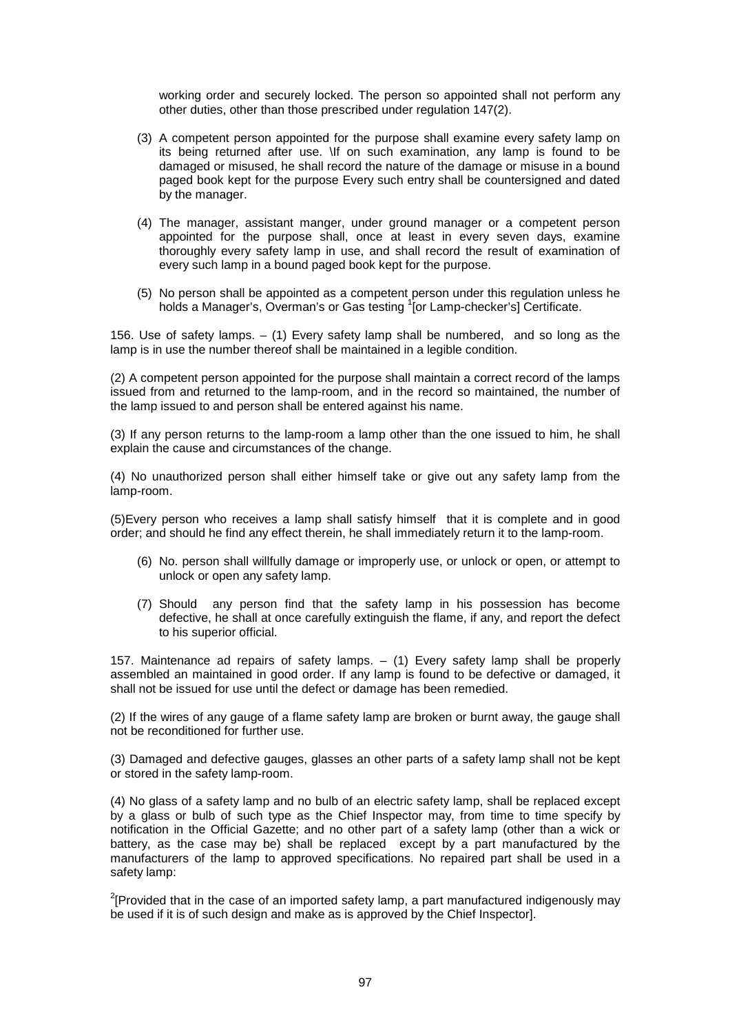working order and securely locked. The person so appointed shall not perform any other duties, other than those prescribed under regulation 147(2).

(3) A competent person appointed for the purpose shall examine every safety lamp on its being returned after use. \If on such examination, any lamp is found to be damaged or misused, he shall record the nature of the damage or misuse in a bound paged book kept for the purpose Every such entry shall be countersigned and dated by the manager.

(4) The manager, assistant manger, under ground manager or a competent person appointed for the purpose shall, once at least in every seven days, examine thoroughly every safety lamp in use, and shall record the result of examination of every such lamp in a bound paged book kept for the purpose.

(5) No person shall be appointed as a competent person under this regulation unless he holds a Manager's, Overman's or Gas testing [1][or Lamp-checker's] Certificate.

156. Use of safety lamps. – (1) Every safety lamp shall be numbered, and so long as the lamp is in use the number thereof shall be maintained in a legible condition.

(2) A competent person appointed for the purpose shall maintain a correct record of the lamps issued from and returned to the lamp-room, and in the record so maintained, the number of the lamp issued to and person shall be entered against his name.

(3) If any person returns to the lamp-room a lamp other than the one issued to him, he shall explain the cause and circumstances of the change.

(4) No unauthorized person shall either himself take or give out any safety lamp from the lamp-room.

(5)Every person who receives a lamp shall satisfy himself that it is complete and in good order; and should he find any effect therein, he shall immediately return it to the lamp-room.

(6) No. person shall willfully damage or improperly use, or unlock or open, or attempt to unlock or open any safety lamp.

(7) Should any person find that the safety lamp in his possession has become defective, he shall at once carefully extinguish the flame, if any, and report the defect to his superior official.

157. Maintenance ad repairs of safety lamps. – (1) Every safety lamp shall be properly assembled an maintained in good order. If any lamp is found to be defective or damaged, it shall not be issued for use until the defect or damage has been remedied.

(2) If the wires of any gauge of a flame safety lamp are broken or burnt away, the gauge shall not be reconditioned for further use.

(3) Damaged and defective gauges, glasses an other parts of a safety lamp shall not be kept or stored in the safety lamp-room.

(4) No glass of a safety lamp and no bulb of an electric safety lamp, shall be replaced except by a glass or bulb of such type as the Chief Inspector may, from time to time specify by notification in the Official Gazette; and no other part of a safety lamp (other than a wick or battery, as the case may be) shall be replaced except by a part manufactured by the manufacturers of the lamp to approved specifications. No repaired part shall be used in a safety lamp:

[2][Provided that in the case of an imported safety lamp, a part manufactured indigenously may be used if it is of such design and make as is approved by the Chief Inspector].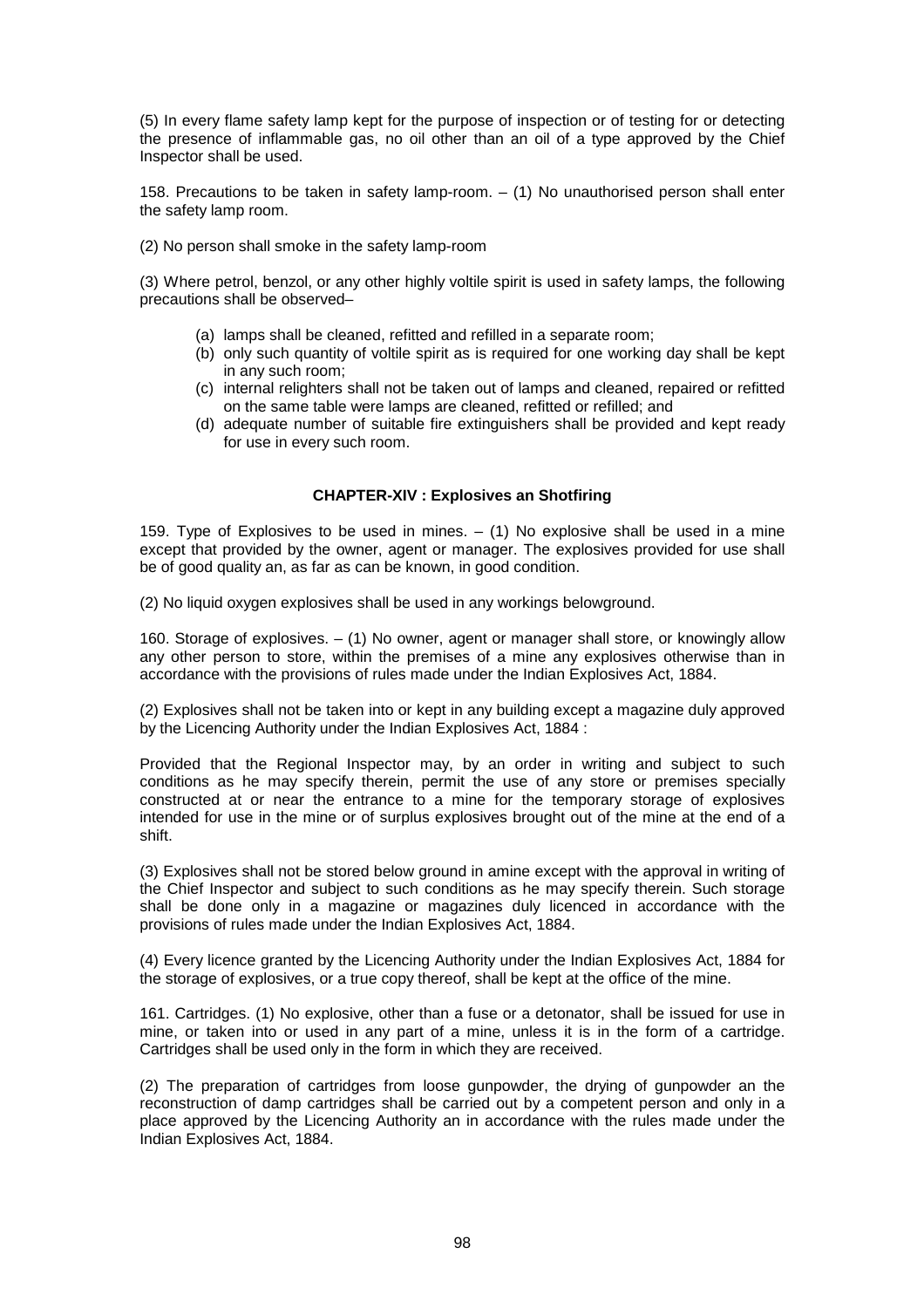(5) In every flame safety lamp kept for the purpose of inspection or of testing for or detecting the presence of inflammable gas, no oil other than an oil of a type approved by the Chief Inspector shall be used.

158. Precautions to be taken in safety lamp-room. – (1) No unauthorised person shall enter the safety lamp room.

(2) No person shall smoke in the safety lamp-room

(3) Where petrol, benzol, or any other highly voltile spirit is used in safety lamps, the following precautions shall be observed–

- (a) lamps shall be cleaned, refitted and refilled in a separate room;
- (b) only such quantity of voltile spirit as is required for one working day shall be kept in any such room;
- (c) internal relighters shall not be taken out of lamps and cleaned, repaired or refitted on the same table were lamps are cleaned, refitted or refilled; and
- (d) adequate number of suitable fire extinguishers shall be provided and kept ready for use in every such room.

## CHAPTER-XIV : Explosives an Shotfiring

159. Type of Explosives to be used in mines. – (1) No explosive shall be used in a mine except that provided by the owner, agent or manager. The explosives provided for use shall be of good quality an, as far as can be known, in good condition.

(2) No liquid oxygen explosives shall be used in any workings belowground.

160. Storage of explosives. – (1) No owner, agent or manager shall store, or knowingly allow any other person to store, within the premises of a mine any explosives otherwise than in accordance with the provisions of rules made under the Indian Explosives Act, 1884.

(2) Explosives shall not be taken into or kept in any building except a magazine duly approved by the Licencing Authority under the Indian Explosives Act, 1884 :

Provided that the Regional Inspector may, by an order in writing and subject to such conditions as he may specify therein, permit the use of any store or premises specially constructed at or near the entrance to a mine for the temporary storage of explosives intended for use in the mine or of surplus explosives brought out of the mine at the end of a shift.

(3) Explosives shall not be stored below ground in amine except with the approval in writing of the Chief Inspector and subject to such conditions as he may specify therein. Such storage shall be done only in a magazine or magazines duly licenced in accordance with the provisions of rules made under the Indian Explosives Act, 1884.

(4) Every licence granted by the Licencing Authority under the Indian Explosives Act, 1884 for the storage of explosives, or a true copy thereof, shall be kept at the office of the mine.

161. Cartridges. (1) No explosive, other than a fuse or a detonator, shall be issued for use in mine, or taken into or used in any part of a mine, unless it is in the form of a cartridge. Cartridges shall be used only in the form in which they are received.

(2) The preparation of cartridges from loose gunpowder, the drying of gunpowder an the reconstruction of damp cartridges shall be carried out by a competent person and only in a place approved by the Licencing Authority an in accordance with the rules made under the Indian Explosives Act, 1884.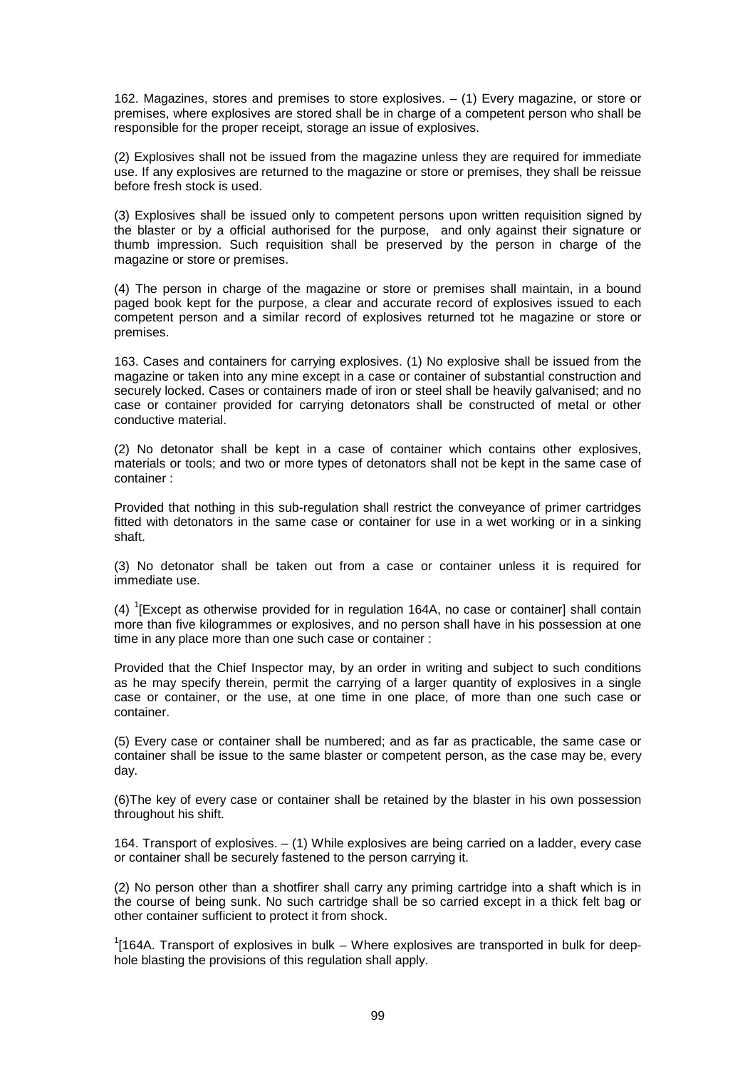162. Magazines, stores and premises to store explosives. – (1) Every magazine, or store or premises, where explosives are stored shall be in charge of a competent person who shall be responsible for the proper receipt, storage an issue of explosives.

(2) Explosives shall not be issued from the magazine unless they are required for immediate use. If any explosives are returned to the magazine or store or premises, they shall be reissue before fresh stock is used.

(3) Explosives shall be issued only to competent persons upon written requisition signed by the blaster or by a official authorised for the purpose, and only against their signature or thumb impression. Such requisition shall be preserved by the person in charge of the magazine or store or premises.

(4) The person in charge of the magazine or store or premises shall maintain, in a bound paged book kept for the purpose, a clear and accurate record of explosives issued to each competent person and a similar record of explosives returned tot he magazine or store or premises.

163. Cases and containers for carrying explosives. (1) No explosive shall be issued from the magazine or taken into any mine except in a case or container of substantial construction and securely locked. Cases or containers made of iron or steel shall be heavily galvanised; and no case or container provided for carrying detonators shall be constructed of metal or other conductive material.

(2) No detonator shall be kept in a case of container which contains other explosives, materials or tools; and two or more types of detonators shall not be kept in the same case of container :

Provided that nothing in this sub-regulation shall restrict the conveyance of primer cartridges fitted with detonators in the same case or container for use in a wet working or in a sinking shaft.

(3) No detonator shall be taken out from a case or container unless it is required for immediate use.

(4) [1][Except as otherwise provided for in regulation 164A, no case or container] shall contain more than five kilogrammes or explosives, and no person shall have in his possession at one time in any place more than one such case or container :

Provided that the Chief Inspector may, by an order in writing and subject to such conditions as he may specify therein, permit the carrying of a larger quantity of explosives in a single case or container, or the use, at one time in one place, of more than one such case or container.

(5) Every case or container shall be numbered; and as far as practicable, the same case or container shall be issue to the same blaster or competent person, as the case may be, every day.

(6)The key of every case or container shall be retained by the blaster in his own possession throughout his shift.

164. Transport of explosives. – (1) While explosives are being carried on a ladder, every case or container shall be securely fastened to the person carrying it.

(2) No person other than a shotfirer shall carry any priming cartridge into a shaft which is in the course of being sunk. No such cartridge shall be so carried except in a thick felt bag or other container sufficient to protect it from shock.

[1][164A. Transport of explosives in bulk – Where explosives are transported in bulk for deep-hole blasting the provisions of this regulation shall apply.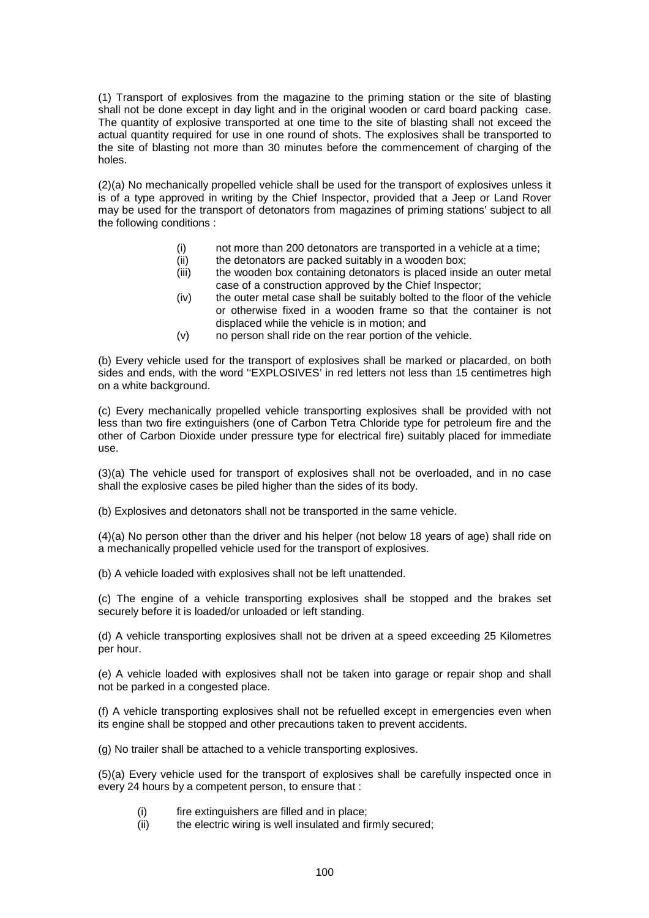(1) Transport of explosives from the magazine to the priming station or the site of blasting shall not be done except in day light and in the original wooden or card board packing case. The quantity of explosive transported at one time to the site of blasting shall not exceed the actual quantity required for use in one round of shots. The explosives shall be transported to the site of blasting not more than 30 minutes before the commencement of charging of the holes.

(2)(a) No mechanically propelled vehicle shall be used for the transport of explosives unless it is of a type approved in writing by the Chief Inspector, provided that a Jeep or Land Rover may be used for the transport of detonators from magazines of priming stations' subject to all the following conditions :

- (i) not more than 200 detonators are transported in a vehicle at a time;
- (ii) the detonators are packed suitably in a wooden box;
- (iii) the wooden box containing detonators is placed inside an outer metal case of a construction approved by the Chief Inspector;
- (iv) the outer metal case shall be suitably bolted to the floor of the vehicle or otherwise fixed in a wooden frame so that the container is not displaced while the vehicle is in motion; and
- (v) no person shall ride on the rear portion of the vehicle.

(b) Every vehicle used for the transport of explosives shall be marked or placarded, on both sides and ends, with the word ''EXPLOSIVES' in red letters not less than 15 centimetres high on a white background.

(c) Every mechanically propelled vehicle transporting explosives shall be provided with not less than two fire extinguishers (one of Carbon Tetra Chloride type for petroleum fire and the other of Carbon Dioxide under pressure type for electrical fire) suitably placed for immediate use.

(3)(a) The vehicle used for transport of explosives shall not be overloaded, and in no case shall the explosive cases be piled higher than the sides of its body.

(b) Explosives and detonators shall not be transported in the same vehicle.

(4)(a) No person other than the driver and his helper (not below 18 years of age) shall ride on a mechanically propelled vehicle used for the transport of explosives.

(b) A vehicle loaded with explosives shall not be left unattended.

(c) The engine of a vehicle transporting explosives shall be stopped and the brakes set securely before it is loaded/or unloaded or left standing.

(d) A vehicle transporting explosives shall not be driven at a speed exceeding 25 Kilometres per hour.

(e) A vehicle loaded with explosives shall not be taken into garage or repair shop and shall not be parked in a congested place.

(f) A vehicle transporting explosives shall not be refuelled except in emergencies even when its engine shall be stopped and other precautions taken to prevent accidents.

(g) No trailer shall be attached to a vehicle transporting explosives.

(5)(a) Every vehicle used for the transport of explosives shall be carefully inspected once in every 24 hours by a competent person, to ensure that :

- (i) fire extinguishers are filled and in place;
- (ii) the electric wiring is well insulated and firmly secured;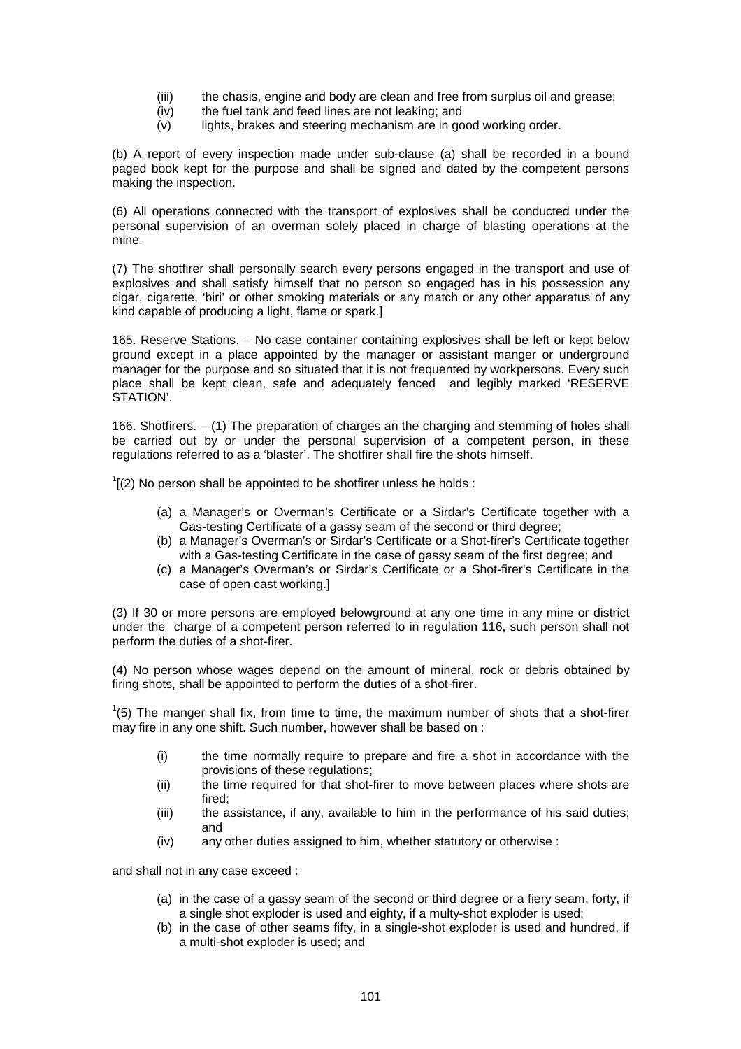(iii) the chasis, engine and body are clean and free from surplus oil and grease;
(iv) the fuel tank and feed lines are not leaking; and
(v) lights, brakes and steering mechanism are in good working order.

(b) A report of every inspection made under sub-clause (a) shall be recorded in a bound paged book kept for the purpose and shall be signed and dated by the competent persons making the inspection.

(6) All operations connected with the transport of explosives shall be conducted under the personal supervision of an overman solely placed in charge of blasting operations at the mine.

(7) The shotfirer shall personally search every persons engaged in the transport and use of explosives and shall satisfy himself that no person so engaged has in his possession any cigar, cigarette, 'biri' or other smoking materials or any match or any other apparatus of any kind capable of producing a light, flame or spark.]

165. Reserve Stations. – No case container containing explosives shall be left or kept below ground except in a place appointed by the manager or assistant manger or underground manager for the purpose and so situated that it is not frequented by workpersons. Every such place shall be kept clean, safe and adequately fenced and legibly marked 'RESERVE STATION'.

166. Shotfirers. – (1) The preparation of charges an the charging and stemming of holes shall be carried out by or under the personal supervision of a competent person, in these regulations referred to as a 'blaster'. The shotfirer shall fire the shots himself.

[1][(2) No person shall be appointed to be shotfirer unless he holds :

(a) a Manager's or Overman's Certificate or a Sirdar's Certificate together with a Gas-testing Certificate of a gassy seam of the second or third degree;
(b) a Manager's Overman's or Sirdar's Certificate or a Shot-firer's Certificate together with a Gas-testing Certificate in the case of gassy seam of the first degree; and
(c) a Manager's Overman's or Sirdar's Certificate or a Shot-firer's Certificate in the case of open cast working.]

(3) If 30 or more persons are employed belowground at any one time in any mine or district under the charge of a competent person referred to in regulation 116, such person shall not perform the duties of a shot-firer.

(4) No person whose wages depend on the amount of mineral, rock or debris obtained by firing shots, shall be appointed to perform the duties of a shot-firer.

[1](5) The manger shall fix, from time to time, the maximum number of shots that a shot-firer may fire in any one shift. Such number, however shall be based on :

(i) the time normally require to prepare and fire a shot in accordance with the provisions of these regulations;
(ii) the time required for that shot-firer to move between places where shots are fired;
(iii) the assistance, if any, available to him in the performance of his said duties; and
(iv) any other duties assigned to him, whether statutory or otherwise :

and shall not in any case exceed :

(a) in the case of a gassy seam of the second or third degree or a fiery seam, forty, if a single shot exploder is used and eighty, if a multy-shot exploder is used;
(b) in the case of other seams fifty, in a single-shot exploder is used and hundred, if a multi-shot exploder is used; and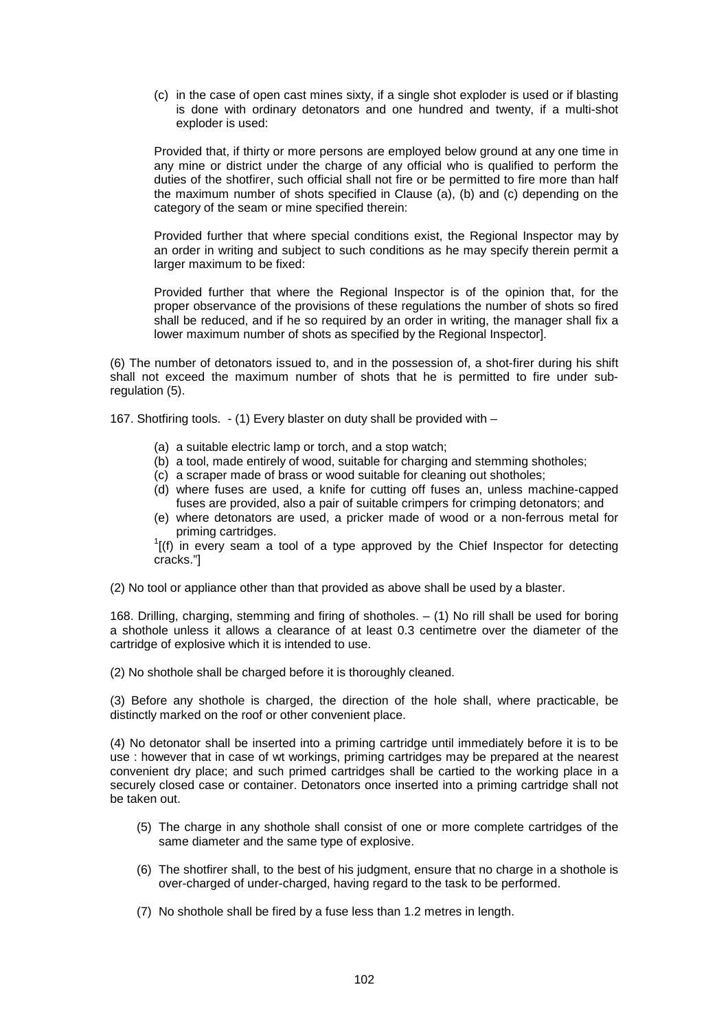(c) in the case of open cast mines sixty, if a single shot exploder is used or if blasting is done with ordinary detonators and one hundred and twenty, if a multi-shot exploder is used:

Provided that, if thirty or more persons are employed below ground at any one time in any mine or district under the charge of any official who is qualified to perform the duties of the shotfirer, such official shall not fire or be permitted to fire more than half the maximum number of shots specified in Clause (a), (b) and (c) depending on the category of the seam or mine specified therein:

Provided further that where special conditions exist, the Regional Inspector may by an order in writing and subject to such conditions as he may specify therein permit a larger maximum to be fixed:

Provided further that where the Regional Inspector is of the opinion that, for the proper observance of the provisions of these regulations the number of shots so fired shall be reduced, and if he so required by an order in writing, the manager shall fix a lower maximum number of shots as specified by the Regional Inspector].

(6) The number of detonators issued to, and in the possession of, a shot-firer during his shift shall not exceed the maximum number of shots that he is permitted to fire under sub-regulation (5).

167. Shotfiring tools. - (1) Every blaster on duty shall be provided with –

- (a) a suitable electric lamp or torch, and a stop watch;
- (b) a tool, made entirely of wood, suitable for charging and stemming shotholes;
- (c) a scraper made of brass or wood suitable for cleaning out shotholes;
- (d) where fuses are used, a knife for cutting off fuses an, unless machine-capped fuses are provided, also a pair of suitable crimpers for crimping detonators; and
- (e) where detonators are used, a pricker made of wood or a non-ferrous metal for priming cartridges.

[1][(f) in every seam a tool of a type approved by the Chief Inspector for detecting cracks."]

(2) No tool or appliance other than that provided as above shall be used by a blaster.

168. Drilling, charging, stemming and firing of shotholes. – (1) No rill shall be used for boring a shothole unless it allows a clearance of at least 0.3 centimetre over the diameter of the cartridge of explosive which it is intended to use.

(2) No shothole shall be charged before it is thoroughly cleaned.

(3) Before any shothole is charged, the direction of the hole shall, where practicable, be distinctly marked on the roof or other convenient place.

(4) No detonator shall be inserted into a priming cartridge until immediately before it is to be use : however that in case of wt workings, priming cartridges may be prepared at the nearest convenient dry place; and such primed cartridges shall be cartied to the working place in a securely closed case or container. Detonators once inserted into a priming cartridge shall not be taken out.

(5) The charge in any shothole shall consist of one or more complete cartridges of the same diameter and the same type of explosive.

(6) The shotfirer shall, to the best of his judgment, ensure that no charge in a shothole is over-charged of under-charged, having regard to the task to be performed.

(7) No shothole shall be fired by a fuse less than 1.2 metres in length.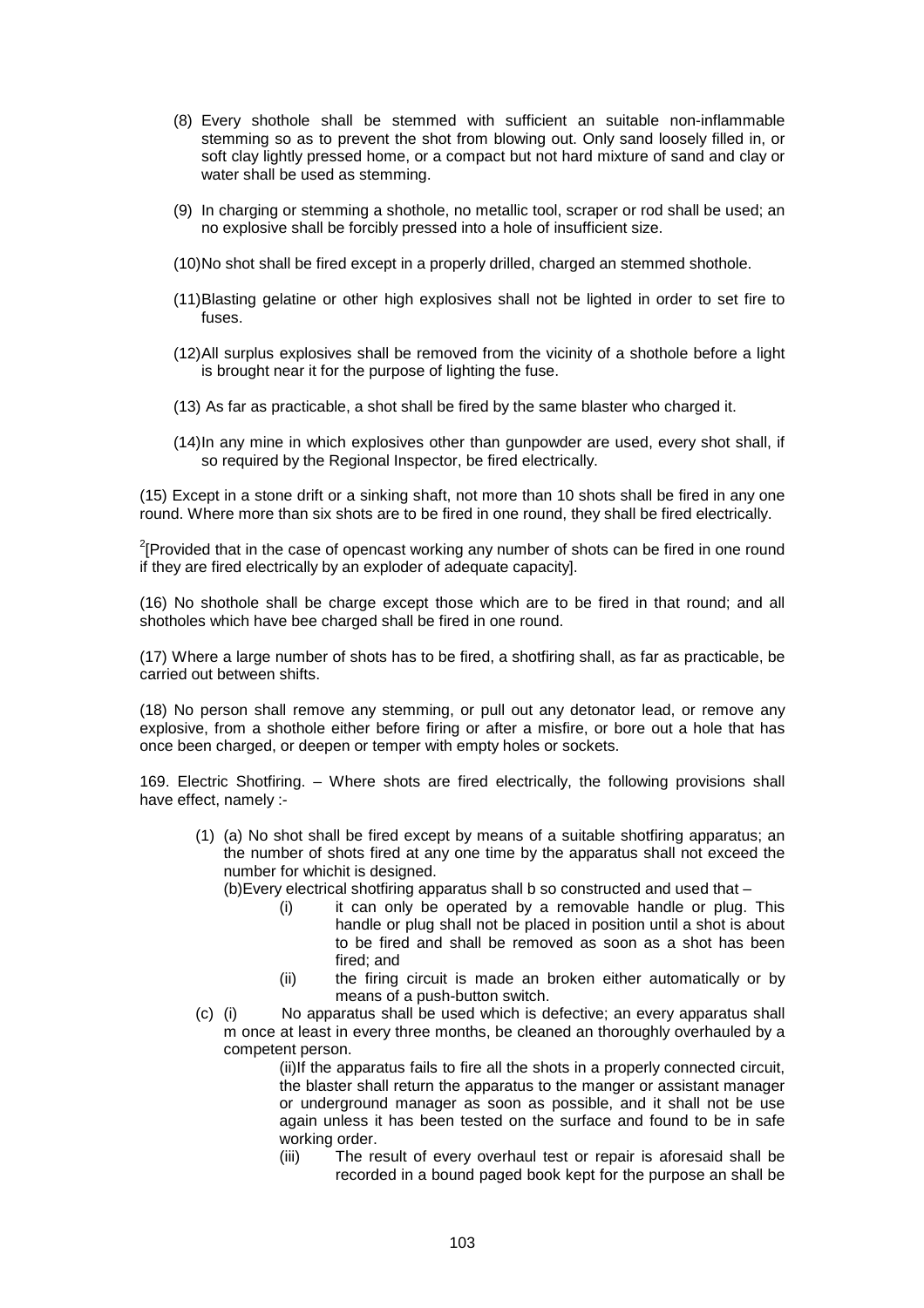(8) Every shothole shall be stemmed with sufficient an suitable non-inflammable stemming so as to prevent the shot from blowing out. Only sand loosely filled in, or soft clay lightly pressed home, or a compact but not hard mixture of sand and clay or water shall be used as stemming.

(9) In charging or stemming a shothole, no metallic tool, scraper or rod shall be used; an no explosive shall be forcibly pressed into a hole of insufficient size.

(10)No shot shall be fired except in a properly drilled, charged an stemmed shothole.

(11)Blasting gelatine or other high explosives shall not be lighted in order to set fire to fuses.

(12)All surplus explosives shall be removed from the vicinity of a shothole before a light is brought near it for the purpose of lighting the fuse.

(13) As far as practicable, a shot shall be fired by the same blaster who charged it.

(14)In any mine in which explosives other than gunpowder are used, every shot shall, if so required by the Regional Inspector, be fired electrically.

(15) Except in a stone drift or a sinking shaft, not more than 10 shots shall be fired in any one round. Where more than six shots are to be fired in one round, they shall be fired electrically.

[2][Provided that in the case of opencast working any number of shots can be fired in one round if they are fired electrically by an exploder of adequate capacity].

(16) No shothole shall be charge except those which are to be fired in that round; and all shotholes which have bee charged shall be fired in one round.

(17) Where a large number of shots has to be fired, a shotfiring shall, as far as practicable, be carried out between shifts.

(18) No person shall remove any stemming, or pull out any detonator lead, or remove any explosive, from a shothole either before firing or after a misfire, or bore out a hole that has once been charged, or deepen or temper with empty holes or sockets.

169. Electric Shotfiring. – Where shots are fired electrically, the following provisions shall have effect, namely :-

(1) (a) No shot shall be fired except by means of a suitable shotfiring apparatus; an the number of shots fired at any one time by the apparatus shall not exceed the number for whichit is designed.

(b)Every electrical shotfiring apparatus shall b so constructed and used that –

(i) it can only be operated by a removable handle or plug. This handle or plug shall not be placed in position until a shot is about to be fired and shall be removed as soon as a shot has been fired; and

(ii) the firing circuit is made an broken either automatically or by means of a push-button switch.

(c) (i) No apparatus shall be used which is defective; an every apparatus shall m once at least in every three months, be cleaned an thoroughly overhauled by a competent person.

(ii)If the apparatus fails to fire all the shots in a properly connected circuit, the blaster shall return the apparatus to the manger or assistant manager or underground manager as soon as possible, and it shall not be use again unless it has been tested on the surface and found to be in safe working order.

(iii) The result of every overhaul test or repair is aforesaid shall be recorded in a bound paged book kept for the purpose an shall be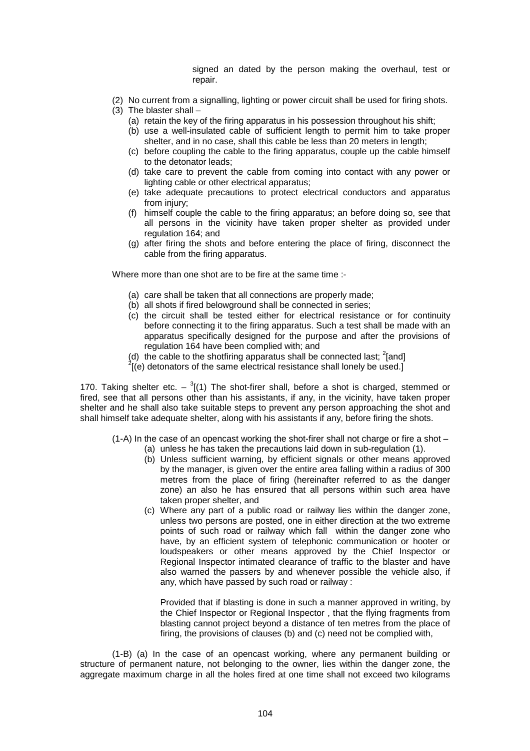signed an dated by the person making the overhaul, test or repair.

(2) No current from a signalling, lighting or power circuit shall be used for firing shots.

(3) The blaster shall –

(a) retain the key of the firing apparatus in his possession throughout his shift;

(b) use a well-insulated cable of sufficient length to permit him to take proper shelter, and in no case, shall this cable be less than 20 meters in length;

(c) before coupling the cable to the firing apparatus, couple up the cable himself to the detonator leads;

(d) take care to prevent the cable from coming into contact with any power or lighting cable or other electrical apparatus;

(e) take adequate precautions to protect electrical conductors and apparatus from injury;

(f) himself couple the cable to the firing apparatus; an before doing so, see that all persons in the vicinity have taken proper shelter as provided under regulation 164; and

(g) after firing the shots and before entering the place of firing, disconnect the cable from the firing apparatus.

Where more than one shot are to be fire at the same time :-

(a) care shall be taken that all connections are properly made;

(b) all shots if fired belowground shall be connected in series;

(c) the circuit shall be tested either for electrical resistance or for continuity before connecting it to the firing apparatus. Such a test shall be made with an apparatus specifically designed for the purpose and after the provisions of regulation 164 have been complied with; and

(d) the cable to the shotfiring apparatus shall be connected last; [2][and]

[2][(e) detonators of the same electrical resistance shall lonely be used.]

170. Taking shelter etc. – [3][(1) The shot-firer shall, before a shot is charged, stemmed or fired, see that all persons other than his assistants, if any, in the vicinity, have taken proper shelter and he shall also take suitable steps to prevent any person approaching the shot and shall himself take adequate shelter, along with his assistants if any, before firing the shots.

(1-A) In the case of an opencast working the shot-firer shall not charge or fire a shot –

(a) unless he has taken the precautions laid down in sub-regulation (1).

(b) Unless sufficient warning, by efficient signals or other means approved by the manager, is given over the entire area falling within a radius of 300 metres from the place of firing (hereinafter referred to as the danger zone) an also he has ensured that all persons within such area have taken proper shelter, and

(c) Where any part of a public road or railway lies within the danger zone, unless two persons are posted, one in either direction at the two extreme points of such road or railway which fall within the danger zone who have, by an efficient system of telephonic communication or hooter or loudspeakers or other means approved by the Chief Inspector or Regional Inspector intimated clearance of traffic to the blaster and have also warned the passers by and whenever possible the vehicle also, if any, which have passed by such road or railway :

Provided that if blasting is done in such a manner approved in writing, by the Chief Inspector or Regional Inspector , that the flying fragments from blasting cannot project beyond a distance of ten metres from the place of firing, the provisions of clauses (b) and (c) need not be complied with,

(1-B) (a) In the case of an opencast working, where any permanent building or structure of permanent nature, not belonging to the owner, lies within the danger zone, the aggregate maximum charge in all the holes fired at one time shall not exceed two kilograms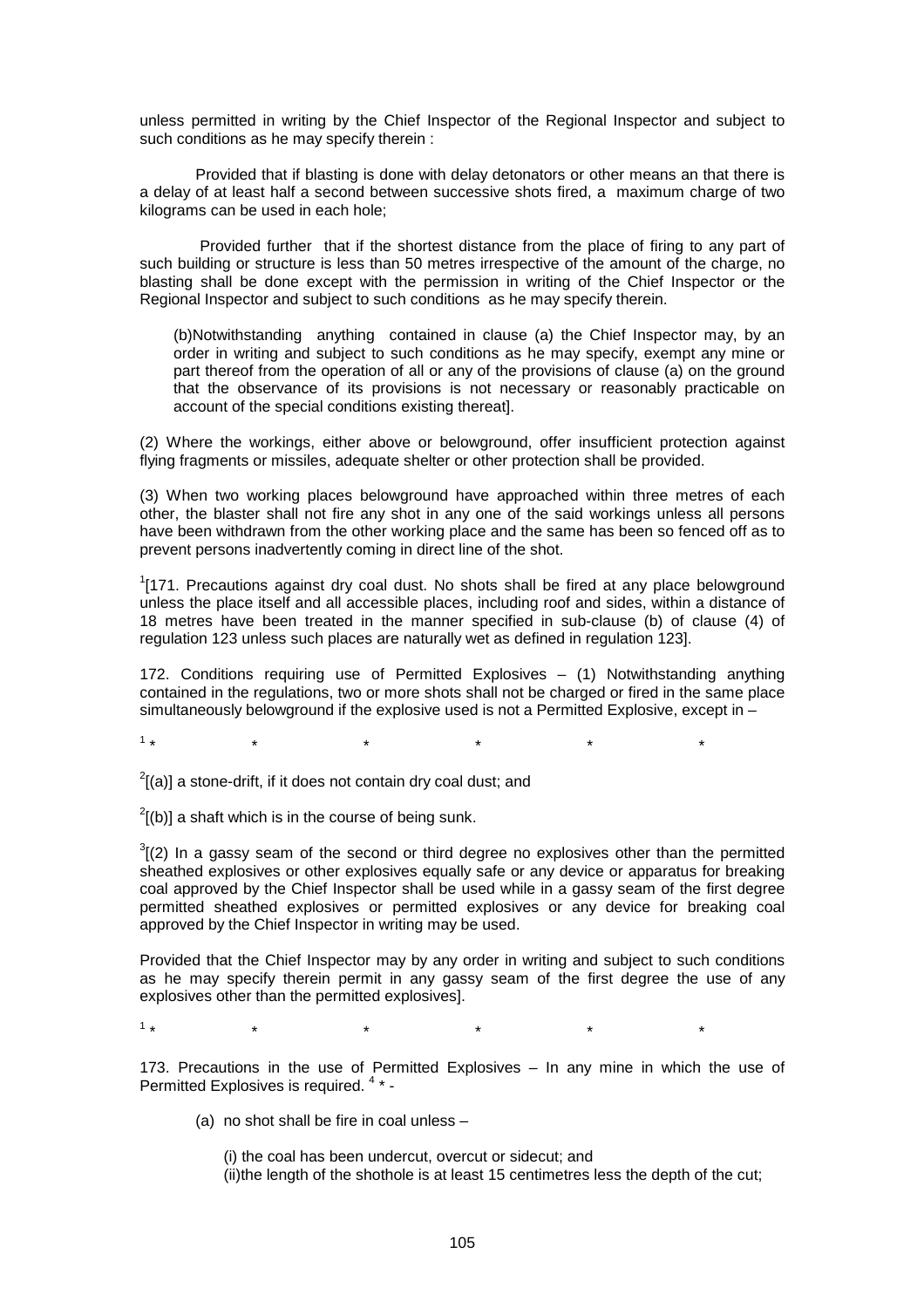unless permitted in writing by the Chief Inspector of the Regional Inspector and subject to such conditions as he may specify therein :

Provided that if blasting is done with delay detonators or other means an that there is a delay of at least half a second between successive shots fired, a maximum charge of two kilograms can be used in each hole;

Provided further that if the shortest distance from the place of firing to any part of such building or structure is less than 50 metres irrespective of the amount of the charge, no blasting shall be done except with the permission in writing of the Chief Inspector or the Regional Inspector and subject to such conditions as he may specify therein.

(b)Notwithstanding anything contained in clause (a) the Chief Inspector may, by an order in writing and subject to such conditions as he may specify, exempt any mine or part thereof from the operation of all or any of the provisions of clause (a) on the ground that the observance of its provisions is not necessary or reasonably practicable on account of the special conditions existing thereat].

(2) Where the workings, either above or belowground, offer insufficient protection against flying fragments or missiles, adequate shelter or other protection shall be provided.

(3) When two working places belowground have approached within three metres of each other, the blaster shall not fire any shot in any one of the said workings unless all persons have been withdrawn from the other working place and the same has been so fenced off as to prevent persons inadvertently coming in direct line of the shot.

[1][171. Precautions against dry coal dust. No shots shall be fired at any place belowground unless the place itself and all accessible places, including roof and sides, within a distance of 18 metres have been treated in the manner specified in sub-clause (b) of clause (4) of regulation 123 unless such places are naturally wet as defined in regulation 123].

172. Conditions requiring use of Permitted Explosives – (1) Notwithstanding anything contained in the regulations, two or more shots shall not be charged or fired in the same place simultaneously belowground if the explosive used is not a Permitted Explosive, except in –

[1] * * * * * *

[2][(a)] a stone-drift, if it does not contain dry coal dust; and

[2][(b)] a shaft which is in the course of being sunk.

[3][(2) In a gassy seam of the second or third degree no explosives other than the permitted sheathed explosives or other explosives equally safe or any device or apparatus for breaking coal approved by the Chief Inspector shall be used while in a gassy seam of the first degree permitted sheathed explosives or permitted explosives or any device for breaking coal approved by the Chief Inspector in writing may be used.

Provided that the Chief Inspector may by any order in writing and subject to such conditions as he may specify therein permit in any gassy seam of the first degree the use of any explosives other than the permitted explosives].

[1] * * * * * *

173. Precautions in the use of Permitted Explosives – In any mine in which the use of Permitted Explosives is required. [4] * -

(a) no shot shall be fire in coal unless –

(i) the coal has been undercut, overcut or sidecut; and
(ii)the length of the shothole is at least 15 centimetres less the depth of the cut;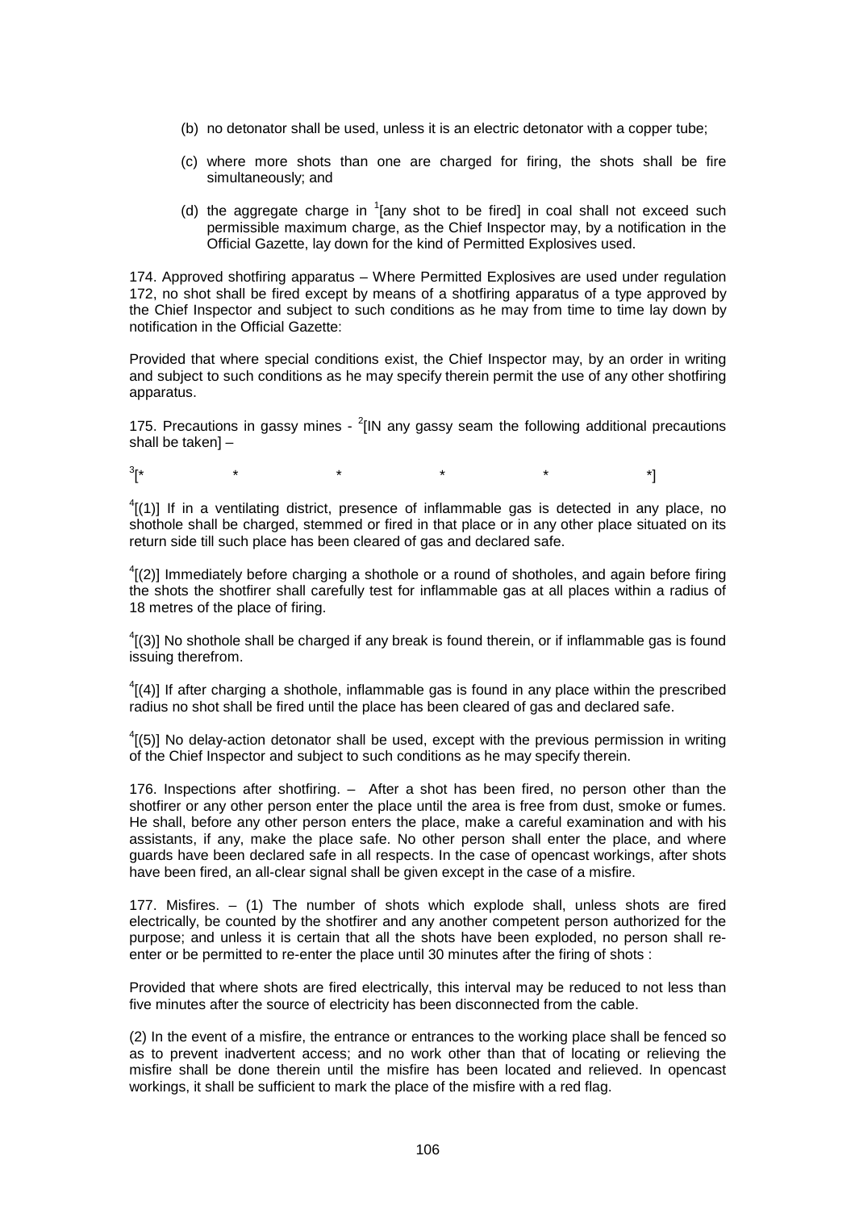(b) no detonator shall be used, unless it is an electric detonator with a copper tube;

(c) where more shots than one are charged for firing, the shots shall be fire simultaneously; and

(d) the aggregate charge in [1][any shot to be fired] in coal shall not exceed such permissible maximum charge, as the Chief Inspector may, by a notification in the Official Gazette, lay down for the kind of Permitted Explosives used.

174. Approved shotfiring apparatus – Where Permitted Explosives are used under regulation 172, no shot shall be fired except by means of a shotfiring apparatus of a type approved by the Chief Inspector and subject to such conditions as he may from time to time lay down by notification in the Official Gazette:

Provided that where special conditions exist, the Chief Inspector may, by an order in writing and subject to such conditions as he may specify therein permit the use of any other shotfiring apparatus.

175. Precautions in gassy mines - [2][IN any gassy seam the following additional precautions shall be taken] –

[3][* * * * * *]

[4][(1)] If in a ventilating district, presence of inflammable gas is detected in any place, no shothole shall be charged, stemmed or fired in that place or in any other place situated on its return side till such place has been cleared of gas and declared safe.

[4][(2)] Immediately before charging a shothole or a round of shotholes, and again before firing the shots the shotfirer shall carefully test for inflammable gas at all places within a radius of 18 metres of the place of firing.

[4][(3)] No shothole shall be charged if any break is found therein, or if inflammable gas is found issuing therefrom.

[4][(4)] If after charging a shothole, inflammable gas is found in any place within the prescribed radius no shot shall be fired until the place has been cleared of gas and declared safe.

[4][(5)] No delay-action detonator shall be used, except with the previous permission in writing of the Chief Inspector and subject to such conditions as he may specify therein.

176. Inspections after shotfiring. – After a shot has been fired, no person other than the shotfirer or any other person enter the place until the area is free from dust, smoke or fumes. He shall, before any other person enters the place, make a careful examination and with his assistants, if any, make the place safe. No other person shall enter the place, and where guards have been declared safe in all respects. In the case of opencast workings, after shots have been fired, an all-clear signal shall be given except in the case of a misfire.

177. Misfires. – (1) The number of shots which explode shall, unless shots are fired electrically, be counted by the shotfirer and any another competent person authorized for the purpose; and unless it is certain that all the shots have been exploded, no person shall re-enter or be permitted to re-enter the place until 30 minutes after the firing of shots :

Provided that where shots are fired electrically, this interval may be reduced to not less than five minutes after the source of electricity has been disconnected from the cable.

(2) In the event of a misfire, the entrance or entrances to the working place shall be fenced so as to prevent inadvertent access; and no work other than that of locating or relieving the misfire shall be done therein until the misfire has been located and relieved. In opencast workings, it shall be sufficient to mark the place of the misfire with a red flag.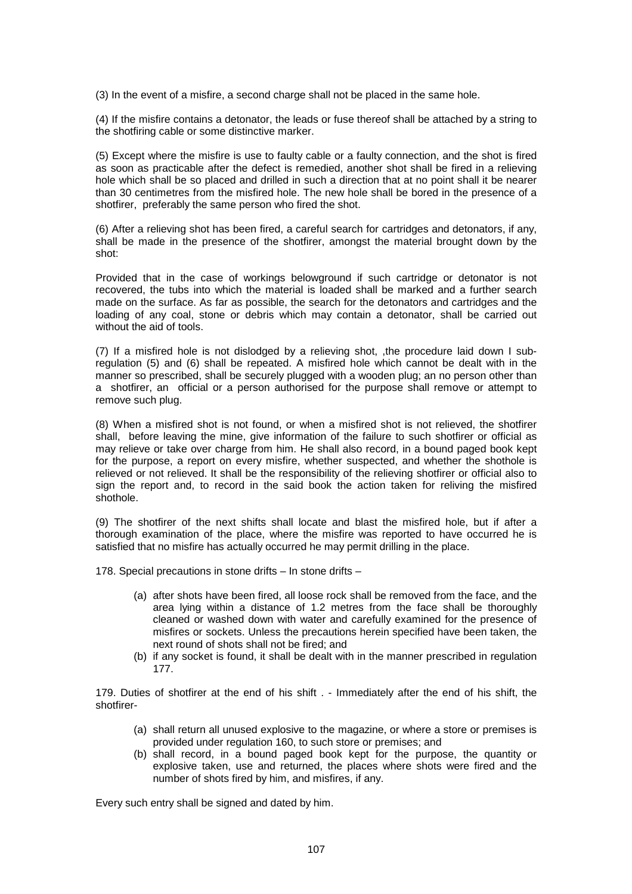(3) In the event of a misfire, a second charge shall not be placed in the same hole.

(4) If the misfire contains a detonator, the leads or fuse thereof shall be attached by a string to the shotfiring cable or some distinctive marker.

(5) Except where the misfire is use to faulty cable or a faulty connection, and the shot is fired as soon as practicable after the defect is remedied, another shot shall be fired in a relieving hole which shall be so placed and drilled in such a direction that at no point shall it be nearer than 30 centimetres from the misfired hole. The new hole shall be bored in the presence of a shotfirer, preferably the same person who fired the shot.

(6) After a relieving shot has been fired, a careful search for cartridges and detonators, if any, shall be made in the presence of the shotfirer, amongst the material brought down by the shot:

Provided that in the case of workings belowground if such cartridge or detonator is not recovered, the tubs into which the material is loaded shall be marked and a further search made on the surface. As far as possible, the search for the detonators and cartridges and the loading of any coal, stone or debris which may contain a detonator, shall be carried out without the aid of tools.

(7) If a misfired hole is not dislodged by a relieving shot, ,the procedure laid down I sub-regulation (5) and (6) shall be repeated. A misfired hole which cannot be dealt with in the manner so prescribed, shall be securely plugged with a wooden plug; an no person other than a shotfirer, an official or a person authorised for the purpose shall remove or attempt to remove such plug.

(8) When a misfired shot is not found, or when a misfired shot is not relieved, the shotfirer shall, before leaving the mine, give information of the failure to such shotfirer or official as may relieve or take over charge from him. He shall also record, in a bound paged book kept for the purpose, a report on every misfire, whether suspected, and whether the shothole is relieved or not relieved. It shall be the responsibility of the relieving shotfirer or official also to sign the report and, to record in the said book the action taken for reliving the misfired shothole.

(9) The shotfirer of the next shifts shall locate and blast the misfired hole, but if after a thorough examination of the place, where the misfire was reported to have occurred he is satisfied that no misfire has actually occurred he may permit drilling in the place.

178. Special precautions in stone drifts – In stone drifts –

(a) after shots have been fired, all loose rock shall be removed from the face, and the area lying within a distance of 1.2 metres from the face shall be thoroughly cleaned or washed down with water and carefully examined for the presence of misfires or sockets. Unless the precautions herein specified have been taken, the next round of shots shall not be fired; and
(b) if any socket is found, it shall be dealt with in the manner prescribed in regulation 177.

179. Duties of shotfirer at the end of his shift . - Immediately after the end of his shift, the shotfirer-

(a) shall return all unused explosive to the magazine, or where a store or premises is provided under regulation 160, to such store or premises; and
(b) shall record, in a bound paged book kept for the purpose, the quantity or explosive taken, use and returned, the places where shots were fired and the number of shots fired by him, and misfires, if any.

Every such entry shall be signed and dated by him.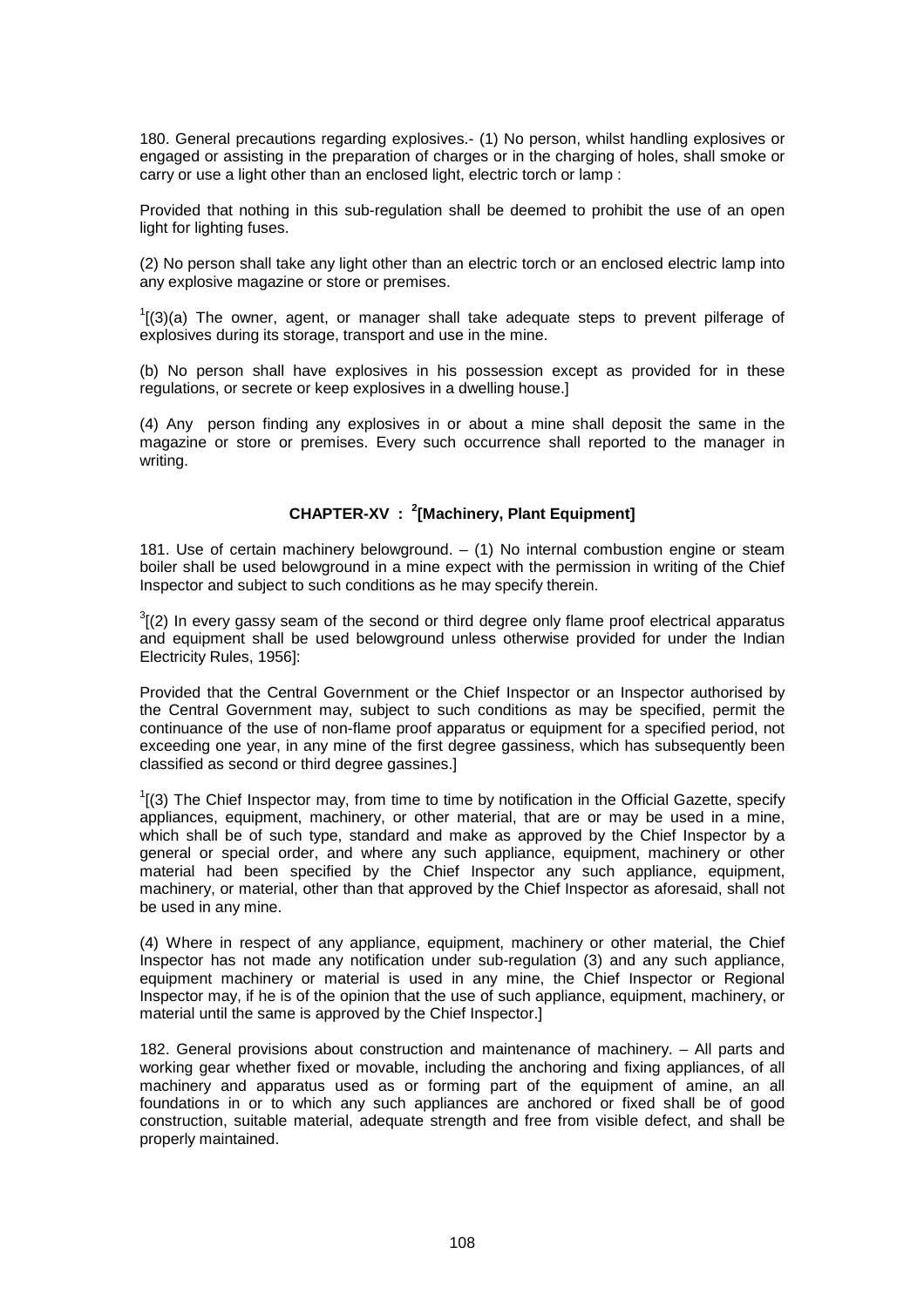180. General precautions regarding explosives.- (1) No person, whilst handling explosives or engaged or assisting in the preparation of charges or in the charging of holes, shall smoke or carry or use a light other than an enclosed light, electric torch or lamp :

Provided that nothing in this sub-regulation shall be deemed to prohibit the use of an open light for lighting fuses.

(2) No person shall take any light other than an electric torch or an enclosed electric lamp into any explosive magazine or store or premises.

[1][(3)(a) The owner, agent, or manager shall take adequate steps to prevent pilferage of explosives during its storage, transport and use in the mine.

(b) No person shall have explosives in his possession except as provided for in these regulations, or secrete or keep explosives in a dwelling house.]

(4) Any person finding any explosives in or about a mine shall deposit the same in the magazine or store or premises. Every such occurrence shall reported to the manager in writing.

## CHAPTER-XV : [2][Machinery, Plant Equipment]

181. Use of certain machinery belowground. – (1) No internal combustion engine or steam boiler shall be used belowground in a mine expect with the permission in writing of the Chief Inspector and subject to such conditions as he may specify therein.

[3][(2) In every gassy seam of the second or third degree only flame proof electrical apparatus and equipment shall be used belowground unless otherwise provided for under the Indian Electricity Rules, 1956]:

Provided that the Central Government or the Chief Inspector or an Inspector authorised by the Central Government may, subject to such conditions as may be specified, permit the continuance of the use of non-flame proof apparatus or equipment for a specified period, not exceeding one year, in any mine of the first degree gassiness, which has subsequently been classified as second or third degree gassines.]

[1][(3) The Chief Inspector may, from time to time by notification in the Official Gazette, specify appliances, equipment, machinery, or other material, that are or may be used in a mine, which shall be of such type, standard and make as approved by the Chief Inspector by a general or special order, and where any such appliance, equipment, machinery or other material had been specified by the Chief Inspector any such appliance, equipment, machinery, or material, other than that approved by the Chief Inspector as aforesaid, shall not be used in any mine.

(4) Where in respect of any appliance, equipment, machinery or other material, the Chief Inspector has not made any notification under sub-regulation (3) and any such appliance, equipment machinery or material is used in any mine, the Chief Inspector or Regional Inspector may, if he is of the opinion that the use of such appliance, equipment, machinery, or material until the same is approved by the Chief Inspector.]

182. General provisions about construction and maintenance of machinery. – All parts and working gear whether fixed or movable, including the anchoring and fixing appliances, of all machinery and apparatus used as or forming part of the equipment of amine, an all foundations in or to which any such appliances are anchored or fixed shall be of good construction, suitable material, adequate strength and free from visible defect, and shall be properly maintained.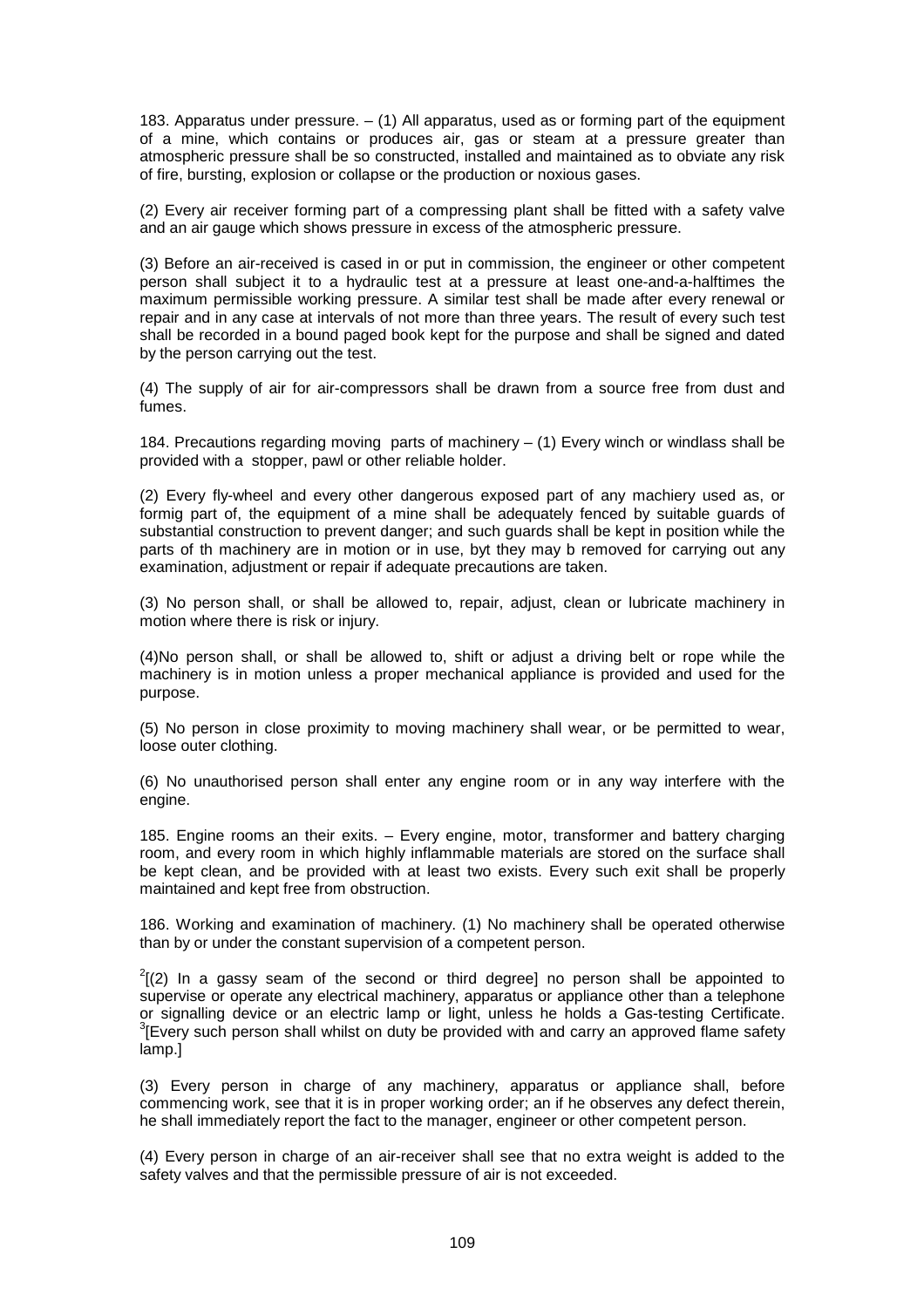183. Apparatus under pressure. – (1) All apparatus, used as or forming part of the equipment of a mine, which contains or produces air, gas or steam at a pressure greater than atmospheric pressure shall be so constructed, installed and maintained as to obviate any risk of fire, bursting, explosion or collapse or the production or noxious gases.

(2) Every air receiver forming part of a compressing plant shall be fitted with a safety valve and an air gauge which shows pressure in excess of the atmospheric pressure.

(3) Before an air-received is cased in or put in commission, the engineer or other competent person shall subject it to a hydraulic test at a pressure at least one-and-a-halftimes the maximum permissible working pressure. A similar test shall be made after every renewal or repair and in any case at intervals of not more than three years. The result of every such test shall be recorded in a bound paged book kept for the purpose and shall be signed and dated by the person carrying out the test.

(4) The supply of air for air-compressors shall be drawn from a source free from dust and fumes.

184. Precautions regarding moving parts of machinery – (1) Every winch or windlass shall be provided with a stopper, pawl or other reliable holder.

(2) Every fly-wheel and every other dangerous exposed part of any machiery used as, or formig part of, the equipment of a mine shall be adequately fenced by suitable guards of substantial construction to prevent danger; and such guards shall be kept in position while the parts of th machinery are in motion or in use, byt they may b removed for carrying out any examination, adjustment or repair if adequate precautions are taken.

(3) No person shall, or shall be allowed to, repair, adjust, clean or lubricate machinery in motion where there is risk or injury.

(4)No person shall, or shall be allowed to, shift or adjust a driving belt or rope while the machinery is in motion unless a proper mechanical appliance is provided and used for the purpose.

(5) No person in close proximity to moving machinery shall wear, or be permitted to wear, loose outer clothing.

(6) No unauthorised person shall enter any engine room or in any way interfere with the engine.

185. Engine rooms an their exits. – Every engine, motor, transformer and battery charging room, and every room in which highly inflammable materials are stored on the surface shall be kept clean, and be provided with at least two exists. Every such exit shall be properly maintained and kept free from obstruction.

186. Working and examination of machinery. (1) No machinery shall be operated otherwise than by or under the constant supervision of a competent person.

[2][(2) In a gassy seam of the second or third degree] no person shall be appointed to supervise or operate any electrical machinery, apparatus or appliance other than a telephone or signalling device or an electric lamp or light, unless he holds a Gas-testing Certificate. [3][Every such person shall whilst on duty be provided with and carry an approved flame safety lamp.]

(3) Every person in charge of any machinery, apparatus or appliance shall, before commencing work, see that it is in proper working order; an if he observes any defect therein, he shall immediately report the fact to the manager, engineer or other competent person.

(4) Every person in charge of an air-receiver shall see that no extra weight is added to the safety valves and that the permissible pressure of air is not exceeded.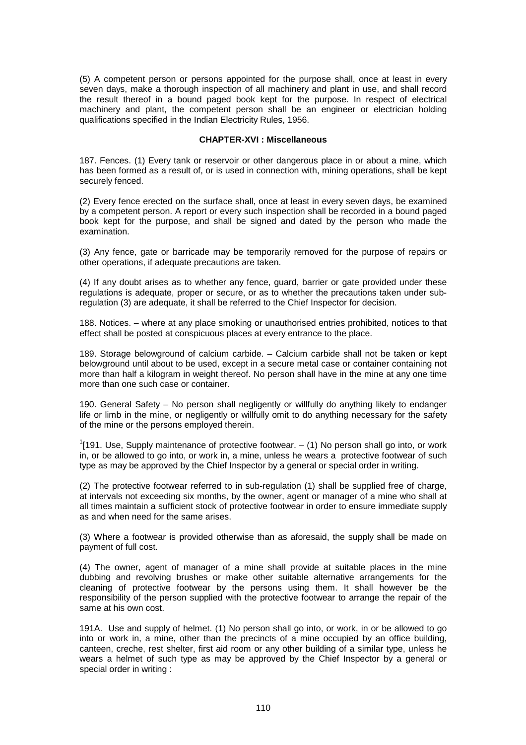(5) A competent person or persons appointed for the purpose shall, once at least in every seven days, make a thorough inspection of all machinery and plant in use, and shall record the result thereof in a bound paged book kept for the purpose. In respect of electrical machinery and plant, the competent person shall be an engineer or electrician holding qualifications specified in the Indian Electricity Rules, 1956.

## CHAPTER-XVI : Miscellaneous

187. Fences. (1) Every tank or reservoir or other dangerous place in or about a mine, which has been formed as a result of, or is used in connection with, mining operations, shall be kept securely fenced.

(2) Every fence erected on the surface shall, once at least in every seven days, be examined by a competent person. A report or every such inspection shall be recorded in a bound paged book kept for the purpose, and shall be signed and dated by the person who made the examination.

(3) Any fence, gate or barricade may be temporarily removed for the purpose of repairs or other operations, if adequate precautions are taken.

(4) If any doubt arises as to whether any fence, guard, barrier or gate provided under these regulations is adequate, proper or secure, or as to whether the precautions taken under sub-regulation (3) are adequate, it shall be referred to the Chief Inspector for decision.

188. Notices. – where at any place smoking or unauthorised entries prohibited, notices to that effect shall be posted at conspicuous places at every entrance to the place.

189. Storage belowground of calcium carbide. – Calcium carbide shall not be taken or kept belowground until about to be used, except in a secure metal case or container containing not more than half a kilogram in weight thereof. No person shall have in the mine at any one time more than one such case or container.

190. General Safety – No person shall negligently or willfully do anything likely to endanger life or limb in the mine, or negligently or willfully omit to do anything necessary for the safety of the mine or the persons employed therein.

[1][191. Use, Supply maintenance of protective footwear. – (1) No person shall go into, or work in, or be allowed to go into, or work in, a mine, unless he wears a protective footwear of such type as may be approved by the Chief Inspector by a general or special order in writing.

(2) The protective footwear referred to in sub-regulation (1) shall be supplied free of charge, at intervals not exceeding six months, by the owner, agent or manager of a mine who shall at all times maintain a sufficient stock of protective footwear in order to ensure immediate supply as and when need for the same arises.

(3) Where a footwear is provided otherwise than as aforesaid, the supply shall be made on payment of full cost.

(4) The owner, agent of manager of a mine shall provide at suitable places in the mine dubbing and revolving brushes or make other suitable alternative arrangements for the cleaning of protective footwear by the persons using them. It shall however be the responsibility of the person supplied with the protective footwear to arrange the repair of the same at his own cost.

191A. Use and supply of helmet. (1) No person shall go into, or work, in or be allowed to go into or work in, a mine, other than the precincts of a mine occupied by an office building, canteen, creche, rest shelter, first aid room or any other building of a similar type, unless he wears a helmet of such type as may be approved by the Chief Inspector by a general or special order in writing :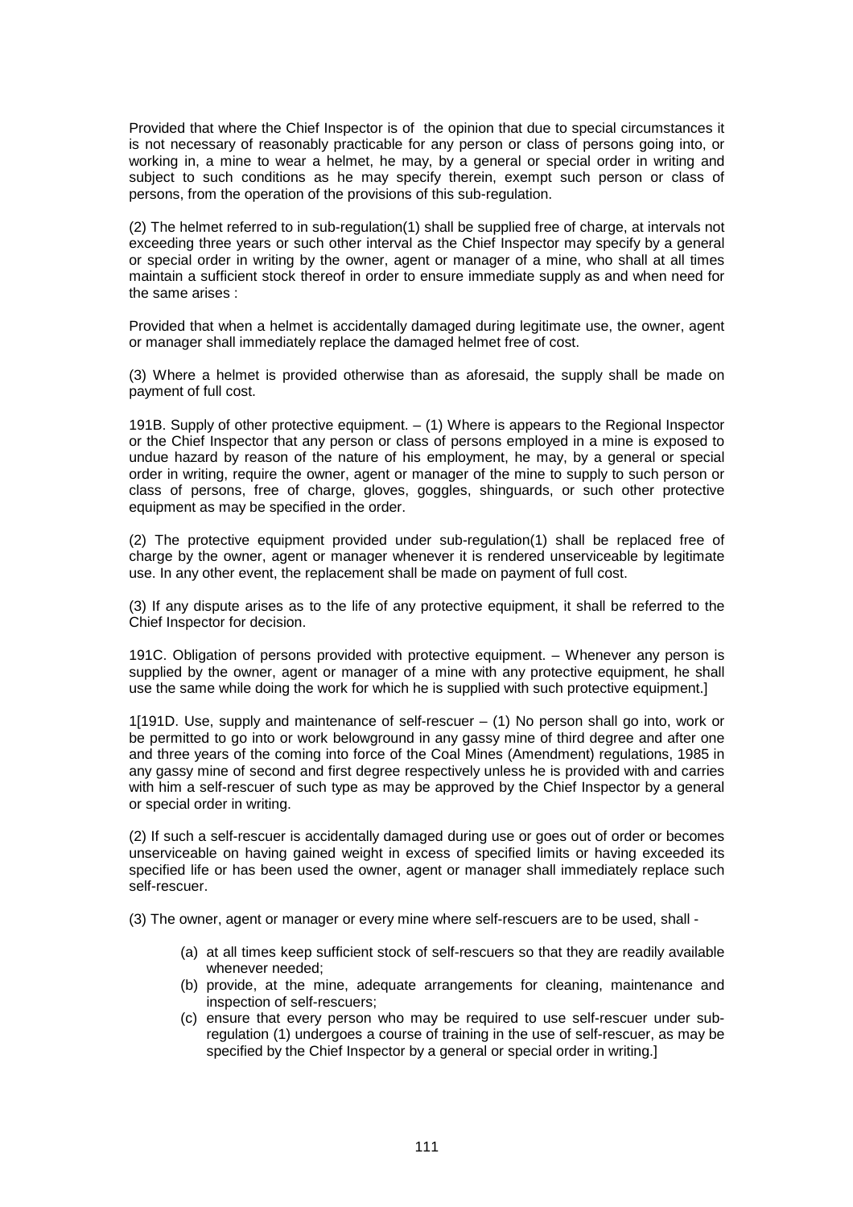Provided that where the Chief Inspector is of the opinion that due to special circumstances it is not necessary of reasonably practicable for any person or class of persons going into, or working in, a mine to wear a helmet, he may, by a general or special order in writing and subject to such conditions as he may specify therein, exempt such person or class of persons, from the operation of the provisions of this sub-regulation.

(2) The helmet referred to in sub-regulation(1) shall be supplied free of charge, at intervals not exceeding three years or such other interval as the Chief Inspector may specify by a general or special order in writing by the owner, agent or manager of a mine, who shall at all times maintain a sufficient stock thereof in order to ensure immediate supply as and when need for the same arises :

Provided that when a helmet is accidentally damaged during legitimate use, the owner, agent or manager shall immediately replace the damaged helmet free of cost.

(3) Where a helmet is provided otherwise than as aforesaid, the supply shall be made on payment of full cost.

191B. Supply of other protective equipment. – (1) Where is appears to the Regional Inspector or the Chief Inspector that any person or class of persons employed in a mine is exposed to undue hazard by reason of the nature of his employment, he may, by a general or special order in writing, require the owner, agent or manager of the mine to supply to such person or class of persons, free of charge, gloves, goggles, shinguards, or such other protective equipment as may be specified in the order.

(2) The protective equipment provided under sub-regulation(1) shall be replaced free of charge by the owner, agent or manager whenever it is rendered unserviceable by legitimate use. In any other event, the replacement shall be made on payment of full cost.

(3) If any dispute arises as to the life of any protective equipment, it shall be referred to the Chief Inspector for decision.

191C. Obligation of persons provided with protective equipment. – Whenever any person is supplied by the owner, agent or manager of a mine with any protective equipment, he shall use the same while doing the work for which he is supplied with such protective equipment.]

1[191D. Use, supply and maintenance of self-rescuer – (1) No person shall go into, work or be permitted to go into or work belowground in any gassy mine of third degree and after one and three years of the coming into force of the Coal Mines (Amendment) regulations, 1985 in any gassy mine of second and first degree respectively unless he is provided with and carries with him a self-rescuer of such type as may be approved by the Chief Inspector by a general or special order in writing.

(2) If such a self-rescuer is accidentally damaged during use or goes out of order or becomes unserviceable on having gained weight in excess of specified limits or having exceeded its specified life or has been used the owner, agent or manager shall immediately replace such self-rescuer.

(3) The owner, agent or manager or every mine where self-rescuers are to be used, shall -

(a) at all times keep sufficient stock of self-rescuers so that they are readily available whenever needed;
(b) provide, at the mine, adequate arrangements for cleaning, maintenance and inspection of self-rescuers;
(c) ensure that every person who may be required to use self-rescuer under sub-regulation (1) undergoes a course of training in the use of self-rescuer, as may be specified by the Chief Inspector by a general or special order in writing.]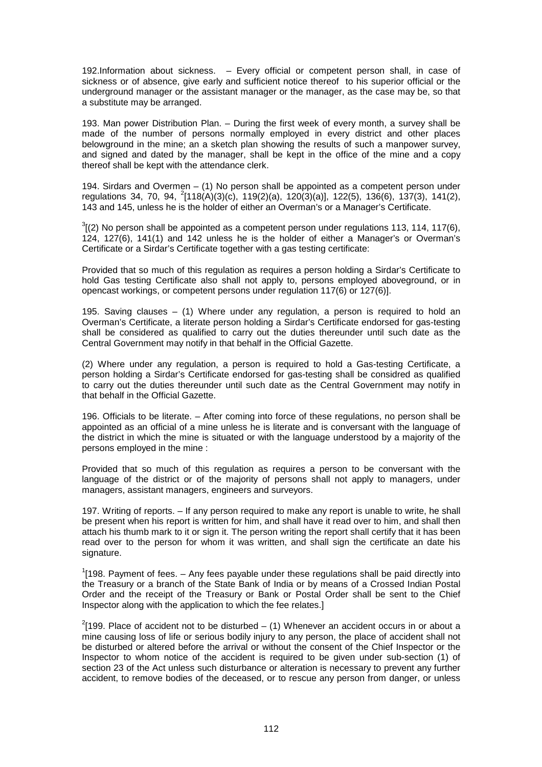192.Information about sickness. – Every official or competent person shall, in case of sickness or of absence, give early and sufficient notice thereof to his superior official or the underground manager or the assistant manager or the manager, as the case may be, so that a substitute may be arranged.

193. Man power Distribution Plan. – During the first week of every month, a survey shall be made of the number of persons normally employed in every district and other places belowground in the mine; an a sketch plan showing the results of such a manpower survey, and signed and dated by the manager, shall be kept in the office of the mine and a copy thereof shall be kept with the attendance clerk.

194. Sirdars and Overmen – (1) No person shall be appointed as a competent person under regulations 34, 70, 94, [2][118(A)(3)(c), 119(2)(a), 120(3)(a)], 122(5), 136(6), 137(3), 141(2), 143 and 145, unless he is the holder of either an Overman's or a Manager's Certificate.

[3][(2) No person shall be appointed as a competent person under regulations 113, 114, 117(6), 124, 127(6), 141(1) and 142 unless he is the holder of either a Manager's or Overman's Certificate or a Sirdar's Certificate together with a gas testing certificate:

Provided that so much of this regulation as requires a person holding a Sirdar's Certificate to hold Gas testing Certificate also shall not apply to, persons employed aboveground, or in opencast workings, or competent persons under regulation 117(6) or 127(6)].

195. Saving clauses – (1) Where under any regulation, a person is required to hold an Overman's Certificate, a literate person holding a Sirdar's Certificate endorsed for gas-testing shall be considered as qualified to carry out the duties thereunder until such date as the Central Government may notify in that behalf in the Official Gazette.

(2) Where under any regulation, a person is required to hold a Gas-testing Certificate, a person holding a Sirdar's Certificate endorsed for gas-testing shall be considred as qualified to carry out the duties thereunder until such date as the Central Government may notify in that behalf in the Official Gazette.

196. Officials to be literate. – After coming into force of these regulations, no person shall be appointed as an official of a mine unless he is literate and is conversant with the language of the district in which the mine is situated or with the language understood by a majority of the persons employed in the mine :

Provided that so much of this regulation as requires a person to be conversant with the language of the district or of the majority of persons shall not apply to managers, under managers, assistant managers, engineers and surveyors.

197. Writing of reports. – If any person required to make any report is unable to write, he shall be present when his report is written for him, and shall have it read over to him, and shall then attach his thumb mark to it or sign it. The person writing the report shall certify that it has been read over to the person for whom it was written, and shall sign the certificate an date his signature.

[1][198. Payment of fees. – Any fees payable under these regulations shall be paid directly into the Treasury or a branch of the State Bank of India or by means of a Crossed Indian Postal Order and the receipt of the Treasury or Bank or Postal Order shall be sent to the Chief Inspector along with the application to which the fee relates.]

[2][199. Place of accident not to be disturbed – (1) Whenever an accident occurs in or about a mine causing loss of life or serious bodily injury to any person, the place of accident shall not be disturbed or altered before the arrival or without the consent of the Chief Inspector or the Inspector to whom notice of the accident is required to be given under sub-section (1) of section 23 of the Act unless such disturbance or alteration is necessary to prevent any further accident, to remove bodies of the deceased, or to rescue any person from danger, or unless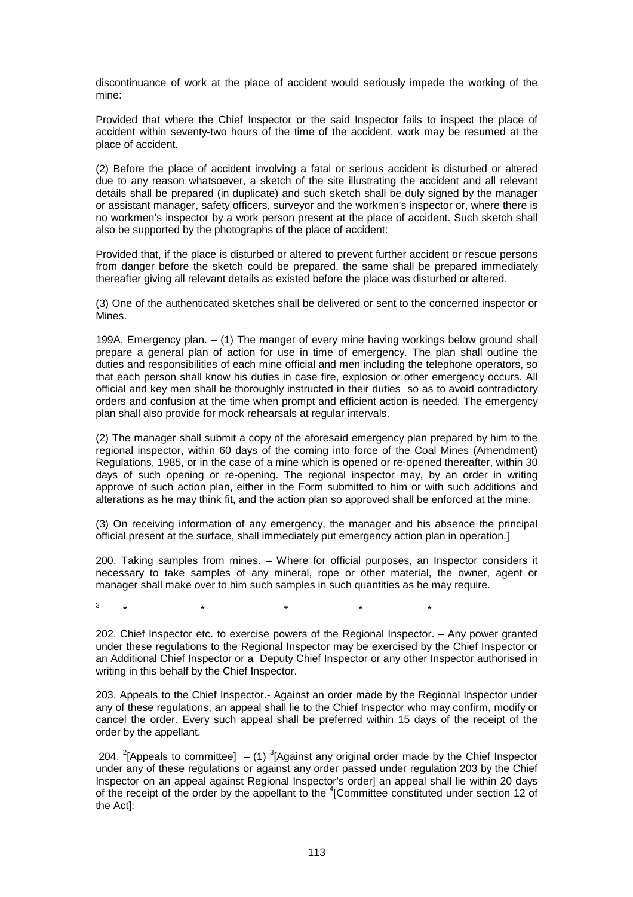discontinuance of work at the place of accident would seriously impede the working of the mine:

Provided that where the Chief Inspector or the said Inspector fails to inspect the place of accident within seventy-two hours of the time of the accident, work may be resumed at the place of accident.

(2) Before the place of accident involving a fatal or serious accident is disturbed or altered due to any reason whatsoever, a sketch of the site illustrating the accident and all relevant details shall be prepared (in duplicate) and such sketch shall be duly signed by the manager or assistant manager, safety officers, surveyor and the workmen's inspector or, where there is no workmen's inspector by a work person present at the place of accident. Such sketch shall also be supported by the photographs of the place of accident:

Provided that, if the place is disturbed or altered to prevent further accident or rescue persons from danger before the sketch could be prepared, the same shall be prepared immediately thereafter giving all relevant details as existed before the place was disturbed or altered.

(3) One of the authenticated sketches shall be delivered or sent to the concerned inspector or Mines.

199A. Emergency plan. – (1) The manger of every mine having workings below ground shall prepare a general plan of action for use in time of emergency. The plan shall outline the duties and responsibilities of each mine official and men including the telephone operators, so that each person shall know his duties in case fire, explosion or other emergency occurs. All official and key men shall be thoroughly instructed in their duties so as to avoid contradictory orders and confusion at the time when prompt and efficient action is needed. The emergency plan shall also provide for mock rehearsals at regular intervals.

(2) The manager shall submit a copy of the aforesaid emergency plan prepared by him to the regional inspector, within 60 days of the coming into force of the Coal Mines (Amendment) Regulations, 1985, or in the case of a mine which is opened or re-opened thereafter, within 30 days of such opening or re-opening. The regional inspector may, by an order in writing approve of such action plan, either in the Form submitted to him or with such additions and alterations as he may think fit, and the action plan so approved shall be enforced at the mine.

(3) On receiving information of any emergency, the manager and his absence the principal official present at the surface, shall immediately put emergency action plan in operation.]

200. Taking samples from mines. – Where for official purposes, an Inspector considers it necessary to take samples of any mineral, rope or other material, the owner, agent or manager shall make over to him such samples in such quantities as he may require.

[3] * * * * *

202. Chief Inspector etc. to exercise powers of the Regional Inspector. – Any power granted under these regulations to the Regional Inspector may be exercised by the Chief Inspector or an Additional Chief Inspector or a Deputy Chief Inspector or any other Inspector authorised in writing in this behalf by the Chief Inspector.

203. Appeals to the Chief Inspector.- Against an order made by the Regional Inspector under any of these regulations, an appeal shall lie to the Chief Inspector who may confirm, modify or cancel the order. Every such appeal shall be preferred within 15 days of the receipt of the order by the appellant.

204. [2][Appeals to committee] – (1) [3][Against any original order made by the Chief Inspector under any of these regulations or against any order passed under regulation 203 by the Chief Inspector on an appeal against Regional Inspector's order] an appeal shall lie within 20 days of the receipt of the order by the appellant to the [4][Committee constituted under section 12 of the Act]: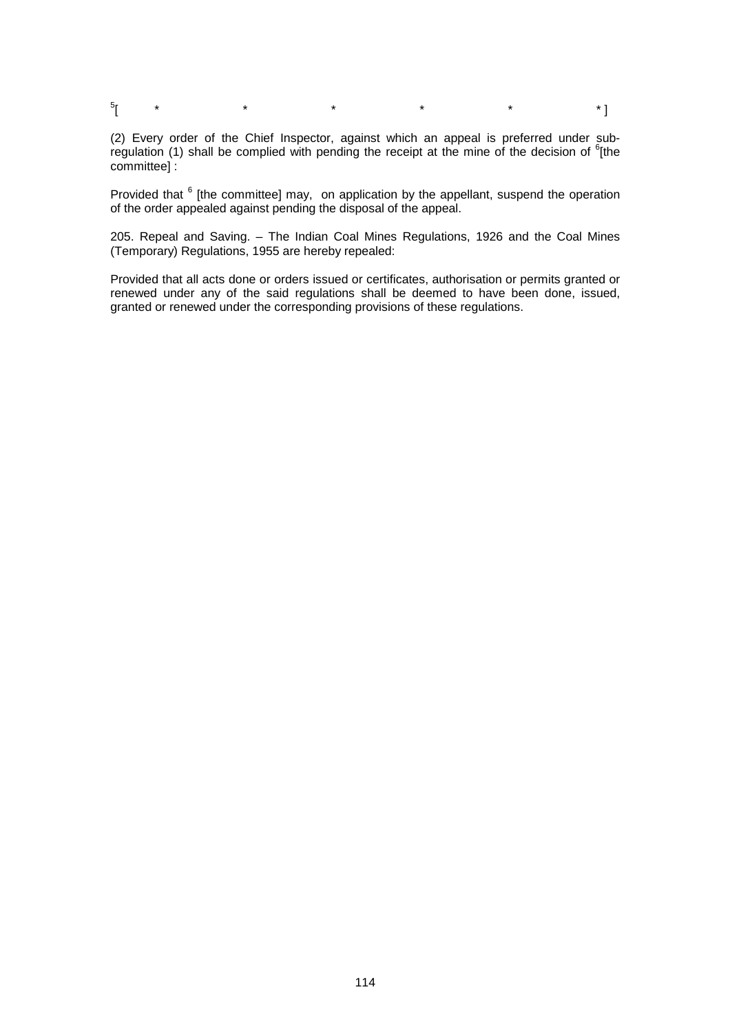[5][ * * * * * * ]

(2) Every order of the Chief Inspector, against which an appeal is preferred under sub-regulation (1) shall be complied with pending the receipt at the mine of the decision of [6][the committee] :

Provided that [6] [the committee] may, on application by the appellant, suspend the operation of the order appealed against pending the disposal of the appeal.

205. Repeal and Saving. – The Indian Coal Mines Regulations, 1926 and the Coal Mines (Temporary) Regulations, 1955 are hereby repealed:

Provided that all acts done or orders issued or certificates, authorisation or permits granted or renewed under any of the said regulations shall be deemed to have been done, issued, granted or renewed under the corresponding provisions of these regulations.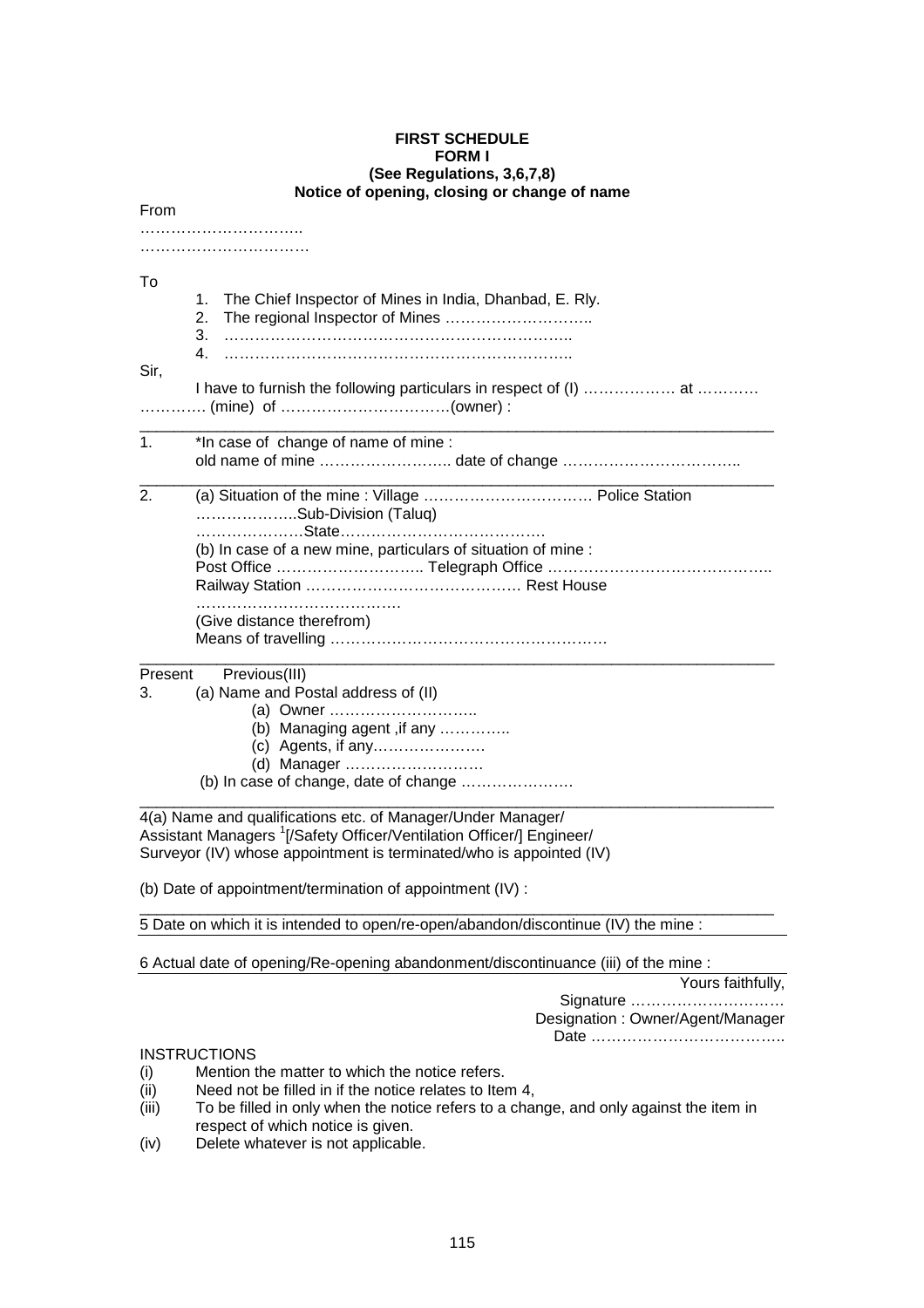**FIRST SCHEDULE**
**FORM I**
**(See Regulations, 3,6,7,8)**
**Notice of opening, closing or change of name**

From

…………………………..
……………………………

To

1. The Chief Inspector of Mines in India, Dhanbad, E. Rly.
2. The regional Inspector of Mines ………………………..
3. …………………………………………………………..
4. …………………………………………………………..

Sir,

I have to furnish the following particulars in respect of (I) ……………… at ………… …………. (mine) of ……………………………(owner) :

---

1. *In case of change of name of mine :
   old name of mine …………………….. date of change ……………………………..

---

2. (a) Situation of the mine : Village …………………………… Police Station ………………..Sub-Division (Taluq) …………………State………………………………….
   (b) In case of a new mine, particulars of situation of mine :
   Post Office ……………………….. Telegraph Office …………………………………….. Railway Station …………………………………… Rest House ………………………………….
   (Give distance therefrom)
   Means of travelling ………………………………………………

---

Present Previous(III)

3. (a) Name and Postal address of (II)
   - (a) Owner ………………………..
   - (b) Managing agent ,if any …………..
   - (c) Agents, if any…………………
   - (d) Manager ………………………
   
   (b) In case of change, date of change ………………….

---

4(a) Name and qualifications etc. of Manager/Under Manager/ Assistant Managers [1][/Safety Officer/Ventilation Officer/] Engineer/ Surveyor (IV) whose appointment is terminated/who is appointed (IV)

(b) Date of appointment/termination of appointment (IV) :

---

5 Date on which it is intended to open/re-open/abandon/discontinue (IV) the mine :

---

6 Actual date of opening/Re-opening abandonment/discontinuance (iii) of the mine :

---

Yours faithfully,
Signature …………………………
Designation : Owner/Agent/Manager
Date ………………………………..

INSTRUCTIONS

(i) Mention the matter to which the notice refers.
(ii) Need not be filled in if the notice relates to Item 4,
(iii) To be filled in only when the notice refers to a change, and only against the item in respect of which notice is given.
(iv) Delete whatever is not applicable.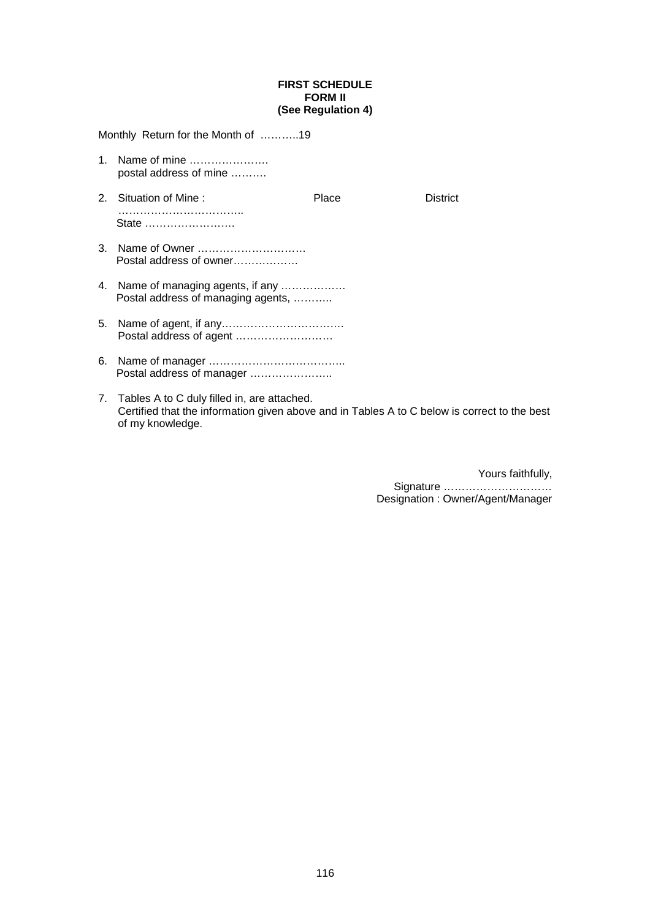**FIRST SCHEDULE**
**FORM II**
**(See Regulation 4)**

Monthly Return for the Month of ………..19

1. Name of mine ………………….
   postal address of mine ……….

2. Situation of Mine : Place District
   ……………………………..
   State …………………….

3. Name of Owner …………………………
   Postal address of owner………………

4. Name of managing agents, if any ………………
   Postal address of managing agents, ………..

5. Name of agent, if any…………………………….
   Postal address of agent ………………………

6. Name of manager ………………………………..
   Postal address of manager …………………..

7. Tables A to C duly filled in, are attached.
   Certified that the information given above and in Tables A to C below is correct to the best of my knowledge.

Yours faithfully,
Signature …………………………
Designation : Owner/Agent/Manager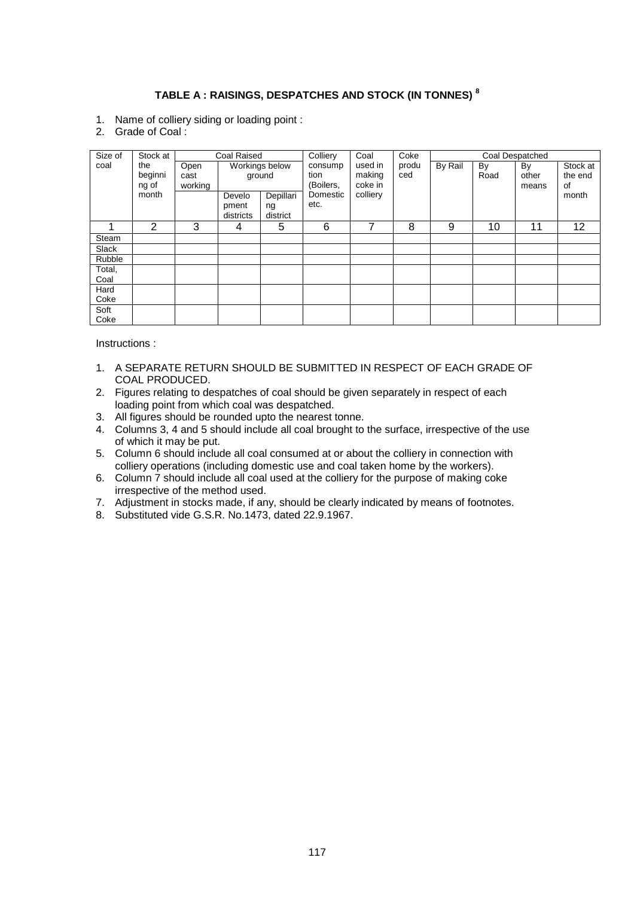### TABLE A : RAISINGS, DESPATCHES AND STOCK (IN TONNES) [8]

1. Name of colliery siding or loading point :
2. Grade of Coal :

| Size of coal | Stock at the beginning of month | Coal Raised | | | Colliery consumption (Boilers, Domestic etc. | Coal used in making coke in colliery | Coke produced | Coal Despatched | | | |
|---|---|---|---|---|---|---|---|---|---|---|---|
| | | Open cast working | Workings below ground | | | | | By Rail | By Road | By other means | Stock at the end of month |
| | | | Development districts | Depillaring district | | | | | | | |
| 1 | 2 | 3 | 4 | 5 | 6 | 7 | 8 | 9 | 10 | 11 | 12 |
| Steam | | | | | | | | | | | |
| Slack | | | | | | | | | | | |
| Rubble | | | | | | | | | | | |
| Total, Coal | | | | | | | | | | | |
| Hard Coke | | | | | | | | | | | |
| Soft Coke | | | | | | | | | | | |

Instructions :

1. A SEPARATE RETURN SHOULD BE SUBMITTED IN RESPECT OF EACH GRADE OF COAL PRODUCED.
2. Figures relating to despatches of coal should be given separately in respect of each loading point from which coal was despatched.
3. All figures should be rounded upto the nearest tonne.
4. Columns 3, 4 and 5 should include all coal brought to the surface, irrespective of the use of which it may be put.
5. Column 6 should include all coal consumed at or about the colliery in connection with colliery operations (including domestic use and coal taken home by the workers).
6. Column 7 should include all coal used at the colliery for the purpose of making coke irrespective of the method used.
7. Adjustment in stocks made, if any, should be clearly indicated by means of footnotes.
8. Substituted vide G.S.R. No.1473, dated 22.9.1967.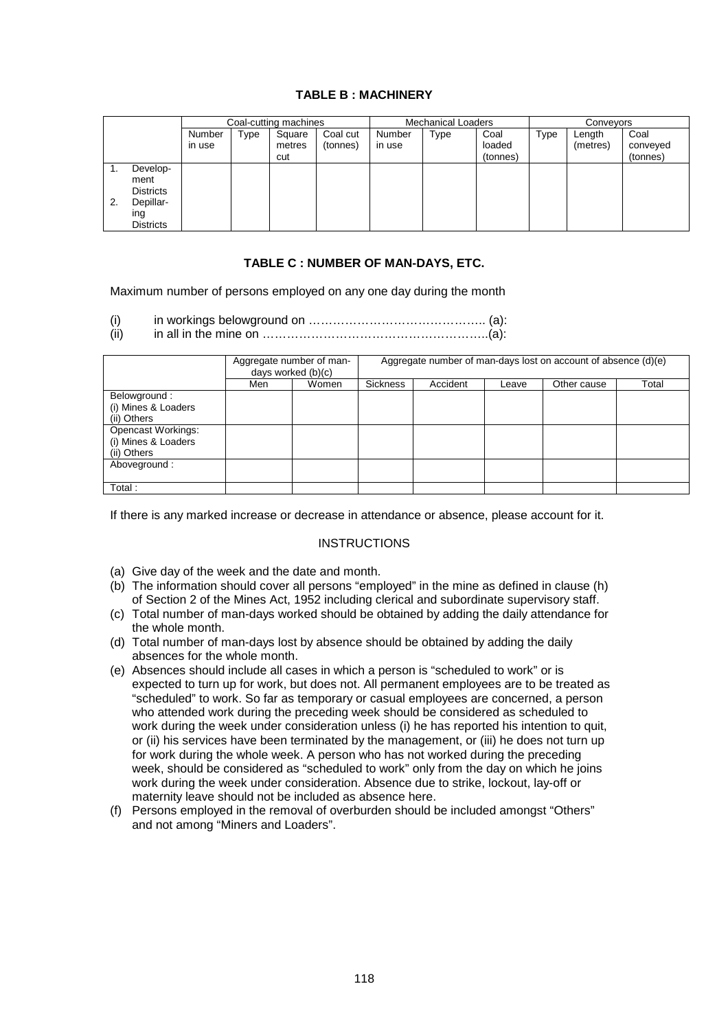## TABLE B : MACHINERY

| | Coal-cutting machines | | | | Mechanical Loaders | | | Conveyors | | |
|---|---|---|---|---|---|---|---|---|---|---|
| | Number in use | Type | Square metres cut | Coal cut (tonnes) | Number in use | Type | Coal loaded (tonnes) | Type | Length (metres) | Coal conveyed (tonnes) |
| 1. Develop-ment Districts<br>2. Depillar-ing Districts | | | | | | | | | | |

## TABLE C : NUMBER OF MAN-DAYS, ETC.

Maximum number of persons employed on any one day during the month

(i) in workings belowground on …………………………………….. (a):

(ii) in all in the mine on ………………………………………………..(a):

| | Aggregate number of man-days worked (b)(c) | | Aggregate number of man-days lost on account of absence (d)(e) | | | | |
|---|---|---|---|---|---|---|---|
| | Men | Women | Sickness | Accident | Leave | Other cause | Total |
| Belowground :<br>(i) Mines & Loaders<br>(ii) Others | | | | | | | |
| Opencast Workings:<br>(i) Mines & Loaders<br>(ii) Others | | | | | | | |
| Aboveground : | | | | | | | |
| Total : | | | | | | | |

If there is any marked increase or decrease in attendance or absence, please account for it.

### INSTRUCTIONS

(a) Give day of the week and the date and month.

(b) The information should cover all persons "employed" in the mine as defined in clause (h) of Section 2 of the Mines Act, 1952 including clerical and subordinate supervisory staff.

(c) Total number of man-days worked should be obtained by adding the daily attendance for the whole month.

(d) Total number of man-days lost by absence should be obtained by adding the daily absences for the whole month.

(e) Absences should include all cases in which a person is "scheduled to work" or is expected to turn up for work, but does not. All permanent employees are to be treated as "scheduled" to work. So far as temporary or casual employees are concerned, a person who attended work during the preceding week should be considered as scheduled to work during the week under consideration unless (i) he has reported his intention to quit, or (ii) his services have been terminated by the management, or (iii) he does not turn up for work during the whole week. A person who has not worked during the preceding week, should be considered as "scheduled to work" only from the day on which he joins work during the week under consideration. Absence due to strike, lockout, lay-off or maternity leave should not be included as absence here.

(f) Persons employed in the removal of overburden should be included amongst "Others" and not among "Miners and Loaders".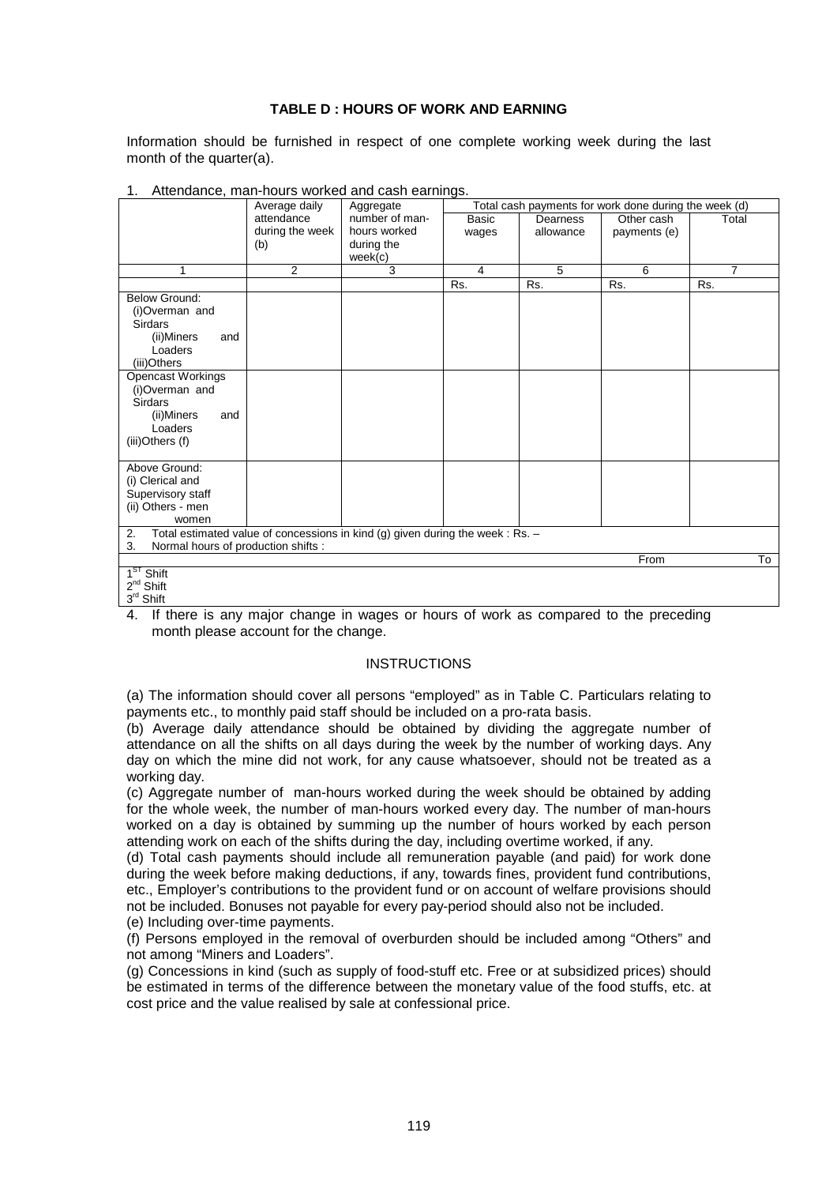**TABLE D : HOURS OF WORK AND EARNING**

Information should be furnished in respect of one complete working week during the last month of the quarter(a).

1. Attendance, man-hours worked and cash earnings.

| | Average daily attendance during the week (b) | Aggregate number of man-hours worked during the week(c) | Total cash payments for work done during the week (d) | | | |
|---|---|---|---|---|---|---|
| | | | Basic wages | Dearness allowance | Other cash payments (e) | Total |
| 1 | 2 | 3 | 4 | 5 | 6 | 7 |
| | | | Rs. | Rs. | Rs. | Rs. |
| Below Ground: (i)Overman and Sirdars (ii)Miners and Loaders (iii)Others | | | | | | |
| Opencast Workings (i)Overman and Sirdars (ii)Miners and Loaders (iii)Others (f) | | | | | | |
| Above Ground: (i) Clerical and Supervisory staff (ii) Others - men women | | | | | | |

2. Total estimated value of concessions in kind (g) given during the week : Rs. –

3. Normal hours of production shifts :

| | From | To |
|---|---|---|
| 1st Shift | | |
| 2nd Shift | | |
| 3rd Shift | | |

4. If there is any major change in wages or hours of work as compared to the preceding month please account for the change.

INSTRUCTIONS

(a) The information should cover all persons "employed" as in Table C. Particulars relating to payments etc., to monthly paid staff should be included on a pro-rata basis.

(b) Average daily attendance should be obtained by dividing the aggregate number of attendance on all the shifts on all days during the week by the number of working days. Any day on which the mine did not work, for any cause whatsoever, should not be treated as a working day.

(c) Aggregate number of man-hours worked during the week should be obtained by adding for the whole week, the number of man-hours worked every day. The number of man-hours worked on a day is obtained by summing up the number of hours worked by each person attending work on each of the shifts during the day, including overtime worked, if any.

(d) Total cash payments should include all remuneration payable (and paid) for work done during the week before making deductions, if any, towards fines, provident fund contributions, etc., Employer's contributions to the provident fund or on account of welfare provisions should not be included. Bonuses not payable for every pay-period should also not be included.

(e) Including over-time payments.

(f) Persons employed in the removal of overburden should be included among "Others" and not among "Miners and Loaders".

(g) Concessions in kind (such as supply of food-stuff etc. Free or at subsidized prices) should be estimated in terms of the difference between the monetary value of the food stuffs, etc. at cost price and the value realised by sale at confessional price.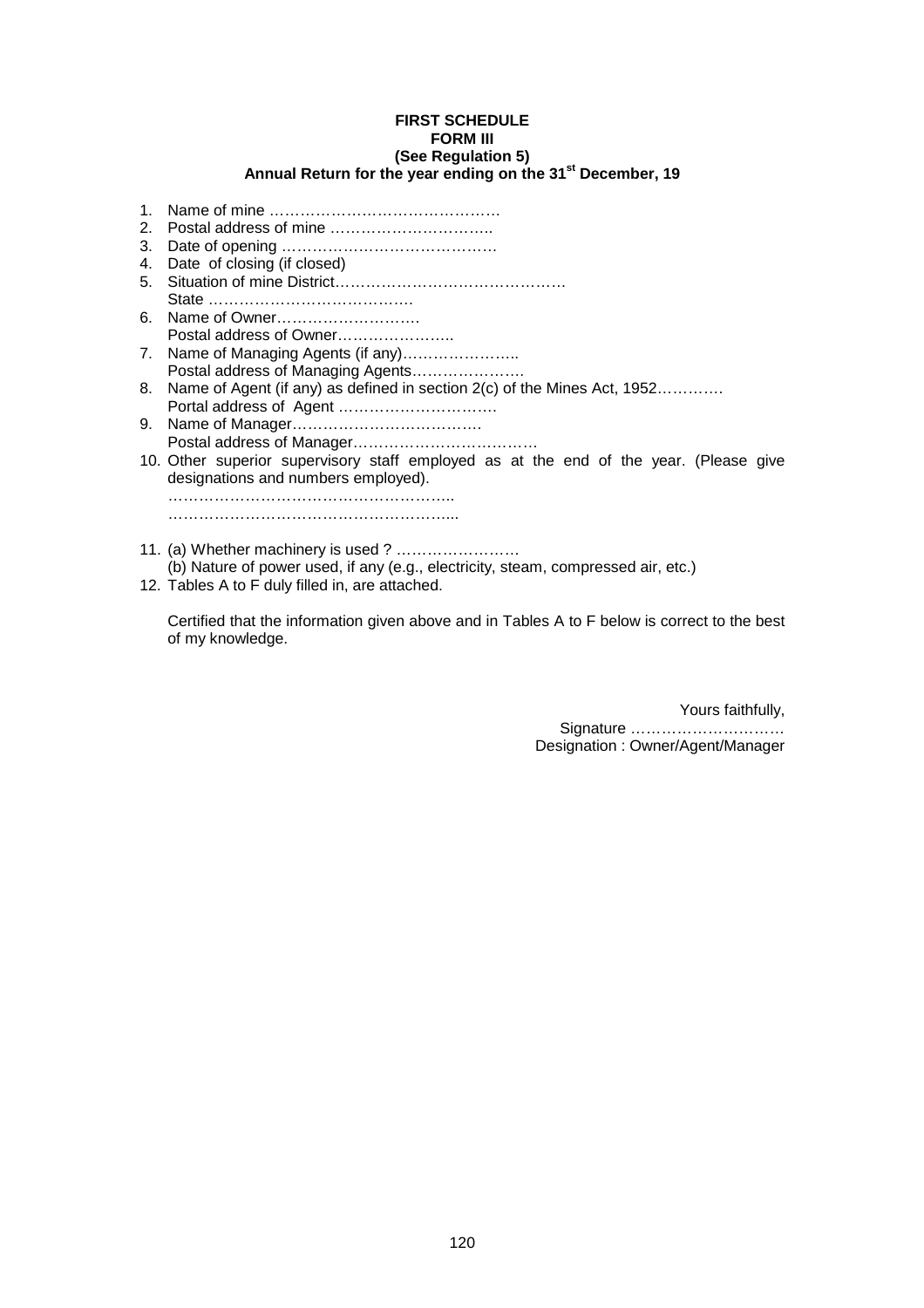**FIRST SCHEDULE**
**FORM III**
**(See Regulation 5)**
**Annual Return for the year ending on the 31st December, 19**

1. Name of mine ……………………………………..
2. Postal address of mine …………………………..
3. Date of opening …………………………………..
4. Date of closing (if closed)
5. Situation of mine District……………………………………
   State ………………………………….
6. Name of Owner……………………….
   Postal address of Owner…………………..
7. Name of Managing Agents (if any)…………………..
   Postal address of Managing Agents………………….
8. Name of Agent (if any) as defined in section 2(c) of the Mines Act, 1952…………
   Portal address of Agent ………………………….
9. Name of Manager……………………………….
   Postal address of Manager………………………………
10. Other superior supervisory staff employed as at the end of the year. (Please give designations and numbers employed).
    ………………………………………………..
    ………………………………………………...
11. (a) Whether machinery is used ? ……………………
    (b) Nature of power used, if any (e.g., electricity, steam, compressed air, etc.)
12. Tables A to F duly filled in, are attached.

Certified that the information given above and in Tables A to F below is correct to the best of my knowledge.

Yours faithfully,
Signature …………………………
Designation : Owner/Agent/Manager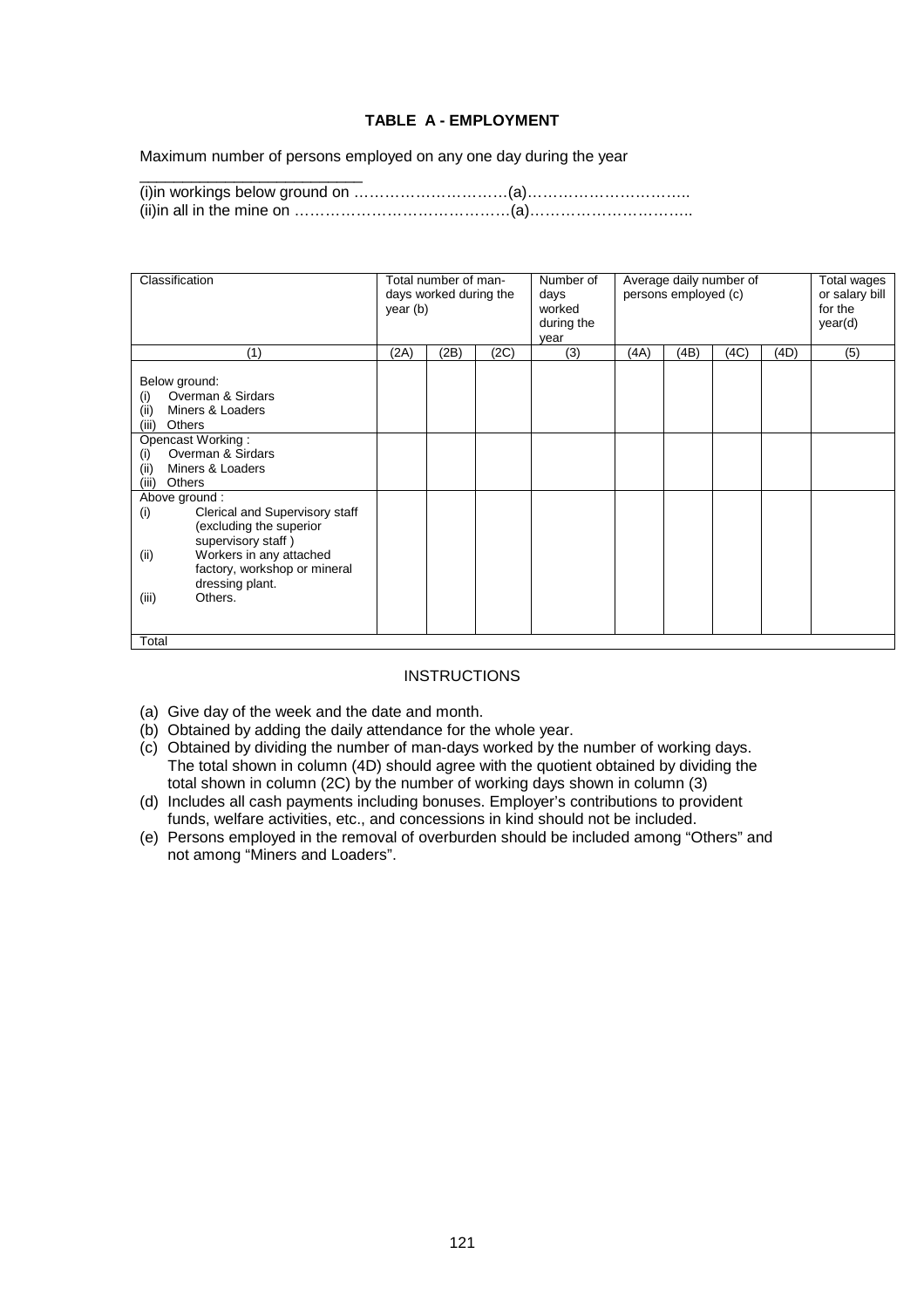### TABLE A - EMPLOYMENT

Maximum number of persons employed on any one day during the year

(i)in workings below ground on …………………………(a)…………………………..
(ii)in all in the mine on ……………………………………(a)…………………………..

| Classification | Total number of man-days worked during the year (b) | | | Number of days worked during the year | Average daily number of persons employed (c) | | | | Total wages or salary bill for the year(d) |
|---|---|---|---|---|---|---|---|---|---|
| (1) | (2A) | (2B) | (2C) | (3) | (4A) | (4B) | (4C) | (4D) | (5) |
| Below ground:<br>(i) Overman & Sirdars<br>(ii) Miners & Loaders<br>(iii) Others | | | | | | | | | |
| Opencast Working :<br>(i) Overman & Sirdars<br>(ii) Miners & Loaders<br>(iii) Others | | | | | | | | | |
| Above ground :<br>(i) Clerical and Supervisory staff (excluding the superior supervisory staff )<br>(ii) Workers in any attached factory, workshop or mineral dressing plant.<br>(iii) Others. | | | | | | | | | |
| Total | | | | | | | | | |

INSTRUCTIONS

(a) Give day of the week and the date and month.
(b) Obtained by adding the daily attendance for the whole year.
(c) Obtained by dividing the number of man-days worked by the number of working days. The total shown in column (4D) should agree with the quotient obtained by dividing the total shown in column (2C) by the number of working days shown in column (3)
(d) Includes all cash payments including bonuses. Employer's contributions to provident funds, welfare activities, etc., and concessions in kind should not be included.
(e) Persons employed in the removal of overburden should be included among "Others" and not among "Miners and Loaders".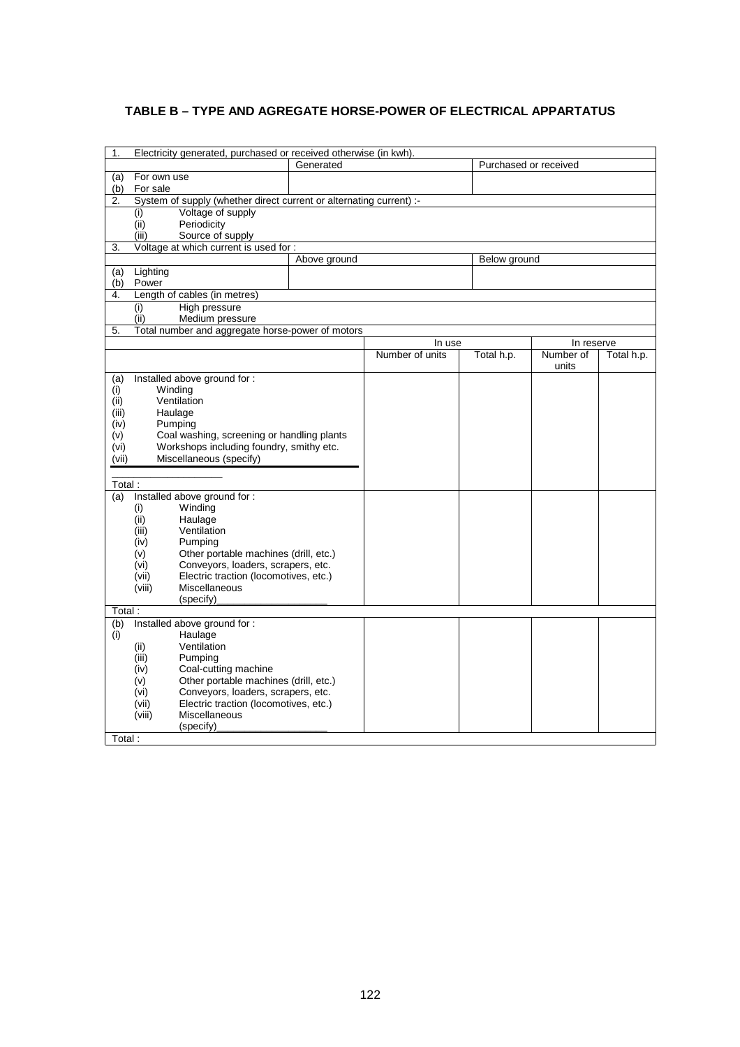## TABLE B – TYPE AND AGREGATE HORSE-POWER OF ELECTRICAL APPARTATUS

| 1. Electricity generated, purchased or received otherwise (in kwh). | | | | |
|---|---|---|---|---|
| | Generated | | Purchased or received | |
| (a) For own use | | | | |
| (b) For sale | | | | |
| 2. System of supply (whether direct current or alternating current) :- | | | | |
| (i) Voltage of supply | | | | |
| (ii) Periodicity | | | | |
| (iii) Source of supply | | | | |
| 3. Voltage at which current is used for : | | | | |
| | Above ground | | Below ground | |
| (a) Lighting | | | | |
| (b) Power | | | | |
| 4. Length of cables (in metres) | | | | |
| (i) High pressure | | | | |
| (ii) Medium pressure | | | | |

| 5. Total number and aggregate horse-power of motors | In use | | In reserve | |
|---|---|---|---|---|
| | Number of units | Total h.p. | Number of units | Total h.p. |
| (a) Installed above ground for : | | | | |
| (i) Winding | | | | |
| (ii) Ventilation | | | | |
| (iii) Haulage | | | | |
| (iv) Pumping | | | | |
| (v) Coal washing, screening or handling plants | | | | |
| (vi) Workshops including foundry, smithy etc. | | | | |
| (vii) Miscellaneous (specify) ____________ | | | | |
| Total : | | | | |
| (a) Installed above ground for : | | | | |
| (i) Winding | | | | |
| (ii) Haulage | | | | |
| (iii) Ventilation | | | | |
| (iv) Pumping | | | | |
| (v) Other portable machines (drill, etc.) | | | | |
| (vi) Conveyors, loaders, scrapers, etc. | | | | |
| (vii) Electric traction (locomotives, etc.) | | | | |
| (viii) Miscellaneous (specify)____________ | | | | |
| Total : | | | | |
| (b) Installed above ground for : | | | | |
| (i) Haulage | | | | |
| (ii) Ventilation | | | | |
| (iii) Pumping | | | | |
| (iv) Coal-cutting machine | | | | |
| (v) Other portable machines (drill, etc.) | | | | |
| (vi) Conveyors, loaders, scrapers, etc. | | | | |
| (vii) Electric traction (locomotives, etc.) | | | | |
| (viii) Miscellaneous (specify)____________ | | | | |
| Total : | | | | |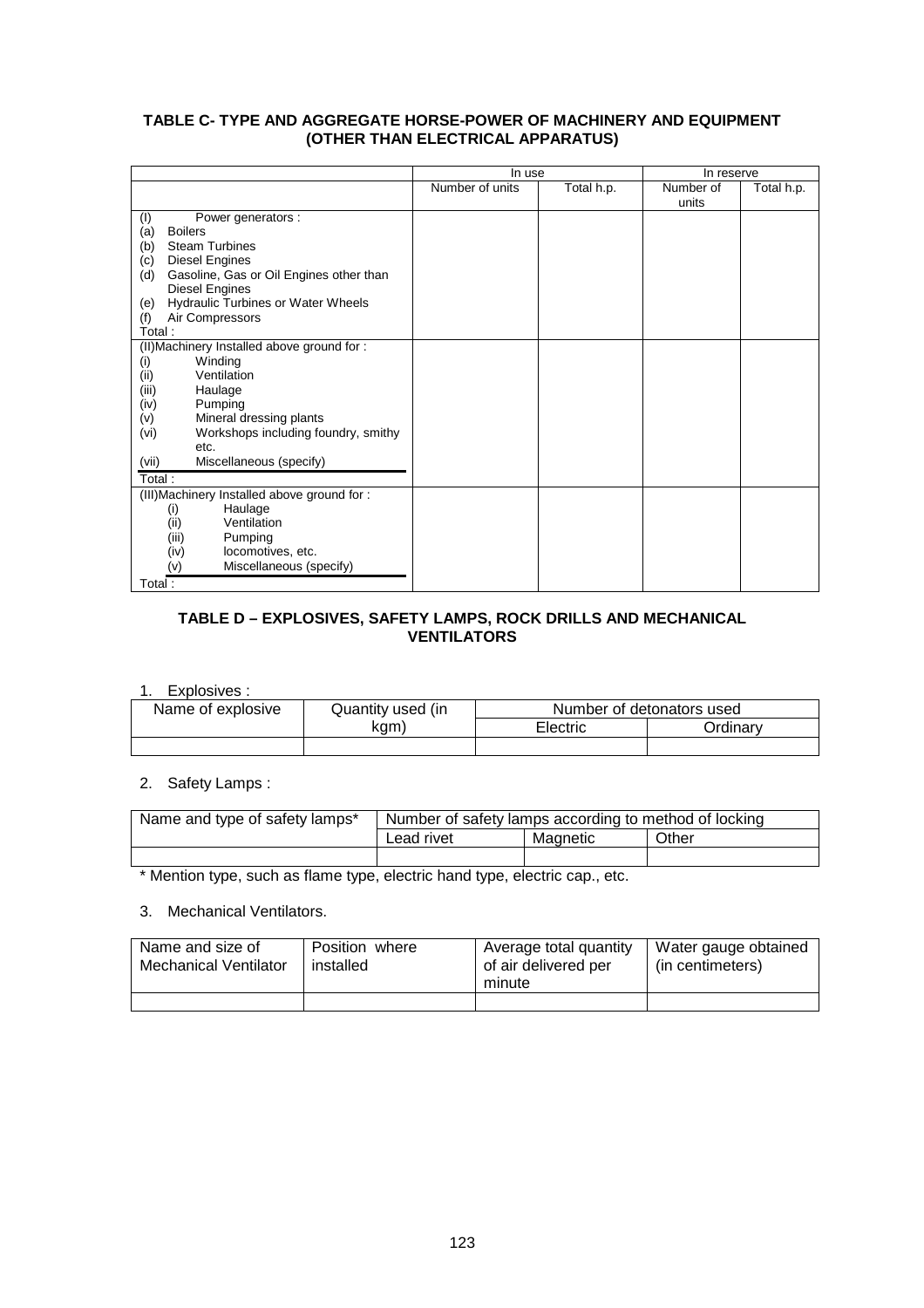**TABLE C- TYPE AND AGGREGATE HORSE-POWER OF MACHINERY AND EQUIPMENT (OTHER THAN ELECTRICAL APPARATUS)**

| | In use | | In reserve | |
|---|---|---|---|---|
| | Number of units | Total h.p. | Number of units | Total h.p. |
| (I) Power generators : | | | | |
| (a) Boilers | | | | |
| (b) Steam Turbines | | | | |
| (c) Diesel Engines | | | | |
| (d) Gasoline, Gas or Oil Engines other than Diesel Engines | | | | |
| (e) Hydraulic Turbines or Water Wheels | | | | |
| (f) Air Compressors | | | | |
| Total : | | | | |
| (II)Machinery Installed above ground for : | | | | |
| (i) Winding | | | | |
| (ii) Ventilation | | | | |
| (iii) Haulage | | | | |
| (iv) Pumping | | | | |
| (v) Mineral dressing plants | | | | |
| (vi) Workshops including foundry, smithy etc. | | | | |
| (vii) Miscellaneous (specify) | | | | |
| Total : | | | | |
| (III)Machinery Installed above ground for : | | | | |
| (i) Haulage | | | | |
| (ii) Ventilation | | | | |
| (iii) Pumping | | | | |
| (iv) locomotives, etc. | | | | |
| (v) Miscellaneous (specify) | | | | |
| Total : | | | | |

**TABLE D – EXPLOSIVES, SAFETY LAMPS, ROCK DRILLS AND MECHANICAL VENTILATORS**

1. Explosives :

| Name of explosive | Quantity used (in kgm) | Number of detonators used | |
|---|---|---|---|
| | | Electric | Ordinary |
| | | | |

2. Safety Lamps :

| Name and type of safety lamps* | Number of safety lamps according to method of locking | | |
|---|---|---|---|
| | Lead rivet | Magnetic | Other |
| | | | |

\* Mention type, such as flame type, electric hand type, electric cap., etc.

3. Mechanical Ventilators.

| Name and size of Mechanical Ventilator | Position where installed | Average total quantity of air delivered per minute | Water gauge obtained (in centimeters) |
|---|---|---|---|
| | | | |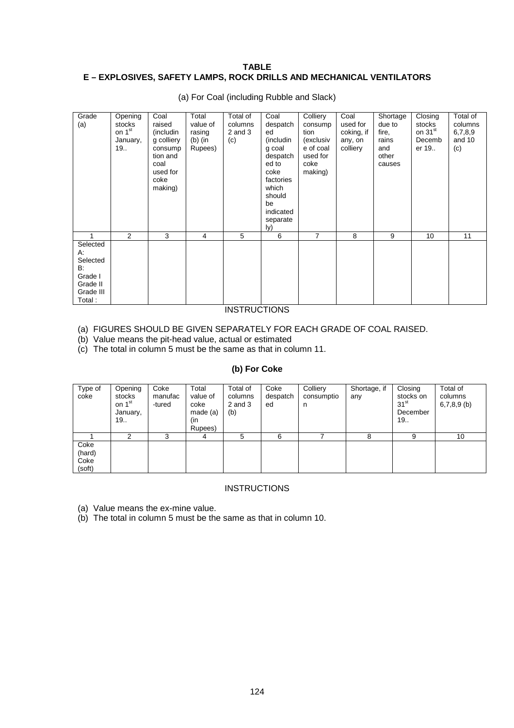**TABLE**

**E – EXPLOSIVES, SAFETY LAMPS, ROCK DRILLS AND MECHANICAL VENTILATORS**

(a) For Coal (including Rubble and Slack)

| Grade (a) | Opening stocks on 1st January, 19.. | Coal raised (including colliery consumption and coal used for coke making) | Total value of rasing (b) (in Rupees) | Total of columns 2 and 3 (c) | Coal despatched (including coal despatched to coke factories which should be indicated separately) | Colliery consumption (exclusive of coal used for coke making) | Coal used for coking, if any, on colliery | Shortage due to fire, rains and other causes | Closing stocks on 31st December 19.. | Total of columns 6,7,8,9 and 10 (c) |
|---|---|---|---|---|---|---|---|---|---|---|
| 1 | 2 | 3 | 4 | 5 | 6 | 7 | 8 | 9 | 10 | 11 |
| Selected A: | | | | | | | | | | |
| Selected B: | | | | | | | | | | |
| Grade I | | | | | | | | | | |
| Grade II | | | | | | | | | | |
| Grade III | | | | | | | | | | |
| Total : | | | | | | | | | | |

INSTRUCTIONS

(a) FIGURES SHOULD BE GIVEN SEPARATELY FOR EACH GRADE OF COAL RAISED.
(b) Value means the pit-head value, actual or estimated
(c) The total in column 5 must be the same as that in column 11.

**(b) For Coke**

| Type of coke | Opening stocks on 1st January, 19.. | Coke manufac-tured | Total value of coke made (a) (in Rupees) | Total of columns 2 and 3 (b) | Coke despatched | Colliery consumption | Shortage, if any | Closing stocks on 31st December 19.. | Total of columns 6,7,8,9 (b) |
|---|---|---|---|---|---|---|---|---|---|
| 1 | 2 | 3 | 4 | 5 | 6 | 7 | 8 | 9 | 10 |
| Coke (hard) | | | | | | | | | |
| Coke (soft) | | | | | | | | | |

INSTRUCTIONS

(a) Value means the ex-mine value.
(b) The total in column 5 must be the same as that in column 10.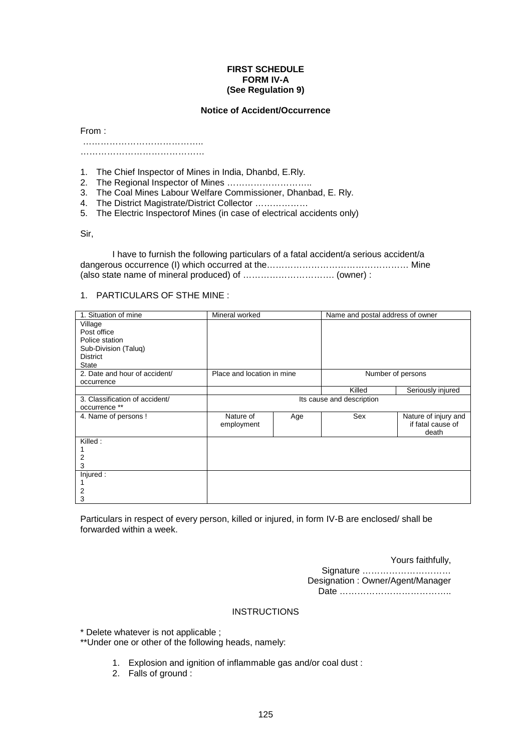**FIRST SCHEDULE**
**FORM IV-A**
**(See Regulation 9)**

**Notice of Accident/Occurrence**

From :

…………………………………..
……………………………………

1. The Chief Inspector of Mines in India, Dhanbd, E.Rly.
2. The Regional Inspector of Mines ………………………..
3. The Coal Mines Labour Welfare Commissioner, Dhanbad, E. Rly.
4. The District Magistrate/District Collector ………………
5. The Electric Inspectorof Mines (in case of electrical accidents only)

Sir,

I have to furnish the following particulars of a fatal accident/a serious accident/a dangerous occurrence (I) which occurred at the………………………………………… Mine (also state name of mineral produced) of …………………………. (owner) :

1. PARTICULARS OF STHE MINE :

| 1. Situation of mine | Mineral worked | | Name and postal address of owner | |
|---|---|---|---|---|
| Village<br>Post office<br>Police station<br>Sub-Division (Taluq)<br>District<br>State | | | | |
| 2. Date and hour of accident/ occurrence | Place and location in mine | | Number of persons | |
| | | | Killed | Seriously injured |
| 3. Classification of accident/ occurrence ** | Its cause and description | | | |
| 4. Name of persons ! | Nature of employment | Age | Sex | Nature of injury and if fatal cause of death |
| Killed :<br>1<br>2<br>3 | | | | |
| Injured :<br>1<br>2<br>3 | | | | |

Particulars in respect of every person, killed or injured, in form IV-B are enclosed/ shall be forwarded within a week.

Yours faithfully,
Signature …………………………
Designation : Owner/Agent/Manager
Date ………………………………..

INSTRUCTIONS

* Delete whatever is not applicable ;
**Under one or other of the following heads, namely:

1. Explosion and ignition of inflammable gas and/or coal dust :
2. Falls of ground :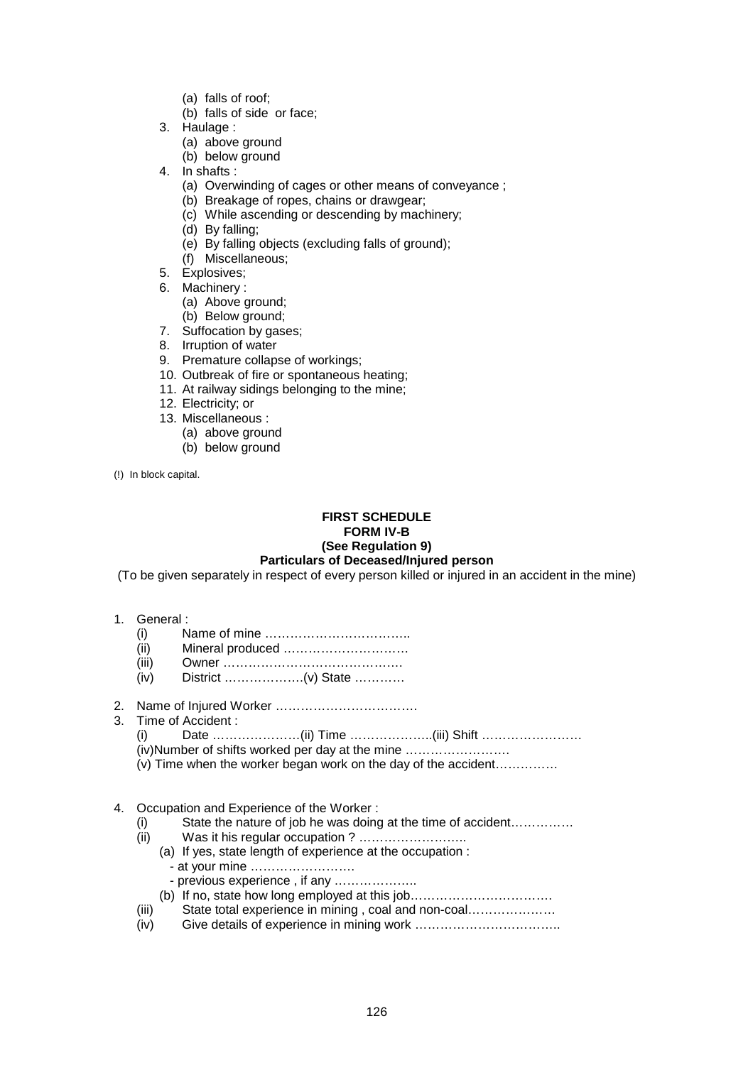(a) falls of roof;
(b) falls of side or face;

3. Haulage :
   (a) above ground
   (b) below ground
4. In shafts :
   (a) Overwinding of cages or other means of conveyance ;
   (b) Breakage of ropes, chains or drawgear;
   (c) While ascending or descending by machinery;
   (d) By falling;
   (e) By falling objects (excluding falls of ground);
   (f) Miscellaneous;
5. Explosives;
6. Machinery :
   (a) Above ground;
   (b) Below ground;
7. Suffocation by gases;
8. Irruption of water
9. Premature collapse of workings;
10. Outbreak of fire or spontaneous heating;
11. At railway sidings belonging to the mine;
12. Electricity; or
13. Miscellaneous :
    (a) above ground
    (b) below ground

(!) In block capital.

**FIRST SCHEDULE**
**FORM IV-B**
**(See Regulation 9)**
**Particulars of Deceased/Injured person**

(To be given separately in respect of every person killed or injured in an accident in the mine)

1. General :
   (i) Name of mine ……………………………..
   (ii) Mineral produced …………………………
   (iii) Owner …………………………………….
   (iv) District ……………….(v) State …………

2. Name of Injured Worker …………………………….
3. Time of Accident :
   (i) Date …………………(ii) Time ………………..(iii) Shift ……………………
   (iv)Number of shifts worked per day at the mine …………………….
   (v) Time when the worker began work on the day of the accident……………

4. Occupation and Experience of the Worker :
   (i) State the nature of job he was doing at the time of accident……………
   (ii) Was it his regular occupation ? ……………………..
      (a) If yes, state length of experience at the occupation :
         - at your mine ……………………
         - previous experience , if any ………………..
      (b) If no, state how long employed at this job……………………………
   (iii) State total experience in mining , coal and non-coal…………………
   (iv) Give details of experience in mining work ……………………………..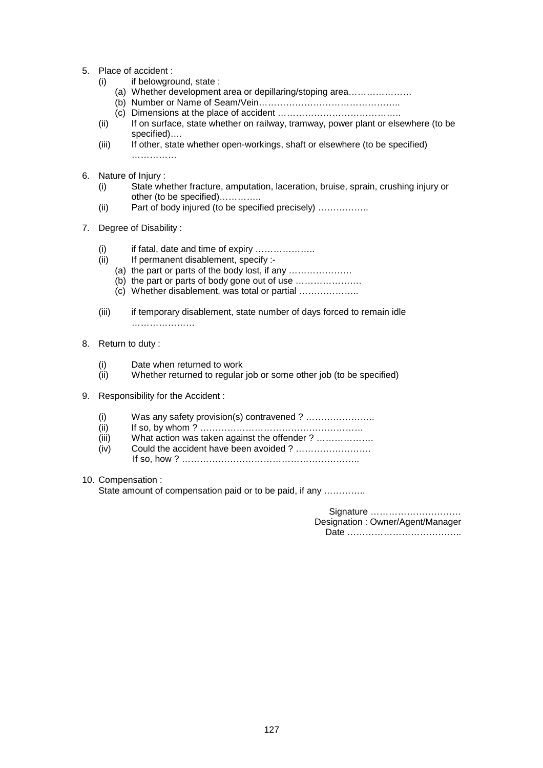5. Place of accident :
   - (i) if belowground, state :
     - (a) Whether development area or depillaring/stoping area…………………
     - (b) Number or Name of Seam/Vein………………………………………..
     - (c) Dimensions at the place of accident …………………………………..
   - (ii) If on surface, state whether on railway, tramway, power plant or elsewhere (to be specified)….
   - (iii) If other, state whether open-workings, shaft or elsewhere (to be specified) ……………

6. Nature of Injury :
   - (i) State whether fracture, amputation, laceration, bruise, sprain, crushing injury or other (to be specified)…………..
   - (ii) Part of body injured (to be specified precisely) ……………..

7. Degree of Disability :
   - (i) if fatal, date and time of expiry ………………..
   - (ii) If permanent disablement, specify :-
     - (a) the part or parts of the body lost, if any …………………
     - (b) the part or parts of body gone out of use ………………….
     - (c) Whether disablement, was total or partial ………………..
   - (iii) if temporary disablement, state number of days forced to remain idle …………………

8. Return to duty :
   - (i) Date when returned to work
   - (ii) Whether returned to regular job or some other job (to be specified)

9. Responsibility for the Accident :
   - (i) Was any safety provision(s) contravened ? …………………..
   - (ii) If so, by whom ? ………………………………………………
   - (iii) What action was taken against the offender ? ………………
   - (iv) Could the accident have been avoided ? …………………….
     If so, how ? …………………………………………………..

10. Compensation :
    State amount of compensation paid or to be paid, if any …………..

Signature …………………………
Designation : Owner/Agent/Manager
Date ………………………………..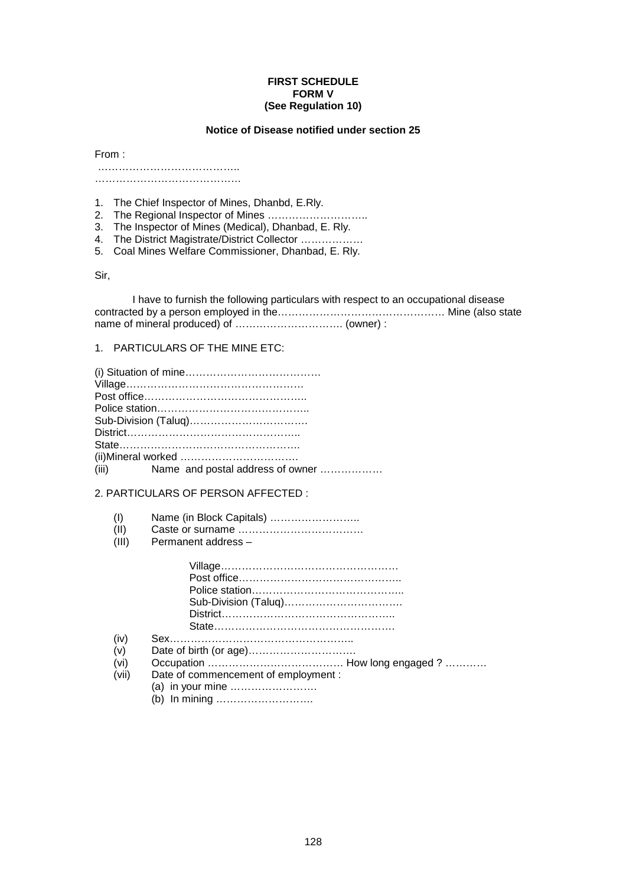**FIRST SCHEDULE**
**FORM V**
**(See Regulation 10)**

**Notice of Disease notified under section 25**

From :
…………………………………..
……………………………………

1. The Chief Inspector of Mines, Dhanbd, E.Rly.
2. The Regional Inspector of Mines ………………………..
3. The Inspector of Mines (Medical), Dhanbad, E. Rly.
4. The District Magistrate/District Collector ………………
5. Coal Mines Welfare Commissioner, Dhanbad, E. Rly.

Sir,

I have to furnish the following particulars with respect to an occupational disease contracted by a person employed in the………………………………………… Mine (also state name of mineral produced) of …………………………. (owner) :

1. PARTICULARS OF THE MINE ETC:

(i) Situation of mine…………………………………
Village…………………………………………….
Post office………………………………………..
Police station……………………………………..
Sub-Division (Taluq)…………………………….
District…………………………………………..
State…………………………………………….
(ii)Mineral worked …………………………….
(iii) Name and postal address of owner ………………

2. PARTICULARS OF PERSON AFFECTED :

(I) Name (in Block Capitals) ……………………..
(II) Caste or surname ………………………………
(III) Permanent address –

Village…………………………………………….
Post office………………………………………..
Police station……………………………………..
Sub-Division (Taluq)…………………………….
District…………………………………………..
State…………………………………………….

(iv) Sex……………………………………………..
(v) Date of birth (or age)………………………….
(vi) Occupation ………………………………… How long engaged ? …………
(vii) Date of commencement of employment :
(a) in your mine …………………….
(b) In mining ……………………….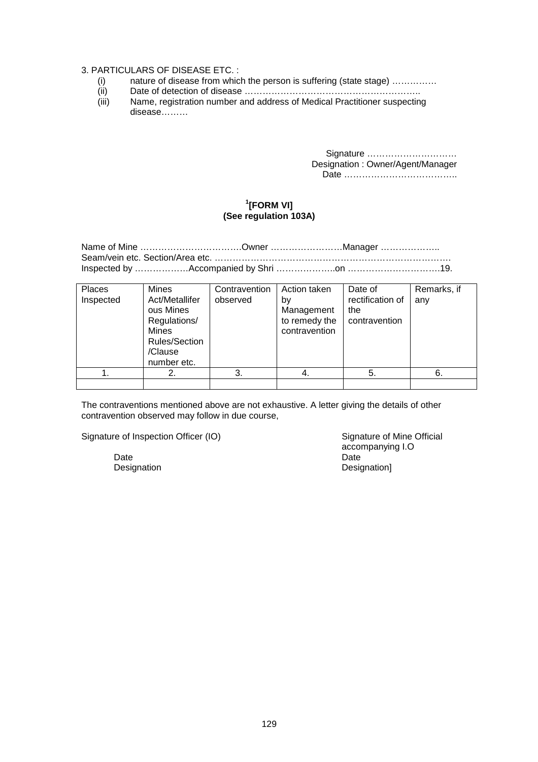3. PARTICULARS OF DISEASE ETC. :

(i) nature of disease from which the person is suffering (state stage) ……………

(ii) Date of detection of disease ……………………………………………………..

(iii) Name, registration number and address of Medical Practitioner suspecting disease………

Signature …………………………
Designation : Owner/Agent/Manager
Date ………………………………..

**[1][FORM VI]**
**(See regulation 103A)**

Name of Mine …………………………….Owner ……………………Manager ………………..
Seam/vein etc. Section/Area etc. …………………………………………………………………….
Inspected by ………………Accompanied by Shri ………………..on ………………………….19.

| Places Inspected | Mines Act/Metalliferous Mines Regulations/ Mines Rules/Section /Clause number etc. | Contravention observed | Action taken by Management to remedy the contravention | Date of rectification of the contravention | Remarks, if any |
|---|---|---|---|---|---|
| 1. | 2. | 3. | 4. | 5. | 6. |
| | | | | | |

The contraventions mentioned above are not exhaustive. A letter giving the details of other contravention observed may follow in due course,

Signature of Inspection Officer (IO)
Date
Designation

Signature of Mine Official accompanying I.O
Date
Designation]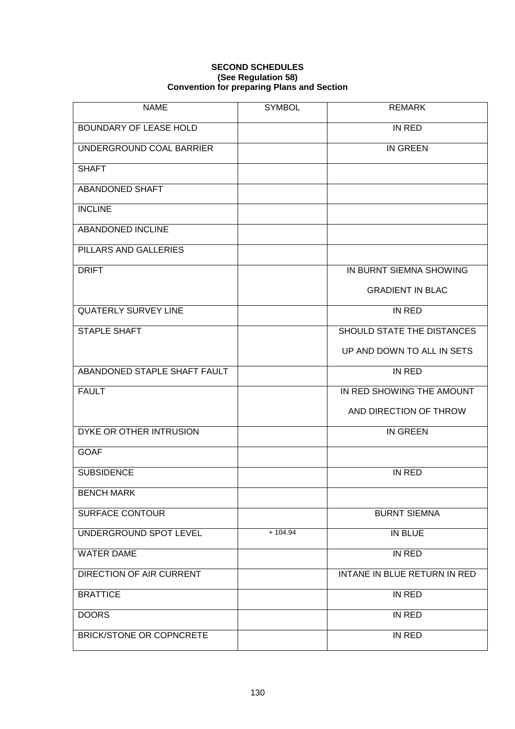**SECOND SCHEDULES**
**(See Regulation 58)**
**Convention for preparing Plans and Section**

| NAME | SYMBOL | REMARK |
|---|---|---|
| BOUNDARY OF LEASE HOLD | | IN RED |
| UNDERGROUND COAL BARRIER | | IN GREEN |
| SHAFT | | |
| ABANDONED SHAFT | | |
| INCLINE | | |
| ABANDONED INCLINE | | |
| PILLARS AND GALLERIES | | |
| DRIFT | | IN BURNT SIEMNA SHOWING GRADIENT IN BLAC |
| QUATERLY SURVEY LINE | | IN RED |
| STAPLE SHAFT | | SHOULD STATE THE DISTANCES UP AND DOWN TO ALL IN SETS |
| ABANDONED STAPLE SHAFT FAULT | | IN RED |
| FAULT | | IN RED SHOWING THE AMOUNT AND DIRECTION OF THROW |
| DYKE OR OTHER INTRUSION | | IN GREEN |
| GOAF | | |
| SUBSIDENCE | | IN RED |
| BENCH MARK | | |
| SURFACE CONTOUR | | BURNT SIEMNA |
| UNDERGROUND SPOT LEVEL | + 104.94 | IN BLUE |
| WATER DAME | | IN RED |
| DIRECTION OF AIR CURRENT | | INTANE IN BLUE RETURN IN RED |
| BRATTICE | | IN RED |
| DOORS | | IN RED |
| BRICK/STONE OR COPNCRETE | | IN RED |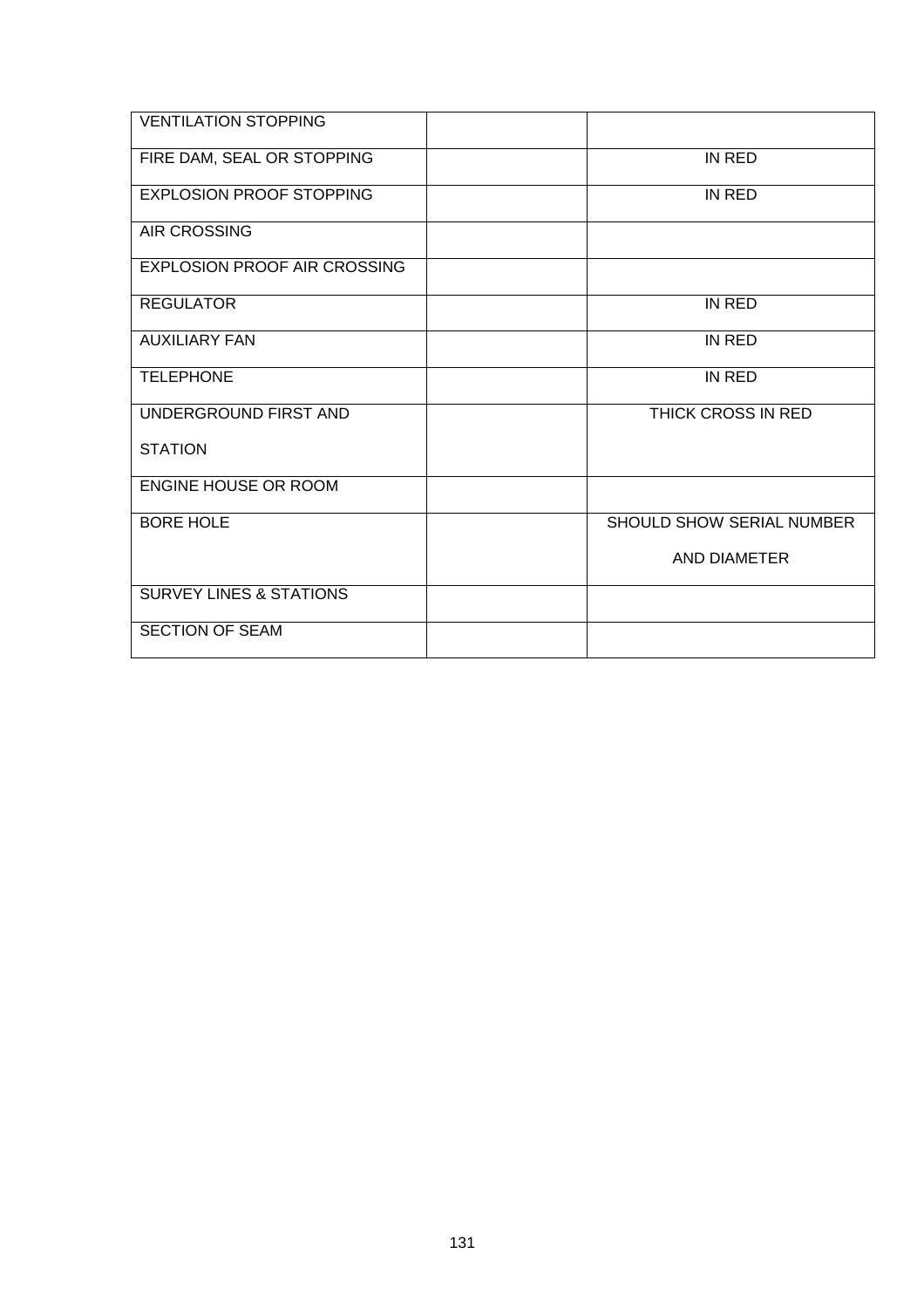| | | |
|---|---|---|
| VENTILATION STOPPING | | |
| FIRE DAM, SEAL OR STOPPING | | IN RED |
| EXPLOSION PROOF STOPPING | | IN RED |
| AIR CROSSING | | |
| EXPLOSION PROOF AIR CROSSING | | |
| REGULATOR | | IN RED |
| AUXILIARY FAN | | IN RED |
| TELEPHONE | | IN RED |
| UNDERGROUND FIRST AND STATION | | THICK CROSS IN RED |
| ENGINE HOUSE OR ROOM | | |
| BORE HOLE | | SHOULD SHOW SERIAL NUMBER AND DIAMETER |
| SURVEY LINES & STATIONS | | |
| SECTION OF SEAM | | |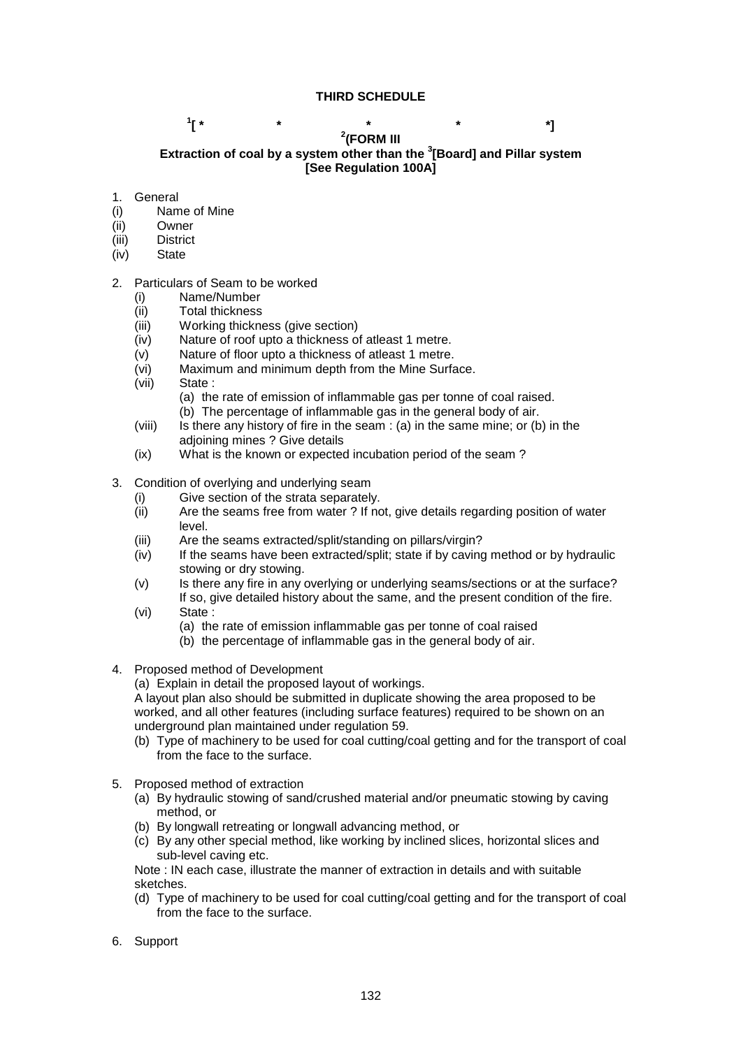# THIRD SCHEDULE

[1][ * * * * *]

**[2](FORM III**

**Extraction of coal by a system other than the [3][Board] and Pillar system**
**[See Regulation 100A]**

1. General
   - (i) Name of Mine
   - (ii) Owner
   - (iii) District
   - (iv) State

2. Particulars of Seam to be worked
   - (i) Name/Number
   - (ii) Total thickness
   - (iii) Working thickness (give section)
   - (iv) Nature of roof upto a thickness of atleast 1 metre.
   - (v) Nature of floor upto a thickness of atleast 1 metre.
   - (vi) Maximum and minimum depth from the Mine Surface.
   - (vii) State :
     - (a) the rate of emission of inflammable gas per tonne of coal raised.
     - (b) The percentage of inflammable gas in the general body of air.
   - (viii) Is there any history of fire in the seam : (a) in the same mine; or (b) in the adjoining mines ? Give details
   - (ix) What is the known or expected incubation period of the seam ?

3. Condition of overlying and underlying seam
   - (i) Give section of the strata separately.
   - (ii) Are the seams free from water ? If not, give details regarding position of water level.
   - (iii) Are the seams extracted/split/standing on pillars/virgin?
   - (iv) If the seams have been extracted/split; state if by caving method or by hydraulic stowing or dry stowing.
   - (v) Is there any fire in any overlying or underlying seams/sections or at the surface? If so, give detailed history about the same, and the present condition of the fire.
   - (vi) State :
     - (a) the rate of emission inflammable gas per tonne of coal raised
     - (b) the percentage of inflammable gas in the general body of air.

4. Proposed method of Development
   - (a) Explain in detail the proposed layout of workings.

   A layout plan also should be submitted in duplicate showing the area proposed to be worked, and all other features (including surface features) required to be shown on an underground plan maintained under regulation 59.
   - (b) Type of machinery to be used for coal cutting/coal getting and for the transport of coal from the face to the surface.

5. Proposed method of extraction
   - (a) By hydraulic stowing of sand/crushed material and/or pneumatic stowing by caving method, or
   - (b) By longwall retreating or longwall advancing method, or
   - (c) By any other special method, like working by inclined slices, horizontal slices and sub-level caving etc.

   Note : IN each case, illustrate the manner of extraction in details and with suitable sketches.
   - (d) Type of machinery to be used for coal cutting/coal getting and for the transport of coal from the face to the surface.

6. Support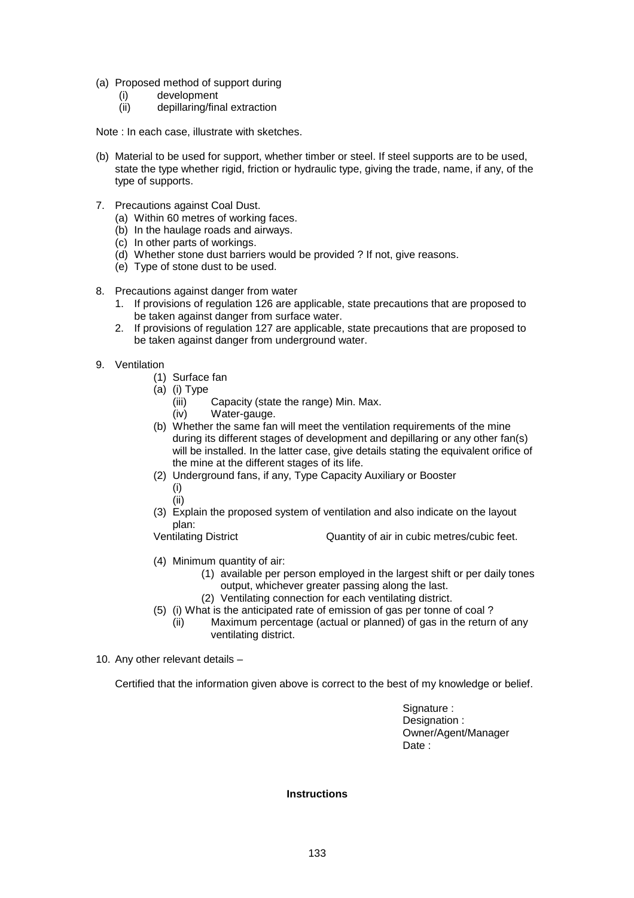(a) Proposed method of support during
   (i) development
   (ii) depillaring/final extraction

Note : In each case, illustrate with sketches.

(b) Material to be used for support, whether timber or steel. If steel supports are to be used, state the type whether rigid, friction or hydraulic type, giving the trade, name, if any, of the type of supports.

7. Precautions against Coal Dust.
   (a) Within 60 metres of working faces.
   (b) In the haulage roads and airways.
   (c) In other parts of workings.
   (d) Whether stone dust barriers would be provided ? If not, give reasons.
   (e) Type of stone dust to be used.

8. Precautions against danger from water
   1. If provisions of regulation 126 are applicable, state precautions that are proposed to be taken against danger from surface water.
   2. If provisions of regulation 127 are applicable, state precautions that are proposed to be taken against danger from underground water.

9. Ventilation
   (1) Surface fan
   (a) (i) Type
      (iii) Capacity (state the range) Min. Max.
      (iv) Water-gauge.
   (b) Whether the same fan will meet the ventilation requirements of the mine during its different stages of development and depillaring or any other fan(s) will be installed. In the latter case, give details stating the equivalent orifice of the mine at the different stages of its life.
   (2) Underground fans, if any, Type Capacity Auxiliary or Booster
      (i)
      (ii)
   (3) Explain the proposed system of ventilation and also indicate on the layout plan:
   Ventilating District          Quantity of air in cubic metres/cubic feet.

   (4) Minimum quantity of air:
      (1) available per person employed in the largest shift or per daily tones output, whichever greater passing along the last.
      (2) Ventilating connection for each ventilating district.
   (5) (i) What is the anticipated rate of emission of gas per tonne of coal ?
      (ii) Maximum percentage (actual or planned) of gas in the return of any ventilating district.

10. Any other relevant details –

Certified that the information given above is correct to the best of my knowledge or belief.

Signature :
Designation :
Owner/Agent/Manager
Date :

**Instructions**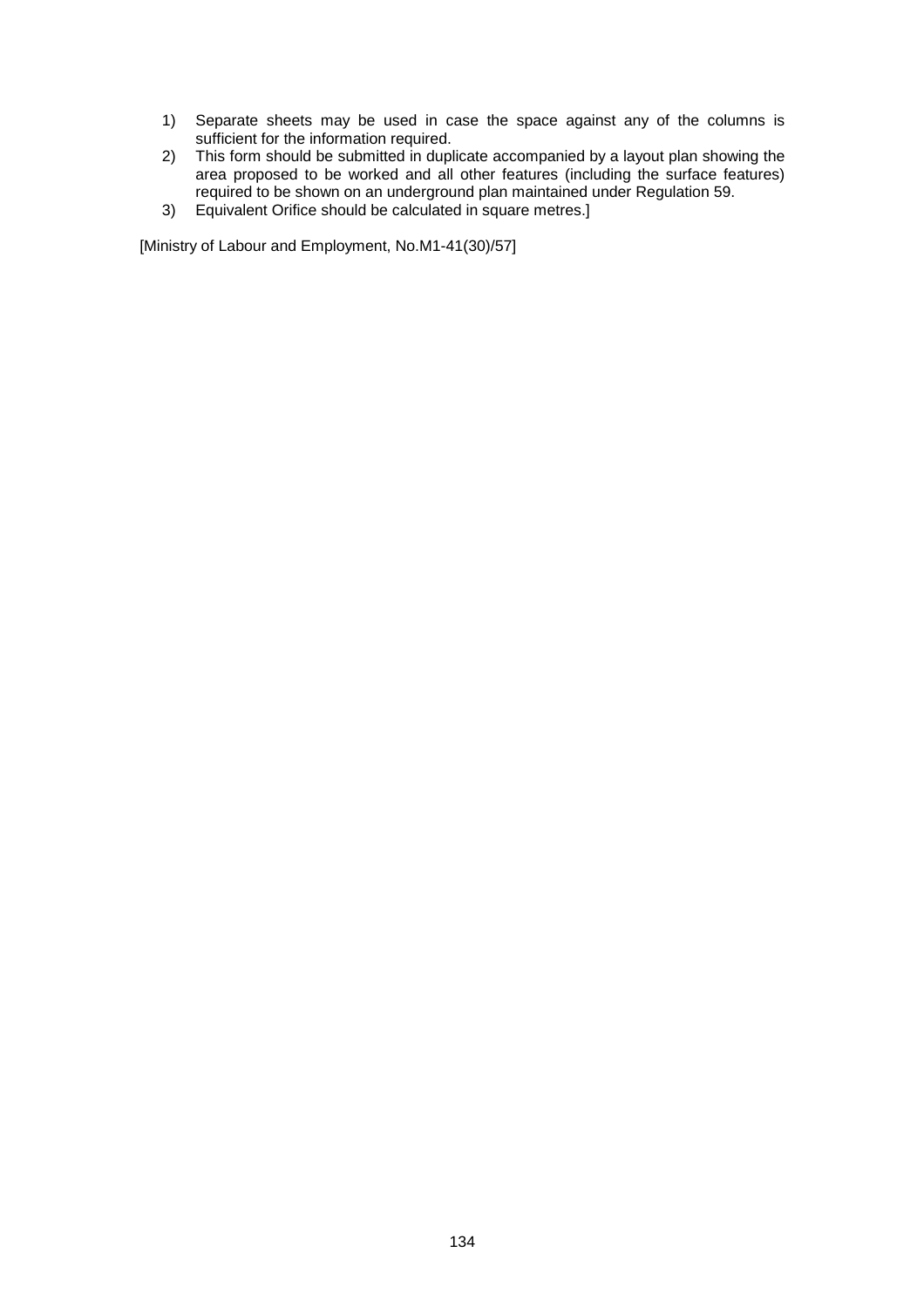1) Separate sheets may be used in case the space against any of the columns is sufficient for the information required.
2) This form should be submitted in duplicate accompanied by a layout plan showing the area proposed to be worked and all other features (including the surface features) required to be shown on an underground plan maintained under Regulation 59.
3) Equivalent Orifice should be calculated in square metres.]

[Ministry of Labour and Employment, No.M1-41(30)/57]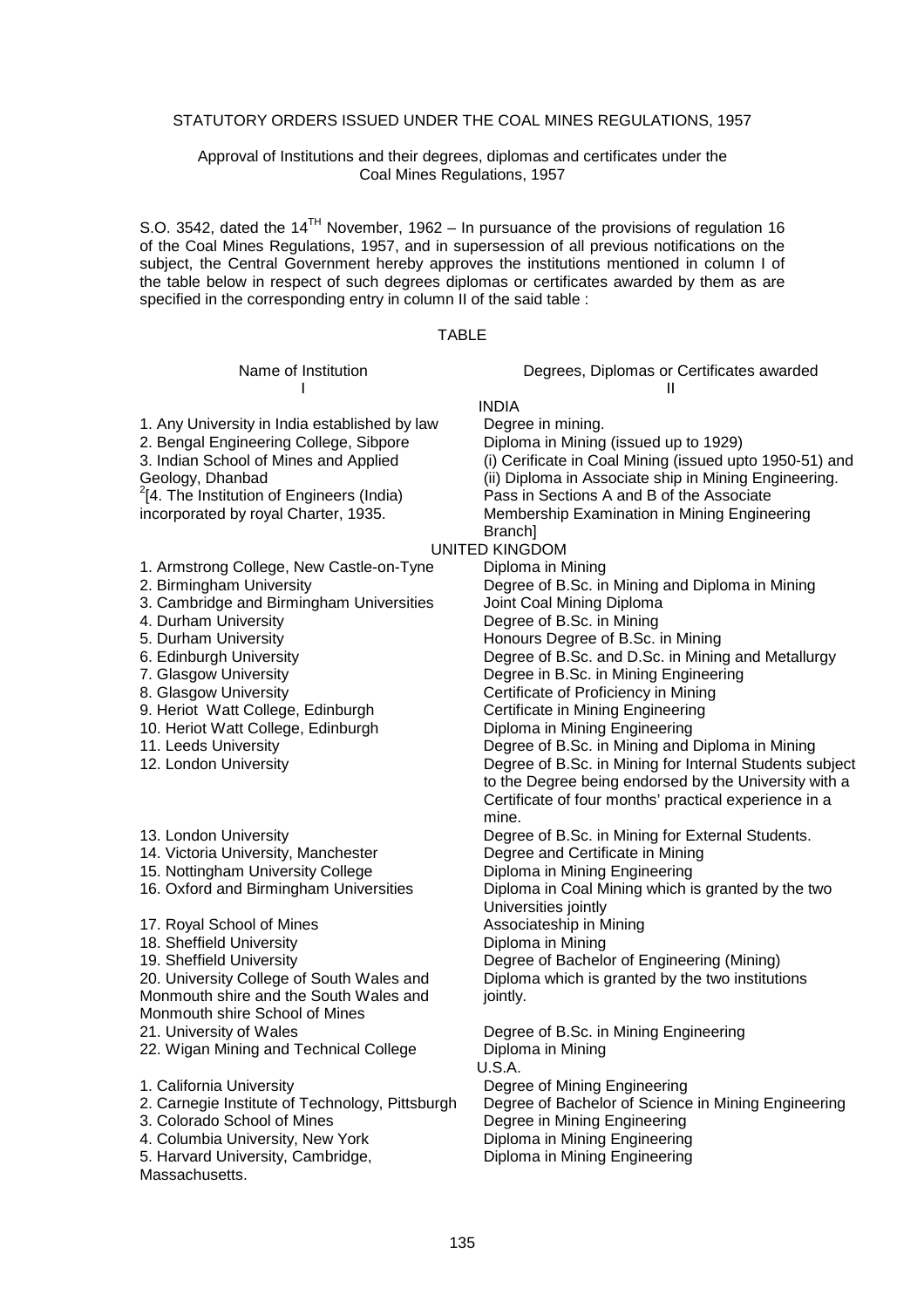STATUTORY ORDERS ISSUED UNDER THE COAL MINES REGULATIONS, 1957

Approval of Institutions and their degrees, diplomas and certificates under the Coal Mines Regulations, 1957

S.O. 3542, dated the 14$^{TH}$ November, 1962 – In pursuance of the provisions of regulation 16 of the Coal Mines Regulations, 1957, and in supersession of all previous notifications on the subject, the Central Government hereby approves the institutions mentioned in column I of the table below in respect of such degrees diplomas or certificates awarded by them as are specified in the corresponding entry in column II of the said table :

TABLE

| Name of Institution<br>I | Degrees, Diplomas or Certificates awarded<br>II |
|---|---|
| | INDIA |
| 1. Any University in India established by law | Degree in mining. |
| 2. Bengal Engineering College, Sibpore | Diploma in Mining (issued up to 1929) |
| 3. Indian School of Mines and Applied Geology, Dhanbad | (i) Cerificate in Coal Mining (issued upto 1950-51) and (ii) Diploma in Associate ship in Mining Engineering. |
| [2][4. The Institution of Engineers (India) incorporated by royal Charter, 1935. | Pass in Sections A and B of the Associate Membership Examination in Mining Engineering Branch] |
| | UNITED KINGDOM |
| 1. Armstrong College, New Castle-on-Tyne | Diploma in Mining |
| 2. Birmingham University | Degree of B.Sc. in Mining and Diploma in Mining |
| 3. Cambridge and Birmingham Universities | Joint Coal Mining Diploma |
| 4. Durham University | Degree of B.Sc. in Mining |
| 5. Durham University | Honours Degree of B.Sc. in Mining |
| 6. Edinburgh University | Degree of B.Sc. and D.Sc. in Mining and Metallurgy |
| 7. Glasgow University | Degree in B.Sc. in Mining Engineering |
| 8. Glasgow University | Certificate of Proficiency in Mining |
| 9. Heriot Watt College, Edinburgh | Certificate in Mining Engineering |
| 10. Heriot Watt College, Edinburgh | Diploma in Mining Engineering |
| 11. Leeds University | Degree of B.Sc. in Mining and Diploma in Mining |
| 12. London University | Degree of B.Sc. in Mining for Internal Students subject to the Degree being endorsed by the University with a Certificate of four months' practical experience in a mine. |
| 13. London University | Degree of B.Sc. in Mining for External Students. |
| 14. Victoria University, Manchester | Degree and Certificate in Mining |
| 15. Nottingham University College | Diploma in Mining Engineering |
| 16. Oxford and Birmingham Universities | Diploma in Coal Mining which is granted by the two Universities jointly |
| 17. Royal School of Mines | Associateship in Mining |
| 18. Sheffield University | Diploma in Mining |
| 19. Sheffield University | Degree of Bachelor of Engineering (Mining) |
| 20. University College of South Wales and Monmouth shire and the South Wales and Monmouth shire School of Mines | Diploma which is granted by the two institutions jointly. |
| 21. University of Wales | Degree of B.Sc. in Mining Engineering |
| 22. Wigan Mining and Technical College | Diploma in Mining |
| | U.S.A. |
| 1. California University | Degree of Mining Engineering |
| 2. Carnegie Institute of Technology, Pittsburgh | Degree of Bachelor of Science in Mining Engineering |
| 3. Colorado School of Mines | Degree in Mining Engineering |
| 4. Columbia University, New York | Diploma in Mining Engineering |
| 5. Harvard University, Cambridge, Massachusetts. | Diploma in Mining Engineering |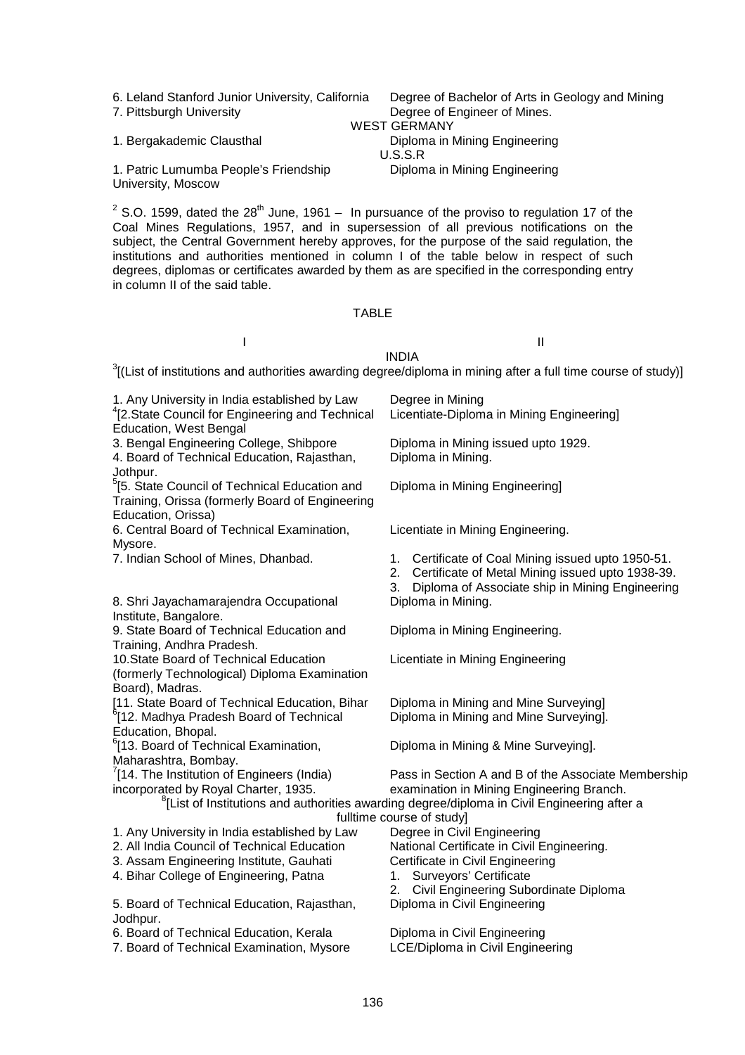| | |
|---|---|
| 6. Leland Stanford Junior University, California | Degree of Bachelor of Arts in Geology and Mining |
| 7. Pittsburgh University | Degree of Engineer of Mines. |
| **WEST GERMANY** | |
| 1. Bergakademic Clausthal | Diploma in Mining Engineering |
| **U.S.S.R** | |
| 1. Patric Lumumba People's Friendship University, Moscow | Diploma in Mining Engineering |

[2] S.O. 1599, dated the 28th June, 1961 – In pursuance of the proviso to regulation 17 of the Coal Mines Regulations, 1957, and in supersession of all previous notifications on the subject, the Central Government hereby approves, for the purpose of the said regulation, the institutions and authorities mentioned in column I of the table below in respect of such degrees, diplomas or certificates awarded by them as are specified in the corresponding entry in column II of the said table.

TABLE

| I | II |
|---|---|
| **INDIA** | |
| [3][(List of institutions and authorities awarding degree/diploma in mining after a full time course of study)] | |
| 1. Any University in India established by Law | Degree in Mining |
| [4][2. State Council for Engineering and Technical Education, West Bengal | Licentiate-Diploma in Mining Engineering] |
| 3. Bengal Engineering College, Shibpore | Diploma in Mining issued upto 1929. |
| 4. Board of Technical Education, Rajasthan, Jothpur. | Diploma in Mining. |
| [5][5. State Council of Technical Education and Training, Orissa (formerly Board of Engineering Education, Orissa) | Diploma in Mining Engineering] |
| 6. Central Board of Technical Examination, Mysore. | Licentiate in Mining Engineering. |
| 7. Indian School of Mines, Dhanbad. | 1. Certificate of Coal Mining issued upto 1950-51.<br>2. Certificate of Metal Mining issued upto 1938-39.<br>3. Diploma of Associate ship in Mining Engineering |
| 8. Shri Jayachamarajendra Occupational Institute, Bangalore. | Diploma in Mining. |
| 9. State Board of Technical Education and Training, Andhra Pradesh. | Diploma in Mining Engineering. |
| 10. State Board of Technical Education (formerly Technological) Diploma Examination Board), Madras. | Licentiate in Mining Engineering |
| [11. State Board of Technical Education, Bihar | Diploma in Mining and Mine Surveying] |
| [6][12. Madhya Pradesh Board of Technical Education, Bhopal. | Diploma in Mining and Mine Surveying]. |
| [6][13. Board of Technical Examination, Maharashtra, Bombay. | Diploma in Mining & Mine Surveying]. |
| [7][14. The Institution of Engineers (India) incorporated by Royal Charter, 1935. | Pass in Section A and B of the Associate Membership examination in Mining Engineering Branch. |
| [8][List of Institutions and authorities awarding degree/diploma in Civil Engineering after a fulltime course of study] | |
| 1. Any University in India established by Law | Degree in Civil Engineering |
| 2. All India Council of Technical Education | National Certificate in Civil Engineering. |
| 3. Assam Engineering Institute, Gauhati | Certificate in Civil Engineering |
| 4. Bihar College of Engineering, Patna | 1. Surveyors' Certificate<br>2. Civil Engineering Subordinate Diploma |
| 5. Board of Technical Education, Rajasthan, Jodhpur. | Diploma in Civil Engineering |
| 6. Board of Technical Education, Kerala | Diploma in Civil Engineering |
| 7. Board of Technical Examination, Mysore | LCE/Diploma in Civil Engineering |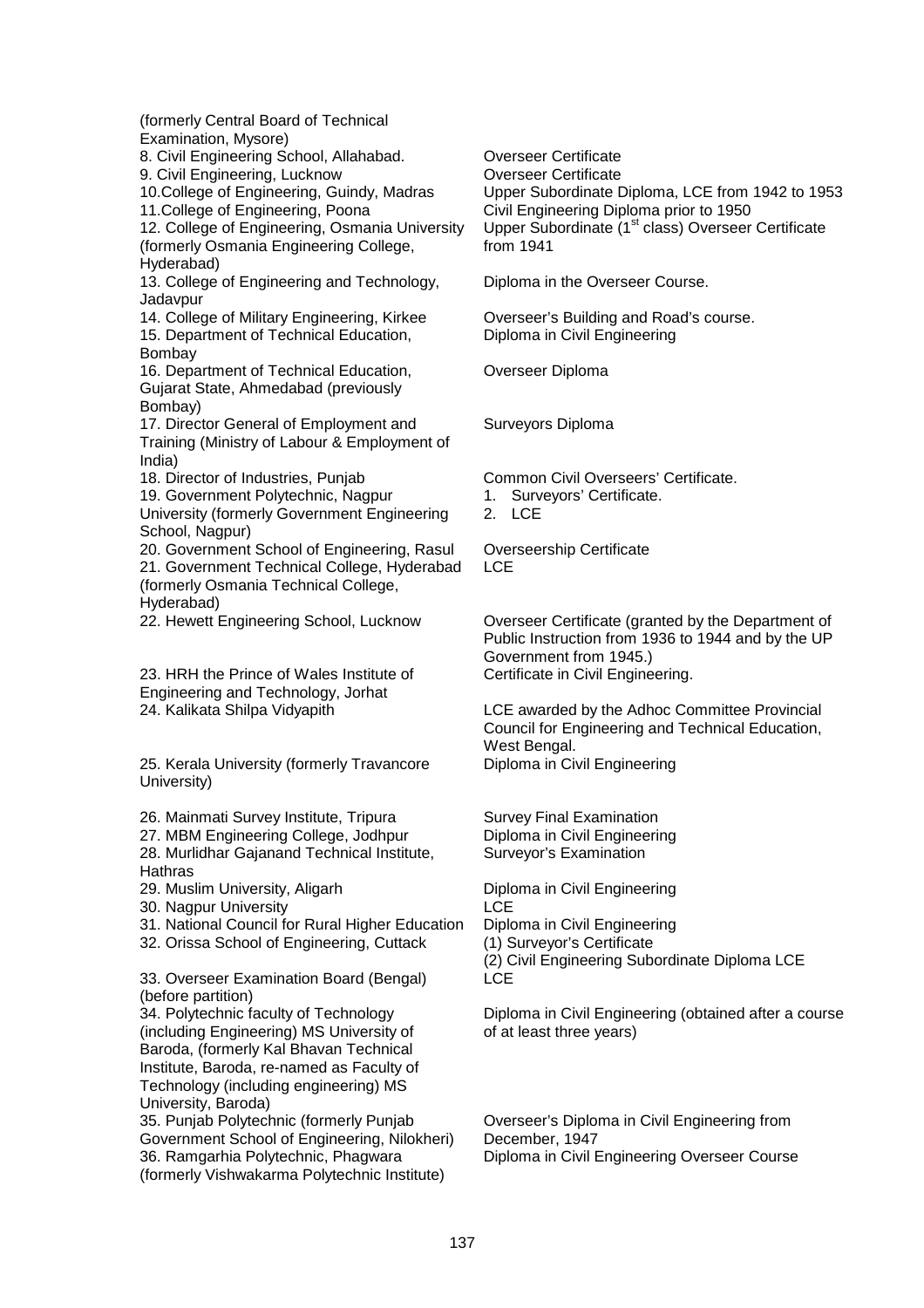| | |
|---|---|
| (formerly Central Board of Technical Examination, Mysore) | |
| 8. Civil Engineering School, Allahabad. | Overseer Certificate |
| 9. Civil Engineering, Lucknow | Overseer Certificate |
| 10.College of Engineering, Guindy, Madras | Upper Subordinate Diploma, LCE from 1942 to 1953 |
| 11.College of Engineering, Poona | Civil Engineering Diploma prior to 1950 |
| 12. College of Engineering, Osmania University (formerly Osmania Engineering College, Hyderabad) | Upper Subordinate (1st class) Overseer Certificate from 1941 |
| 13. College of Engineering and Technology, Jadavpur | Diploma in the Overseer Course. |
| 14. College of Military Engineering, Kirkee | Overseer's Building and Road's course. |
| 15. Department of Technical Education, Bombay | Diploma in Civil Engineering |
| 16. Department of Technical Education, Gujarat State, Ahmedabad (previously Bombay) | Overseer Diploma |
| 17. Director General of Employment and Training (Ministry of Labour & Employment of India) | Surveyors Diploma |
| 18. Director of Industries, Punjab | Common Civil Overseers' Certificate. |
| 19. Government Polytechnic, Nagpur University (formerly Government Engineering School, Nagpur) | 1. Surveyors' Certificate.<br>2. LCE |
| 20. Government School of Engineering, Rasul | Overseership Certificate |
| 21. Government Technical College, Hyderabad (formerly Osmania Technical College, Hyderabad) | LCE |
| 22. Hewett Engineering School, Lucknow | Overseer Certificate (granted by the Department of Public Instruction from 1936 to 1944 and by the UP Government from 1945.) |
| 23. HRH the Prince of Wales Institute of Engineering and Technology, Jorhat | Certificate in Civil Engineering. |
| 24. Kalikata Shilpa Vidyapith | LCE awarded by the Adhoc Committee Provincial Council for Engineering and Technical Education, West Bengal. |
| 25. Kerala University (formerly Travancore University) | Diploma in Civil Engineering |
| 26. Mainmati Survey Institute, Tripura | Survey Final Examination |
| 27. MBM Engineering College, Jodhpur | Diploma in Civil Engineering |
| 28. Murlidhar Gajanand Technical Institute, Hathras | Surveyor's Examination |
| 29. Muslim University, Aligarh | Diploma in Civil Engineering |
| 30. Nagpur University | LCE |
| 31. National Council for Rural Higher Education | Diploma in Civil Engineering |
| 32. Orissa School of Engineering, Cuttack | (1) Surveyor's Certificate<br>(2) Civil Engineering Subordinate Diploma LCE |
| 33. Overseer Examination Board (Bengal) (before partition) | LCE |
| 34. Polytechnic faculty of Technology (including Engineering) MS University of Baroda, (formerly Kal Bhavan Technical Institute, Baroda, re-named as Faculty of Technology (including engineering) MS University, Baroda) | Diploma in Civil Engineering (obtained after a course of at least three years) |
| 35. Punjab Polytechnic (formerly Punjab Government School of Engineering, Nilokheri) | Overseer's Diploma in Civil Engineering from December, 1947 |
| 36. Ramgarhia Polytechnic, Phagwara (formerly Vishwakarma Polytechnic Institute) | Diploma in Civil Engineering Overseer Course |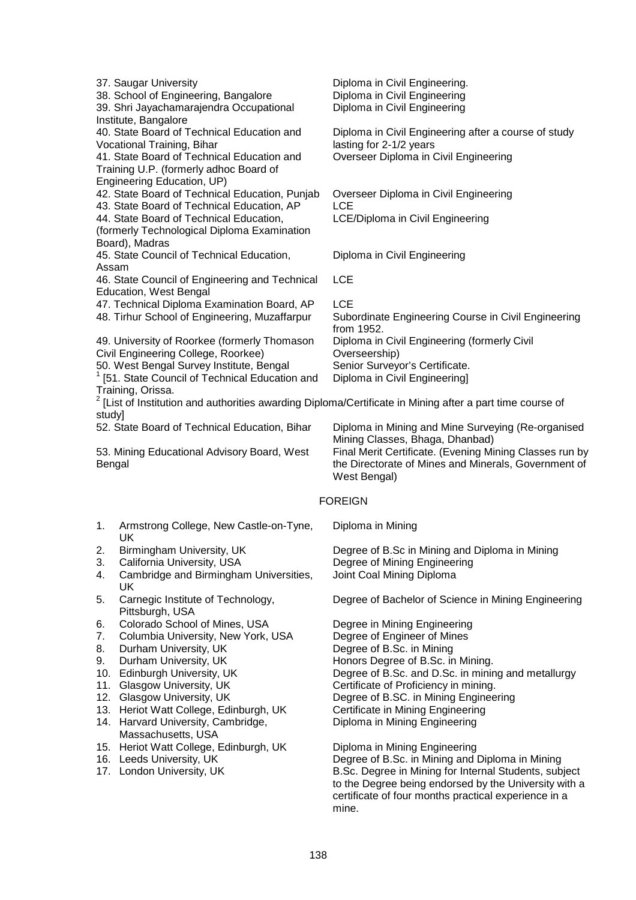| | |
|---|---|
| 37. Saugar University | Diploma in Civil Engineering. |
| 38. School of Engineering, Bangalore | Diploma in Civil Engineering |
| 39. Shri Jayachamarajendra Occupational Institute, Bangalore | Diploma in Civil Engineering |
| 40. State Board of Technical Education and Vocational Training, Bihar | Diploma in Civil Engineering after a course of study lasting for 2-1/2 years |
| 41. State Board of Technical Education and Training U.P. (formerly adhoc Board of Engineering Education, UP) | Overseer Diploma in Civil Engineering |
| 42. State Board of Technical Education, Punjab | Overseer Diploma in Civil Engineering |
| 43. State Board of Technical Education, AP | LCE |
| 44. State Board of Technical Education, (formerly Technological Diploma Examination Board), Madras | LCE/Diploma in Civil Engineering |
| 45. State Council of Technical Education, Assam | Diploma in Civil Engineering |
| 46. State Council of Engineering and Technical Education, West Bengal | LCE |
| 47. Technical Diploma Examination Board, AP | LCE |
| 48. Tirhur School of Engineering, Muzaffarpur | Subordinate Engineering Course in Civil Engineering from 1952. |
| 49. University of Roorkee (formerly Thomason Civil Engineering College, Roorkee) | Diploma in Civil Engineering (formerly Civil Overseership) |
| 50. West Bengal Survey Institute, Bengal | Senior Surveyor's Certificate. |
| [1] [51. State Council of Technical Education and Training, Orissa. | Diploma in Civil Engineering] |

[2] [List of Institution and authorities awarding Diploma/Certificate in Mining after a part time course of study]

| | |
|---|---|
| 52. State Board of Technical Education, Bihar | Diploma in Mining and Mine Surveying (Re-organised Mining Classes, Bhaga, Dhanbad) |
| 53. Mining Educational Advisory Board, West Bengal | Final Merit Certificate. (Evening Mining Classes run by the Directorate of Mines and Minerals, Government of West Bengal) |

## FOREIGN

| | |
|---|---|
| 1. Armstrong College, New Castle-on-Tyne, UK | Diploma in Mining |
| 2. Birmingham University, UK | Degree of B.Sc in Mining and Diploma in Mining |
| 3. California University, USA | Degree of Mining Engineering |
| 4. Cambridge and Birmingham Universities, UK | Joint Coal Mining Diploma |
| 5. Carnegic Institute of Technology, Pittsburgh, USA | Degree of Bachelor of Science in Mining Engineering |
| 6. Colorado School of Mines, USA | Degree in Mining Engineering |
| 7. Columbia University, New York, USA | Degree of Engineer of Mines |
| 8. Durham University, UK | Degree of B.Sc. in Mining |
| 9. Durham University, UK | Honors Degree of B.Sc. in Mining. |
| 10. Edinburgh University, UK | Degree of B.Sc. and D.Sc. in mining and metallurgy |
| 11. Glasgow University, UK | Certificate of Proficiency in mining. |
| 12. Glasgow University, UK | Degree of B.SC. in Mining Engineering |
| 13. Heriot Watt College, Edinburgh, UK | Certificate in Mining Engineering |
| 14. Harvard University, Cambridge, Massachusetts, USA | Diploma in Mining Engineering |
| 15. Heriot Watt College, Edinburgh, UK | Diploma in Mining Engineering |
| 16. Leeds University, UK | Degree of B.Sc. in Mining and Diploma in Mining |
| 17. London University, UK | B.Sc. Degree in Mining for Internal Students, subject to the Degree being endorsed by the University with a certificate of four months practical experience in a mine. |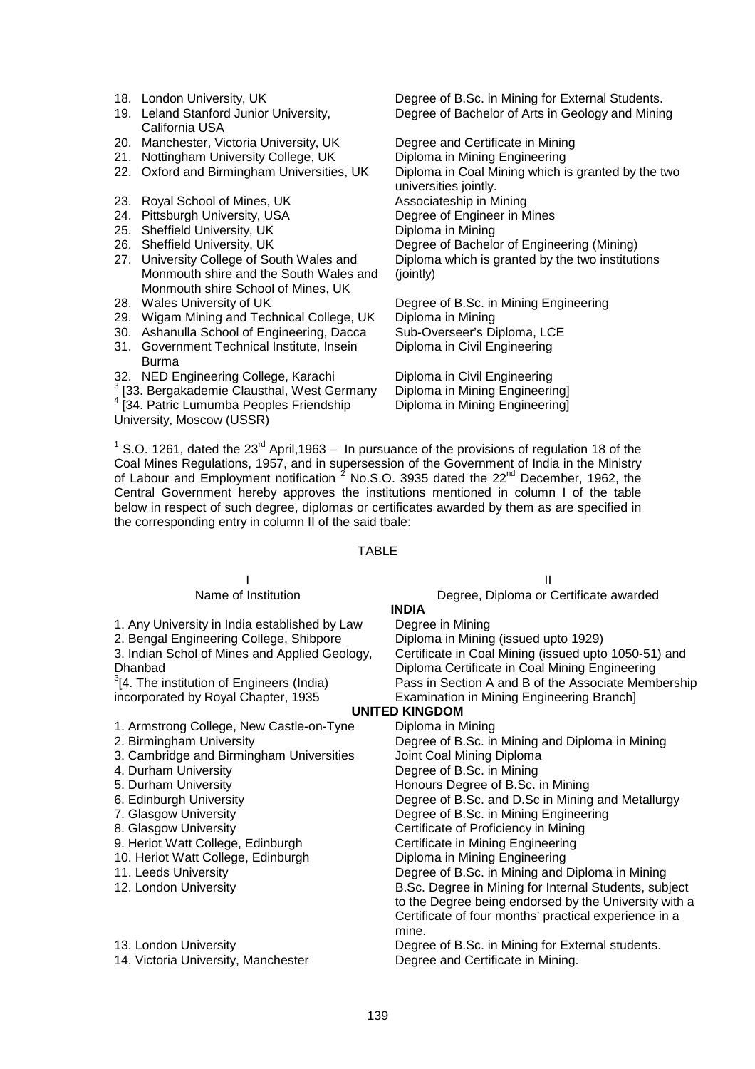| | |
|---|---|
| 18. London University, UK | Degree of B.Sc. in Mining for External Students. |
| 19. Leland Stanford Junior University, California USA | Degree of Bachelor of Arts in Geology and Mining |
| 20. Manchester, Victoria University, UK | Degree and Certificate in Mining |
| 21. Nottingham University College, UK | Diploma in Mining Engineering |
| 22. Oxford and Birmingham Universities, UK | Diploma in Coal Mining which is granted by the two universities jointly. |
| 23. Royal School of Mines, UK | Associateship in Mining |
| 24. Pittsburgh University, USA | Degree of Engineer in Mines |
| 25. Sheffield University, UK | Diploma in Mining |
| 26. Sheffield University, UK | Degree of Bachelor of Engineering (Mining) |
| 27. University College of South Wales and Monmouth shire and the South Wales and Monmouth shire School of Mines, UK | Diploma which is granted by the two institutions (jointly) |
| 28. Wales University of UK | Degree of B.Sc. in Mining Engineering |
| 29. Wigam Mining and Technical College, UK | Diploma in Mining |
| 30. Ashanulla School of Engineering, Dacca | Sub-Overseer's Diploma, LCE |
| 31. Government Technical Institute, Insein Burma | Diploma in Civil Engineering |
| 32. NED Engineering College, Karachi | Diploma in Civil Engineering |
| [3] [33. Bergakademie Clausthal, West Germany | Diploma in Mining Engineering] |
| [4] [34. Patric Lumumba Peoples Friendship University, Moscow (USSR) | Diploma in Mining Engineering] |

[1] S.O. 1261, dated the 23rd April,1963 – In pursuance of the provisions of regulation 18 of the Coal Mines Regulations, 1957, and in supersession of the Government of India in the Ministry of Labour and Employment notification [2] No.S.O. 3935 dated the 22nd December, 1962, the Central Government hereby approves the institutions mentioned in column I of the table below in respect of such degree, diplomas or certificates awarded by them as are specified in the corresponding entry in column II of the said tbale:

TABLE

| I<br>Name of Institution | II<br>Degree, Diploma or Certificate awarded |
|---|---|
| **INDIA** | |
| 1. Any University in India established by Law | Degree in Mining |
| 2. Bengal Engineering College, Shibpore | Diploma in Mining (issued upto 1929) |
| 3. Indian Schol of Mines and Applied Geology, Dhanbad | Certificate in Coal Mining (issued upto 1050-51) and Diploma Certificate in Coal Mining Engineering |
| [3][4. The institution of Engineers (India) incorporated by Royal Chapter, 1935 | Pass in Section A and B of the Associate Membership Examination in Mining Engineering Branch] |
| **UNITED KINGDOM** | |
| 1. Armstrong College, New Castle-on-Tyne | Diploma in Mining |
| 2. Birmingham University | Degree of B.Sc. in Mining and Diploma in Mining |
| 3. Cambridge and Birmingham Universities | Joint Coal Mining Diploma |
| 4. Durham University | Degree of B.Sc. in Mining |
| 5. Durham University | Honours Degree of B.Sc. in Mining |
| 6. Edinburgh University | Degree of B.Sc. and D.Sc in Mining and Metallurgy |
| 7. Glasgow University | Degree of B.Sc. in Mining Engineering |
| 8. Glasgow University | Certificate of Proficiency in Mining |
| 9. Heriot Watt College, Edinburgh | Certificate in Mining Engineering |
| 10. Heriot Watt College, Edinburgh | Diploma in Mining Engineering |
| 11. Leeds University | Degree of B.Sc. in Mining and Diploma in Mining |
| 12. London University | B.Sc. Degree in Mining for Internal Students, subject to the Degree being endorsed by the University with a Certificate of four months' practical experience in a mine. |
| 13. London University | Degree of B.Sc. in Mining for External students. |
| 14. Victoria University, Manchester | Degree and Certificate in Mining. |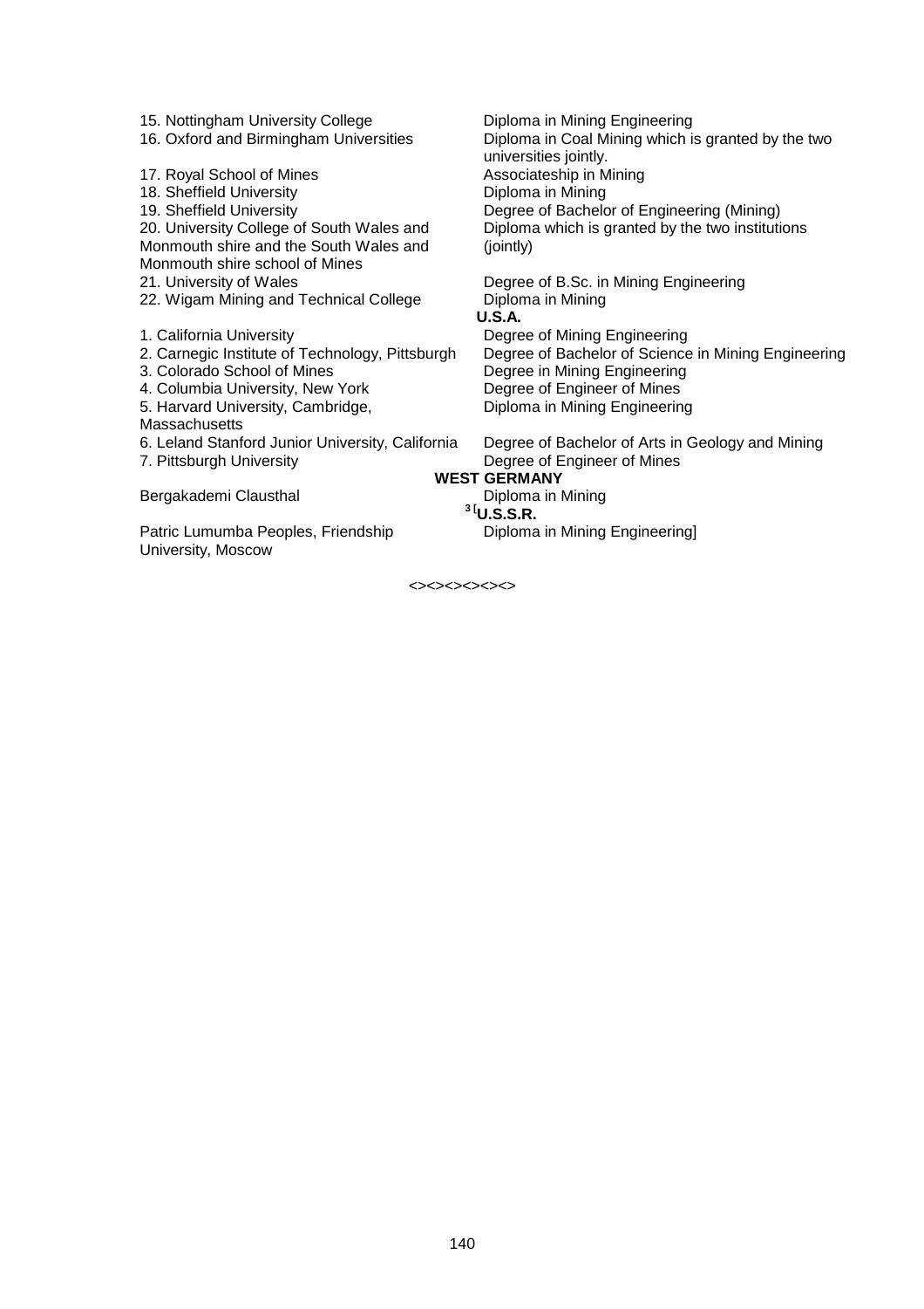| | |
|---|---|
| 15. Nottingham University College | Diploma in Mining Engineering |
| 16. Oxford and Birmingham Universities | Diploma in Coal Mining which is granted by the two universities jointly. |
| 17. Royal School of Mines | Associateship in Mining |
| 18. Sheffield University | Diploma in Mining |
| 19. Sheffield University | Degree of Bachelor of Engineering (Mining) |
| 20. University College of South Wales and Monmouth shire and the South Wales and Monmouth shire school of Mines | Diploma which is granted by the two institutions (jointly) |
| 21. University of Wales | Degree of B.Sc. in Mining Engineering |
| 22. Wigam Mining and Technical College | Diploma in Mining |

**U.S.A.**

| | |
|---|---|
| 1. California University | Degree of Mining Engineering |
| 2. Carnegic Institute of Technology, Pittsburgh | Degree of Bachelor of Science in Mining Engineering |
| 3. Colorado School of Mines | Degree in Mining Engineering |
| 4. Columbia University, New York | Degree of Engineer of Mines |
| 5. Harvard University, Cambridge, Massachusetts | Diploma in Mining Engineering |
| 6. Leland Stanford Junior University, California | Degree of Bachelor of Arts in Geology and Mining |
| 7. Pittsburgh University | Degree of Engineer of Mines |

**WEST GERMANY**

| | |
|---|---|
| Bergakademi Clausthal | Diploma in Mining |

[3][**U.S.S.R.**

| | |
|---|---|
| Patric Lumumba Peoples, Friendship University, Moscow | Diploma in Mining Engineering] |

<><><><><><>